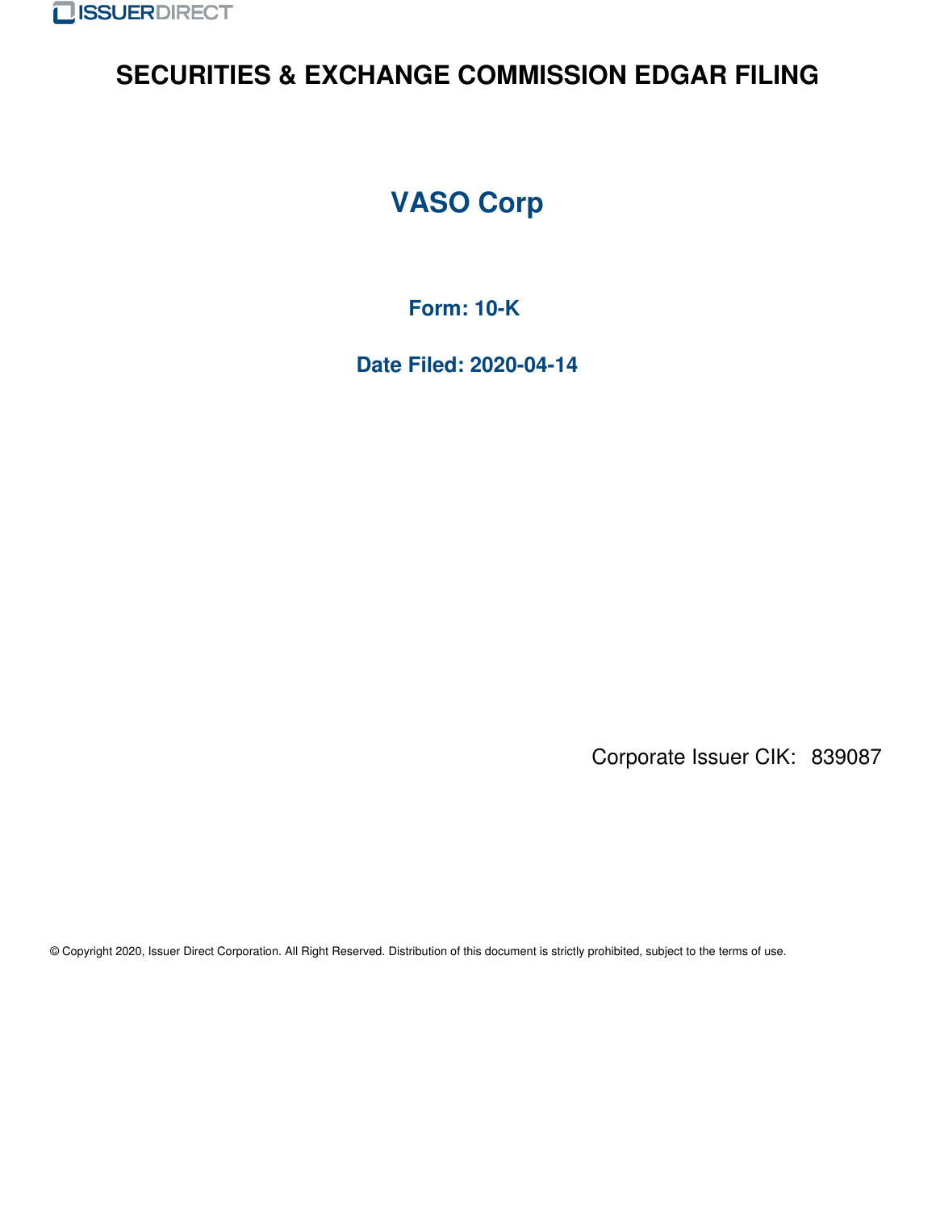ISSUERDIRECT

# SECURITIES & EXCHANGE COMMISSION EDGAR FILING

## VASO Corp

### Form: 10-K

### Date Filed: 2020-04-14

Corporate Issuer CIK: 839087

© Copyright 2020, Issuer Direct Corporation. All Right Reserved. Distribution of this document is strictly prohibited, subject to the terms of use.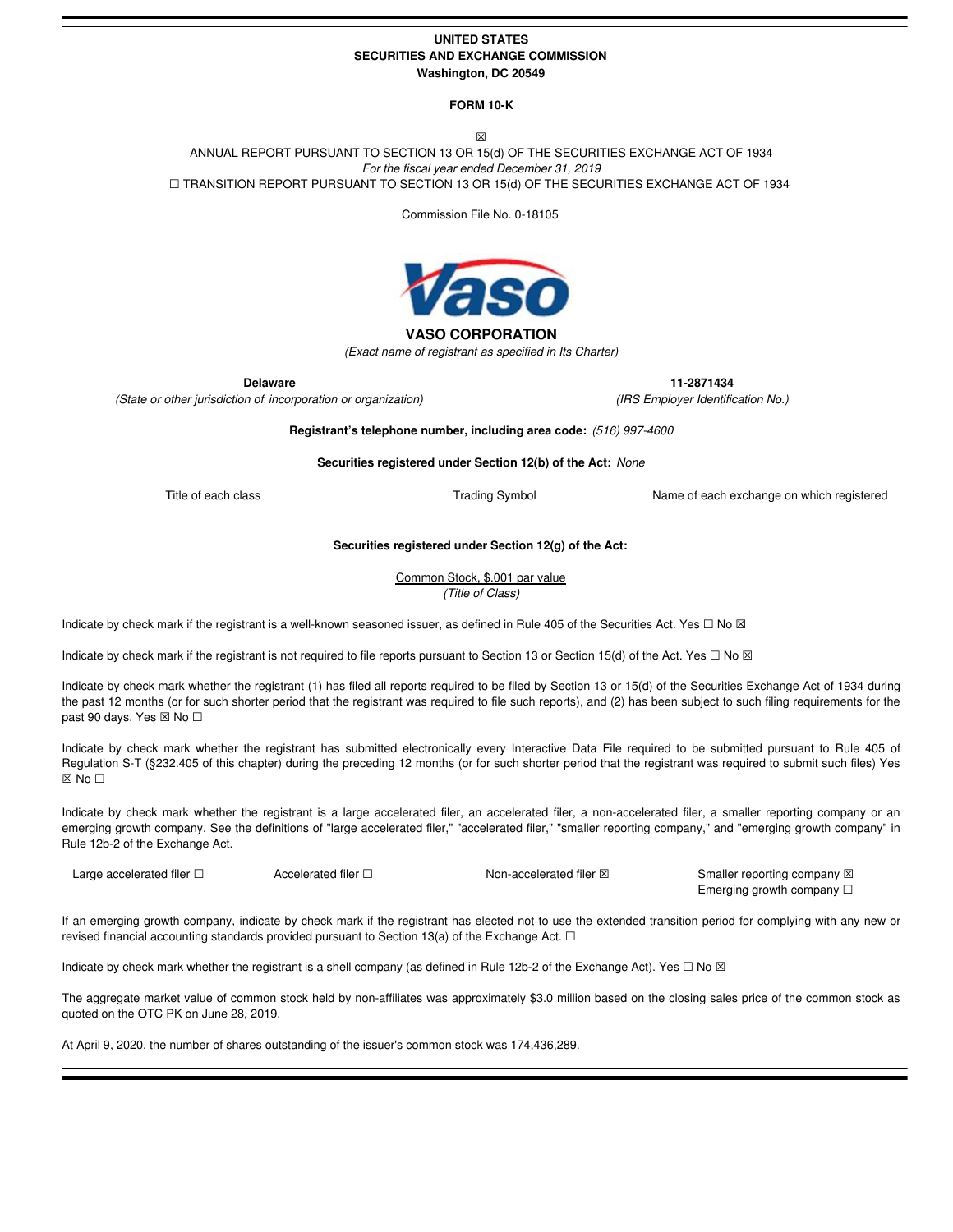**UNITED STATES**
**SECURITIES AND EXCHANGE COMMISSION**
**Washington, DC 20549**

**FORM 10-K**

☒

ANNUAL REPORT PURSUANT TO SECTION 13 OR 15(d) OF THE SECURITIES EXCHANGE ACT OF 1934
*For the fiscal year ended December 31, 2019*
☐ TRANSITION REPORT PURSUANT TO SECTION 13 OR 15(d) OF THE SECURITIES EXCHANGE ACT OF 1934

Commission File No. 0-18105

**VASO CORPORATION**
*(Exact name of registrant as specified in Its Charter)*

| **Delaware** | **11-2871434** |
|---|---|
| *(State or other jurisdiction of incorporation or organization)* | *(IRS Employer Identification No.)* |

**Registrant's telephone number, including area code:** *(516) 997-4600*

**Securities registered under Section 12(b) of the Act:** *None*

| Title of each class | Trading Symbol | Name of each exchange on which registered |
|---|---|---|

**Securities registered under Section 12(g) of the Act:**

Common Stock, $.001 par value
*(Title of Class)*

Indicate by check mark if the registrant is a well-known seasoned issuer, as defined in Rule 405 of the Securities Act. Yes ☐ No ☒

Indicate by check mark if the registrant is not required to file reports pursuant to Section 13 or Section 15(d) of the Act. Yes ☐ No ☒

Indicate by check mark whether the registrant (1) has filed all reports required to be filed by Section 13 or 15(d) of the Securities Exchange Act of 1934 during the past 12 months (or for such shorter period that the registrant was required to file such reports), and (2) has been subject to such filing requirements for the past 90 days. Yes ☒ No ☐

Indicate by check mark whether the registrant has submitted electronically every Interactive Data File required to be submitted pursuant to Rule 405 of Regulation S-T (§232.405 of this chapter) during the preceding 12 months (or for such shorter period that the registrant was required to submit such files) Yes ☒ No ☐

Indicate by check mark whether the registrant is a large accelerated filer, an accelerated filer, a non-accelerated filer, a smaller reporting company or an emerging growth company. See the definitions of "large accelerated filer," "accelerated filer," "smaller reporting company," and "emerging growth company" in Rule 12b-2 of the Exchange Act.

| Large accelerated filer ☐ | Accelerated filer ☐ | Non-accelerated filer ☒ | Smaller reporting company ☒<br>Emerging growth company ☐ |
|---|---|---|---|

If an emerging growth company, indicate by check mark if the registrant has elected not to use the extended transition period for complying with any new or revised financial accounting standards provided pursuant to Section 13(a) of the Exchange Act. ☐

Indicate by check mark whether the registrant is a shell company (as defined in Rule 12b-2 of the Exchange Act). Yes ☐ No ☒

The aggregate market value of common stock held by non-affiliates was approximately $3.0 million based on the closing sales price of the common stock as quoted on the OTC PK on June 28, 2019.

At April 9, 2020, the number of shares outstanding of the issuer's common stock was 174,436,289.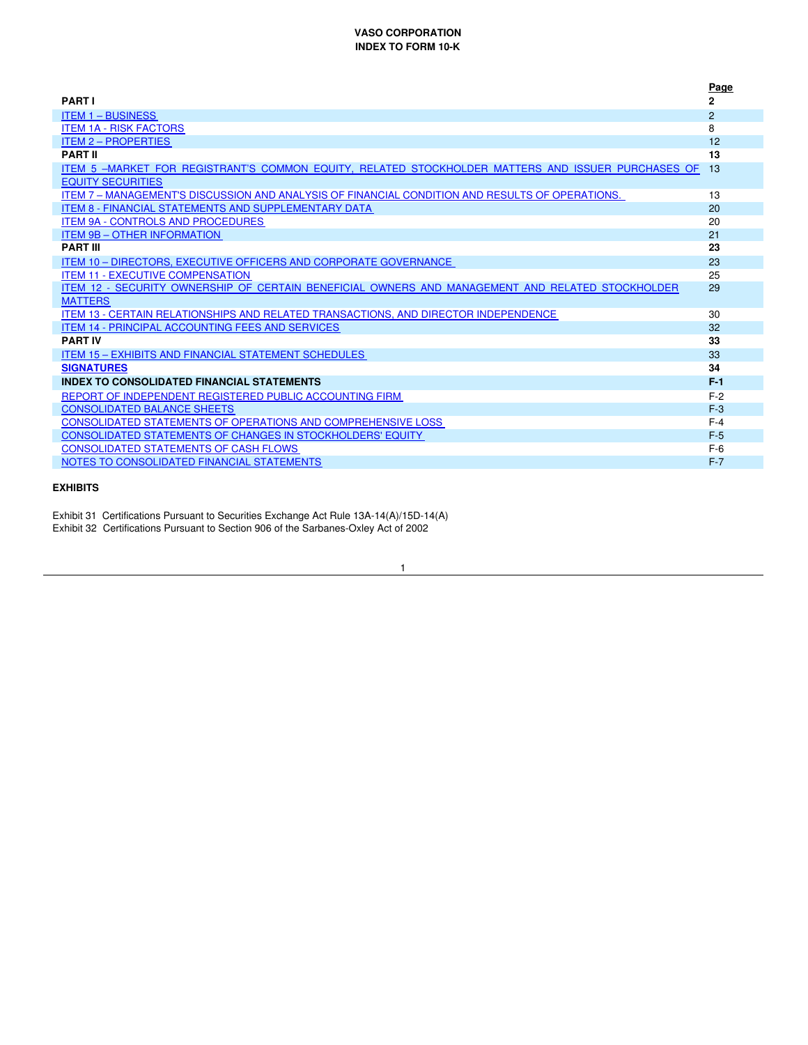# VASO CORPORATION
## INDEX TO FORM 10-K

| | Page |
|---|---|
| **PART I** | **2** |
| ITEM 1 – BUSINESS | 2 |
| ITEM 1A - RISK FACTORS | 8 |
| ITEM 2 – PROPERTIES | 12 |
| **PART II** | **13** |
| ITEM 5 –MARKET FOR REGISTRANT'S COMMON EQUITY, RELATED STOCKHOLDER MATTERS AND ISSUER PURCHASES OF EQUITY SECURITIES | 13 |
| ITEM 7 – MANAGEMENT'S DISCUSSION AND ANALYSIS OF FINANCIAL CONDITION AND RESULTS OF OPERATIONS. | 13 |
| ITEM 8 - FINANCIAL STATEMENTS AND SUPPLEMENTARY DATA | 20 |
| ITEM 9A - CONTROLS AND PROCEDURES | 20 |
| ITEM 9B – OTHER INFORMATION | 21 |
| **PART III** | **23** |
| ITEM 10 – DIRECTORS, EXECUTIVE OFFICERS AND CORPORATE GOVERNANCE | 23 |
| ITEM 11 - EXECUTIVE COMPENSATION | 25 |
| ITEM 12 - SECURITY OWNERSHIP OF CERTAIN BENEFICIAL OWNERS AND MANAGEMENT AND RELATED STOCKHOLDER MATTERS | 29 |
| ITEM 13 - CERTAIN RELATIONSHIPS AND RELATED TRANSACTIONS, AND DIRECTOR INDEPENDENCE | 30 |
| ITEM 14 - PRINCIPAL ACCOUNTING FEES AND SERVICES | 32 |
| **PART IV** | **33** |
| ITEM 15 – EXHIBITS AND FINANCIAL STATEMENT SCHEDULES | 33 |
| **SIGNATURES** | **34** |
| **INDEX TO CONSOLIDATED FINANCIAL STATEMENTS** | **F-1** |
| REPORT OF INDEPENDENT REGISTERED PUBLIC ACCOUNTING FIRM | F-2 |
| CONSOLIDATED BALANCE SHEETS | F-3 |
| CONSOLIDATED STATEMENTS OF OPERATIONS AND COMPREHENSIVE LOSS | F-4 |
| CONSOLIDATED STATEMENTS OF CHANGES IN STOCKHOLDERS' EQUITY | F-5 |
| CONSOLIDATED STATEMENTS OF CASH FLOWS | F-6 |
| NOTES TO CONSOLIDATED FINANCIAL STATEMENTS | F-7 |

**EXHIBITS**

Exhibit 31 Certifications Pursuant to Securities Exchange Act Rule 13A-14(A)/15D-14(A)
Exhibit 32 Certifications Pursuant to Section 906 of the Sarbanes-Oxley Act of 2002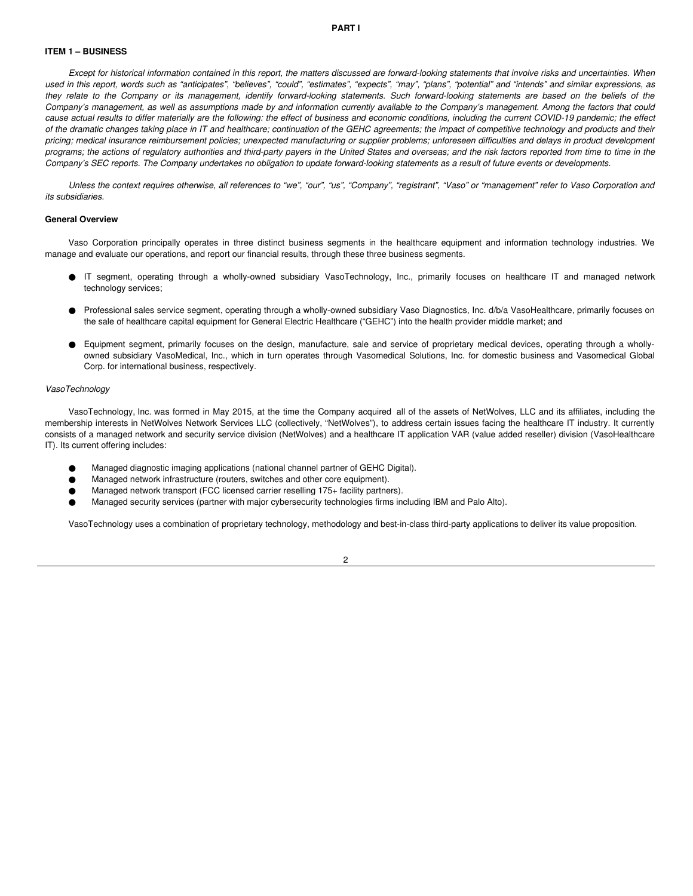# PART I

## ITEM 1 – BUSINESS

*Except for historical information contained in this report, the matters discussed are forward-looking statements that involve risks and uncertainties. When used in this report, words such as "anticipates", "believes", "could", "estimates", "expects", "may", "plans", "potential" and "intends" and similar expressions, as they relate to the Company or its management, identify forward-looking statements. Such forward-looking statements are based on the beliefs of the Company's management, as well as assumptions made by and information currently available to the Company's management. Among the factors that could cause actual results to differ materially are the following: the effect of business and economic conditions, including the current COVID-19 pandemic; the effect of the dramatic changes taking place in IT and healthcare; continuation of the GEHC agreements; the impact of competitive technology and products and their pricing; medical insurance reimbursement policies; unexpected manufacturing or supplier problems; unforeseen difficulties and delays in product development programs; the actions of regulatory authorities and third-party payers in the United States and overseas; and the risk factors reported from time to time in the Company's SEC reports. The Company undertakes no obligation to update forward-looking statements as a result of future events or developments.*

*Unless the context requires otherwise, all references to "we", "our", "us", "Company", "registrant", "Vaso" or "management" refer to Vaso Corporation and its subsidiaries.*

### General Overview

Vaso Corporation principally operates in three distinct business segments in the healthcare equipment and information technology industries. We manage and evaluate our operations, and report our financial results, through these three business segments.

- IT segment, operating through a wholly-owned subsidiary VasoTechnology, Inc., primarily focuses on healthcare IT and managed network technology services;
- Professional sales service segment, operating through a wholly-owned subsidiary Vaso Diagnostics, Inc. d/b/a VasoHealthcare, primarily focuses on the sale of healthcare capital equipment for General Electric Healthcare ("GEHC") into the health provider middle market; and
- Equipment segment, primarily focuses on the design, manufacture, sale and service of proprietary medical devices, operating through a wholly-owned subsidiary VasoMedical, Inc., which in turn operates through Vasomedical Solutions, Inc. for domestic business and Vasomedical Global Corp. for international business, respectively.

*VasoTechnology*

VasoTechnology, Inc. was formed in May 2015, at the time the Company acquired all of the assets of NetWolves, LLC and its affiliates, including the membership interests in NetWolves Network Services LLC (collectively, "NetWolves"), to address certain issues facing the healthcare IT industry. It currently consists of a managed network and security service division (NetWolves) and a healthcare IT application VAR (value added reseller) division (VasoHealthcare IT). Its current offering includes:

- Managed diagnostic imaging applications (national channel partner of GEHC Digital).
- Managed network infrastructure (routers, switches and other core equipment).
- Managed network transport (FCC licensed carrier reselling 175+ facility partners).
- Managed security services (partner with major cybersecurity technologies firms including IBM and Palo Alto).

VasoTechnology uses a combination of proprietary technology, methodology and best-in-class third-party applications to deliver its value proposition.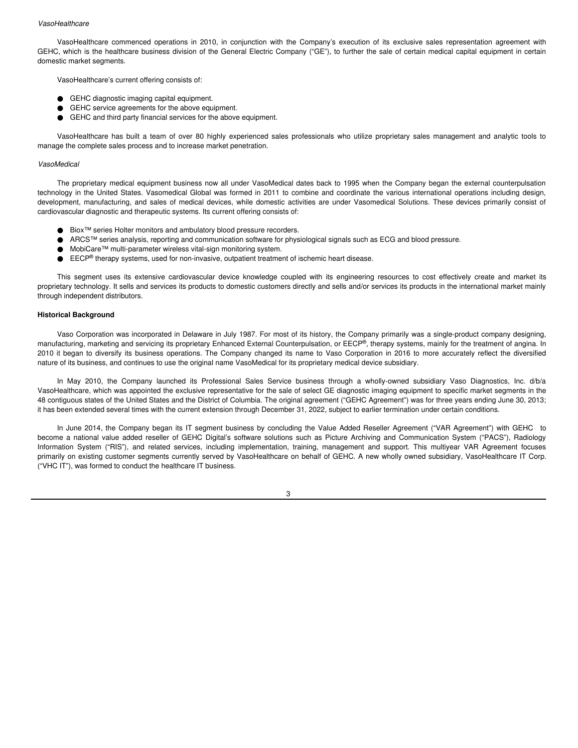*VasoHealthcare*

VasoHealthcare commenced operations in 2010, in conjunction with the Company's execution of its exclusive sales representation agreement with GEHC, which is the healthcare business division of the General Electric Company ("GE"), to further the sale of certain medical capital equipment in certain domestic market segments.

VasoHealthcare's current offering consists of:

- GEHC diagnostic imaging capital equipment.
- GEHC service agreements for the above equipment.
- GEHC and third party financial services for the above equipment.

VasoHealthcare has built a team of over 80 highly experienced sales professionals who utilize proprietary sales management and analytic tools to manage the complete sales process and to increase market penetration.

*VasoMedical*

The proprietary medical equipment business now all under VasoMedical dates back to 1995 when the Company began the external counterpulsation technology in the United States. Vasomedical Global was formed in 2011 to combine and coordinate the various international operations including design, development, manufacturing, and sales of medical devices, while domestic activities are under Vasomedical Solutions. These devices primarily consist of cardiovascular diagnostic and therapeutic systems. Its current offering consists of:

- Biox™ series Holter monitors and ambulatory blood pressure recorders.
- ARCS™ series analysis, reporting and communication software for physiological signals such as ECG and blood pressure.
- MobiCare™ multi-parameter wireless vital-sign monitoring system.
- EECP® therapy systems, used for non-invasive, outpatient treatment of ischemic heart disease.

This segment uses its extensive cardiovascular device knowledge coupled with its engineering resources to cost effectively create and market its proprietary technology. It sells and services its products to domestic customers directly and sells and/or services its products in the international market mainly through independent distributors.

**Historical Background**

Vaso Corporation was incorporated in Delaware in July 1987. For most of its history, the Company primarily was a single-product company designing, manufacturing, marketing and servicing its proprietary Enhanced External Counterpulsation, or EECP®, therapy systems, mainly for the treatment of angina. In 2010 it began to diversify its business operations. The Company changed its name to Vaso Corporation in 2016 to more accurately reflect the diversified nature of its business, and continues to use the original name VasoMedical for its proprietary medical device subsidiary.

In May 2010, the Company launched its Professional Sales Service business through a wholly-owned subsidiary Vaso Diagnostics, Inc. d/b/a VasoHealthcare, which was appointed the exclusive representative for the sale of select GE diagnostic imaging equipment to specific market segments in the 48 contiguous states of the United States and the District of Columbia. The original agreement ("GEHC Agreement") was for three years ending June 30, 2013; it has been extended several times with the current extension through December 31, 2022, subject to earlier termination under certain conditions.

In June 2014, the Company began its IT segment business by concluding the Value Added Reseller Agreement ("VAR Agreement") with GEHC to become a national value added reseller of GEHC Digital's software solutions such as Picture Archiving and Communication System ("PACS"), Radiology Information System ("RIS"), and related services, including implementation, training, management and support. This multiyear VAR Agreement focuses primarily on existing customer segments currently served by VasoHealthcare on behalf of GEHC. A new wholly owned subsidiary, VasoHealthcare IT Corp. ("VHC IT"), was formed to conduct the healthcare IT business.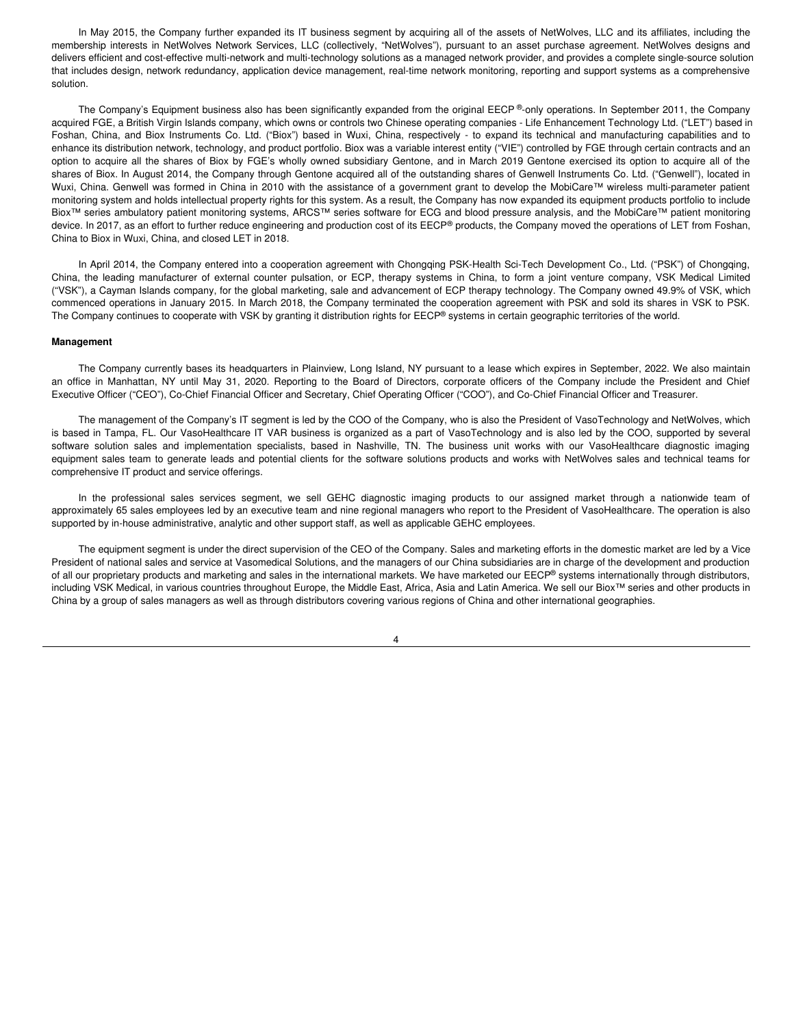In May 2015, the Company further expanded its IT business segment by acquiring all of the assets of NetWolves, LLC and its affiliates, including the membership interests in NetWolves Network Services, LLC (collectively, "NetWolves"), pursuant to an asset purchase agreement. NetWolves designs and delivers efficient and cost-effective multi-network and multi-technology solutions as a managed network provider, and provides a complete single-source solution that includes design, network redundancy, application device management, real-time network monitoring, reporting and support systems as a comprehensive solution.

The Company's Equipment business also has been significantly expanded from the original EECP®-only operations. In September 2011, the Company acquired FGE, a British Virgin Islands company, which owns or controls two Chinese operating companies - Life Enhancement Technology Ltd. ("LET") based in Foshan, China, and Biox Instruments Co. Ltd. ("Biox") based in Wuxi, China, respectively - to expand its technical and manufacturing capabilities and to enhance its distribution network, technology, and product portfolio. Biox was a variable interest entity ("VIE") controlled by FGE through certain contracts and an option to acquire all the shares of Biox by FGE's wholly owned subsidiary Gentone, and in March 2019 Gentone exercised its option to acquire all of the shares of Biox. In August 2014, the Company through Gentone acquired all of the outstanding shares of Genwell Instruments Co. Ltd. ("Genwell"), located in Wuxi, China. Genwell was formed in China in 2010 with the assistance of a government grant to develop the MobiCare™ wireless multi-parameter patient monitoring system and holds intellectual property rights for this system. As a result, the Company has now expanded its equipment products portfolio to include Biox™ series ambulatory patient monitoring systems, ARCS™ series software for ECG and blood pressure analysis, and the MobiCare™ patient monitoring device. In 2017, as an effort to further reduce engineering and production cost of its EECP® products, the Company moved the operations of LET from Foshan, China to Biox in Wuxi, China, and closed LET in 2018.

In April 2014, the Company entered into a cooperation agreement with Chongqing PSK-Health Sci-Tech Development Co., Ltd. ("PSK") of Chongqing, China, the leading manufacturer of external counter pulsation, or ECP, therapy systems in China, to form a joint venture company, VSK Medical Limited ("VSK"), a Cayman Islands company, for the global marketing, sale and advancement of ECP therapy technology. The Company owned 49.9% of VSK, which commenced operations in January 2015. In March 2018, the Company terminated the cooperation agreement with PSK and sold its shares in VSK to PSK. The Company continues to cooperate with VSK by granting it distribution rights for EECP® systems in certain geographic territories of the world.

**Management**

The Company currently bases its headquarters in Plainview, Long Island, NY pursuant to a lease which expires in September, 2022. We also maintain an office in Manhattan, NY until May 31, 2020. Reporting to the Board of Directors, corporate officers of the Company include the President and Chief Executive Officer ("CEO"), Co-Chief Financial Officer and Secretary, Chief Operating Officer ("COO"), and Co-Chief Financial Officer and Treasurer.

The management of the Company's IT segment is led by the COO of the Company, who is also the President of VasoTechnology and NetWolves, which is based in Tampa, FL. Our VasoHealthcare IT VAR business is organized as a part of VasoTechnology and is also led by the COO, supported by several software solution sales and implementation specialists, based in Nashville, TN. The business unit works with our VasoHealthcare diagnostic imaging equipment sales team to generate leads and potential clients for the software solutions products and works with NetWolves sales and technical teams for comprehensive IT product and service offerings.

In the professional sales services segment, we sell GEHC diagnostic imaging products to our assigned market through a nationwide team of approximately 65 sales employees led by an executive team and nine regional managers who report to the President of VasoHealthcare. The operation is also supported by in-house administrative, analytic and other support staff, as well as applicable GEHC employees.

The equipment segment is under the direct supervision of the CEO of the Company. Sales and marketing efforts in the domestic market are led by a Vice President of national sales and service at Vasomedical Solutions, and the managers of our China subsidiaries are in charge of the development and production of all our proprietary products and marketing and sales in the international markets. We have marketed our EECP® systems internationally through distributors, including VSK Medical, in various countries throughout Europe, the Middle East, Africa, Asia and Latin America. We sell our Biox™ series and other products in China by a group of sales managers as well as through distributors covering various regions of China and other international geographies.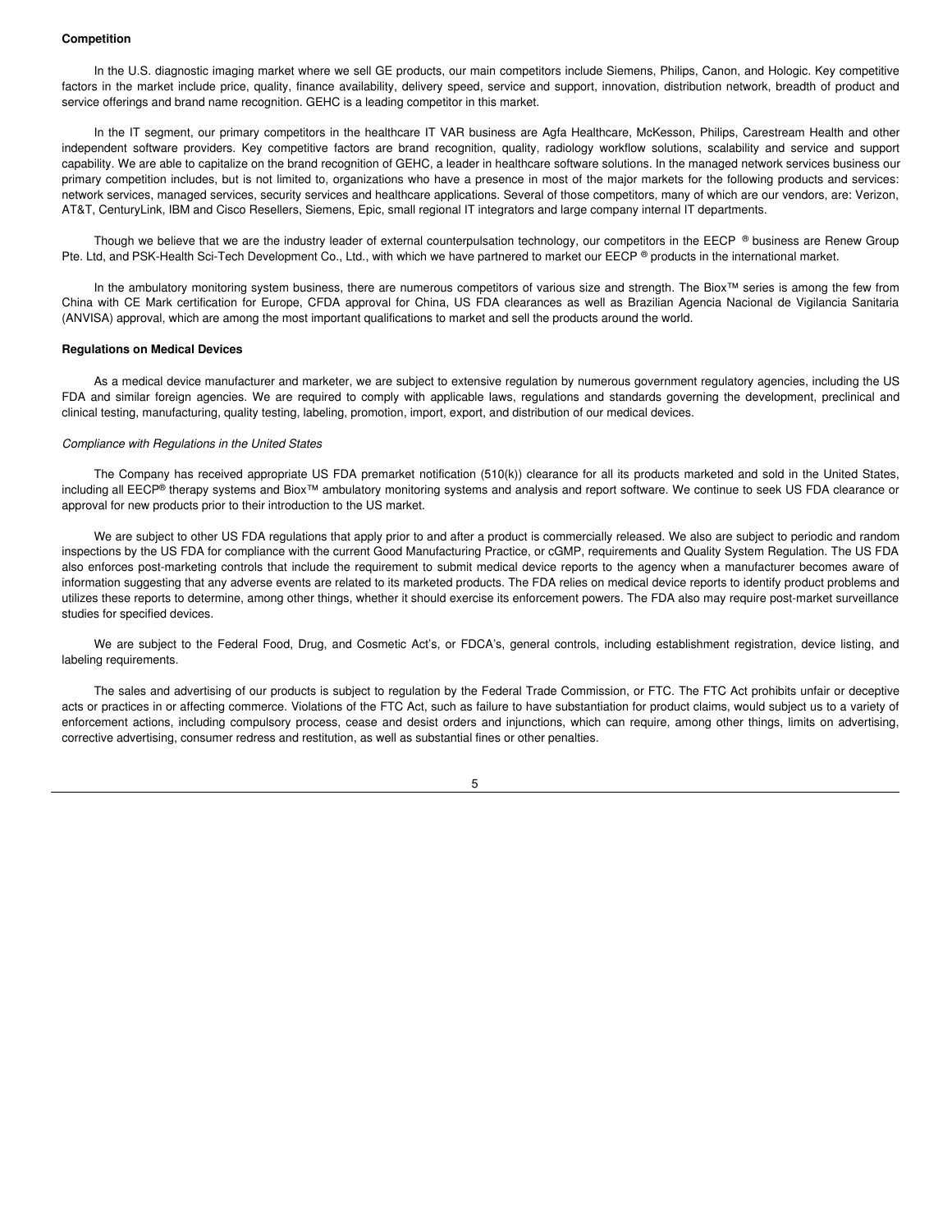**Competition**

In the U.S. diagnostic imaging market where we sell GE products, our main competitors include Siemens, Philips, Canon, and Hologic. Key competitive factors in the market include price, quality, finance availability, delivery speed, service and support, innovation, distribution network, breadth of product and service offerings and brand name recognition. GEHC is a leading competitor in this market.

In the IT segment, our primary competitors in the healthcare IT VAR business are Agfa Healthcare, McKesson, Philips, Carestream Health and other independent software providers. Key competitive factors are brand recognition, quality, radiology workflow solutions, scalability and service and support capability. We are able to capitalize on the brand recognition of GEHC, a leader in healthcare software solutions. In the managed network services business our primary competition includes, but is not limited to, organizations who have a presence in most of the major markets for the following products and services: network services, managed services, security services and healthcare applications. Several of those competitors, many of which are our vendors, are: Verizon, AT&T, CenturyLink, IBM and Cisco Resellers, Siemens, Epic, small regional IT integrators and large company internal IT departments.

Though we believe that we are the industry leader of external counterpulsation technology, our competitors in the EECP ® business are Renew Group Pte. Ltd, and PSK-Health Sci-Tech Development Co., Ltd., with which we have partnered to market our EECP ® products in the international market.

In the ambulatory monitoring system business, there are numerous competitors of various size and strength. The Biox™ series is among the few from China with CE Mark certification for Europe, CFDA approval for China, US FDA clearances as well as Brazilian Agencia Nacional de Vigilancia Sanitaria (ANVISA) approval, which are among the most important qualifications to market and sell the products around the world.

**Regulations on Medical Devices**

As a medical device manufacturer and marketer, we are subject to extensive regulation by numerous government regulatory agencies, including the US FDA and similar foreign agencies. We are required to comply with applicable laws, regulations and standards governing the development, preclinical and clinical testing, manufacturing, quality testing, labeling, promotion, import, export, and distribution of our medical devices.

*Compliance with Regulations in the United States*

The Company has received appropriate US FDA premarket notification (510(k)) clearance for all its products marketed and sold in the United States, including all EECP® therapy systems and Biox™ ambulatory monitoring systems and analysis and report software. We continue to seek US FDA clearance or approval for new products prior to their introduction to the US market.

We are subject to other US FDA regulations that apply prior to and after a product is commercially released. We also are subject to periodic and random inspections by the US FDA for compliance with the current Good Manufacturing Practice, or cGMP, requirements and Quality System Regulation. The US FDA also enforces post-marketing controls that include the requirement to submit medical device reports to the agency when a manufacturer becomes aware of information suggesting that any adverse events are related to its marketed products. The FDA relies on medical device reports to identify product problems and utilizes these reports to determine, among other things, whether it should exercise its enforcement powers. The FDA also may require post-market surveillance studies for specified devices.

We are subject to the Federal Food, Drug, and Cosmetic Act's, or FDCA's, general controls, including establishment registration, device listing, and labeling requirements.

The sales and advertising of our products is subject to regulation by the Federal Trade Commission, or FTC. The FTC Act prohibits unfair or deceptive acts or practices in or affecting commerce. Violations of the FTC Act, such as failure to have substantiation for product claims, would subject us to a variety of enforcement actions, including compulsory process, cease and desist orders and injunctions, which can require, among other things, limits on advertising, corrective advertising, consumer redress and restitution, as well as substantial fines or other penalties.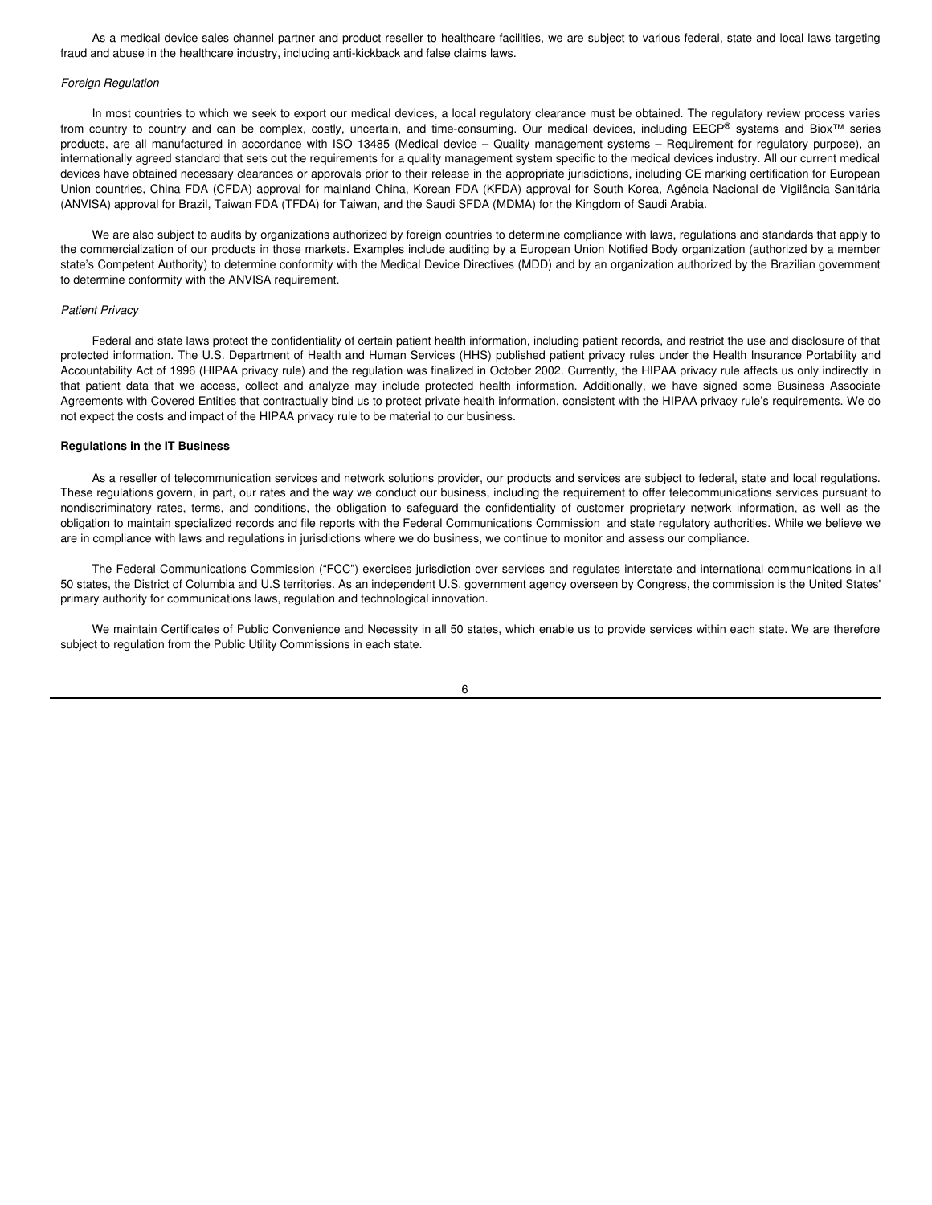As a medical device sales channel partner and product reseller to healthcare facilities, we are subject to various federal, state and local laws targeting fraud and abuse in the healthcare industry, including anti-kickback and false claims laws.

*Foreign Regulation*

In most countries to which we seek to export our medical devices, a local regulatory clearance must be obtained. The regulatory review process varies from country to country and can be complex, costly, uncertain, and time-consuming. Our medical devices, including EECP® systems and Biox™ series products, are all manufactured in accordance with ISO 13485 (Medical device – Quality management systems – Requirement for regulatory purpose), an internationally agreed standard that sets out the requirements for a quality management system specific to the medical devices industry. All our current medical devices have obtained necessary clearances or approvals prior to their release in the appropriate jurisdictions, including CE marking certification for European Union countries, China FDA (CFDA) approval for mainland China, Korean FDA (KFDA) approval for South Korea, Agência Nacional de Vigilância Sanitária (ANVISA) approval for Brazil, Taiwan FDA (TFDA) for Taiwan, and the Saudi SFDA (MDMA) for the Kingdom of Saudi Arabia.

We are also subject to audits by organizations authorized by foreign countries to determine compliance with laws, regulations and standards that apply to the commercialization of our products in those markets. Examples include auditing by a European Union Notified Body organization (authorized by a member state's Competent Authority) to determine conformity with the Medical Device Directives (MDD) and by an organization authorized by the Brazilian government to determine conformity with the ANVISA requirement.

*Patient Privacy*

Federal and state laws protect the confidentiality of certain patient health information, including patient records, and restrict the use and disclosure of that protected information. The U.S. Department of Health and Human Services (HHS) published patient privacy rules under the Health Insurance Portability and Accountability Act of 1996 (HIPAA privacy rule) and the regulation was finalized in October 2002. Currently, the HIPAA privacy rule affects us only indirectly in that patient data that we access, collect and analyze may include protected health information. Additionally, we have signed some Business Associate Agreements with Covered Entities that contractually bind us to protect private health information, consistent with the HIPAA privacy rule's requirements. We do not expect the costs and impact of the HIPAA privacy rule to be material to our business.

**Regulations in the IT Business**

As a reseller of telecommunication services and network solutions provider, our products and services are subject to federal, state and local regulations. These regulations govern, in part, our rates and the way we conduct our business, including the requirement to offer telecommunications services pursuant to nondiscriminatory rates, terms, and conditions, the obligation to safeguard the confidentiality of customer proprietary network information, as well as the obligation to maintain specialized records and file reports with the Federal Communications Commission and state regulatory authorities. While we believe we are in compliance with laws and regulations in jurisdictions where we do business, we continue to monitor and assess our compliance.

The Federal Communications Commission ("FCC") exercises jurisdiction over services and regulates interstate and international communications in all 50 states, the District of Columbia and U.S territories. As an independent U.S. government agency overseen by Congress, the commission is the United States' primary authority for communications laws, regulation and technological innovation.

We maintain Certificates of Public Convenience and Necessity in all 50 states, which enable us to provide services within each state. We are therefore subject to regulation from the Public Utility Commissions in each state.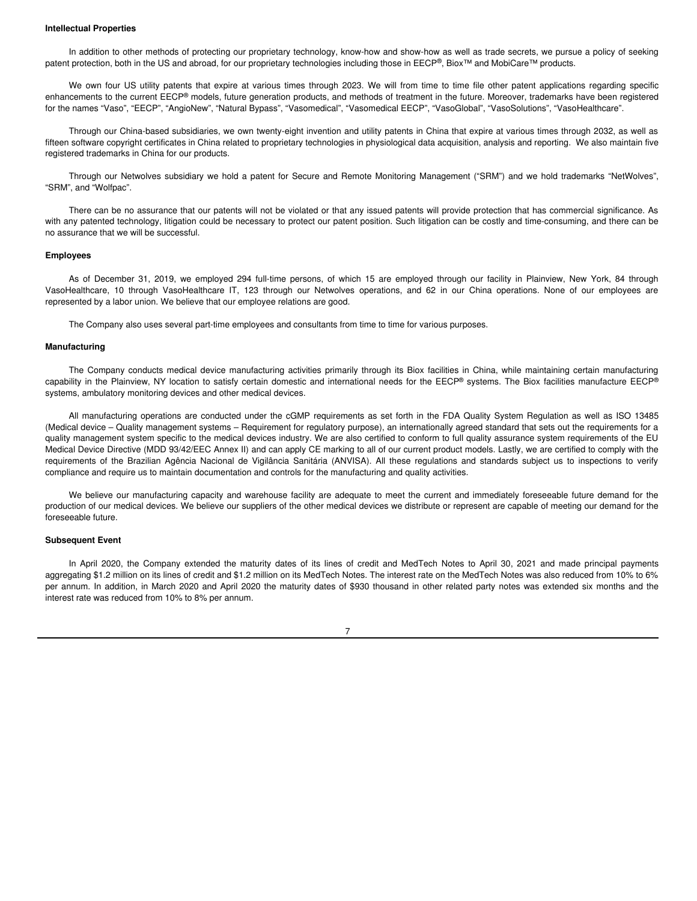**Intellectual Properties**

In addition to other methods of protecting our proprietary technology, know-how and show-how as well as trade secrets, we pursue a policy of seeking patent protection, both in the US and abroad, for our proprietary technologies including those in EECP®, Biox™ and MobiCare™ products.

We own four US utility patents that expire at various times through 2023. We will from time to time file other patent applications regarding specific enhancements to the current EECP® models, future generation products, and methods of treatment in the future. Moreover, trademarks have been registered for the names "Vaso", "EECP", "AngioNew", "Natural Bypass", "Vasomedical", "Vasomedical EECP", "VasoGlobal", "VasoSolutions", "VasoHealthcare".

Through our China-based subsidiaries, we own twenty-eight invention and utility patents in China that expire at various times through 2032, as well as fifteen software copyright certificates in China related to proprietary technologies in physiological data acquisition, analysis and reporting. We also maintain five registered trademarks in China for our products.

Through our Netwolves subsidiary we hold a patent for Secure and Remote Monitoring Management ("SRM") and we hold trademarks "NetWolves", "SRM", and "Wolfpac".

There can be no assurance that our patents will not be violated or that any issued patents will provide protection that has commercial significance. As with any patented technology, litigation could be necessary to protect our patent position. Such litigation can be costly and time-consuming, and there can be no assurance that we will be successful.

**Employees**

As of December 31, 2019, we employed 294 full-time persons, of which 15 are employed through our facility in Plainview, New York, 84 through VasoHealthcare, 10 through VasoHealthcare IT, 123 through our Netwolves operations, and 62 in our China operations. None of our employees are represented by a labor union. We believe that our employee relations are good.

The Company also uses several part-time employees and consultants from time to time for various purposes.

**Manufacturing**

The Company conducts medical device manufacturing activities primarily through its Biox facilities in China, while maintaining certain manufacturing capability in the Plainview, NY location to satisfy certain domestic and international needs for the EECP® systems. The Biox facilities manufacture EECP® systems, ambulatory monitoring devices and other medical devices.

All manufacturing operations are conducted under the cGMP requirements as set forth in the FDA Quality System Regulation as well as ISO 13485 (Medical device – Quality management systems – Requirement for regulatory purpose), an internationally agreed standard that sets out the requirements for a quality management system specific to the medical devices industry. We are also certified to conform to full quality assurance system requirements of the EU Medical Device Directive (MDD 93/42/EEC Annex II) and can apply CE marking to all of our current product models. Lastly, we are certified to comply with the requirements of the Brazilian Agência Nacional de Vigilância Sanitária (ANVISA). All these regulations and standards subject us to inspections to verify compliance and require us to maintain documentation and controls for the manufacturing and quality activities.

We believe our manufacturing capacity and warehouse facility are adequate to meet the current and immediately foreseeable future demand for the production of our medical devices. We believe our suppliers of the other medical devices we distribute or represent are capable of meeting our demand for the foreseeable future.

**Subsequent Event**

In April 2020, the Company extended the maturity dates of its lines of credit and MedTech Notes to April 30, 2021 and made principal payments aggregating $1.2 million on its lines of credit and $1.2 million on its MedTech Notes. The interest rate on the MedTech Notes was also reduced from 10% to 6% per annum. In addition, in March 2020 and April 2020 the maturity dates of $930 thousand in other related party notes was extended six months and the interest rate was reduced from 10% to 8% per annum.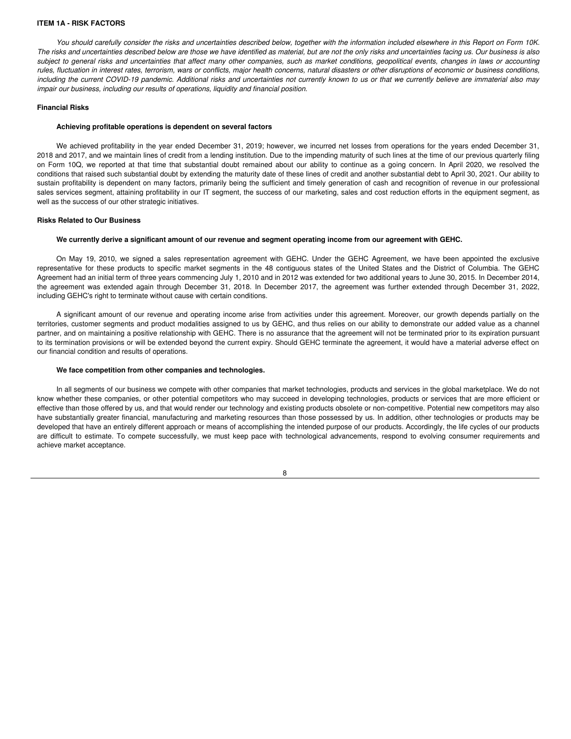## ITEM 1A - RISK FACTORS

*You should carefully consider the risks and uncertainties described below, together with the information included elsewhere in this Report on Form 10K. The risks and uncertainties described below are those we have identified as material, but are not the only risks and uncertainties facing us. Our business is also subject to general risks and uncertainties that affect many other companies, such as market conditions, geopolitical events, changes in laws or accounting rules, fluctuation in interest rates, terrorism, wars or conflicts, major health concerns, natural disasters or other disruptions of economic or business conditions, including the current COVID-19 pandemic. Additional risks and uncertainties not currently known to us or that we currently believe are immaterial also may impair our business, including our results of operations, liquidity and financial position.*

### Financial Risks

#### Achieving profitable operations is dependent on several factors

We achieved profitability in the year ended December 31, 2019; however, we incurred net losses from operations for the years ended December 31, 2018 and 2017, and we maintain lines of credit from a lending institution. Due to the impending maturity of such lines at the time of our previous quarterly filing on Form 10Q, we reported at that time that substantial doubt remained about our ability to continue as a going concern. In April 2020, we resolved the conditions that raised such substantial doubt by extending the maturity date of these lines of credit and another substantial debt to April 30, 2021. Our ability to sustain profitability is dependent on many factors, primarily being the sufficient and timely generation of cash and recognition of revenue in our professional sales services segment, attaining profitability in our IT segment, the success of our marketing, sales and cost reduction efforts in the equipment segment, as well as the success of our other strategic initiatives.

### Risks Related to Our Business

#### We currently derive a significant amount of our revenue and segment operating income from our agreement with GEHC.

On May 19, 2010, we signed a sales representation agreement with GEHC. Under the GEHC Agreement, we have been appointed the exclusive representative for these products to specific market segments in the 48 contiguous states of the United States and the District of Columbia. The GEHC Agreement had an initial term of three years commencing July 1, 2010 and in 2012 was extended for two additional years to June 30, 2015. In December 2014, the agreement was extended again through December 31, 2018. In December 2017, the agreement was further extended through December 31, 2022, including GEHC's right to terminate without cause with certain conditions.

A significant amount of our revenue and operating income arise from activities under this agreement. Moreover, our growth depends partially on the territories, customer segments and product modalities assigned to us by GEHC, and thus relies on our ability to demonstrate our added value as a channel partner, and on maintaining a positive relationship with GEHC. There is no assurance that the agreement will not be terminated prior to its expiration pursuant to its termination provisions or will be extended beyond the current expiry. Should GEHC terminate the agreement, it would have a material adverse effect on our financial condition and results of operations.

#### We face competition from other companies and technologies.

In all segments of our business we compete with other companies that market technologies, products and services in the global marketplace. We do not know whether these companies, or other potential competitors who may succeed in developing technologies, products or services that are more efficient or effective than those offered by us, and that would render our technology and existing products obsolete or non-competitive. Potential new competitors may also have substantially greater financial, manufacturing and marketing resources than those possessed by us. In addition, other technologies or products may be developed that have an entirely different approach or means of accomplishing the intended purpose of our products. Accordingly, the life cycles of our products are difficult to estimate. To compete successfully, we must keep pace with technological advancements, respond to evolving consumer requirements and achieve market acceptance.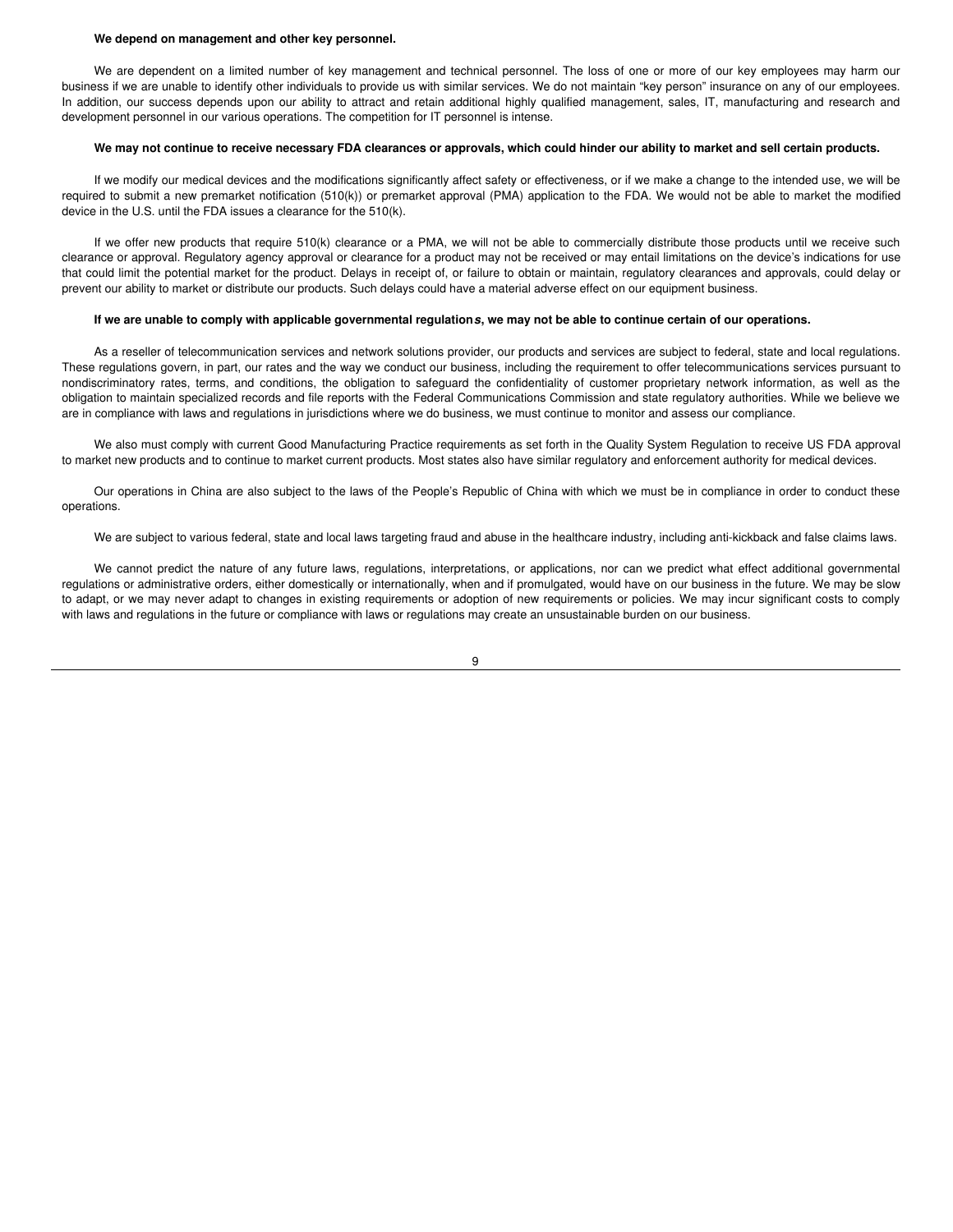**We depend on management and other key personnel.**

We are dependent on a limited number of key management and technical personnel. The loss of one or more of our key employees may harm our business if we are unable to identify other individuals to provide us with similar services. We do not maintain "key person" insurance on any of our employees. In addition, our success depends upon our ability to attract and retain additional highly qualified management, sales, IT, manufacturing and research and development personnel in our various operations. The competition for IT personnel is intense.

**We may not continue to receive necessary FDA clearances or approvals, which could hinder our ability to market and sell certain products.**

If we modify our medical devices and the modifications significantly affect safety or effectiveness, or if we make a change to the intended use, we will be required to submit a new premarket notification (510(k)) or premarket approval (PMA) application to the FDA. We would not be able to market the modified device in the U.S. until the FDA issues a clearance for the 510(k).

If we offer new products that require 510(k) clearance or a PMA, we will not be able to commercially distribute those products until we receive such clearance or approval. Regulatory agency approval or clearance for a product may not be received or may entail limitations on the device's indications for use that could limit the potential market for the product. Delays in receipt of, or failure to obtain or maintain, regulatory clearances and approvals, could delay or prevent our ability to market or distribute our products. Such delays could have a material adverse effect on our equipment business.

**If we are unable to comply with applicable governmental regulations, we may not be able to continue certain of our operations.**

As a reseller of telecommunication services and network solutions provider, our products and services are subject to federal, state and local regulations. These regulations govern, in part, our rates and the way we conduct our business, including the requirement to offer telecommunications services pursuant to nondiscriminatory rates, terms, and conditions, the obligation to safeguard the confidentiality of customer proprietary network information, as well as the obligation to maintain specialized records and file reports with the Federal Communications Commission and state regulatory authorities. While we believe we are in compliance with laws and regulations in jurisdictions where we do business, we must continue to monitor and assess our compliance.

We also must comply with current Good Manufacturing Practice requirements as set forth in the Quality System Regulation to receive US FDA approval to market new products and to continue to market current products. Most states also have similar regulatory and enforcement authority for medical devices.

Our operations in China are also subject to the laws of the People's Republic of China with which we must be in compliance in order to conduct these operations.

We are subject to various federal, state and local laws targeting fraud and abuse in the healthcare industry, including anti-kickback and false claims laws.

We cannot predict the nature of any future laws, regulations, interpretations, or applications, nor can we predict what effect additional governmental regulations or administrative orders, either domestically or internationally, when and if promulgated, would have on our business in the future. We may be slow to adapt, or we may never adapt to changes in existing requirements or adoption of new requirements or policies. We may incur significant costs to comply with laws and regulations in the future or compliance with laws or regulations may create an unsustainable burden on our business.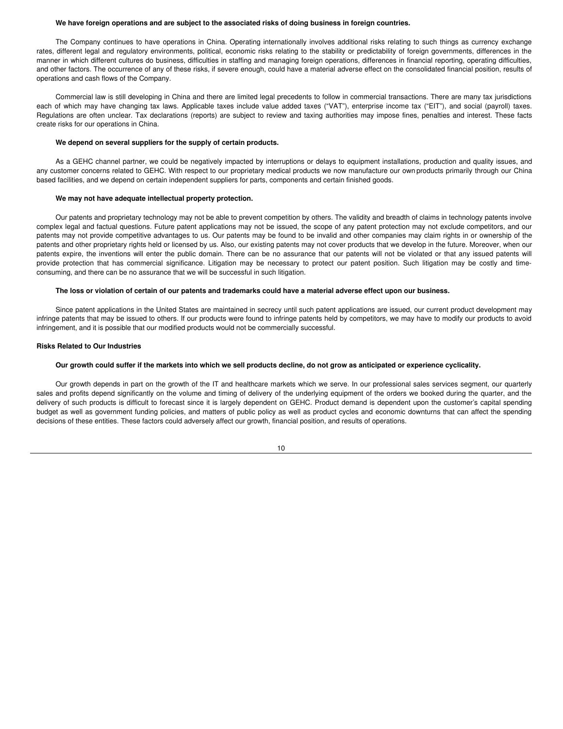**We have foreign operations and are subject to the associated risks of doing business in foreign countries.**

The Company continues to have operations in China. Operating internationally involves additional risks relating to such things as currency exchange rates, different legal and regulatory environments, political, economic risks relating to the stability or predictability of foreign governments, differences in the manner in which different cultures do business, difficulties in staffing and managing foreign operations, differences in financial reporting, operating difficulties, and other factors. The occurrence of any of these risks, if severe enough, could have a material adverse effect on the consolidated financial position, results of operations and cash flows of the Company.

Commercial law is still developing in China and there are limited legal precedents to follow in commercial transactions. There are many tax jurisdictions each of which may have changing tax laws. Applicable taxes include value added taxes ("VAT"), enterprise income tax ("EIT"), and social (payroll) taxes. Regulations are often unclear. Tax declarations (reports) are subject to review and taxing authorities may impose fines, penalties and interest. These facts create risks for our operations in China.

**We depend on several suppliers for the supply of certain products.**

As a GEHC channel partner, we could be negatively impacted by interruptions or delays to equipment installations, production and quality issues, and any customer concerns related to GEHC. With respect to our proprietary medical products we now manufacture our own products primarily through our China based facilities, and we depend on certain independent suppliers for parts, components and certain finished goods.

**We may not have adequate intellectual property protection.**

Our patents and proprietary technology may not be able to prevent competition by others. The validity and breadth of claims in technology patents involve complex legal and factual questions. Future patent applications may not be issued, the scope of any patent protection may not exclude competitors, and our patents may not provide competitive advantages to us. Our patents may be found to be invalid and other companies may claim rights in or ownership of the patents and other proprietary rights held or licensed by us. Also, our existing patents may not cover products that we develop in the future. Moreover, when our patents expire, the inventions will enter the public domain. There can be no assurance that our patents will not be violated or that any issued patents will provide protection that has commercial significance. Litigation may be necessary to protect our patent position. Such litigation may be costly and time-consuming, and there can be no assurance that we will be successful in such litigation.

**The loss or violation of certain of our patents and trademarks could have a material adverse effect upon our business.**

Since patent applications in the United States are maintained in secrecy until such patent applications are issued, our current product development may infringe patents that may be issued to others. If our products were found to infringe patents held by competitors, we may have to modify our products to avoid infringement, and it is possible that our modified products would not be commercially successful.

**Risks Related to Our Industries**

**Our growth could suffer if the markets into which we sell products decline, do not grow as anticipated or experience cyclicality.**

Our growth depends in part on the growth of the IT and healthcare markets which we serve. In our professional sales services segment, our quarterly sales and profits depend significantly on the volume and timing of delivery of the underlying equipment of the orders we booked during the quarter, and the delivery of such products is difficult to forecast since it is largely dependent on GEHC. Product demand is dependent upon the customer's capital spending budget as well as government funding policies, and matters of public policy as well as product cycles and economic downturns that can affect the spending decisions of these entities. These factors could adversely affect our growth, financial position, and results of operations.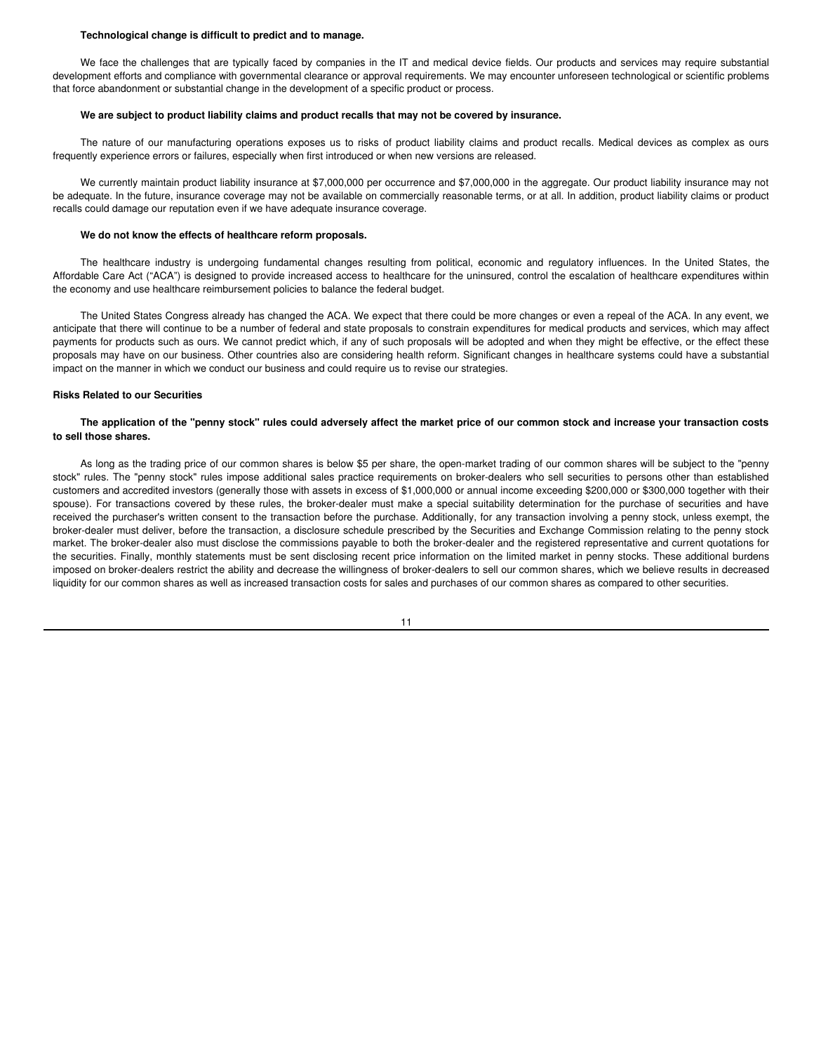**Technological change is difficult to predict and to manage.**

We face the challenges that are typically faced by companies in the IT and medical device fields. Our products and services may require substantial development efforts and compliance with governmental clearance or approval requirements. We may encounter unforeseen technological or scientific problems that force abandonment or substantial change in the development of a specific product or process.

**We are subject to product liability claims and product recalls that may not be covered by insurance.**

The nature of our manufacturing operations exposes us to risks of product liability claims and product recalls. Medical devices as complex as ours frequently experience errors or failures, especially when first introduced or when new versions are released.

We currently maintain product liability insurance at $7,000,000 per occurrence and $7,000,000 in the aggregate. Our product liability insurance may not be adequate. In the future, insurance coverage may not be available on commercially reasonable terms, or at all. In addition, product liability claims or product recalls could damage our reputation even if we have adequate insurance coverage.

**We do not know the effects of healthcare reform proposals.**

The healthcare industry is undergoing fundamental changes resulting from political, economic and regulatory influences. In the United States, the Affordable Care Act (“ACA”) is designed to provide increased access to healthcare for the uninsured, control the escalation of healthcare expenditures within the economy and use healthcare reimbursement policies to balance the federal budget.

The United States Congress already has changed the ACA. We expect that there could be more changes or even a repeal of the ACA. In any event, we anticipate that there will continue to be a number of federal and state proposals to constrain expenditures for medical products and services, which may affect payments for products such as ours. We cannot predict which, if any of such proposals will be adopted and when they might be effective, or the effect these proposals may have on our business. Other countries also are considering health reform. Significant changes in healthcare systems could have a substantial impact on the manner in which we conduct our business and could require us to revise our strategies.

**Risks Related to our Securities**

**The application of the "penny stock" rules could adversely affect the market price of our common stock and increase your transaction costs to sell those shares.**

As long as the trading price of our common shares is below $5 per share, the open-market trading of our common shares will be subject to the "penny stock" rules. The "penny stock" rules impose additional sales practice requirements on broker-dealers who sell securities to persons other than established customers and accredited investors (generally those with assets in excess of $1,000,000 or annual income exceeding $200,000 or $300,000 together with their spouse). For transactions covered by these rules, the broker-dealer must make a special suitability determination for the purchase of securities and have received the purchaser's written consent to the transaction before the purchase. Additionally, for any transaction involving a penny stock, unless exempt, the broker-dealer must deliver, before the transaction, a disclosure schedule prescribed by the Securities and Exchange Commission relating to the penny stock market. The broker-dealer also must disclose the commissions payable to both the broker-dealer and the registered representative and current quotations for the securities. Finally, monthly statements must be sent disclosing recent price information on the limited market in penny stocks. These additional burdens imposed on broker-dealers restrict the ability and decrease the willingness of broker-dealers to sell our common shares, which we believe results in decreased liquidity for our common shares as well as increased transaction costs for sales and purchases of our common shares as compared to other securities.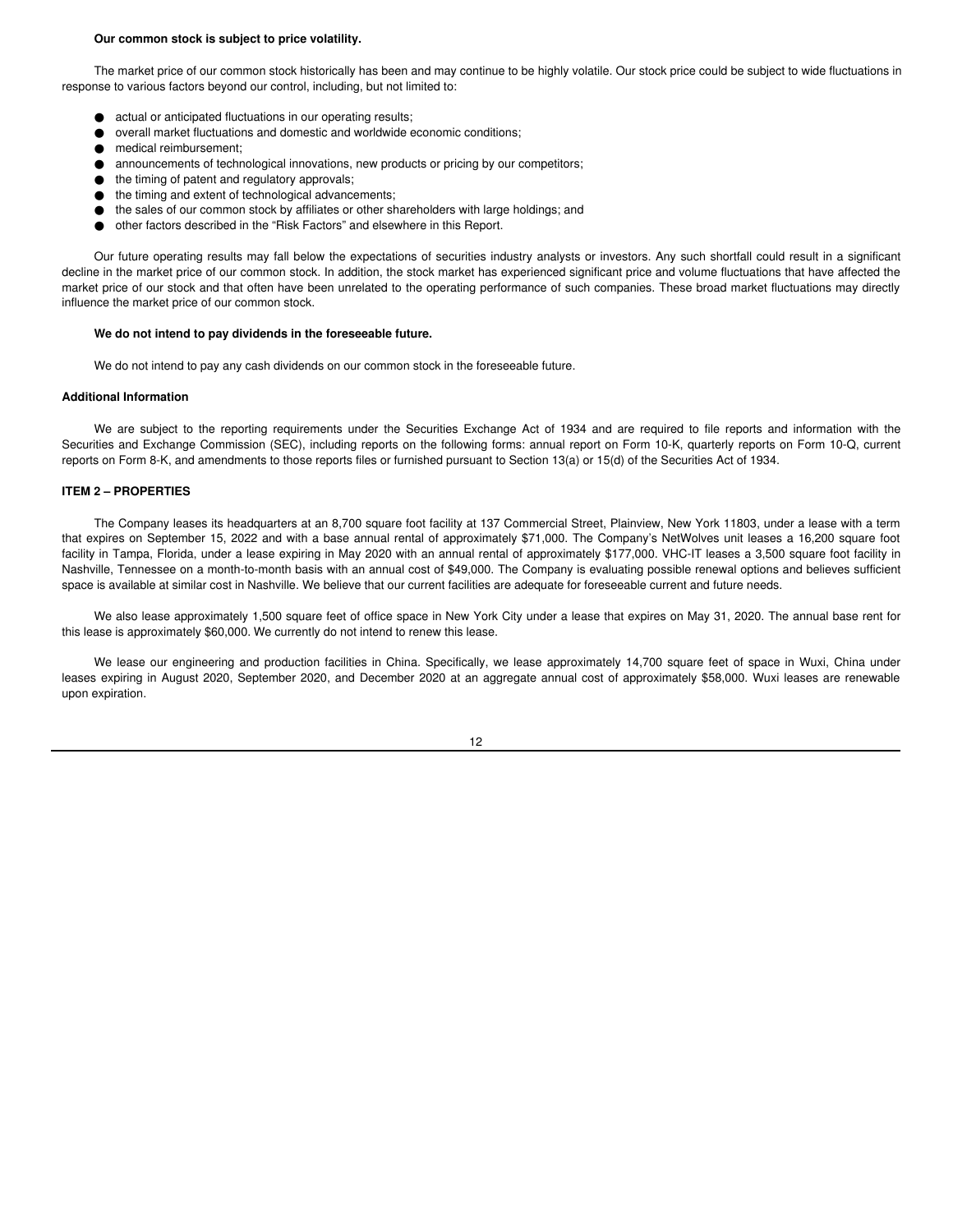**Our common stock is subject to price volatility.**

The market price of our common stock historically has been and may continue to be highly volatile. Our stock price could be subject to wide fluctuations in response to various factors beyond our control, including, but not limited to:

- actual or anticipated fluctuations in our operating results;
- overall market fluctuations and domestic and worldwide economic conditions;
- medical reimbursement;
- announcements of technological innovations, new products or pricing by our competitors;
- the timing of patent and regulatory approvals;
- the timing and extent of technological advancements;
- the sales of our common stock by affiliates or other shareholders with large holdings; and
- other factors described in the "Risk Factors" and elsewhere in this Report.

Our future operating results may fall below the expectations of securities industry analysts or investors. Any such shortfall could result in a significant decline in the market price of our common stock. In addition, the stock market has experienced significant price and volume fluctuations that have affected the market price of our stock and that often have been unrelated to the operating performance of such companies. These broad market fluctuations may directly influence the market price of our common stock.

**We do not intend to pay dividends in the foreseeable future.**

We do not intend to pay any cash dividends on our common stock in the foreseeable future.

**Additional Information**

We are subject to the reporting requirements under the Securities Exchange Act of 1934 and are required to file reports and information with the Securities and Exchange Commission (SEC), including reports on the following forms: annual report on Form 10-K, quarterly reports on Form 10-Q, current reports on Form 8-K, and amendments to those reports files or furnished pursuant to Section 13(a) or 15(d) of the Securities Act of 1934.

## ITEM 2 – PROPERTIES

The Company leases its headquarters at an 8,700 square foot facility at 137 Commercial Street, Plainview, New York 11803, under a lease with a term that expires on September 15, 2022 and with a base annual rental of approximately $71,000. The Company's NetWolves unit leases a 16,200 square foot facility in Tampa, Florida, under a lease expiring in May 2020 with an annual rental of approximately $177,000. VHC-IT leases a 3,500 square foot facility in Nashville, Tennessee on a month-to-month basis with an annual cost of $49,000. The Company is evaluating possible renewal options and believes sufficient space is available at similar cost in Nashville. We believe that our current facilities are adequate for foreseeable current and future needs.

We also lease approximately 1,500 square feet of office space in New York City under a lease that expires on May 31, 2020. The annual base rent for this lease is approximately $60,000. We currently do not intend to renew this lease.

We lease our engineering and production facilities in China. Specifically, we lease approximately 14,700 square feet of space in Wuxi, China under leases expiring in August 2020, September 2020, and December 2020 at an aggregate annual cost of approximately $58,000. Wuxi leases are renewable upon expiration.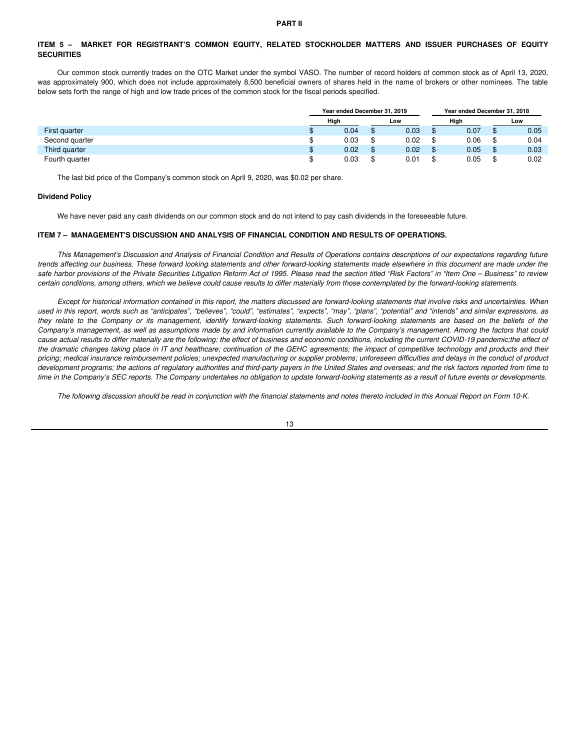## PART II

## ITEM 5 – MARKET FOR REGISTRANT'S COMMON EQUITY, RELATED STOCKHOLDER MATTERS AND ISSUER PURCHASES OF EQUITY SECURITIES

Our common stock currently trades on the OTC Market under the symbol VASO. The number of record holders of common stock as of April 13, 2020, was approximately 900, which does not include approximately 8,500 beneficial owners of shares held in the name of brokers or other nominees. The table below sets forth the range of high and low trade prices of the common stock for the fiscal periods specified.

| | Year ended December 31, 2019 | | Year ended December 31, 2018 | |
|---|---|---|---|---|
| | High | Low | High | Low |
| First quarter | $ 0.04 | $ 0.03 | $ 0.07 | $ 0.05 |
| Second quarter | $ 0.03 | $ 0.02 | $ 0.06 | $ 0.04 |
| Third quarter | $ 0.02 | $ 0.02 | $ 0.05 | $ 0.03 |
| Fourth quarter | $ 0.03 | $ 0.01 | $ 0.05 | $ 0.02 |

The last bid price of the Company's common stock on April 9, 2020, was $0.02 per share.

**Dividend Policy**

We have never paid any cash dividends on our common stock and do not intend to pay cash dividends in the foreseeable future.

## ITEM 7 – MANAGEMENT'S DISCUSSION AND ANALYSIS OF FINANCIAL CONDITION AND RESULTS OF OPERATIONS.

*This Management's Discussion and Analysis of Financial Condition and Results of Operations contains descriptions of our expectations regarding future trends affecting our business. These forward looking statements and other forward-looking statements made elsewhere in this document are made under the safe harbor provisions of the Private Securities Litigation Reform Act of 1995. Please read the section titled "Risk Factors" in "Item One – Business" to review certain conditions, among others, which we believe could cause results to differ materially from those contemplated by the forward-looking statements.*

*Except for historical information contained in this report, the matters discussed are forward-looking statements that involve risks and uncertainties. When used in this report, words such as "anticipates", "believes", "could", "estimates", "expects", "may", "plans", "potential" and "intends" and similar expressions, as they relate to the Company or its management, identify forward-looking statements. Such forward-looking statements are based on the beliefs of the Company's management, as well as assumptions made by and information currently available to the Company's management. Among the factors that could cause actual results to differ materially are the following: the effect of business and economic conditions, including the current COVID-19 pandemic;the effect of the dramatic changes taking place in IT and healthcare; continuation of the GEHC agreements; the impact of competitive technology and products and their pricing; medical insurance reimbursement policies; unexpected manufacturing or supplier problems; unforeseen difficulties and delays in the conduct of product development programs; the actions of regulatory authorities and third-party payers in the United States and overseas; and the risk factors reported from time to time in the Company's SEC reports. The Company undertakes no obligation to update forward-looking statements as a result of future events or developments.*

*The following discussion should be read in conjunction with the financial statements and notes thereto included in this Annual Report on Form 10-K.*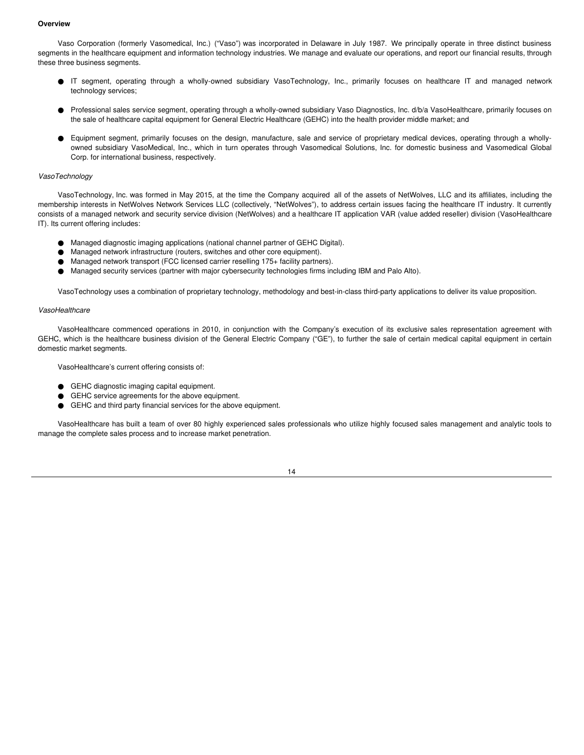**Overview**

Vaso Corporation (formerly Vasomedical, Inc.) ("Vaso") was incorporated in Delaware in July 1987. We principally operate in three distinct business segments in the healthcare equipment and information technology industries. We manage and evaluate our operations, and report our financial results, through these three business segments.

- IT segment, operating through a wholly-owned subsidiary VasoTechnology, Inc., primarily focuses on healthcare IT and managed network technology services;
- Professional sales service segment, operating through a wholly-owned subsidiary Vaso Diagnostics, Inc. d/b/a VasoHealthcare, primarily focuses on the sale of healthcare capital equipment for General Electric Healthcare (GEHC) into the health provider middle market; and
- Equipment segment, primarily focuses on the design, manufacture, sale and service of proprietary medical devices, operating through a wholly-owned subsidiary VasoMedical, Inc., which in turn operates through Vasomedical Solutions, Inc. for domestic business and Vasomedical Global Corp. for international business, respectively.

*VasoTechnology*

VasoTechnology, Inc. was formed in May 2015, at the time the Company acquired all of the assets of NetWolves, LLC and its affiliates, including the membership interests in NetWolves Network Services LLC (collectively, "NetWolves"), to address certain issues facing the healthcare IT industry. It currently consists of a managed network and security service division (NetWolves) and a healthcare IT application VAR (value added reseller) division (VasoHealthcare IT). Its current offering includes:

- Managed diagnostic imaging applications (national channel partner of GEHC Digital).
- Managed network infrastructure (routers, switches and other core equipment).
- Managed network transport (FCC licensed carrier reselling 175+ facility partners).
- Managed security services (partner with major cybersecurity technologies firms including IBM and Palo Alto).

VasoTechnology uses a combination of proprietary technology, methodology and best-in-class third-party applications to deliver its value proposition.

*VasoHealthcare*

VasoHealthcare commenced operations in 2010, in conjunction with the Company's execution of its exclusive sales representation agreement with GEHC, which is the healthcare business division of the General Electric Company ("GE"), to further the sale of certain medical capital equipment in certain domestic market segments.

VasoHealthcare's current offering consists of:

- GEHC diagnostic imaging capital equipment.
- GEHC service agreements for the above equipment.
- GEHC and third party financial services for the above equipment.

VasoHealthcare has built a team of over 80 highly experienced sales professionals who utilize highly focused sales management and analytic tools to manage the complete sales process and to increase market penetration.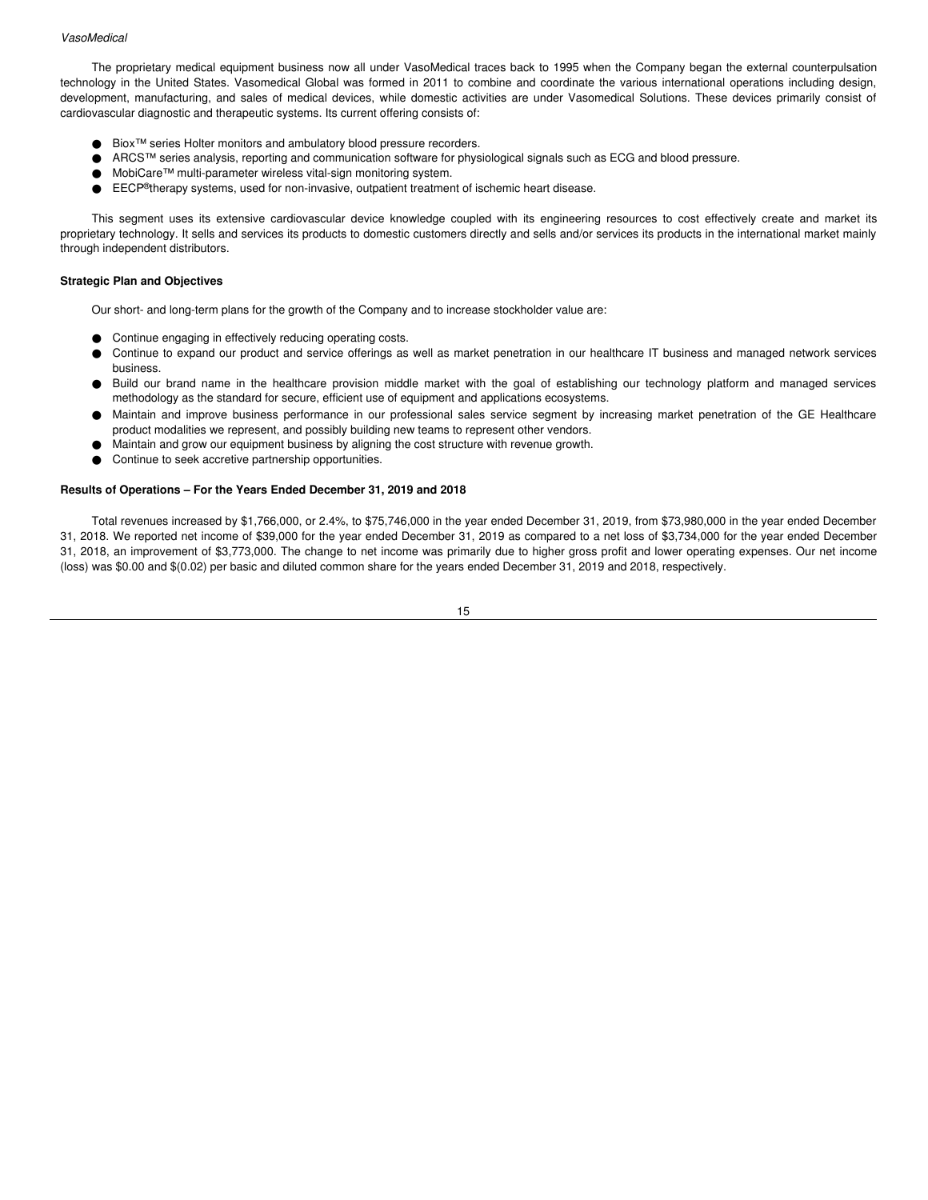*VasoMedical*

The proprietary medical equipment business now all under VasoMedical traces back to 1995 when the Company began the external counterpulsation technology in the United States. Vasomedical Global was formed in 2011 to combine and coordinate the various international operations including design, development, manufacturing, and sales of medical devices, while domestic activities are under Vasomedical Solutions. These devices primarily consist of cardiovascular diagnostic and therapeutic systems. Its current offering consists of:

- Biox™ series Holter monitors and ambulatory blood pressure recorders.
- ARCS™ series analysis, reporting and communication software for physiological signals such as ECG and blood pressure.
- MobiCare™ multi-parameter wireless vital-sign monitoring system.
- EECP®therapy systems, used for non-invasive, outpatient treatment of ischemic heart disease.

This segment uses its extensive cardiovascular device knowledge coupled with its engineering resources to cost effectively create and market its proprietary technology. It sells and services its products to domestic customers directly and sells and/or services its products in the international market mainly through independent distributors.

**Strategic Plan and Objectives**

Our short- and long-term plans for the growth of the Company and to increase stockholder value are:

- Continue engaging in effectively reducing operating costs.
- Continue to expand our product and service offerings as well as market penetration in our healthcare IT business and managed network services business.
- Build our brand name in the healthcare provision middle market with the goal of establishing our technology platform and managed services methodology as the standard for secure, efficient use of equipment and applications ecosystems.
- Maintain and improve business performance in our professional sales service segment by increasing market penetration of the GE Healthcare product modalities we represent, and possibly building new teams to represent other vendors.
- Maintain and grow our equipment business by aligning the cost structure with revenue growth.
- Continue to seek accretive partnership opportunities.

**Results of Operations – For the Years Ended December 31, 2019 and 2018**

Total revenues increased by $1,766,000, or 2.4%, to $75,746,000 in the year ended December 31, 2019, from $73,980,000 in the year ended December 31, 2018. We reported net income of $39,000 for the year ended December 31, 2019 as compared to a net loss of $3,734,000 for the year ended December 31, 2018, an improvement of $3,773,000. The change to net income was primarily due to higher gross profit and lower operating expenses. Our net income (loss) was $0.00 and $(0.02) per basic and diluted common share for the years ended December 31, 2019 and 2018, respectively.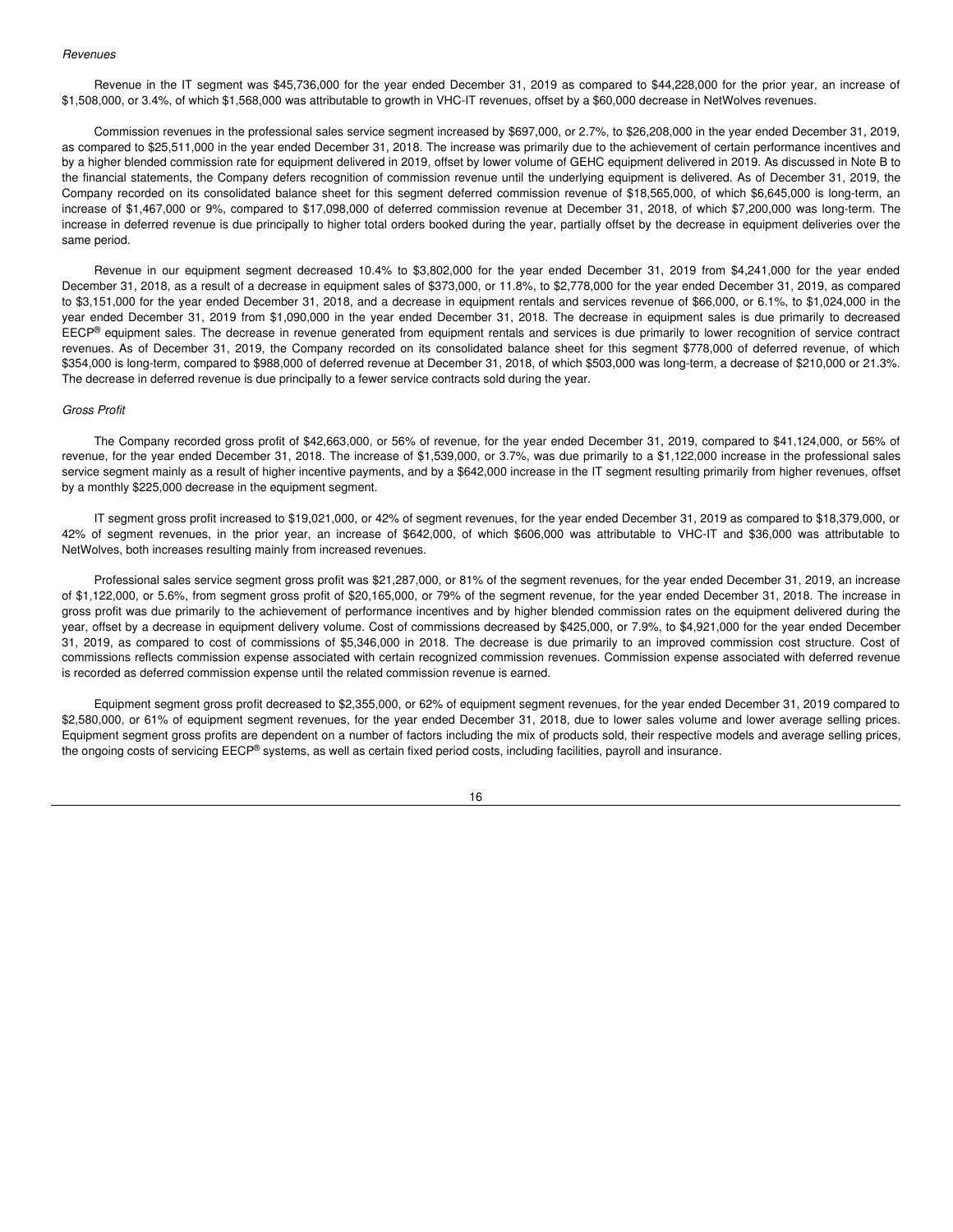*Revenues*

Revenue in the IT segment was $45,736,000 for the year ended December 31, 2019 as compared to $44,228,000 for the prior year, an increase of $1,508,000, or 3.4%, of which $1,568,000 was attributable to growth in VHC-IT revenues, offset by a $60,000 decrease in NetWolves revenues.

Commission revenues in the professional sales service segment increased by $697,000, or 2.7%, to $26,208,000 in the year ended December 31, 2019, as compared to $25,511,000 in the year ended December 31, 2018. The increase was primarily due to the achievement of certain performance incentives and by a higher blended commission rate for equipment delivered in 2019, offset by lower volume of GEHC equipment delivered in 2019. As discussed in Note B to the financial statements, the Company defers recognition of commission revenue until the underlying equipment is delivered. As of December 31, 2019, the Company recorded on its consolidated balance sheet for this segment deferred commission revenue of $18,565,000, of which $6,645,000 is long-term, an increase of $1,467,000 or 9%, compared to $17,098,000 of deferred commission revenue at December 31, 2018, of which $7,200,000 was long-term. The increase in deferred revenue is due principally to higher total orders booked during the year, partially offset by the decrease in equipment deliveries over the same period.

Revenue in our equipment segment decreased 10.4% to $3,802,000 for the year ended December 31, 2019 from $4,241,000 for the year ended December 31, 2018, as a result of a decrease in equipment sales of $373,000, or 11.8%, to $2,778,000 for the year ended December 31, 2019, as compared to $3,151,000 for the year ended December 31, 2018, and a decrease in equipment rentals and services revenue of $66,000, or 6.1%, to $1,024,000 in the year ended December 31, 2019 from $1,090,000 in the year ended December 31, 2018. The decrease in equipment sales is due primarily to decreased EECP® equipment sales. The decrease in revenue generated from equipment rentals and services is due primarily to lower recognition of service contract revenues. As of December 31, 2019, the Company recorded on its consolidated balance sheet for this segment $778,000 of deferred revenue, of which $354,000 is long-term, compared to $988,000 of deferred revenue at December 31, 2018, of which $503,000 was long-term, a decrease of $210,000 or 21.3%. The decrease in deferred revenue is due principally to a fewer service contracts sold during the year.

*Gross Profit*

The Company recorded gross profit of $42,663,000, or 56% of revenue, for the year ended December 31, 2019, compared to $41,124,000, or 56% of revenue, for the year ended December 31, 2018. The increase of $1,539,000, or 3.7%, was due primarily to a $1,122,000 increase in the professional sales service segment mainly as a result of higher incentive payments, and by a $642,000 increase in the IT segment resulting primarily from higher revenues, offset by a monthly $225,000 decrease in the equipment segment.

IT segment gross profit increased to $19,021,000, or 42% of segment revenues, for the year ended December 31, 2019 as compared to $18,379,000, or 42% of segment revenues, in the prior year, an increase of $642,000, of which $606,000 was attributable to VHC-IT and $36,000 was attributable to NetWolves, both increases resulting mainly from increased revenues.

Professional sales service segment gross profit was $21,287,000, or 81% of the segment revenues, for the year ended December 31, 2019, an increase of $1,122,000, or 5.6%, from segment gross profit of $20,165,000, or 79% of the segment revenue, for the year ended December 31, 2018. The increase in gross profit was due primarily to the achievement of performance incentives and by higher blended commission rates on the equipment delivered during the year, offset by a decrease in equipment delivery volume. Cost of commissions decreased by $425,000, or 7.9%, to $4,921,000 for the year ended December 31, 2019, as compared to cost of commissions of $5,346,000 in 2018. The decrease is due primarily to an improved commission cost structure. Cost of commissions reflects commission expense associated with certain recognized commission revenues. Commission expense associated with deferred revenue is recorded as deferred commission expense until the related commission revenue is earned.

Equipment segment gross profit decreased to $2,355,000, or 62% of equipment segment revenues, for the year ended December 31, 2019 compared to $2,580,000, or 61% of equipment segment revenues, for the year ended December 31, 2018, due to lower sales volume and lower average selling prices. Equipment segment gross profits are dependent on a number of factors including the mix of products sold, their respective models and average selling prices, the ongoing costs of servicing EECP® systems, as well as certain fixed period costs, including facilities, payroll and insurance.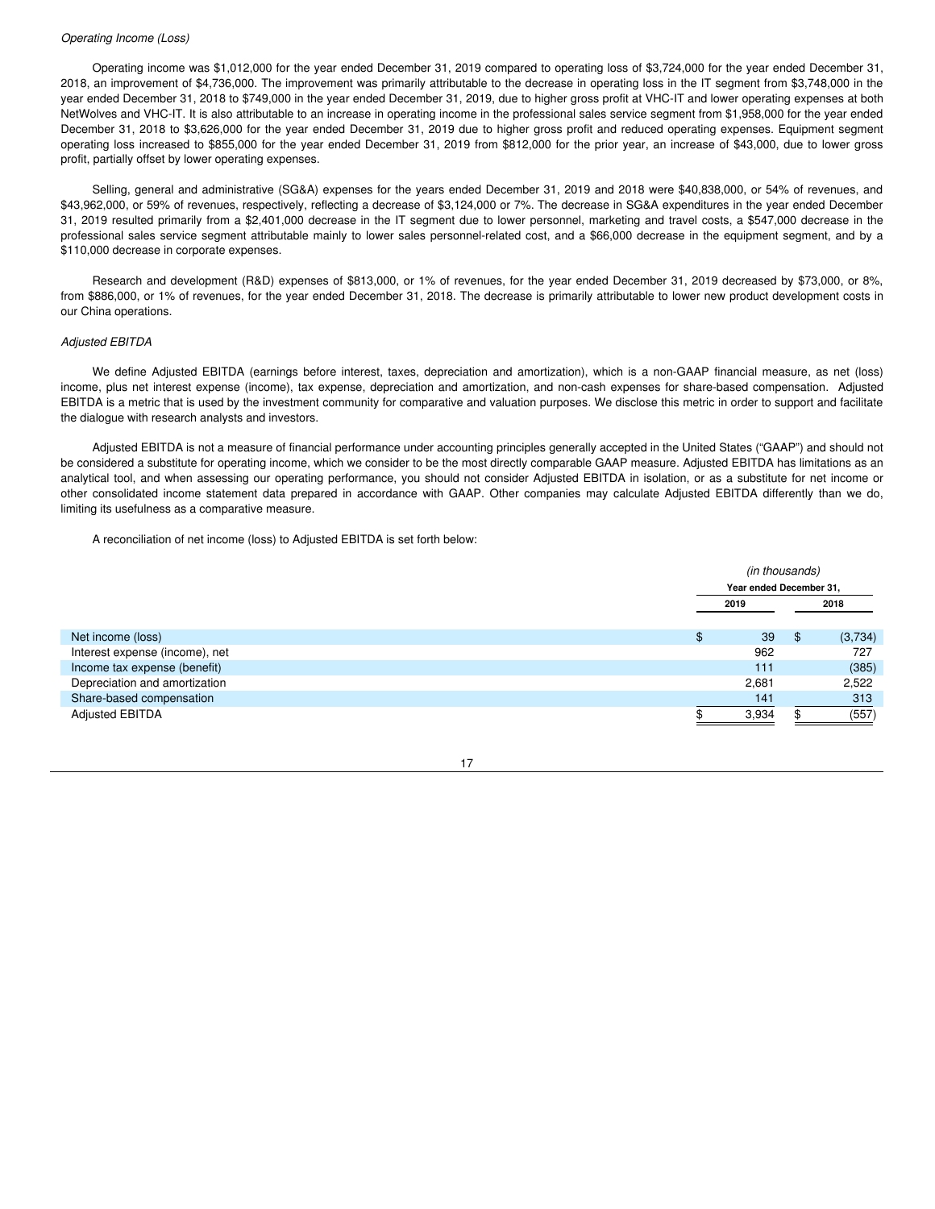*Operating Income (Loss)*

Operating income was $1,012,000 for the year ended December 31, 2019 compared to operating loss of $3,724,000 for the year ended December 31, 2018, an improvement of $4,736,000. The improvement was primarily attributable to the decrease in operating loss in the IT segment from $3,748,000 in the year ended December 31, 2018 to $749,000 in the year ended December 31, 2019, due to higher gross profit at VHC-IT and lower operating expenses at both NetWolves and VHC-IT. It is also attributable to an increase in operating income in the professional sales service segment from $1,958,000 for the year ended December 31, 2018 to $3,626,000 for the year ended December 31, 2019 due to higher gross profit and reduced operating expenses. Equipment segment operating loss increased to $855,000 for the year ended December 31, 2019 from $812,000 for the prior year, an increase of $43,000, due to lower gross profit, partially offset by lower operating expenses.

Selling, general and administrative (SG&A) expenses for the years ended December 31, 2019 and 2018 were $40,838,000, or 54% of revenues, and $43,962,000, or 59% of revenues, respectively, reflecting a decrease of $3,124,000 or 7%. The decrease in SG&A expenditures in the year ended December 31, 2019 resulted primarily from a $2,401,000 decrease in the IT segment due to lower personnel, marketing and travel costs, a $547,000 decrease in the professional sales service segment attributable mainly to lower sales personnel-related cost, and a $66,000 decrease in the equipment segment, and by a $110,000 decrease in corporate expenses.

Research and development (R&D) expenses of $813,000, or 1% of revenues, for the year ended December 31, 2019 decreased by $73,000, or 8%, from $886,000, or 1% of revenues, for the year ended December 31, 2018. The decrease is primarily attributable to lower new product development costs in our China operations.

*Adjusted EBITDA*

We define Adjusted EBITDA (earnings before interest, taxes, depreciation and amortization), which is a non-GAAP financial measure, as net (loss) income, plus net interest expense (income), tax expense, depreciation and amortization, and non-cash expenses for share-based compensation. Adjusted EBITDA is a metric that is used by the investment community for comparative and valuation purposes. We disclose this metric in order to support and facilitate the dialogue with research analysts and investors.

Adjusted EBITDA is not a measure of financial performance under accounting principles generally accepted in the United States ("GAAP") and should not be considered a substitute for operating income, which we consider to be the most directly comparable GAAP measure. Adjusted EBITDA has limitations as an analytical tool, and when assessing our operating performance, you should not consider Adjusted EBITDA in isolation, or as a substitute for net income or other consolidated income statement data prepared in accordance with GAAP. Other companies may calculate Adjusted EBITDA differently than we do, limiting its usefulness as a comparative measure.

A reconciliation of net income (loss) to Adjusted EBITDA is set forth below:

| | *(in thousands)* Year ended December 31, 2019 | 2018 |
|---|---|---|
| Net income (loss) | $ 39 | $ (3,734) |
| Interest expense (income), net | 962 | 727 |
| Income tax expense (benefit) | 111 | (385) |
| Depreciation and amortization | 2,681 | 2,522 |
| Share-based compensation | 141 | 313 |
| Adjusted EBITDA | $ 3,934 | $ (557) |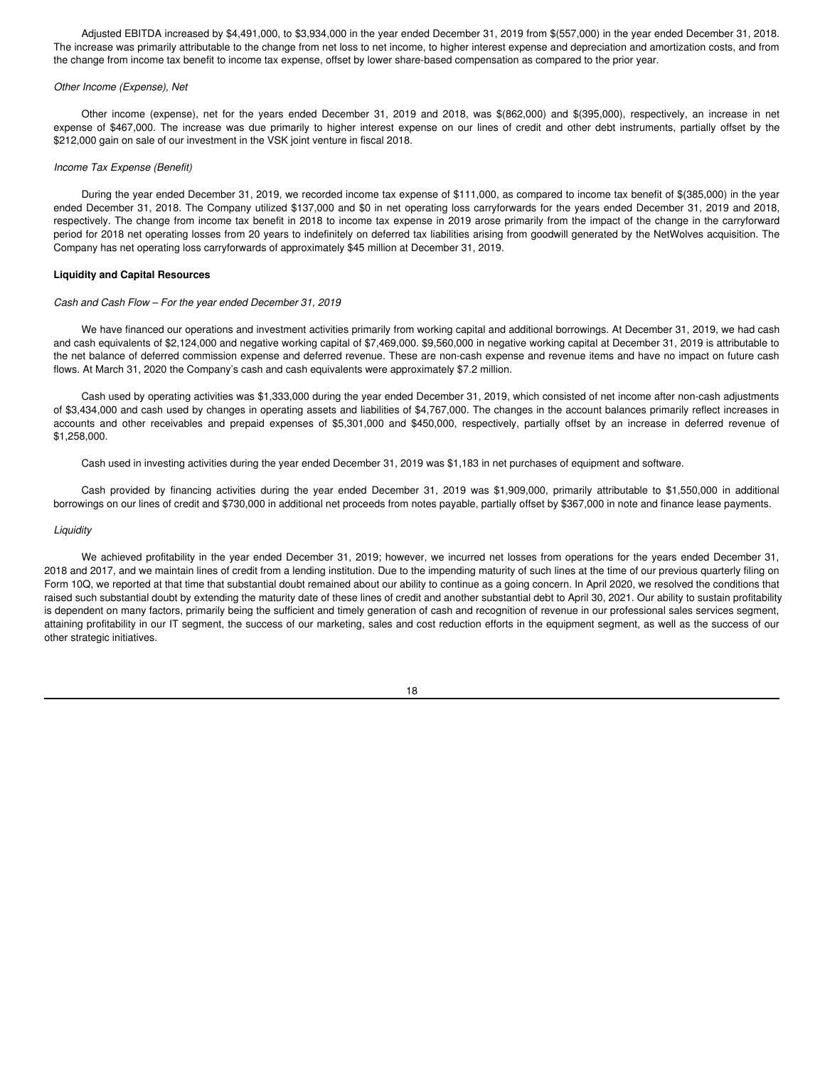Adjusted EBITDA increased by $4,491,000, to $3,934,000 in the year ended December 31, 2019 from $(557,000) in the year ended December 31, 2018. The increase was primarily attributable to the change from net loss to net income, to higher interest expense and depreciation and amortization costs, and from the change from income tax benefit to income tax expense, offset by lower share-based compensation as compared to the prior year.

*Other Income (Expense), Net*

Other income (expense), net for the years ended December 31, 2019 and 2018, was $(862,000) and $(395,000), respectively, an increase in net expense of $467,000. The increase was due primarily to higher interest expense on our lines of credit and other debt instruments, partially offset by the $212,000 gain on sale of our investment in the VSK joint venture in fiscal 2018.

*Income Tax Expense (Benefit)*

During the year ended December 31, 2019, we recorded income tax expense of $111,000, as compared to income tax benefit of $(385,000) in the year ended December 31, 2018. The Company utilized $137,000 and $0 in net operating loss carryforwards for the years ended December 31, 2019 and 2018, respectively. The change from income tax benefit in 2018 to income tax expense in 2019 arose primarily from the impact of the change in the carryforward period for 2018 net operating losses from 20 years to indefinitely on deferred tax liabilities arising from goodwill generated by the NetWolves acquisition. The Company has net operating loss carryforwards of approximately $45 million at December 31, 2019.

**Liquidity and Capital Resources**

*Cash and Cash Flow – For the year ended December 31, 2019*

We have financed our operations and investment activities primarily from working capital and additional borrowings. At December 31, 2019, we had cash and cash equivalents of $2,124,000 and negative working capital of $7,469,000. $9,560,000 in negative working capital at December 31, 2019 is attributable to the net balance of deferred commission expense and deferred revenue. These are non-cash expense and revenue items and have no impact on future cash flows. At March 31, 2020 the Company's cash and cash equivalents were approximately $7.2 million.

Cash used by operating activities was $1,333,000 during the year ended December 31, 2019, which consisted of net income after non-cash adjustments of $3,434,000 and cash used by changes in operating assets and liabilities of $4,767,000. The changes in the account balances primarily reflect increases in accounts and other receivables and prepaid expenses of $5,301,000 and $450,000, respectively, partially offset by an increase in deferred revenue of $1,258,000.

Cash used in investing activities during the year ended December 31, 2019 was $1,183 in net purchases of equipment and software.

Cash provided by financing activities during the year ended December 31, 2019 was $1,909,000, primarily attributable to $1,550,000 in additional borrowings on our lines of credit and $730,000 in additional net proceeds from notes payable, partially offset by $367,000 in note and finance lease payments.

*Liquidity*

We achieved profitability in the year ended December 31, 2019; however, we incurred net losses from operations for the years ended December 31, 2018 and 2017, and we maintain lines of credit from a lending institution. Due to the impending maturity of such lines at the time of our previous quarterly filing on Form 10Q, we reported at that time that substantial doubt remained about our ability to continue as a going concern. In April 2020, we resolved the conditions that raised such substantial doubt by extending the maturity date of these lines of credit and another substantial debt to April 30, 2021. Our ability to sustain profitability is dependent on many factors, primarily being the sufficient and timely generation of cash and recognition of revenue in our professional sales services segment, attaining profitability in our IT segment, the success of our marketing, sales and cost reduction efforts in the equipment segment, as well as the success of our other strategic initiatives.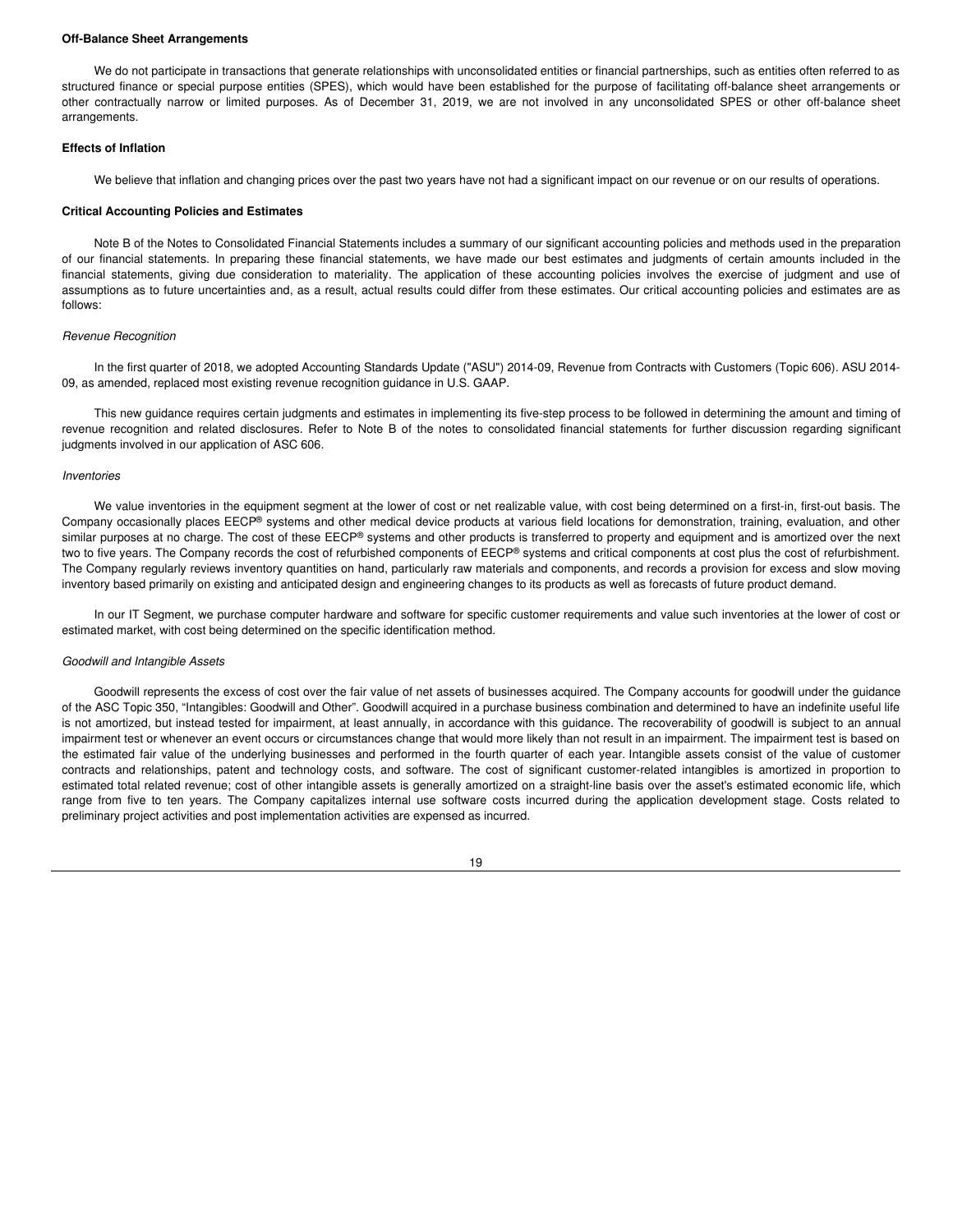**Off-Balance Sheet Arrangements**

We do not participate in transactions that generate relationships with unconsolidated entities or financial partnerships, such as entities often referred to as structured finance or special purpose entities (SPES), which would have been established for the purpose of facilitating off-balance sheet arrangements or other contractually narrow or limited purposes. As of December 31, 2019, we are not involved in any unconsolidated SPES or other off-balance sheet arrangements.

**Effects of Inflation**

We believe that inflation and changing prices over the past two years have not had a significant impact on our revenue or on our results of operations.

**Critical Accounting Policies and Estimates**

Note B of the Notes to Consolidated Financial Statements includes a summary of our significant accounting policies and methods used in the preparation of our financial statements. In preparing these financial statements, we have made our best estimates and judgments of certain amounts included in the financial statements, giving due consideration to materiality. The application of these accounting policies involves the exercise of judgment and use of assumptions as to future uncertainties and, as a result, actual results could differ from these estimates. Our critical accounting policies and estimates are as follows:

*Revenue Recognition*

In the first quarter of 2018, we adopted Accounting Standards Update ("ASU") 2014-09, Revenue from Contracts with Customers (Topic 606). ASU 2014-09, as amended, replaced most existing revenue recognition guidance in U.S. GAAP.

This new guidance requires certain judgments and estimates in implementing its five-step process to be followed in determining the amount and timing of revenue recognition and related disclosures. Refer to Note B of the notes to consolidated financial statements for further discussion regarding significant judgments involved in our application of ASC 606.

*Inventories*

We value inventories in the equipment segment at the lower of cost or net realizable value, with cost being determined on a first-in, first-out basis. The Company occasionally places EECP® systems and other medical device products at various field locations for demonstration, training, evaluation, and other similar purposes at no charge. The cost of these EECP® systems and other products is transferred to property and equipment and is amortized over the next two to five years. The Company records the cost of refurbished components of EECP® systems and critical components at cost plus the cost of refurbishment. The Company regularly reviews inventory quantities on hand, particularly raw materials and components, and records a provision for excess and slow moving inventory based primarily on existing and anticipated design and engineering changes to its products as well as forecasts of future product demand.

In our IT Segment, we purchase computer hardware and software for specific customer requirements and value such inventories at the lower of cost or estimated market, with cost being determined on the specific identification method.

*Goodwill and Intangible Assets*

Goodwill represents the excess of cost over the fair value of net assets of businesses acquired. The Company accounts for goodwill under the guidance of the ASC Topic 350, “Intangibles: Goodwill and Other”. Goodwill acquired in a purchase business combination and determined to have an indefinite useful life is not amortized, but instead tested for impairment, at least annually, in accordance with this guidance. The recoverability of goodwill is subject to an annual impairment test or whenever an event occurs or circumstances change that would more likely than not result in an impairment. The impairment test is based on the estimated fair value of the underlying businesses and performed in the fourth quarter of each year. Intangible assets consist of the value of customer contracts and relationships, patent and technology costs, and software. The cost of significant customer-related intangibles is amortized in proportion to estimated total related revenue; cost of other intangible assets is generally amortized on a straight-line basis over the asset's estimated economic life, which range from five to ten years. The Company capitalizes internal use software costs incurred during the application development stage. Costs related to preliminary project activities and post implementation activities are expensed as incurred.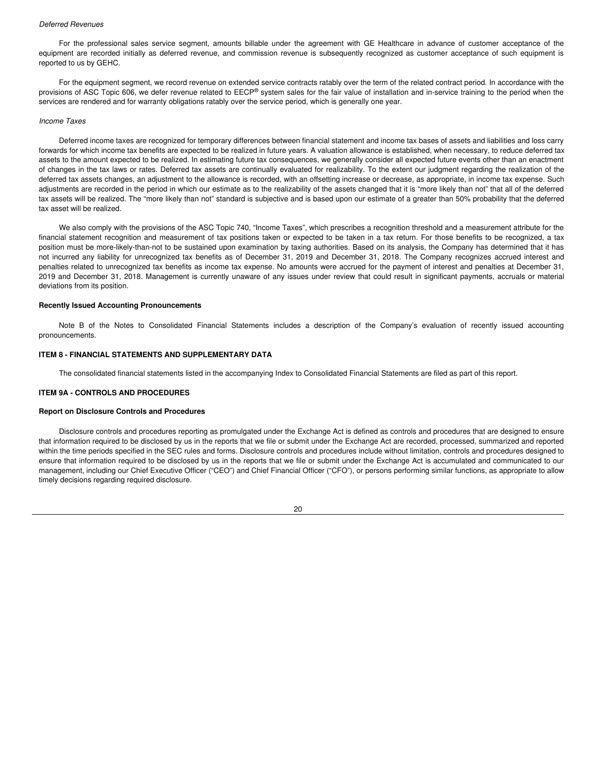*Deferred Revenues*

For the professional sales service segment, amounts billable under the agreement with GE Healthcare in advance of customer acceptance of the equipment are recorded initially as deferred revenue, and commission revenue is subsequently recognized as customer acceptance of such equipment is reported to us by GEHC.

For the equipment segment, we record revenue on extended service contracts ratably over the term of the related contract period. In accordance with the provisions of ASC Topic 606, we defer revenue related to EECP® system sales for the fair value of installation and in-service training to the period when the services are rendered and for warranty obligations ratably over the service period, which is generally one year.

*Income Taxes*

Deferred income taxes are recognized for temporary differences between financial statement and income tax bases of assets and liabilities and loss carry forwards for which income tax benefits are expected to be realized in future years. A valuation allowance is established, when necessary, to reduce deferred tax assets to the amount expected to be realized. In estimating future tax consequences, we generally consider all expected future events other than an enactment of changes in the tax laws or rates. Deferred tax assets are continually evaluated for realizability. To the extent our judgment regarding the realization of the deferred tax assets changes, an adjustment to the allowance is recorded, with an offsetting increase or decrease, as appropriate, in income tax expense. Such adjustments are recorded in the period in which our estimate as to the realizability of the assets changed that it is "more likely than not" that all of the deferred tax assets will be realized. The "more likely than not" standard is subjective and is based upon our estimate of a greater than 50% probability that the deferred tax asset will be realized.

We also comply with the provisions of the ASC Topic 740, "Income Taxes", which prescribes a recognition threshold and a measurement attribute for the financial statement recognition and measurement of tax positions taken or expected to be taken in a tax return. For those benefits to be recognized, a tax position must be more-likely-than-not to be sustained upon examination by taxing authorities. Based on its analysis, the Company has determined that it has not incurred any liability for unrecognized tax benefits as of December 31, 2019 and December 31, 2018. The Company recognizes accrued interest and penalties related to unrecognized tax benefits as income tax expense. No amounts were accrued for the payment of interest and penalties at December 31, 2019 and December 31, 2018. Management is currently unaware of any issues under review that could result in significant payments, accruals or material deviations from its position.

**Recently Issued Accounting Pronouncements**

Note B of the Notes to Consolidated Financial Statements includes a description of the Company's evaluation of recently issued accounting pronouncements.

## ITEM 8 - FINANCIAL STATEMENTS AND SUPPLEMENTARY DATA

The consolidated financial statements listed in the accompanying Index to Consolidated Financial Statements are filed as part of this report.

## ITEM 9A - CONTROLS AND PROCEDURES

**Report on Disclosure Controls and Procedures**

Disclosure controls and procedures reporting as promulgated under the Exchange Act is defined as controls and procedures that are designed to ensure that information required to be disclosed by us in the reports that we file or submit under the Exchange Act are recorded, processed, summarized and reported within the time periods specified in the SEC rules and forms. Disclosure controls and procedures include without limitation, controls and procedures designed to ensure that information required to be disclosed by us in the reports that we file or submit under the Exchange Act is accumulated and communicated to our management, including our Chief Executive Officer ("CEO") and Chief Financial Officer ("CFO"), or persons performing similar functions, as appropriate to allow timely decisions regarding required disclosure.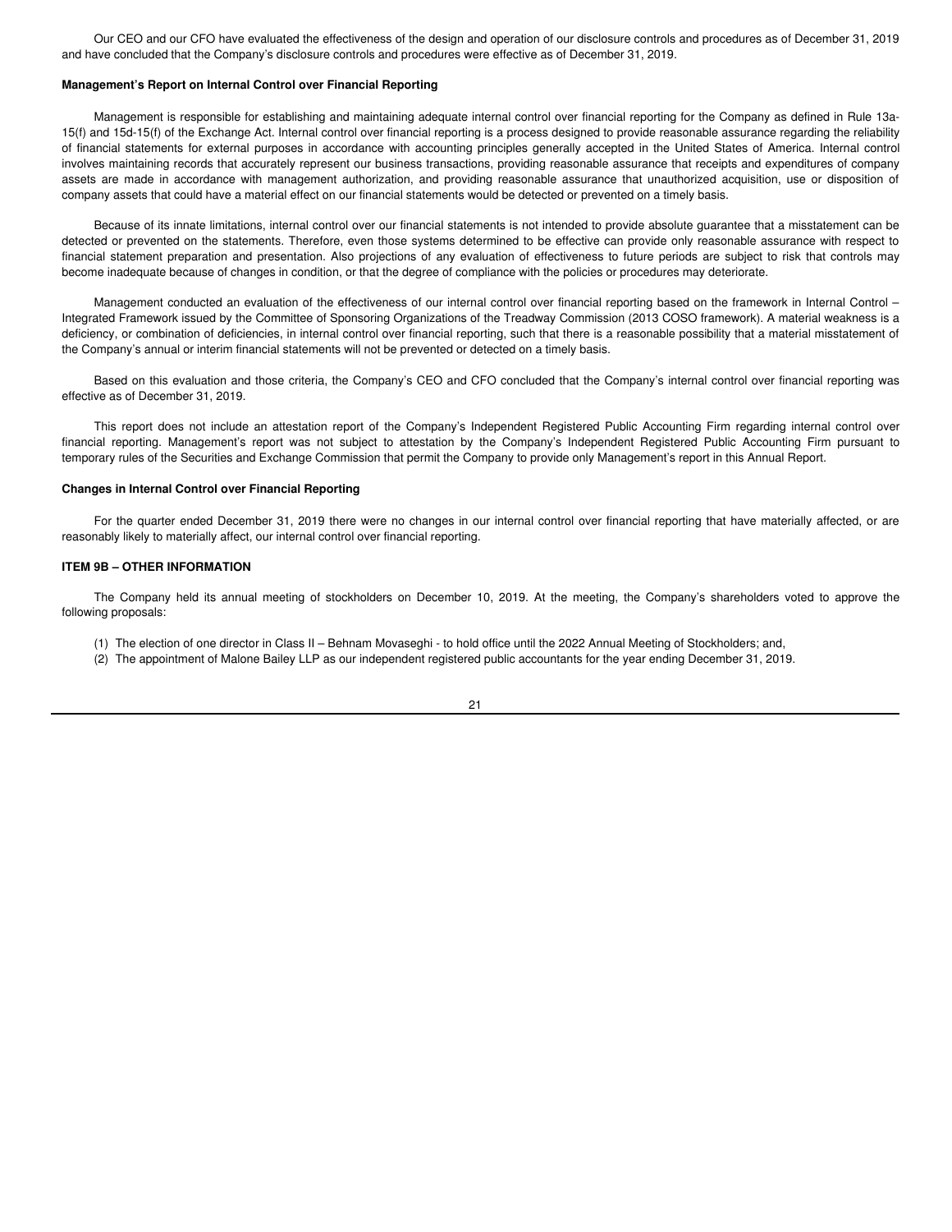Our CEO and our CFO have evaluated the effectiveness of the design and operation of our disclosure controls and procedures as of December 31, 2019 and have concluded that the Company's disclosure controls and procedures were effective as of December 31, 2019.

**Management's Report on Internal Control over Financial Reporting**

Management is responsible for establishing and maintaining adequate internal control over financial reporting for the Company as defined in Rule 13a-15(f) and 15d-15(f) of the Exchange Act. Internal control over financial reporting is a process designed to provide reasonable assurance regarding the reliability of financial statements for external purposes in accordance with accounting principles generally accepted in the United States of America. Internal control involves maintaining records that accurately represent our business transactions, providing reasonable assurance that receipts and expenditures of company assets are made in accordance with management authorization, and providing reasonable assurance that unauthorized acquisition, use or disposition of company assets that could have a material effect on our financial statements would be detected or prevented on a timely basis.

Because of its innate limitations, internal control over our financial statements is not intended to provide absolute guarantee that a misstatement can be detected or prevented on the statements. Therefore, even those systems determined to be effective can provide only reasonable assurance with respect to financial statement preparation and presentation. Also projections of any evaluation of effectiveness to future periods are subject to risk that controls may become inadequate because of changes in condition, or that the degree of compliance with the policies or procedures may deteriorate.

Management conducted an evaluation of the effectiveness of our internal control over financial reporting based on the framework in Internal Control – Integrated Framework issued by the Committee of Sponsoring Organizations of the Treadway Commission (2013 COSO framework). A material weakness is a deficiency, or combination of deficiencies, in internal control over financial reporting, such that there is a reasonable possibility that a material misstatement of the Company's annual or interim financial statements will not be prevented or detected on a timely basis.

Based on this evaluation and those criteria, the Company's CEO and CFO concluded that the Company's internal control over financial reporting was effective as of December 31, 2019.

This report does not include an attestation report of the Company's Independent Registered Public Accounting Firm regarding internal control over financial reporting. Management's report was not subject to attestation by the Company's Independent Registered Public Accounting Firm pursuant to temporary rules of the Securities and Exchange Commission that permit the Company to provide only Management's report in this Annual Report.

**Changes in Internal Control over Financial Reporting**

For the quarter ended December 31, 2019 there were no changes in our internal control over financial reporting that have materially affected, or are reasonably likely to materially affect, our internal control over financial reporting.

**ITEM 9B – OTHER INFORMATION**

The Company held its annual meeting of stockholders on December 10, 2019. At the meeting, the Company's shareholders voted to approve the following proposals:

(1) The election of one director in Class II – Behnam Movaseghi - to hold office until the 2022 Annual Meeting of Stockholders; and,
(2) The appointment of Malone Bailey LLP as our independent registered public accountants for the year ending December 31, 2019.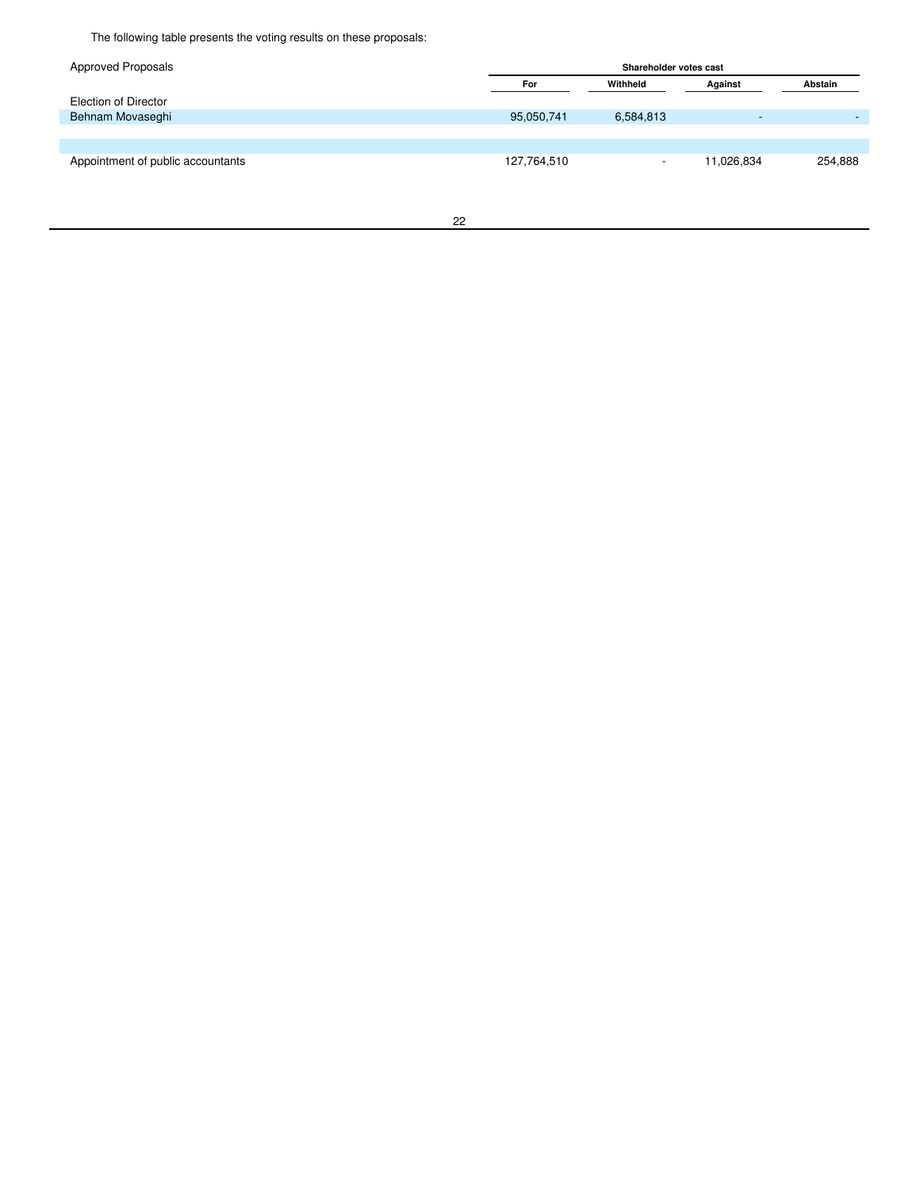The following table presents the voting results on these proposals:

| Approved Proposals | Shareholder votes cast | | | |
|---|---|---|---|---|
| | For | Withheld | Against | Abstain |
| Election of Director | | | | |
| Behnam Movaseghi | 95,050,741 | 6,584,813 | - | - |
| | | | | |
| Appointment of public accountants | 127,764,510 | - | 11,026,834 | 254,888 |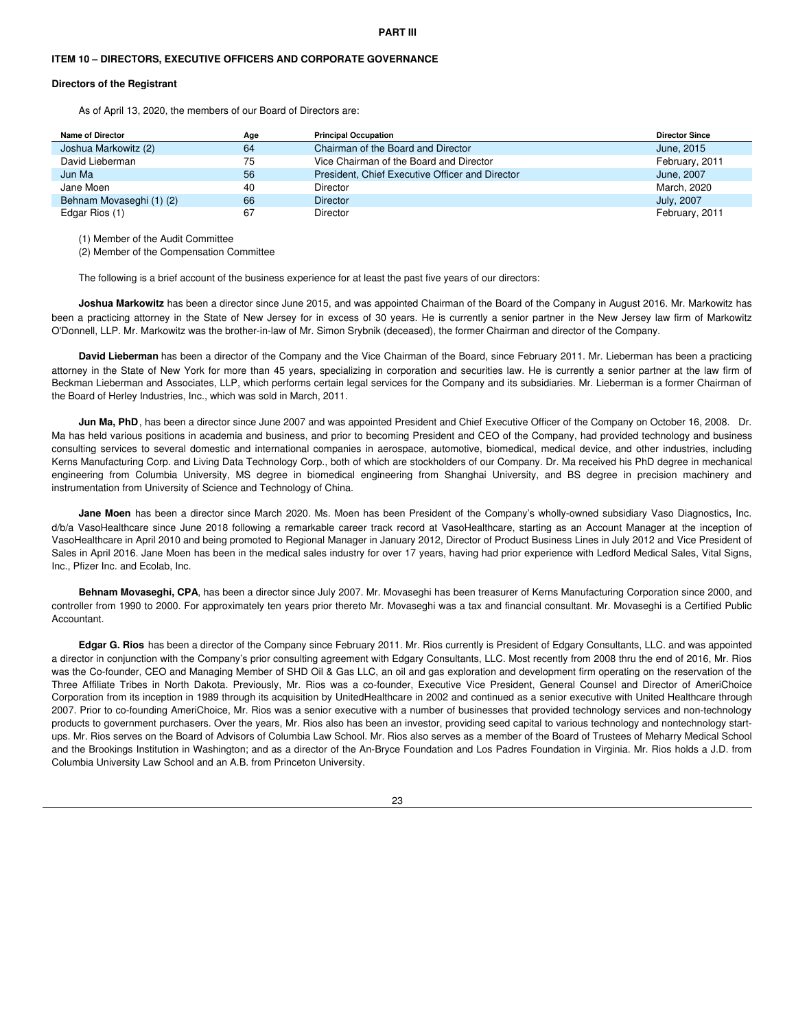# PART III

## ITEM 10 – DIRECTORS, EXECUTIVE OFFICERS AND CORPORATE GOVERNANCE

### Directors of the Registrant

As of April 13, 2020, the members of our Board of Directors are:

| Name of Director | Age | Principal Occupation | Director Since |
|---|---|---|---|
| Joshua Markowitz (2) | 64 | Chairman of the Board and Director | June, 2015 |
| David Lieberman | 75 | Vice Chairman of the Board and Director | February, 2011 |
| Jun Ma | 56 | President, Chief Executive Officer and Director | June, 2007 |
| Jane Moen | 40 | Director | March, 2020 |
| Behnam Movaseghi (1) (2) | 66 | Director | July, 2007 |
| Edgar Rios (1) | 67 | Director | February, 2011 |

(1) Member of the Audit Committee

(2) Member of the Compensation Committee

The following is a brief account of the business experience for at least the past five years of our directors:

**Joshua Markowitz** has been a director since June 2015, and was appointed Chairman of the Board of the Company in August 2016. Mr. Markowitz has been a practicing attorney in the State of New Jersey for in excess of 30 years. He is currently a senior partner in the New Jersey law firm of Markowitz O'Donnell, LLP. Mr. Markowitz was the brother-in-law of Mr. Simon Srybnik (deceased), the former Chairman and director of the Company.

**David Lieberman** has been a director of the Company and the Vice Chairman of the Board, since February 2011. Mr. Lieberman has been a practicing attorney in the State of New York for more than 45 years, specializing in corporation and securities law. He is currently a senior partner at the law firm of Beckman Lieberman and Associates, LLP, which performs certain legal services for the Company and its subsidiaries. Mr. Lieberman is a former Chairman of the Board of Herley Industries, Inc., which was sold in March, 2011.

**Jun Ma, PhD**, has been a director since June 2007 and was appointed President and Chief Executive Officer of the Company on October 16, 2008. Dr. Ma has held various positions in academia and business, and prior to becoming President and CEO of the Company, had provided technology and business consulting services to several domestic and international companies in aerospace, automotive, biomedical, medical device, and other industries, including Kerns Manufacturing Corp. and Living Data Technology Corp., both of which are stockholders of our Company. Dr. Ma received his PhD degree in mechanical engineering from Columbia University, MS degree in biomedical engineering from Shanghai University, and BS degree in precision machinery and instrumentation from University of Science and Technology of China.

**Jane Moen** has been a director since March 2020. Ms. Moen has been President of the Company's wholly-owned subsidiary Vaso Diagnostics, Inc. d/b/a VasoHealthcare since June 2018 following a remarkable career track record at VasoHealthcare, starting as an Account Manager at the inception of VasoHealthcare in April 2010 and being promoted to Regional Manager in January 2012, Director of Product Business Lines in July 2012 and Vice President of Sales in April 2016. Jane Moen has been in the medical sales industry for over 17 years, having had prior experience with Ledford Medical Sales, Vital Signs, Inc., Pfizer Inc. and Ecolab, Inc.

**Behnam Movaseghi, CPA**, has been a director since July 2007. Mr. Movaseghi has been treasurer of Kerns Manufacturing Corporation since 2000, and controller from 1990 to 2000. For approximately ten years prior thereto Mr. Movaseghi was a tax and financial consultant. Mr. Movaseghi is a Certified Public Accountant.

**Edgar G. Rios** has been a director of the Company since February 2011. Mr. Rios currently is President of Edgary Consultants, LLC. and was appointed a director in conjunction with the Company's prior consulting agreement with Edgary Consultants, LLC. Most recently from 2008 thru the end of 2016, Mr. Rios was the Co-founder, CEO and Managing Member of SHD Oil & Gas LLC, an oil and gas exploration and development firm operating on the reservation of the Three Affiliate Tribes in North Dakota. Previously, Mr. Rios was a co-founder, Executive Vice President, General Counsel and Director of AmeriChoice Corporation from its inception in 1989 through its acquisition by UnitedHealthcare in 2002 and continued as a senior executive with United Healthcare through 2007. Prior to co-founding AmeriChoice, Mr. Rios was a senior executive with a number of businesses that provided technology services and non-technology products to government purchasers. Over the years, Mr. Rios also has been an investor, providing seed capital to various technology and nontechnology start-ups. Mr. Rios serves on the Board of Advisors of Columbia Law School. Mr. Rios also serves as a member of the Board of Trustees of Meharry Medical School and the Brookings Institution in Washington; and as a director of the An-Bryce Foundation and Los Padres Foundation in Virginia. Mr. Rios holds a J.D. from Columbia University Law School and an A.B. from Princeton University.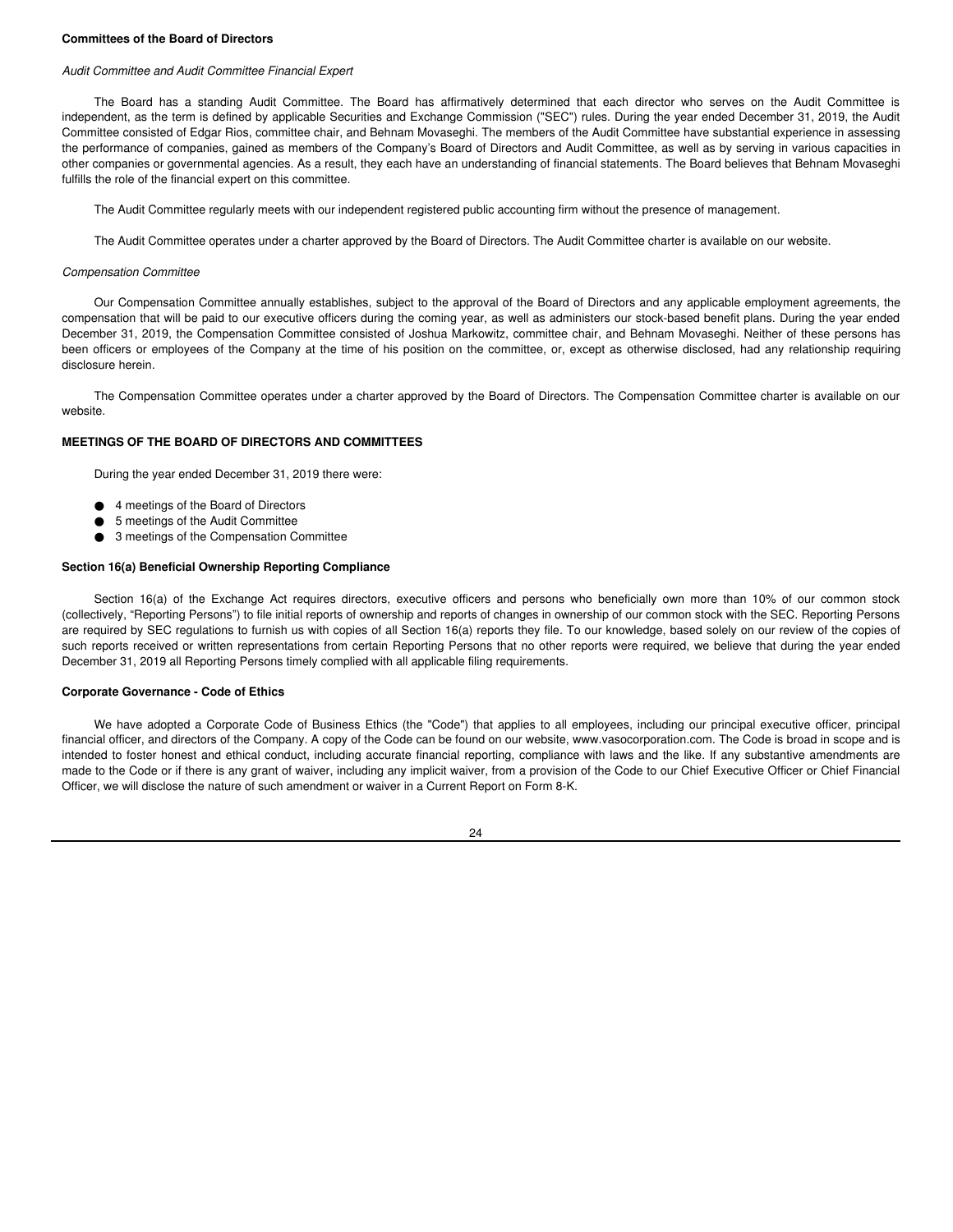**Committees of the Board of Directors**

*Audit Committee and Audit Committee Financial Expert*

The Board has a standing Audit Committee. The Board has affirmatively determined that each director who serves on the Audit Committee is independent, as the term is defined by applicable Securities and Exchange Commission ("SEC") rules. During the year ended December 31, 2019, the Audit Committee consisted of Edgar Rios, committee chair, and Behnam Movaseghi. The members of the Audit Committee have substantial experience in assessing the performance of companies, gained as members of the Company's Board of Directors and Audit Committee, as well as by serving in various capacities in other companies or governmental agencies. As a result, they each have an understanding of financial statements. The Board believes that Behnam Movaseghi fulfills the role of the financial expert on this committee.

The Audit Committee regularly meets with our independent registered public accounting firm without the presence of management.

The Audit Committee operates under a charter approved by the Board of Directors. The Audit Committee charter is available on our website.

*Compensation Committee*

Our Compensation Committee annually establishes, subject to the approval of the Board of Directors and any applicable employment agreements, the compensation that will be paid to our executive officers during the coming year, as well as administers our stock-based benefit plans. During the year ended December 31, 2019, the Compensation Committee consisted of Joshua Markowitz, committee chair, and Behnam Movaseghi. Neither of these persons has been officers or employees of the Company at the time of his position on the committee, or, except as otherwise disclosed, had any relationship requiring disclosure herein.

The Compensation Committee operates under a charter approved by the Board of Directors. The Compensation Committee charter is available on our website.

**MEETINGS OF THE BOARD OF DIRECTORS AND COMMITTEES**

During the year ended December 31, 2019 there were:

- 4 meetings of the Board of Directors
- 5 meetings of the Audit Committee
- 3 meetings of the Compensation Committee

**Section 16(a) Beneficial Ownership Reporting Compliance**

Section 16(a) of the Exchange Act requires directors, executive officers and persons who beneficially own more than 10% of our common stock (collectively, "Reporting Persons") to file initial reports of ownership and reports of changes in ownership of our common stock with the SEC. Reporting Persons are required by SEC regulations to furnish us with copies of all Section 16(a) reports they file. To our knowledge, based solely on our review of the copies of such reports received or written representations from certain Reporting Persons that no other reports were required, we believe that during the year ended December 31, 2019 all Reporting Persons timely complied with all applicable filing requirements.

**Corporate Governance - Code of Ethics**

We have adopted a Corporate Code of Business Ethics (the "Code") that applies to all employees, including our principal executive officer, principal financial officer, and directors of the Company. A copy of the Code can be found on our website, www.vasocorporation.com. The Code is broad in scope and is intended to foster honest and ethical conduct, including accurate financial reporting, compliance with laws and the like. If any substantive amendments are made to the Code or if there is any grant of waiver, including any implicit waiver, from a provision of the Code to our Chief Executive Officer or Chief Financial Officer, we will disclose the nature of such amendment or waiver in a Current Report on Form 8-K.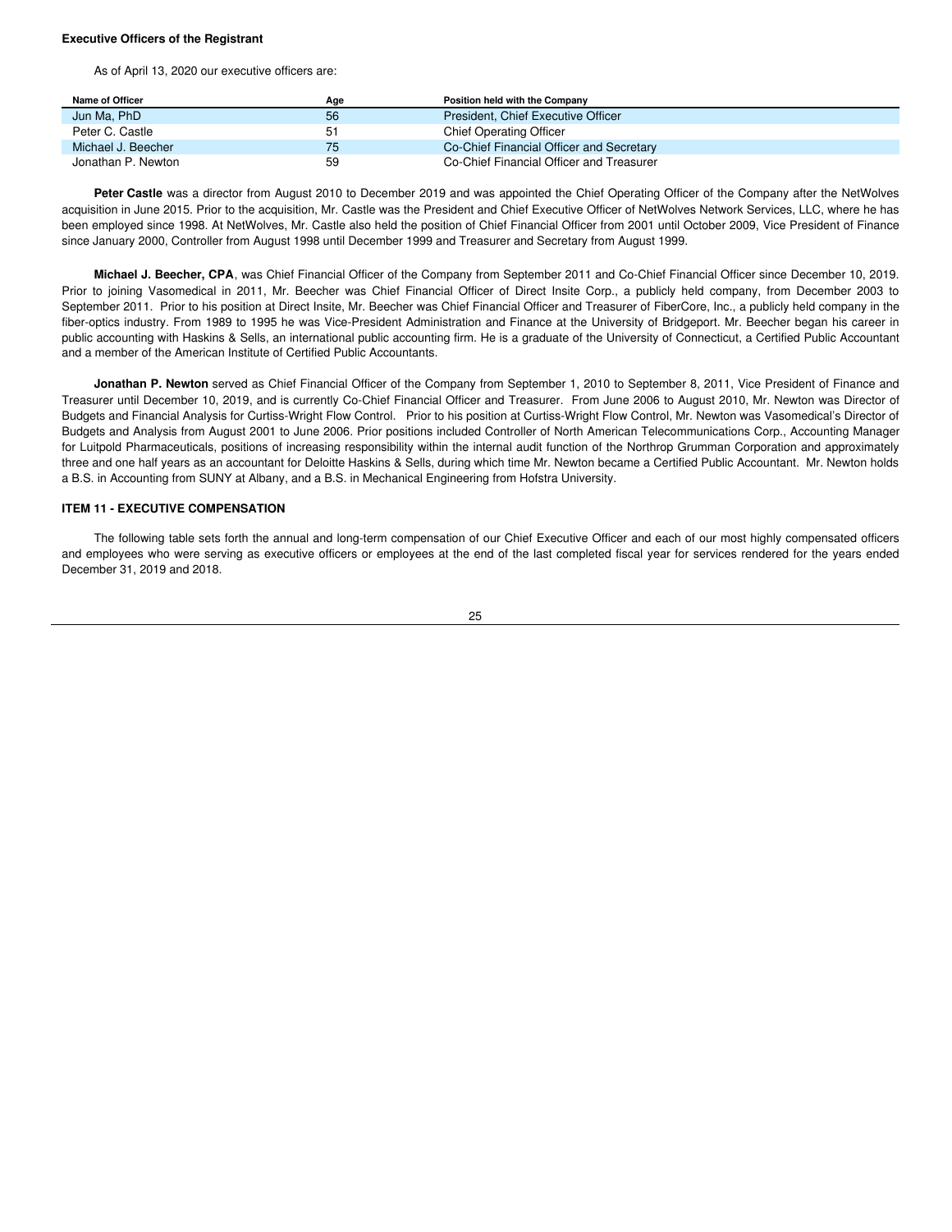**Executive Officers of the Registrant**

As of April 13, 2020 our executive officers are:

| Name of Officer | Age | Position held with the Company |
|---|---|---|
| Jun Ma, PhD | 56 | President, Chief Executive Officer |
| Peter C. Castle | 51 | Chief Operating Officer |
| Michael J. Beecher | 75 | Co-Chief Financial Officer and Secretary |
| Jonathan P. Newton | 59 | Co-Chief Financial Officer and Treasurer |

**Peter Castle** was a director from August 2010 to December 2019 and was appointed the Chief Operating Officer of the Company after the NetWolves acquisition in June 2015. Prior to the acquisition, Mr. Castle was the President and Chief Executive Officer of NetWolves Network Services, LLC, where he has been employed since 1998. At NetWolves, Mr. Castle also held the position of Chief Financial Officer from 2001 until October 2009, Vice President of Finance since January 2000, Controller from August 1998 until December 1999 and Treasurer and Secretary from August 1999.

**Michael J. Beecher, CPA**, was Chief Financial Officer of the Company from September 2011 and Co-Chief Financial Officer since December 10, 2019. Prior to joining Vasomedical in 2011, Mr. Beecher was Chief Financial Officer of Direct Insite Corp., a publicly held company, from December 2003 to September 2011. Prior to his position at Direct Insite, Mr. Beecher was Chief Financial Officer and Treasurer of FiberCore, Inc., a publicly held company in the fiber-optics industry. From 1989 to 1995 he was Vice-President Administration and Finance at the University of Bridgeport. Mr. Beecher began his career in public accounting with Haskins & Sells, an international public accounting firm. He is a graduate of the University of Connecticut, a Certified Public Accountant and a member of the American Institute of Certified Public Accountants.

**Jonathan P. Newton** served as Chief Financial Officer of the Company from September 1, 2010 to September 8, 2011, Vice President of Finance and Treasurer until December 10, 2019, and is currently Co-Chief Financial Officer and Treasurer. From June 2006 to August 2010, Mr. Newton was Director of Budgets and Financial Analysis for Curtiss-Wright Flow Control. Prior to his position at Curtiss-Wright Flow Control, Mr. Newton was Vasomedical's Director of Budgets and Analysis from August 2001 to June 2006. Prior positions included Controller of North American Telecommunications Corp., Accounting Manager for Luitpold Pharmaceuticals, positions of increasing responsibility within the internal audit function of the Northrop Grumman Corporation and approximately three and one half years as an accountant for Deloitte Haskins & Sells, during which time Mr. Newton became a Certified Public Accountant. Mr. Newton holds a B.S. in Accounting from SUNY at Albany, and a B.S. in Mechanical Engineering from Hofstra University.

**ITEM 11 - EXECUTIVE COMPENSATION**

The following table sets forth the annual and long-term compensation of our Chief Executive Officer and each of our most highly compensated officers and employees who were serving as executive officers or employees at the end of the last completed fiscal year for services rendered for the years ended December 31, 2019 and 2018.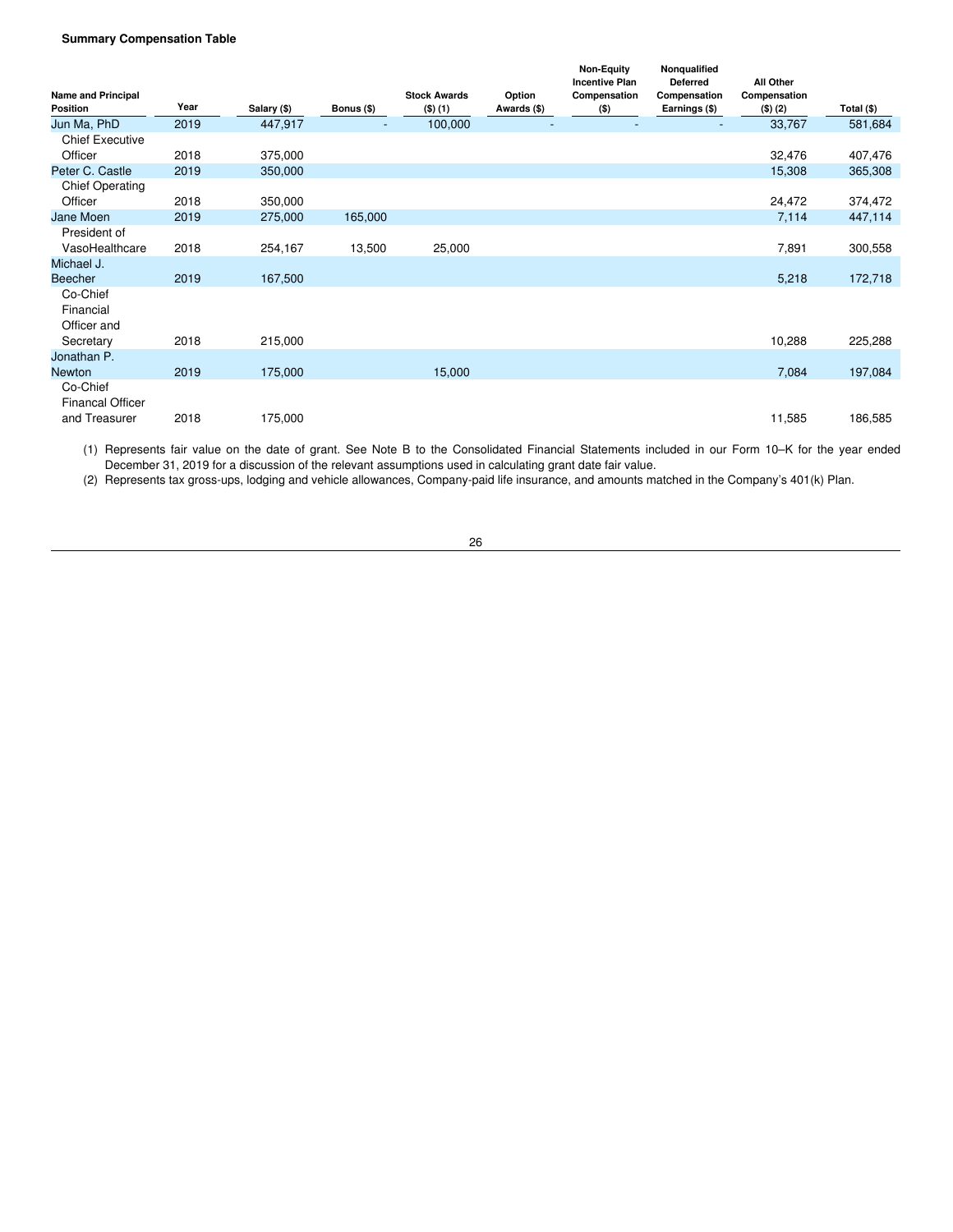**Summary Compensation Table**

| Name and Principal Position | Year | Salary ($) | Bonus ($) | Stock Awards ($) (1) | Option Awards ($) | Non-Equity Incentive Plan Compensation ($) | Nonqualified Deferred Compensation Earnings ($) | All Other Compensation ($) (2) | Total ($) |
|---|---|---|---|---|---|---|---|---|---|
| Jun Ma, PhD | 2019 | 447,917 | - | 100,000 | - | - | - | 33,767 | 581,684 |
| Chief Executive Officer | 2018 | 375,000 | | | | | | 32,476 | 407,476 |
| Peter C. Castle | 2019 | 350,000 | | | | | | 15,308 | 365,308 |
| Chief Operating Officer | 2018 | 350,000 | | | | | | 24,472 | 374,472 |
| Jane Moen | 2019 | 275,000 | 165,000 | | | | | 7,114 | 447,114 |
| President of VasoHealthcare | 2018 | 254,167 | 13,500 | 25,000 | | | | 7,891 | 300,558 |
| Michael J. Beecher | 2019 | 167,500 | | | | | | 5,218 | 172,718 |
| Co-Chief Financial Officer and Secretary | 2018 | 215,000 | | | | | | 10,288 | 225,288 |
| Jonathan P. Newton | 2019 | 175,000 | | 15,000 | | | | 7,084 | 197,084 |
| Co-Chief Financal Officer and Treasurer | 2018 | 175,000 | | | | | | 11,585 | 186,585 |

(1) Represents fair value on the date of grant. See Note B to the Consolidated Financial Statements included in our Form 10–K for the year ended December 31, 2019 for a discussion of the relevant assumptions used in calculating grant date fair value.

(2) Represents tax gross-ups, lodging and vehicle allowances, Company-paid life insurance, and amounts matched in the Company's 401(k) Plan.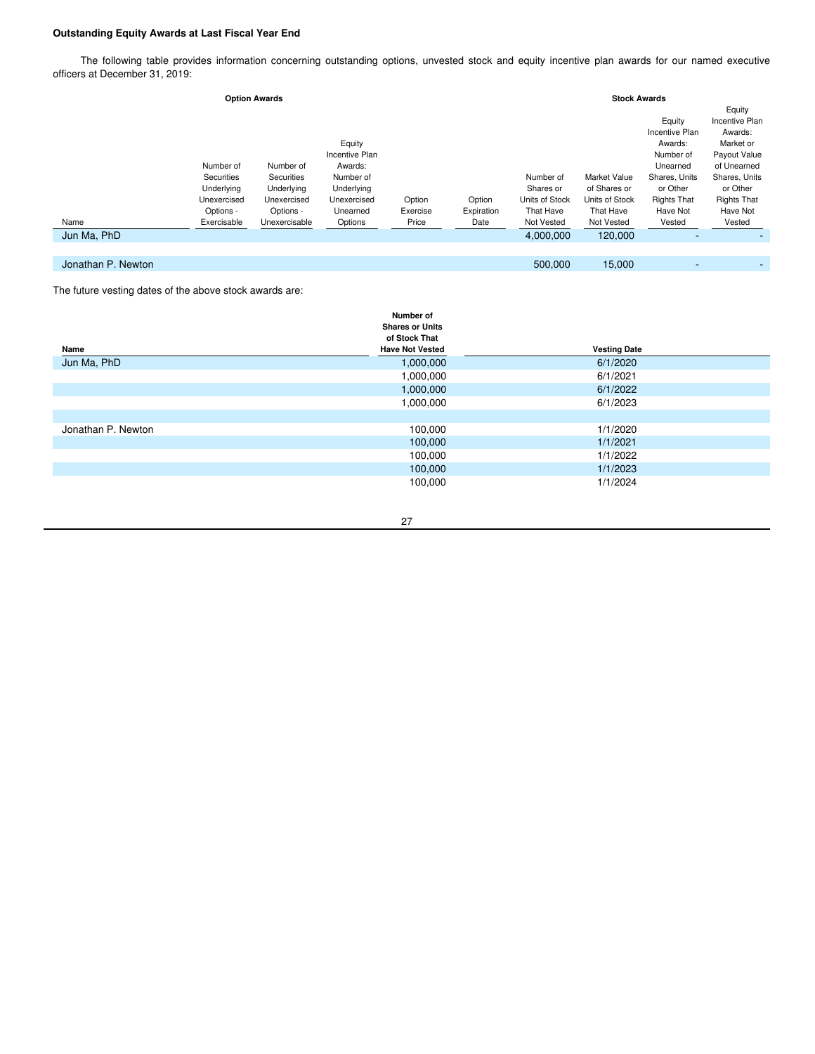**Outstanding Equity Awards at Last Fiscal Year End**

The following table provides information concerning outstanding options, unvested stock and equity incentive plan awards for our named executive officers at December 31, 2019:

| | Option Awards | | | | | Stock Awards | | | |
|---|---|---|---|---|---|---|---|---|---|
| Name | Number of Securities Underlying Unexercised Options - Exercisable | Number of Securities Underlying Unexercised Options - Unexercisable | Equity Incentive Plan Awards: Number of Underlying Unexercised Unearned Options | Option Exercise Price | Option Expiration Date | Number of Shares or Units of Stock That Have Not Vested | Market Value of Shares or Units of Stock That Have Not Vested | Equity Incentive Plan Awards: Number of Unearned Shares, Units or Other Rights That Have Not Vested | Equity Incentive Plan Awards: Market or Payout Value of Unearned Shares, Units or Other Rights That Have Not Vested |
| Jun Ma, PhD | | | | | | 4,000,000 | 120,000 | - | - |
| Jonathan P. Newton | | | | | | 500,000 | 15,000 | - | - |

The future vesting dates of the above stock awards are:

| Name | Number of Shares or Units of Stock That Have Not Vested | Vesting Date |
|---|---|---|
| Jun Ma, PhD | 1,000,000 | 6/1/2020 |
| | 1,000,000 | 6/1/2021 |
| | 1,000,000 | 6/1/2022 |
| | 1,000,000 | 6/1/2023 |
| | | |
| Jonathan P. Newton | 100,000 | 1/1/2020 |
| | 100,000 | 1/1/2021 |
| | 100,000 | 1/1/2022 |
| | 100,000 | 1/1/2023 |
| | 100,000 | 1/1/2024 |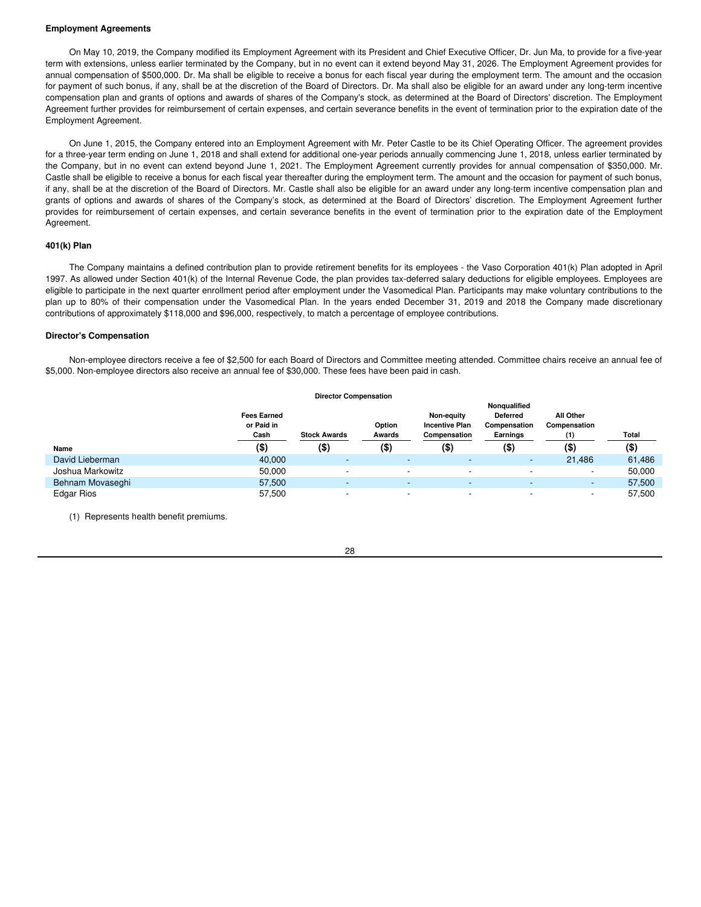#### Employment Agreements

On May 10, 2019, the Company modified its Employment Agreement with its President and Chief Executive Officer, Dr. Jun Ma, to provide for a five-year term with extensions, unless earlier terminated by the Company, but in no event can it extend beyond May 31, 2026. The Employment Agreement provides for annual compensation of $500,000. Dr. Ma shall be eligible to receive a bonus for each fiscal year during the employment term. The amount and the occasion for payment of such bonus, if any, shall be at the discretion of the Board of Directors. Dr. Ma shall also be eligible for an award under any long-term incentive compensation plan and grants of options and awards of shares of the Company's stock, as determined at the Board of Directors' discretion. The Employment Agreement further provides for reimbursement of certain expenses, and certain severance benefits in the event of termination prior to the expiration date of the Employment Agreement.

On June 1, 2015, the Company entered into an Employment Agreement with Mr. Peter Castle to be its Chief Operating Officer. The agreement provides for a three-year term ending on June 1, 2018 and shall extend for additional one-year periods annually commencing June 1, 2018, unless earlier terminated by the Company, but in no event can extend beyond June 1, 2021. The Employment Agreement currently provides for annual compensation of $350,000. Mr. Castle shall be eligible to receive a bonus for each fiscal year thereafter during the employment term. The amount and the occasion for payment of such bonus, if any, shall be at the discretion of the Board of Directors. Mr. Castle shall also be eligible for an award under any long-term incentive compensation plan and grants of options and awards of shares of the Company's stock, as determined at the Board of Directors' discretion. The Employment Agreement further provides for reimbursement of certain expenses, and certain severance benefits in the event of termination prior to the expiration date of the Employment Agreement.

#### 401(k) Plan

The Company maintains a defined contribution plan to provide retirement benefits for its employees - the Vaso Corporation 401(k) Plan adopted in April 1997. As allowed under Section 401(k) of the Internal Revenue Code, the plan provides tax-deferred salary deductions for eligible employees. Employees are eligible to participate in the next quarter enrollment period after employment under the Vasomedical Plan. Participants may make voluntary contributions to the plan up to 80% of their compensation under the Vasomedical Plan. In the years ended December 31, 2019 and 2018 the Company made discretionary contributions of approximately $118,000 and $96,000, respectively, to match a percentage of employee contributions.

#### Director's Compensation

Non-employee directors receive a fee of $2,500 for each Board of Directors and Committee meeting attended. Committee chairs receive an annual fee of $5,000. Non-employee directors also receive an annual fee of $30,000. These fees have been paid in cash.

**Director Compensation**

| Name | Fees Earned or Paid in Cash ($) | Stock Awards ($) | Option Awards ($) | Non-equity Incentive Plan Compensation ($) | Nonqualified Deferred Compensation Earnings ($) | All Other Compensation (1) ($) | Total ($) |
|---|---|---|---|---|---|---|---|
| David Lieberman | 40,000 | - | - | - | - | 21,486 | 61,486 |
| Joshua Markowitz | 50,000 | - | - | - | - | - | 50,000 |
| Behnam Movaseghi | 57,500 | - | - | - | - | - | 57,500 |
| Edgar Rios | 57,500 | - | - | - | - | - | 57,500 |

(1) Represents health benefit premiums.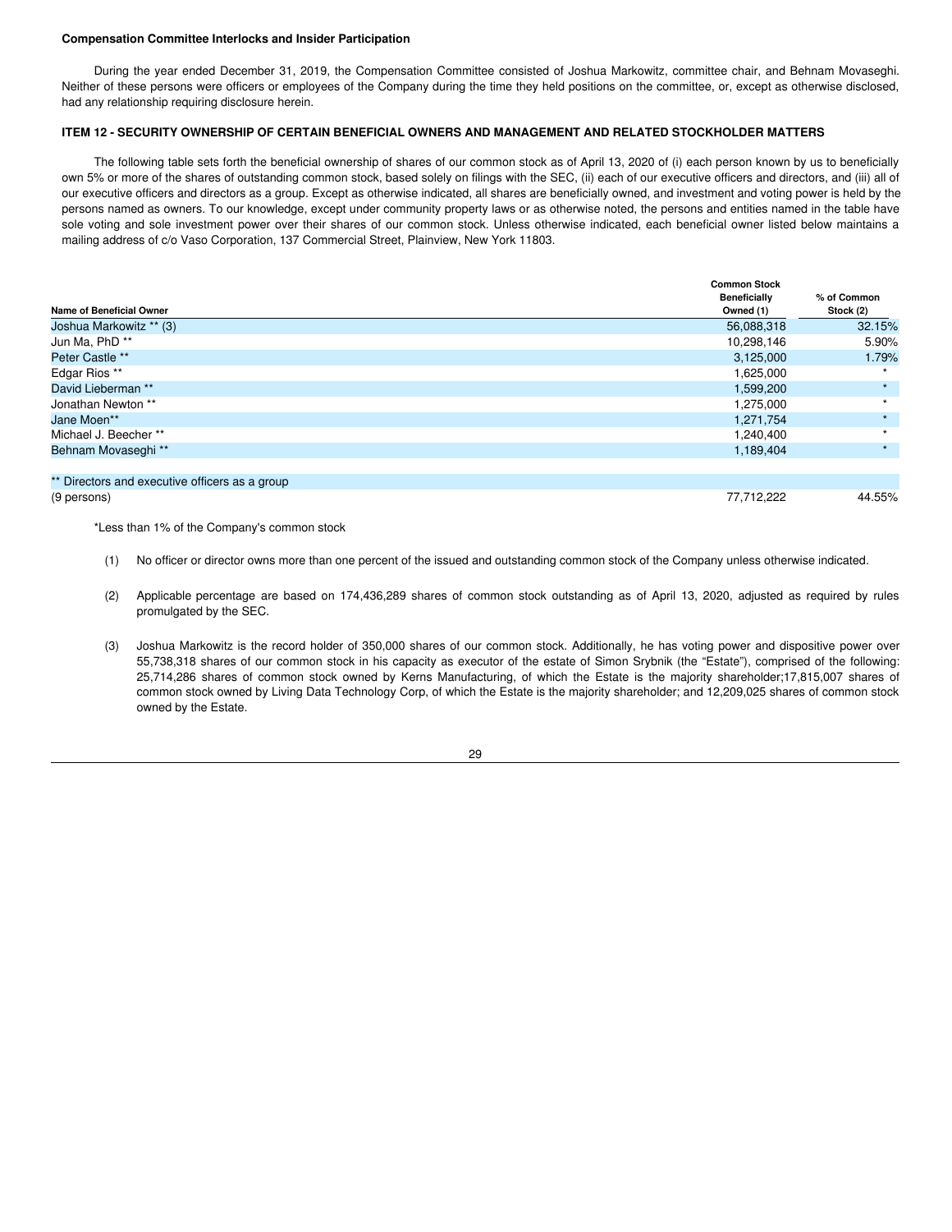**Compensation Committee Interlocks and Insider Participation**

During the year ended December 31, 2019, the Compensation Committee consisted of Joshua Markowitz, committee chair, and Behnam Movaseghi. Neither of these persons were officers or employees of the Company during the time they held positions on the committee, or, except as otherwise disclosed, had any relationship requiring disclosure herein.

**ITEM 12 - SECURITY OWNERSHIP OF CERTAIN BENEFICIAL OWNERS AND MANAGEMENT AND RELATED STOCKHOLDER MATTERS**

The following table sets forth the beneficial ownership of shares of our common stock as of April 13, 2020 of (i) each person known by us to beneficially own 5% or more of the shares of outstanding common stock, based solely on filings with the SEC, (ii) each of our executive officers and directors, and (iii) all of our executive officers and directors as a group. Except as otherwise indicated, all shares are beneficially owned, and investment and voting power is held by the persons named as owners. To our knowledge, except under community property laws or as otherwise noted, the persons and entities named in the table have sole voting and sole investment power over their shares of our common stock. Unless otherwise indicated, each beneficial owner listed below maintains a mailing address of c/o Vaso Corporation, 137 Commercial Street, Plainview, New York 11803.

| Name of Beneficial Owner | Common Stock Beneficially Owned (1) | % of Common Stock (2) |
|---|---|---|
| Joshua Markowitz ** (3) | 56,088,318 | 32.15% |
| Jun Ma, PhD ** | 10,298,146 | 5.90% |
| Peter Castle ** | 3,125,000 | 1.79% |
| Edgar Rios ** | 1,625,000 | * |
| David Lieberman ** | 1,599,200 | * |
| Jonathan Newton ** | 1,275,000 | * |
| Jane Moen** | 1,271,754 | * |
| Michael J. Beecher ** | 1,240,400 | * |
| Behnam Movaseghi ** | 1,189,404 | * |
| | | |
| ** Directors and executive officers as a group | | |
| (9 persons) | 77,712,222 | 44.55% |

*Less than 1% of the Company's common stock

(1) No officer or director owns more than one percent of the issued and outstanding common stock of the Company unless otherwise indicated.

(2) Applicable percentage are based on 174,436,289 shares of common stock outstanding as of April 13, 2020, adjusted as required by rules promulgated by the SEC.

(3) Joshua Markowitz is the record holder of 350,000 shares of our common stock. Additionally, he has voting power and dispositive power over 55,738,318 shares of our common stock in his capacity as executor of the estate of Simon Srybnik (the "Estate"), comprised of the following: 25,714,286 shares of common stock owned by Kerns Manufacturing, of which the Estate is the majority shareholder;17,815,007 shares of common stock owned by Living Data Technology Corp, of which the Estate is the majority shareholder; and 12,209,025 shares of common stock owned by the Estate.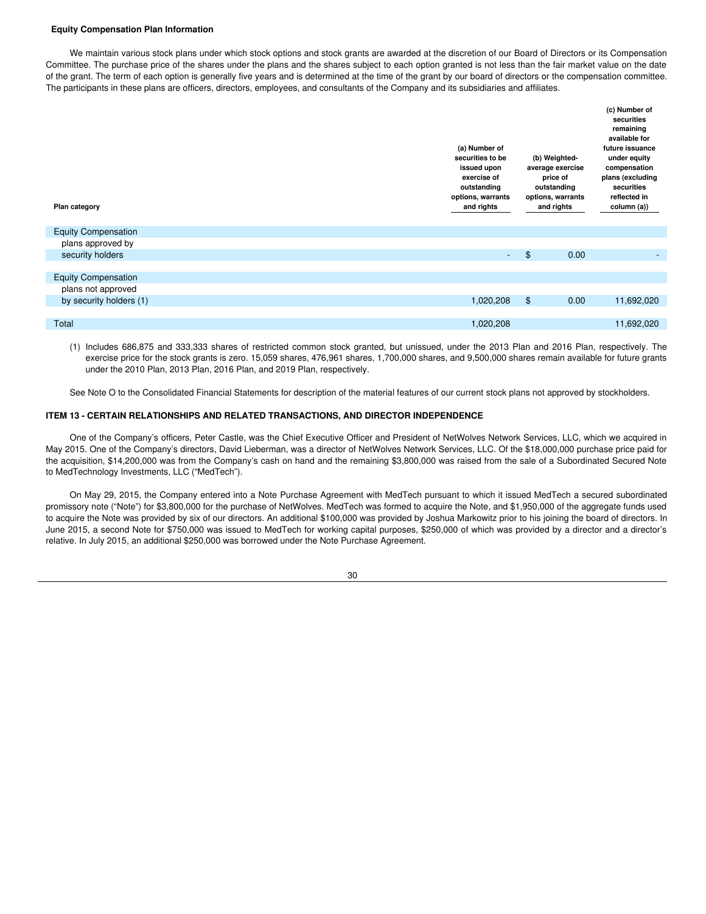**Equity Compensation Plan Information**

We maintain various stock plans under which stock options and stock grants are awarded at the discretion of our Board of Directors or its Compensation Committee. The purchase price of the shares under the plans and the shares subject to each option granted is not less than the fair market value on the date of the grant. The term of each option is generally five years and is determined at the time of the grant by our board of directors or the compensation committee. The participants in these plans are officers, directors, employees, and consultants of the Company and its subsidiaries and affiliates.

| Plan category | (a) Number of securities to be issued upon exercise of outstanding options, warrants and rights | (b) Weighted-average exercise price of outstanding options, warrants and rights | (c) Number of securities remaining available for future issuance under equity compensation plans (excluding securities reflected in column (a)) |
|---|---|---|---|
| Equity Compensation plans approved by security holders | - | $ 0.00 | - |
| Equity Compensation plans not approved by security holders (1) | 1,020,208 | $ 0.00 | 11,692,020 |
| Total | 1,020,208 | | 11,692,020 |

(1) Includes 686,875 and 333,333 shares of restricted common stock granted, but unissued, under the 2013 Plan and 2016 Plan, respectively. The exercise price for the stock grants is zero. 15,059 shares, 476,961 shares, 1,700,000 shares, and 9,500,000 shares remain available for future grants under the 2010 Plan, 2013 Plan, 2016 Plan, and 2019 Plan, respectively.

See Note O to the Consolidated Financial Statements for description of the material features of our current stock plans not approved by stockholders.

**ITEM 13 - CERTAIN RELATIONSHIPS AND RELATED TRANSACTIONS, AND DIRECTOR INDEPENDENCE**

One of the Company's officers, Peter Castle, was the Chief Executive Officer and President of NetWolves Network Services, LLC, which we acquired in May 2015. One of the Company's directors, David Lieberman, was a director of NetWolves Network Services, LLC. Of the $18,000,000 purchase price paid for the acquisition, $14,200,000 was from the Company's cash on hand and the remaining $3,800,000 was raised from the sale of a Subordinated Secured Note to MedTechnology Investments, LLC ("MedTech").

On May 29, 2015, the Company entered into a Note Purchase Agreement with MedTech pursuant to which it issued MedTech a secured subordinated promissory note ("Note") for $3,800,000 for the purchase of NetWolves. MedTech was formed to acquire the Note, and $1,950,000 of the aggregate funds used to acquire the Note was provided by six of our directors. An additional $100,000 was provided by Joshua Markowitz prior to his joining the board of directors. In June 2015, a second Note for $750,000 was issued to MedTech for working capital purposes, $250,000 of which was provided by a director and a director's relative. In July 2015, an additional $250,000 was borrowed under the Note Purchase Agreement.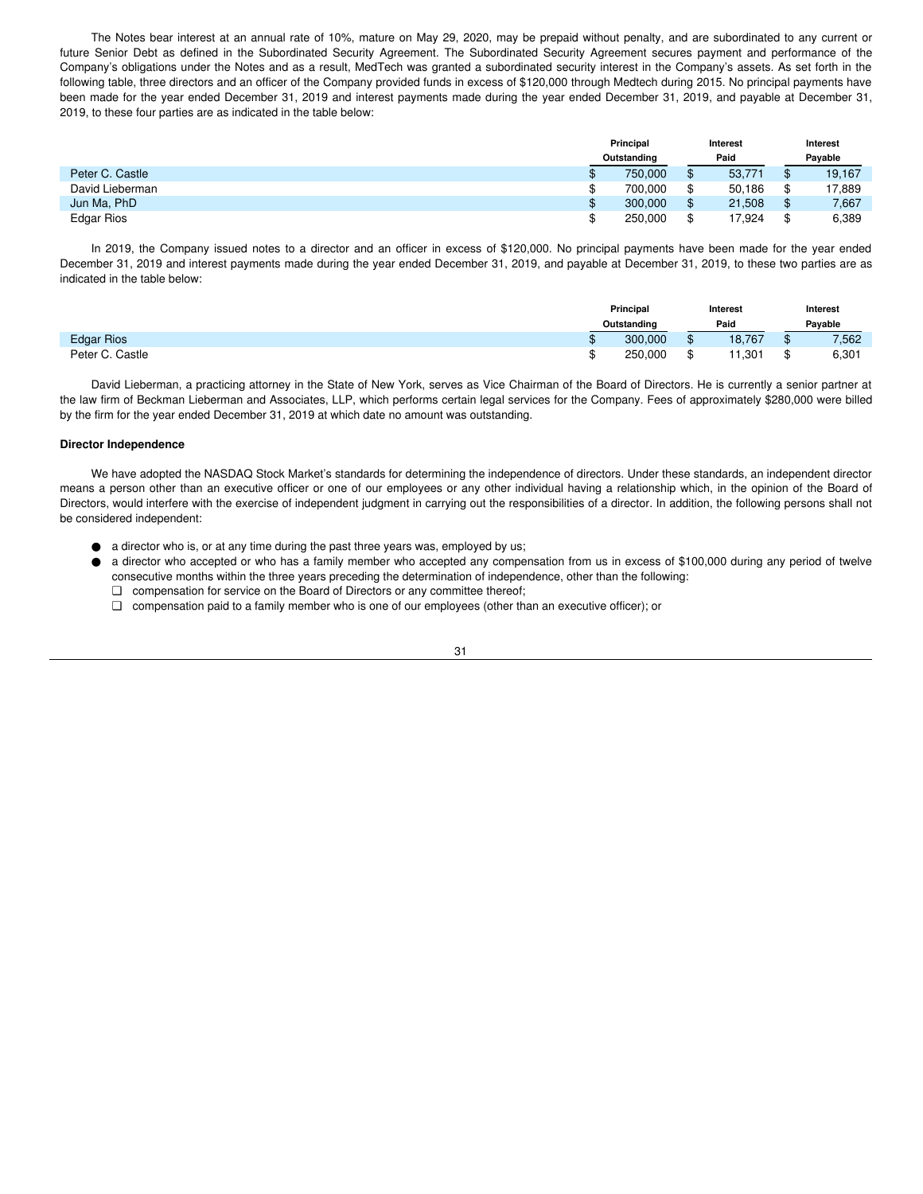The Notes bear interest at an annual rate of 10%, mature on May 29, 2020, may be prepaid without penalty, and are subordinated to any current or future Senior Debt as defined in the Subordinated Security Agreement. The Subordinated Security Agreement secures payment and performance of the Company's obligations under the Notes and as a result, MedTech was granted a subordinated security interest in the Company's assets. As set forth in the following table, three directors and an officer of the Company provided funds in excess of $120,000 through Medtech during 2015. No principal payments have been made for the year ended December 31, 2019 and interest payments made during the year ended December 31, 2019, and payable at December 31, 2019, to these four parties are as indicated in the table below:

| | Principal Outstanding | Interest Paid | Interest Payable |
|---|---|---|---|
| Peter C. Castle | $ 750,000 | $ 53,771 | $ 19,167 |
| David Lieberman | $ 700,000 | $ 50,186 | $ 17,889 |
| Jun Ma, PhD | $ 300,000 | $ 21,508 | $ 7,667 |
| Edgar Rios | $ 250,000 | $ 17,924 | $ 6,389 |

In 2019, the Company issued notes to a director and an officer in excess of $120,000. No principal payments have been made for the year ended December 31, 2019 and interest payments made during the year ended December 31, 2019, and payable at December 31, 2019, to these two parties are as indicated in the table below:

| | Principal Outstanding | Interest Paid | Interest Payable |
|---|---|---|---|
| Edgar Rios | $ 300,000 | $ 18,767 | $ 7,562 |
| Peter C. Castle | $ 250,000 | $ 11,301 | $ 6,301 |

David Lieberman, a practicing attorney in the State of New York, serves as Vice Chairman of the Board of Directors. He is currently a senior partner at the law firm of Beckman Lieberman and Associates, LLP, which performs certain legal services for the Company. Fees of approximately $280,000 were billed by the firm for the year ended December 31, 2019 at which date no amount was outstanding.

**Director Independence**

We have adopted the NASDAQ Stock Market's standards for determining the independence of directors. Under these standards, an independent director means a person other than an executive officer or one of our employees or any other individual having a relationship which, in the opinion of the Board of Directors, would interfere with the exercise of independent judgment in carrying out the responsibilities of a director. In addition, the following persons shall not be considered independent:

- a director who is, or at any time during the past three years was, employed by us;
- a director who accepted or who has a family member who accepted any compensation from us in excess of $100,000 during any period of twelve consecutive months within the three years preceding the determination of independence, other than the following:
  - compensation for service on the Board of Directors or any committee thereof;
  - compensation paid to a family member who is one of our employees (other than an executive officer); or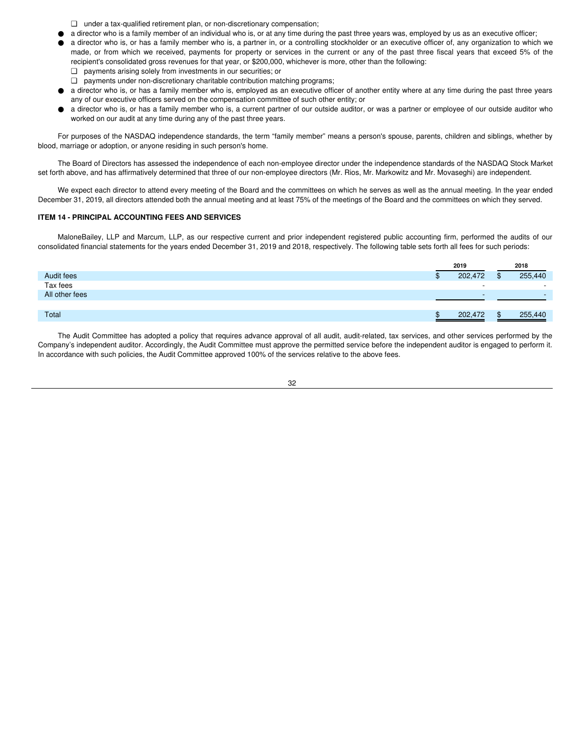- under a tax-qualified retirement plan, or non-discretionary compensation;
- a director who is a family member of an individual who is, or at any time during the past three years was, employed by us as an executive officer;
- a director who is, or has a family member who is, a partner in, or a controlling stockholder or an executive officer of, any organization to which we made, or from which we received, payments for property or services in the current or any of the past three fiscal years that exceed 5% of the recipient's consolidated gross revenues for that year, or $200,000, whichever is more, other than the following:
  - payments arising solely from investments in our securities; or
  - payments under non-discretionary charitable contribution matching programs;
- a director who is, or has a family member who is, employed as an executive officer of another entity where at any time during the past three years any of our executive officers served on the compensation committee of such other entity; or
- a director who is, or has a family member who is, a current partner of our outside auditor, or was a partner or employee of our outside auditor who worked on our audit at any time during any of the past three years.

For purposes of the NASDAQ independence standards, the term "family member" means a person's spouse, parents, children and siblings, whether by blood, marriage or adoption, or anyone residing in such person's home.

The Board of Directors has assessed the independence of each non-employee director under the independence standards of the NASDAQ Stock Market set forth above, and has affirmatively determined that three of our non-employee directors (Mr. Rios, Mr. Markowitz and Mr. Movaseghi) are independent.

We expect each director to attend every meeting of the Board and the committees on which he serves as well as the annual meeting. In the year ended December 31, 2019, all directors attended both the annual meeting and at least 75% of the meetings of the Board and the committees on which they served.

### ITEM 14 - PRINCIPAL ACCOUNTING FEES AND SERVICES

MaloneBailey, LLP and Marcum, LLP, as our respective current and prior independent registered public accounting firm, performed the audits of our consolidated financial statements for the years ended December 31, 2019 and 2018, respectively. The following table sets forth all fees for such periods:

| | 2019 | 2018 |
|---|---|---|
| Audit fees | $ 202,472 | $ 255,440 |
| Tax fees | - | - |
| All other fees | - | - |
| Total | $ 202,472 | $ 255,440 |

The Audit Committee has adopted a policy that requires advance approval of all audit, audit-related, tax services, and other services performed by the Company's independent auditor. Accordingly, the Audit Committee must approve the permitted service before the independent auditor is engaged to perform it. In accordance with such policies, the Audit Committee approved 100% of the services relative to the above fees.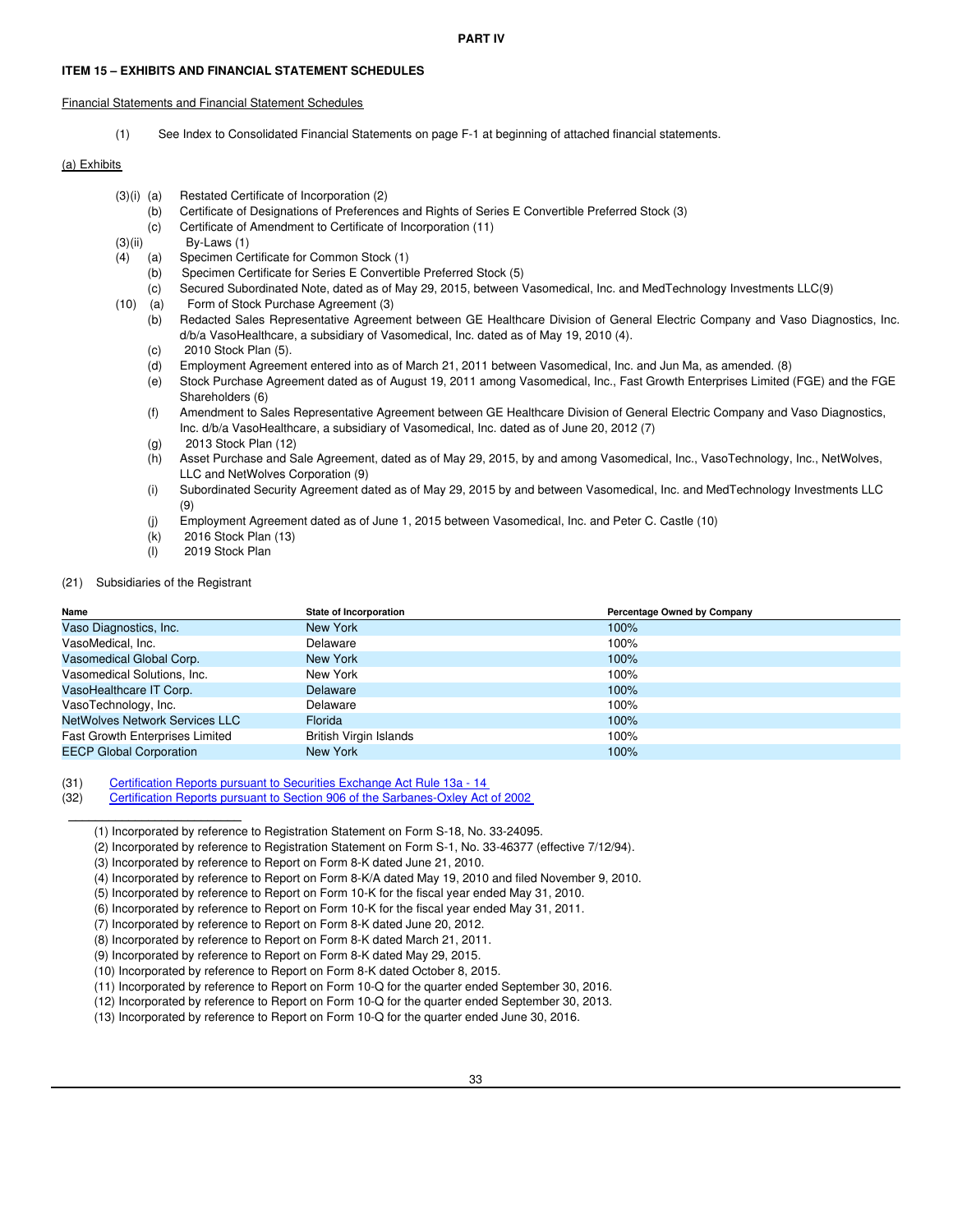**PART IV**

**ITEM 15 – EXHIBITS AND FINANCIAL STATEMENT SCHEDULES**

Financial Statements and Financial Statement Schedules

(1) See Index to Consolidated Financial Statements on page F-1 at beginning of attached financial statements.

(a) Exhibits

- (3)(i) (a) Restated Certificate of Incorporation (2)
  - (b) Certificate of Designations of Preferences and Rights of Series E Convertible Preferred Stock (3)
  - (c) Certificate of Amendment to Certificate of Incorporation (11)
- (3)(ii) By-Laws (1)
- (4) (a) Specimen Certificate for Common Stock (1)
  - (b) Specimen Certificate for Series E Convertible Preferred Stock (5)
  - (c) Secured Subordinated Note, dated as of May 29, 2015, between Vasomedical, Inc. and MedTechnology Investments LLC(9)
- (10) (a) Form of Stock Purchase Agreement (3)
  - (b) Redacted Sales Representative Agreement between GE Healthcare Division of General Electric Company and Vaso Diagnostics, Inc. d/b/a VasoHealthcare, a subsidiary of Vasomedical, Inc. dated as of May 19, 2010 (4).
  - (c) 2010 Stock Plan (5).
  - (d) Employment Agreement entered into as of March 21, 2011 between Vasomedical, Inc. and Jun Ma, as amended. (8)
  - (e) Stock Purchase Agreement dated as of August 19, 2011 among Vasomedical, Inc., Fast Growth Enterprises Limited (FGE) and the FGE Shareholders (6)
  - (f) Amendment to Sales Representative Agreement between GE Healthcare Division of General Electric Company and Vaso Diagnostics, Inc. d/b/a VasoHealthcare, a subsidiary of Vasomedical, Inc. dated as of June 20, 2012 (7)
  - (g) 2013 Stock Plan (12)
  - (h) Asset Purchase and Sale Agreement, dated as of May 29, 2015, by and among Vasomedical, Inc., VasoTechnology, Inc., NetWolves, LLC and NetWolves Corporation (9)
  - (i) Subordinated Security Agreement dated as of May 29, 2015 by and between Vasomedical, Inc. and MedTechnology Investments LLC (9)
  - (j) Employment Agreement dated as of June 1, 2015 between Vasomedical, Inc. and Peter C. Castle (10)
  - (k) 2016 Stock Plan (13)
  - (l) 2019 Stock Plan

(21) Subsidiaries of the Registrant

| Name | State of Incorporation | Percentage Owned by Company |
|---|---|---|
| Vaso Diagnostics, Inc. | New York | 100% |
| VasoMedical, Inc. | Delaware | 100% |
| Vasomedical Global Corp. | New York | 100% |
| Vasomedical Solutions, Inc. | New York | 100% |
| VasoHealthcare IT Corp. | Delaware | 100% |
| VasoTechnology, Inc. | Delaware | 100% |
| NetWolves Network Services LLC | Florida | 100% |
| Fast Growth Enterprises Limited | British Virgin Islands | 100% |
| EECP Global Corporation | New York | 100% |

(31) Certification Reports pursuant to Securities Exchange Act Rule 13a - 14

(32) Certification Reports pursuant to Section 906 of the Sarbanes-Oxley Act of 2002

---

(1) Incorporated by reference to Registration Statement on Form S-18, No. 33-24095.

(2) Incorporated by reference to Registration Statement on Form S-1, No. 33-46377 (effective 7/12/94).

(3) Incorporated by reference to Report on Form 8-K dated June 21, 2010.

(4) Incorporated by reference to Report on Form 8-K/A dated May 19, 2010 and filed November 9, 2010.

(5) Incorporated by reference to Report on Form 10-K for the fiscal year ended May 31, 2010.

(6) Incorporated by reference to Report on Form 10-K for the fiscal year ended May 31, 2011.

(7) Incorporated by reference to Report on Form 8-K dated June 20, 2012.

(8) Incorporated by reference to Report on Form 8-K dated March 21, 2011.

(9) Incorporated by reference to Report on Form 8-K dated May 29, 2015.

(10) Incorporated by reference to Report on Form 8-K dated October 8, 2015.

(11) Incorporated by reference to Report on Form 10-Q for the quarter ended September 30, 2016.

(12) Incorporated by reference to Report on Form 10-Q for the quarter ended September 30, 2013.

(13) Incorporated by reference to Report on Form 10-Q for the quarter ended June 30, 2016.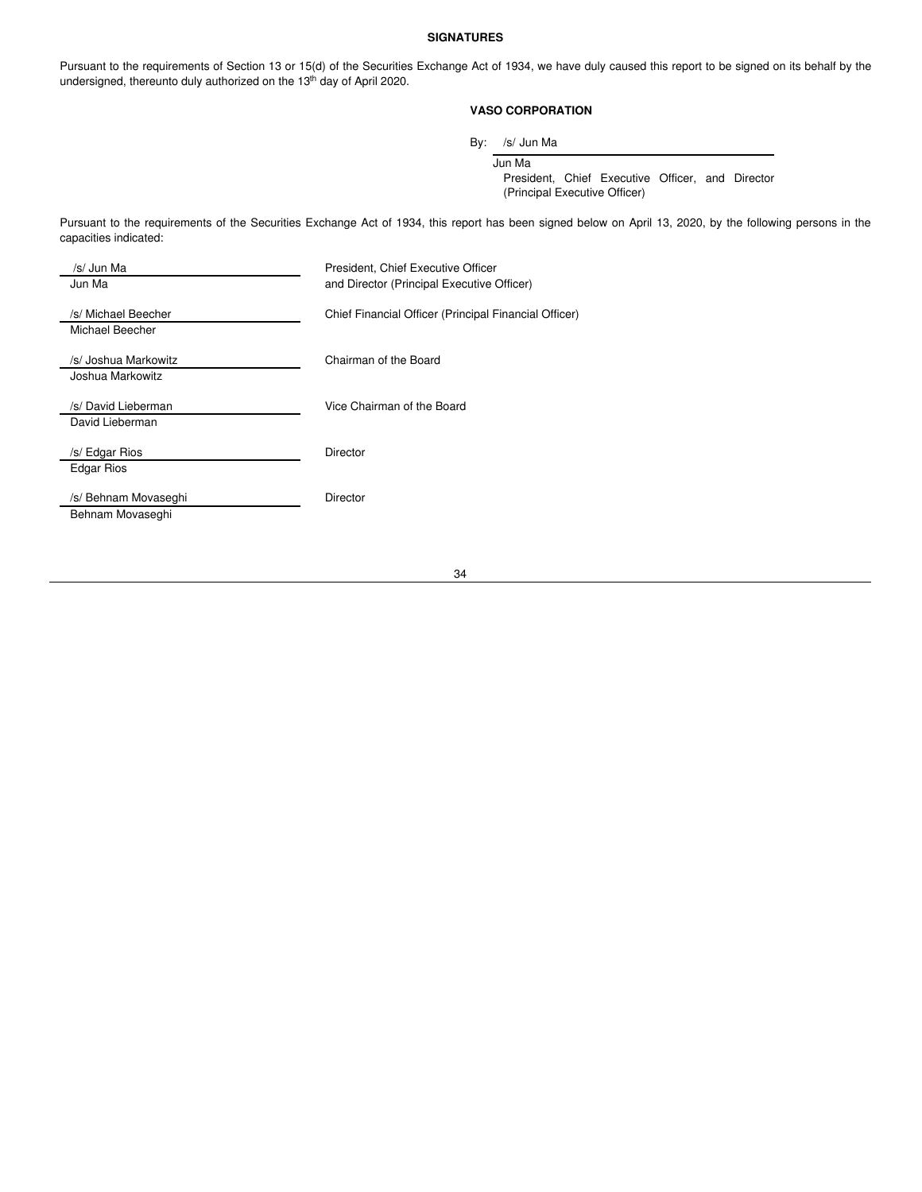**SIGNATURES**

Pursuant to the requirements of Section 13 or 15(d) of the Securities Exchange Act of 1934, we have duly caused this report to be signed on its behalf by the undersigned, thereunto duly authorized on the 13th day of April 2020.

**VASO CORPORATION**

By: /s/ Jun Ma

Jun Ma
President, Chief Executive Officer, and Director
(Principal Executive Officer)

Pursuant to the requirements of the Securities Exchange Act of 1934, this report has been signed below on April 13, 2020, by the following persons in the capacities indicated:

| Signature | Title |
|---|---|
| /s/ Jun Ma<br>Jun Ma | President, Chief Executive Officer and Director (Principal Executive Officer) |
| /s/ Michael Beecher<br>Michael Beecher | Chief Financial Officer (Principal Financial Officer) |
| /s/ Joshua Markowitz<br>Joshua Markowitz | Chairman of the Board |
| /s/ David Lieberman<br>David Lieberman | Vice Chairman of the Board |
| /s/ Edgar Rios<br>Edgar Rios | Director |
| /s/ Behnam Movaseghi<br>Behnam Movaseghi | Director |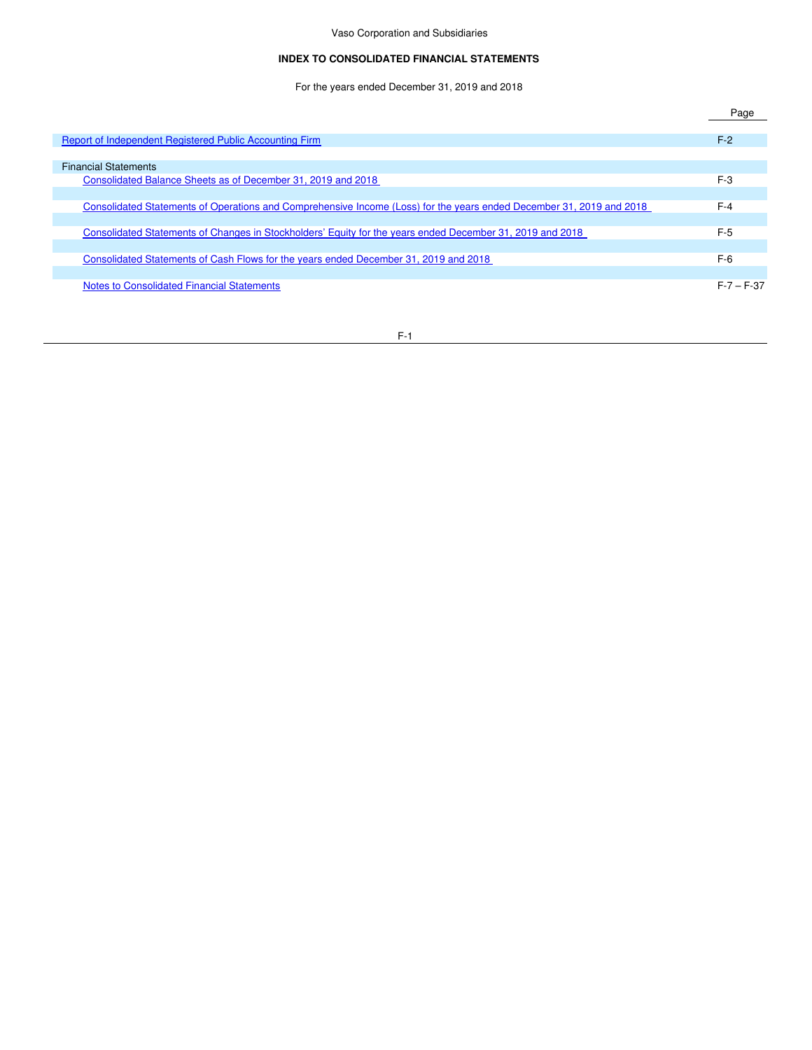Vaso Corporation and Subsidiaries

**INDEX TO CONSOLIDATED FINANCIAL STATEMENTS**

For the years ended December 31, 2019 and 2018

| | Page |
|---|---|
| Report of Independent Registered Public Accounting Firm | F-2 |
| Financial Statements | |
| Consolidated Balance Sheets as of December 31, 2019 and 2018 | F-3 |
| Consolidated Statements of Operations and Comprehensive Income (Loss) for the years ended December 31, 2019 and 2018 | F-4 |
| Consolidated Statements of Changes in Stockholders' Equity for the years ended December 31, 2019 and 2018 | F-5 |
| Consolidated Statements of Cash Flows for the years ended December 31, 2019 and 2018 | F-6 |
| Notes to Consolidated Financial Statements | F-7 – F-37 |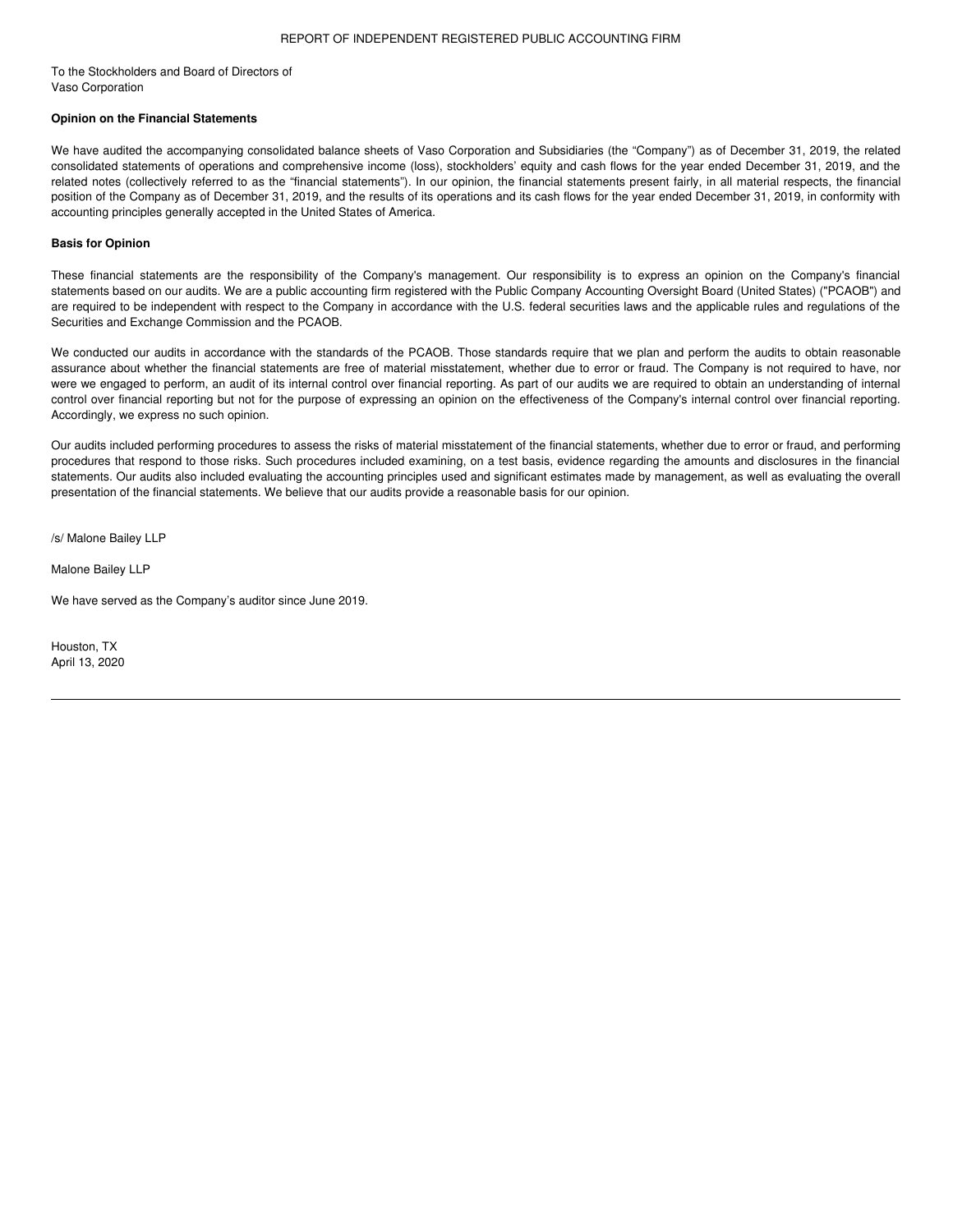# REPORT OF INDEPENDENT REGISTERED PUBLIC ACCOUNTING FIRM

To the Stockholders and Board of Directors of
Vaso Corporation

**Opinion on the Financial Statements**

We have audited the accompanying consolidated balance sheets of Vaso Corporation and Subsidiaries (the "Company") as of December 31, 2019, the related consolidated statements of operations and comprehensive income (loss), stockholders' equity and cash flows for the year ended December 31, 2019, and the related notes (collectively referred to as the "financial statements"). In our opinion, the financial statements present fairly, in all material respects, the financial position of the Company as of December 31, 2019, and the results of its operations and its cash flows for the year ended December 31, 2019, in conformity with accounting principles generally accepted in the United States of America.

**Basis for Opinion**

These financial statements are the responsibility of the Company's management. Our responsibility is to express an opinion on the Company's financial statements based on our audits. We are a public accounting firm registered with the Public Company Accounting Oversight Board (United States) ("PCAOB") and are required to be independent with respect to the Company in accordance with the U.S. federal securities laws and the applicable rules and regulations of the Securities and Exchange Commission and the PCAOB.

We conducted our audits in accordance with the standards of the PCAOB. Those standards require that we plan and perform the audits to obtain reasonable assurance about whether the financial statements are free of material misstatement, whether due to error or fraud. The Company is not required to have, nor were we engaged to perform, an audit of its internal control over financial reporting. As part of our audits we are required to obtain an understanding of internal control over financial reporting but not for the purpose of expressing an opinion on the effectiveness of the Company's internal control over financial reporting. Accordingly, we express no such opinion.

Our audits included performing procedures to assess the risks of material misstatement of the financial statements, whether due to error or fraud, and performing procedures that respond to those risks. Such procedures included examining, on a test basis, evidence regarding the amounts and disclosures in the financial statements. Our audits also included evaluating the accounting principles used and significant estimates made by management, as well as evaluating the overall presentation of the financial statements. We believe that our audits provide a reasonable basis for our opinion.

/s/ Malone Bailey LLP

Malone Bailey LLP

We have served as the Company's auditor since June 2019.

Houston, TX
April 13, 2020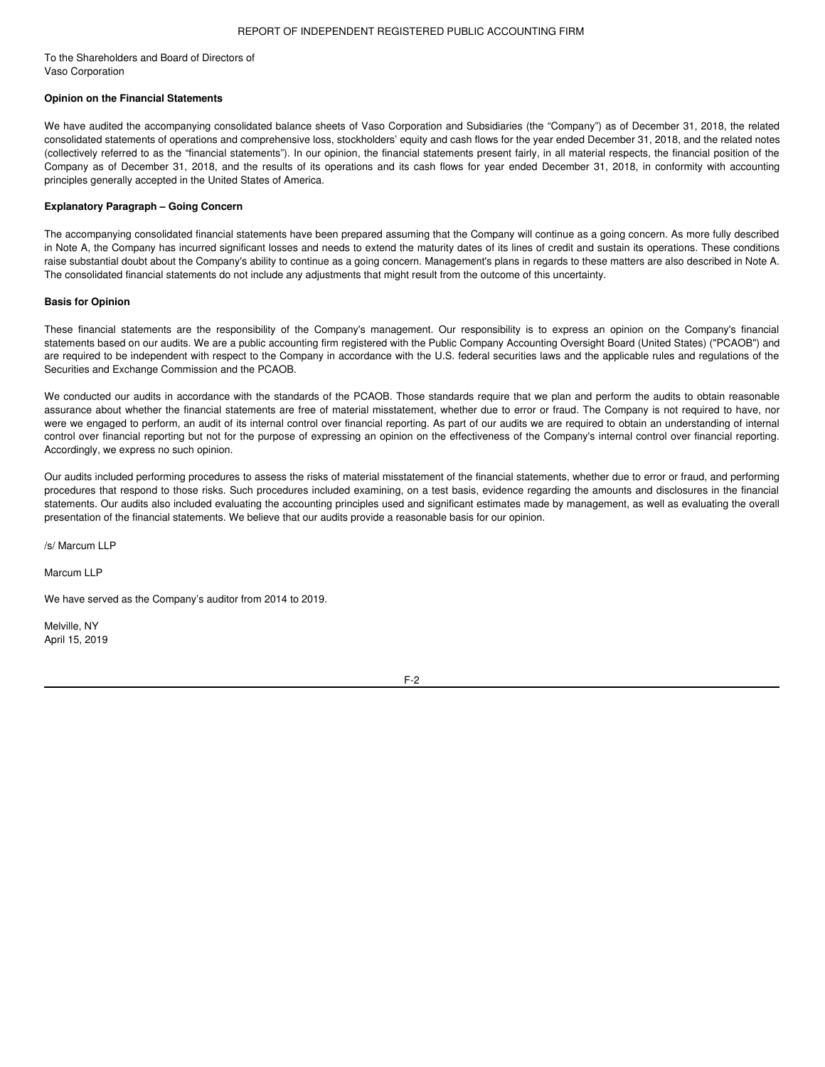# REPORT OF INDEPENDENT REGISTERED PUBLIC ACCOUNTING FIRM

To the Shareholders and Board of Directors of
Vaso Corporation

**Opinion on the Financial Statements**

We have audited the accompanying consolidated balance sheets of Vaso Corporation and Subsidiaries (the "Company") as of December 31, 2018, the related consolidated statements of operations and comprehensive loss, stockholders' equity and cash flows for the year ended December 31, 2018, and the related notes (collectively referred to as the "financial statements"). In our opinion, the financial statements present fairly, in all material respects, the financial position of the Company as of December 31, 2018, and the results of its operations and its cash flows for year ended December 31, 2018, in conformity with accounting principles generally accepted in the United States of America.

**Explanatory Paragraph – Going Concern**

The accompanying consolidated financial statements have been prepared assuming that the Company will continue as a going concern. As more fully described in Note A, the Company has incurred significant losses and needs to extend the maturity dates of its lines of credit and sustain its operations. These conditions raise substantial doubt about the Company's ability to continue as a going concern. Management's plans in regards to these matters are also described in Note A. The consolidated financial statements do not include any adjustments that might result from the outcome of this uncertainty.

**Basis for Opinion**

These financial statements are the responsibility of the Company's management. Our responsibility is to express an opinion on the Company's financial statements based on our audits. We are a public accounting firm registered with the Public Company Accounting Oversight Board (United States) ("PCAOB") and are required to be independent with respect to the Company in accordance with the U.S. federal securities laws and the applicable rules and regulations of the Securities and Exchange Commission and the PCAOB.

We conducted our audits in accordance with the standards of the PCAOB. Those standards require that we plan and perform the audits to obtain reasonable assurance about whether the financial statements are free of material misstatement, whether due to error or fraud. The Company is not required to have, nor were we engaged to perform, an audit of its internal control over financial reporting. As part of our audits we are required to obtain an understanding of internal control over financial reporting but not for the purpose of expressing an opinion on the effectiveness of the Company's internal control over financial reporting. Accordingly, we express no such opinion.

Our audits included performing procedures to assess the risks of material misstatement of the financial statements, whether due to error or fraud, and performing procedures that respond to those risks. Such procedures included examining, on a test basis, evidence regarding the amounts and disclosures in the financial statements. Our audits also included evaluating the accounting principles used and significant estimates made by management, as well as evaluating the overall presentation of the financial statements. We believe that our audits provide a reasonable basis for our opinion.

/s/ Marcum LLP

Marcum LLP

We have served as the Company's auditor from 2014 to 2019.

Melville, NY
April 15, 2019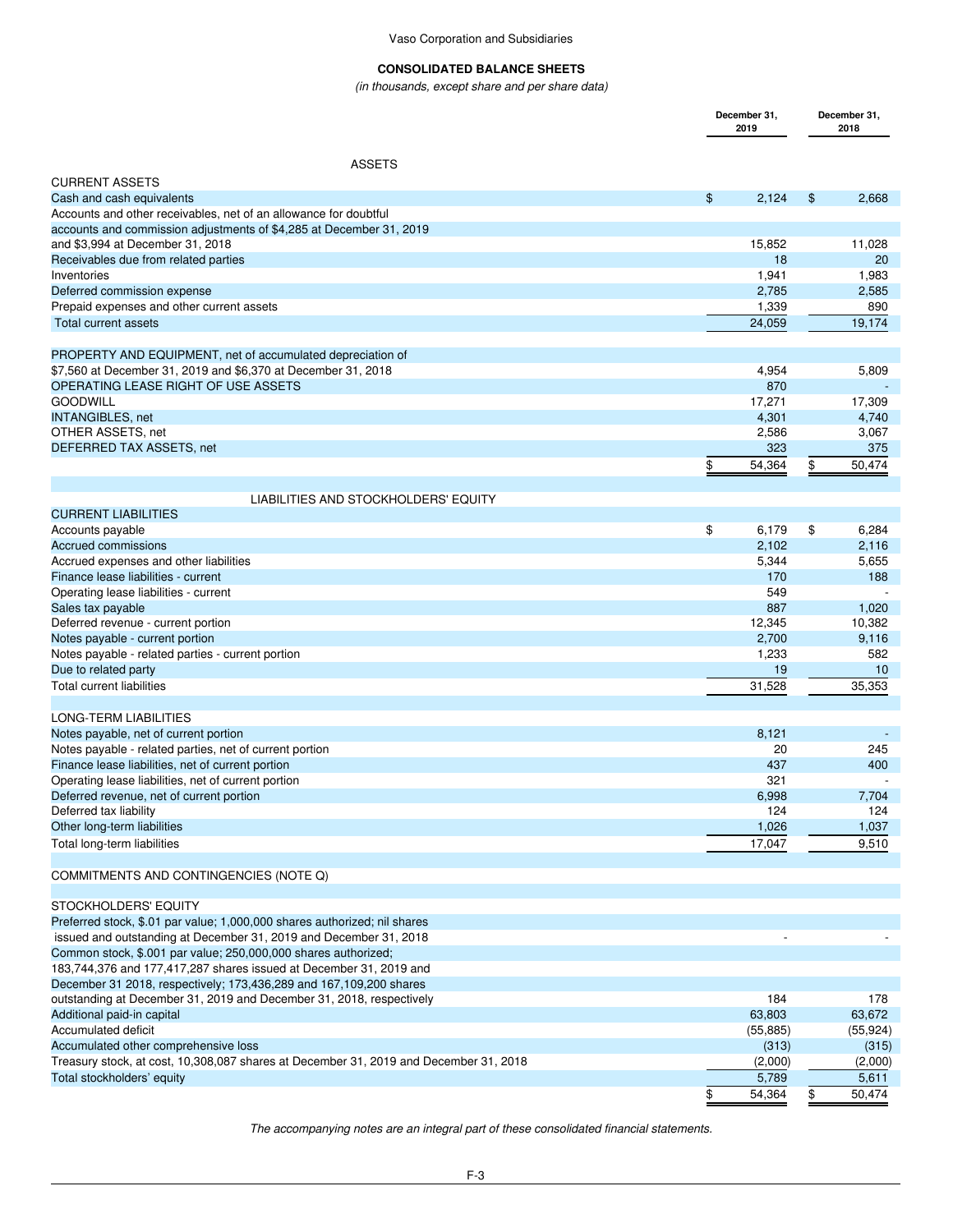Vaso Corporation and Subsidiaries

**CONSOLIDATED BALANCE SHEETS**

*(in thousands, except share and per share data)*

| | December 31, 2019 | December 31, 2018 |
|---|---|---|
| **ASSETS** | | |
| CURRENT ASSETS | | |
| Cash and cash equivalents | $ 2,124 | $ 2,668 |
| Accounts and other receivables, net of an allowance for doubtful accounts and commission adjustments of $4,285 at December 31, 2019 and $3,994 at December 31, 2018 | 15,852 | 11,028 |
| Receivables due from related parties | 18 | 20 |
| Inventories | 1,941 | 1,983 |
| Deferred commission expense | 2,785 | 2,585 |
| Prepaid expenses and other current assets | 1,339 | 890 |
| Total current assets | 24,059 | 19,174 |
| | | |
| PROPERTY AND EQUIPMENT, net of accumulated depreciation of $7,560 at December 31, 2019 and $6,370 at December 31, 2018 | 4,954 | 5,809 |
| OPERATING LEASE RIGHT OF USE ASSETS | 870 | - |
| GOODWILL | 17,271 | 17,309 |
| INTANGIBLES, net | 4,301 | 4,740 |
| OTHER ASSETS, net | 2,586 | 3,067 |
| DEFERRED TAX ASSETS, net | 323 | 375 |
| | $ 54,364 | $ 50,474 |
| | | |
| **LIABILITIES AND STOCKHOLDERS' EQUITY** | | |
| CURRENT LIABILITIES | | |
| Accounts payable | $ 6,179 | $ 6,284 |
| Accrued commissions | 2,102 | 2,116 |
| Accrued expenses and other liabilities | 5,344 | 5,655 |
| Finance lease liabilities - current | 170 | 188 |
| Operating lease liabilities - current | 549 | - |
| Sales tax payable | 887 | 1,020 |
| Deferred revenue - current portion | 12,345 | 10,382 |
| Notes payable - current portion | 2,700 | 9,116 |
| Notes payable - related parties - current portion | 1,233 | 582 |
| Due to related party | 19 | 10 |
| Total current liabilities | 31,528 | 35,353 |
| | | |
| LONG-TERM LIABILITIES | | |
| Notes payable, net of current portion | 8,121 | - |
| Notes payable - related parties, net of current portion | 20 | 245 |
| Finance lease liabilities, net of current portion | 437 | 400 |
| Operating lease liabilities, net of current portion | 321 | - |
| Deferred revenue, net of current portion | 6,998 | 7,704 |
| Deferred tax liability | 124 | 124 |
| Other long-term liabilities | 1,026 | 1,037 |
| Total long-term liabilities | 17,047 | 9,510 |
| | | |
| COMMITMENTS AND CONTINGENCIES (NOTE Q) | | |
| | | |
| STOCKHOLDERS' EQUITY | | |
| Preferred stock, $.01 par value; 1,000,000 shares authorized; nil shares issued and outstanding at December 31, 2019 and December 31, 2018 | - | - |
| Common stock, $.001 par value; 250,000,000 shares authorized; 183,744,376 and 177,417,287 shares issued at December 31, 2019 and December 31 2018, respectively; 173,436,289 and 167,109,200 shares outstanding at December 31, 2019 and December 31, 2018, respectively | 184 | 178 |
| Additional paid-in capital | 63,803 | 63,672 |
| Accumulated deficit | (55,885) | (55,924) |
| Accumulated other comprehensive loss | (313) | (315) |
| Treasury stock, at cost, 10,308,087 shares at December 31, 2019 and December 31, 2018 | (2,000) | (2,000) |
| Total stockholders' equity | 5,789 | 5,611 |
| | $ 54,364 | $ 50,474 |

*The accompanying notes are an integral part of these consolidated financial statements.*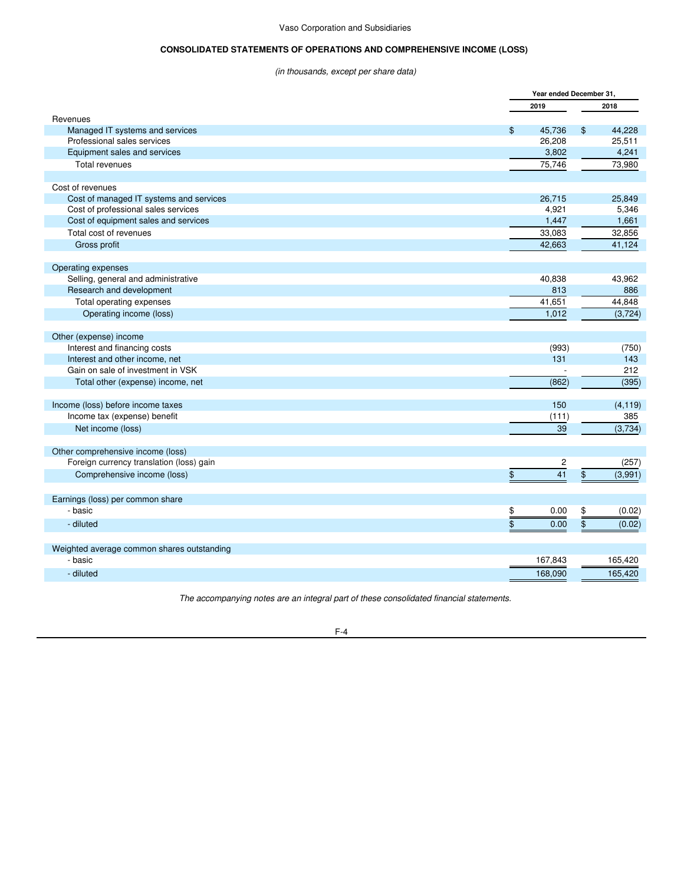Vaso Corporation and Subsidiaries

## CONSOLIDATED STATEMENTS OF OPERATIONS AND COMPREHENSIVE INCOME (LOSS)

*(in thousands, except per share data)*

| | Year ended December 31, | |
|---|---|---|
| | 2019 | 2018 |
| **Revenues** | | |
| Managed IT systems and services | $ 45,736 | $ 44,228 |
| Professional sales services | 26,208 | 25,511 |
| Equipment sales and services | 3,802 | 4,241 |
| Total revenues | 75,746 | 73,980 |
| | | |
| **Cost of revenues** | | |
| Cost of managed IT systems and services | 26,715 | 25,849 |
| Cost of professional sales services | 4,921 | 5,346 |
| Cost of equipment sales and services | 1,447 | 1,661 |
| Total cost of revenues | 33,083 | 32,856 |
| Gross profit | 42,663 | 41,124 |
| | | |
| **Operating expenses** | | |
| Selling, general and administrative | 40,838 | 43,962 |
| Research and development | 813 | 886 |
| Total operating expenses | 41,651 | 44,848 |
| Operating income (loss) | 1,012 | (3,724) |
| | | |
| **Other (expense) income** | | |
| Interest and financing costs | (993) | (750) |
| Interest and other income, net | 131 | 143 |
| Gain on sale of investment in VSK | - | 212 |
| Total other (expense) income, net | (862) | (395) |
| | | |
| Income (loss) before income taxes | 150 | (4,119) |
| Income tax (expense) benefit | (111) | 385 |
| Net income (loss) | 39 | (3,734) |
| | | |
| **Other comprehensive income (loss)** | | |
| Foreign currency translation (loss) gain | 2 | (257) |
| Comprehensive income (loss) | $ 41 | $ (3,991) |
| | | |
| **Earnings (loss) per common share** | | |
| - basic | $ 0.00 | $ (0.02) |
| - diluted | $ 0.00 | $ (0.02) |
| | | |
| **Weighted average common shares outstanding** | | |
| - basic | 167,843 | 165,420 |
| - diluted | 168,090 | 165,420 |

*The accompanying notes are an integral part of these consolidated financial statements.*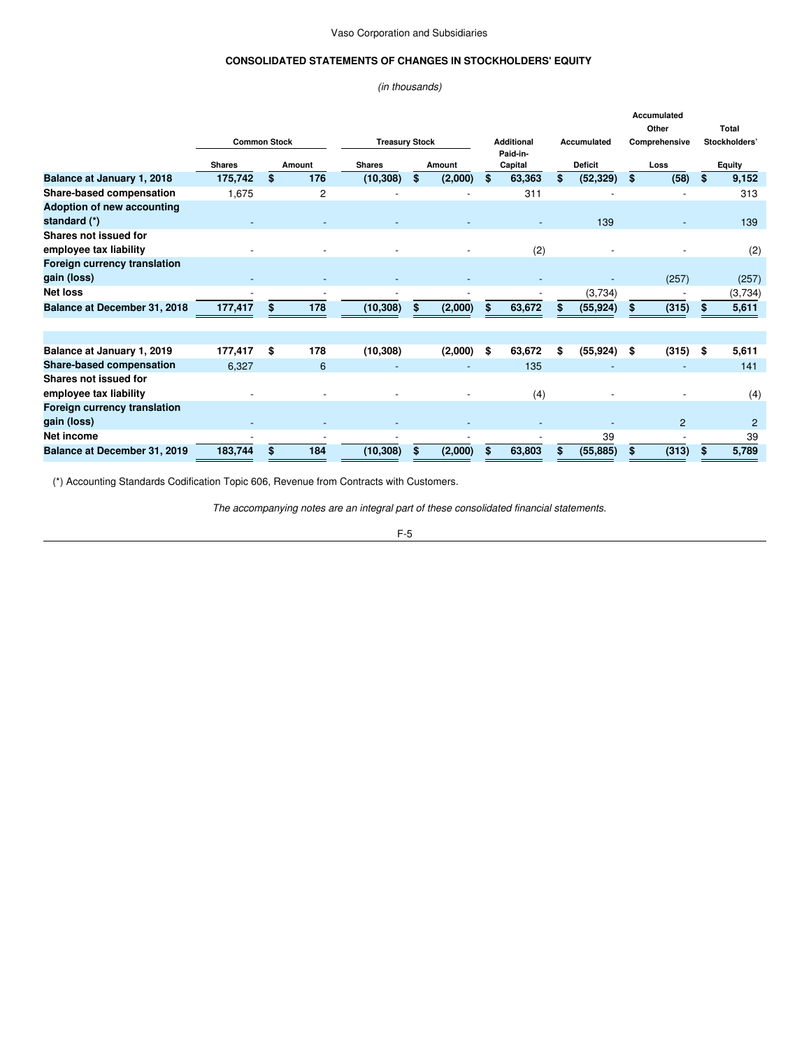Vaso Corporation and Subsidiaries

## CONSOLIDATED STATEMENTS OF CHANGES IN STOCKHOLDERS' EQUITY

*(in thousands)*

| | Common Stock | | Treasury Stock | | Additional Paid-in- | Accumulated | Accumulated Other Comprehensive | Total Stockholders' |
|---|---|---|---|---|---|---|---|---|
| | Shares | Amount | Shares | Amount | Capital | Deficit | Loss | Equity |
| **Balance at January 1, 2018** | **175,742** | **$ 176** | **(10,308)** | **$ (2,000)** | **$ 63,363** | **$ (52,329)** | **$ (58)** | **$ 9,152** |
| **Share-based compensation** | 1,675 | 2 | - | - | 311 | - | - | 313 |
| **Adoption of new accounting standard (*)** | - | - | - | - | - | 139 | - | 139 |
| **Shares not issued for employee tax liability** | - | - | - | - | (2) | - | - | (2) |
| **Foreign currency translation gain (loss)** | - | - | - | - | - | - | (257) | (257) |
| **Net loss** | - | - | - | - | - | (3,734) | - | (3,734) |
| **Balance at December 31, 2018** | **177,417** | **$ 178** | **(10,308)** | **$ (2,000)** | **$ 63,672** | **$ (55,924)** | **$ (315)** | **$ 5,611** |
| | | | | | | | | |
| **Balance at January 1, 2019** | **177,417** | **$ 178** | **(10,308)** | **(2,000)** | **$ 63,672** | **$ (55,924)** | **$ (315)** | **$ 5,611** |
| **Share-based compensation** | 6,327 | 6 | - | - | 135 | - | - | 141 |
| **Shares not issued for employee tax liability** | - | - | - | - | (4) | - | - | (4) |
| **Foreign currency translation gain (loss)** | - | - | - | - | - | - | 2 | 2 |
| **Net income** | - | - | - | - | - | 39 | - | 39 |
| **Balance at December 31, 2019** | **183,744** | **$ 184** | **(10,308)** | **$ (2,000)** | **$ 63,803** | **$ (55,885)** | **$ (313)** | **$ 5,789** |

(*) Accounting Standards Codification Topic 606, Revenue from Contracts with Customers.

*The accompanying notes are an integral part of these consolidated financial statements.*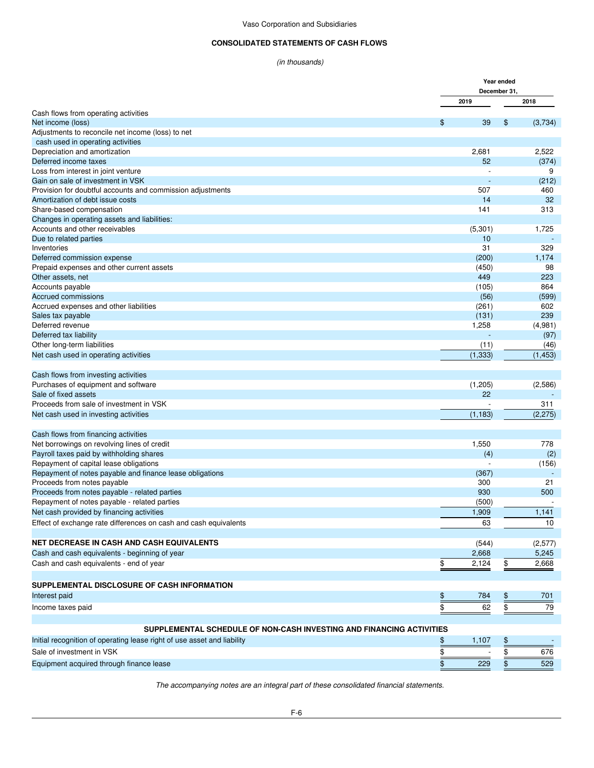Vaso Corporation and Subsidiaries

## CONSOLIDATED STATEMENTS OF CASH FLOWS

*(in thousands)*

| | Year ended December 31, | |
|---|---|---|
| | 2019 | 2018 |
| Cash flows from operating activities | | |
| Net income (loss) | $ 39 | $ (3,734) |
| Adjustments to reconcile net income (loss) to net cash used in operating activities | | |
| Depreciation and amortization | 2,681 | 2,522 |
| Deferred income taxes | 52 | (374) |
| Loss from interest in joint venture | - | 9 |
| Gain on sale of investment in VSK | - | (212) |
| Provision for doubtful accounts and commission adjustments | 507 | 460 |
| Amortization of debt issue costs | 14 | 32 |
| Share-based compensation | 141 | 313 |
| Changes in operating assets and liabilities: | | |
| Accounts and other receivables | (5,301) | 1,725 |
| Due to related parties | 10 | - |
| Inventories | 31 | 329 |
| Deferred commission expense | (200) | 1,174 |
| Prepaid expenses and other current assets | (450) | 98 |
| Other assets, net | 449 | 223 |
| Accounts payable | (105) | 864 |
| Accrued commissions | (56) | (599) |
| Accrued expenses and other liabilities | (261) | 602 |
| Sales tax payable | (131) | 239 |
| Deferred revenue | 1,258 | (4,981) |
| Deferred tax liability | - | (97) |
| Other long-term liabilities | (11) | (46) |
| Net cash used in operating activities | (1,333) | (1,453) |
| | | |
| Cash flows from investing activities | | |
| Purchases of equipment and software | (1,205) | (2,586) |
| Sale of fixed assets | 22 | - |
| Proceeds from sale of investment in VSK | - | 311 |
| Net cash used in investing activities | (1,183) | (2,275) |
| | | |
| Cash flows from financing activities | | |
| Net borrowings on revolving lines of credit | 1,550 | 778 |
| Payroll taxes paid by withholding shares | (4) | (2) |
| Repayment of capital lease obligations | - | (156) |
| Repayment of notes payable and finance lease obligations | (367) | - |
| Proceeds from notes payable | 300 | 21 |
| Proceeds from notes payable - related parties | 930 | 500 |
| Repayment of notes payable - related parties | (500) | - |
| Net cash provided by financing activities | 1,909 | 1,141 |
| Effect of exchange rate differences on cash and cash equivalents | 63 | 10 |
| | | |
| **NET DECREASE IN CASH AND CASH EQUIVALENTS** | (544) | (2,577) |
| Cash and cash equivalents - beginning of year | 2,668 | 5,245 |
| Cash and cash equivalents - end of year | $ 2,124 | $ 2,668 |
| | | |
| **SUPPLEMENTAL DISCLOSURE OF CASH INFORMATION** | | |
| Interest paid | $ 784 | $ 701 |
| Income taxes paid | $ 62 | $ 79 |
| | | |
| **SUPPLEMENTAL SCHEDULE OF NON-CASH INVESTING AND FINANCING ACTIVITIES** | | |
| Initial recognition of operating lease right of use asset and liability | $ 1,107 | $ - |
| Sale of investment in VSK | $ - | $ 676 |
| Equipment acquired through finance lease | $ 229 | $ 529 |

*The accompanying notes are an integral part of these consolidated financial statements.*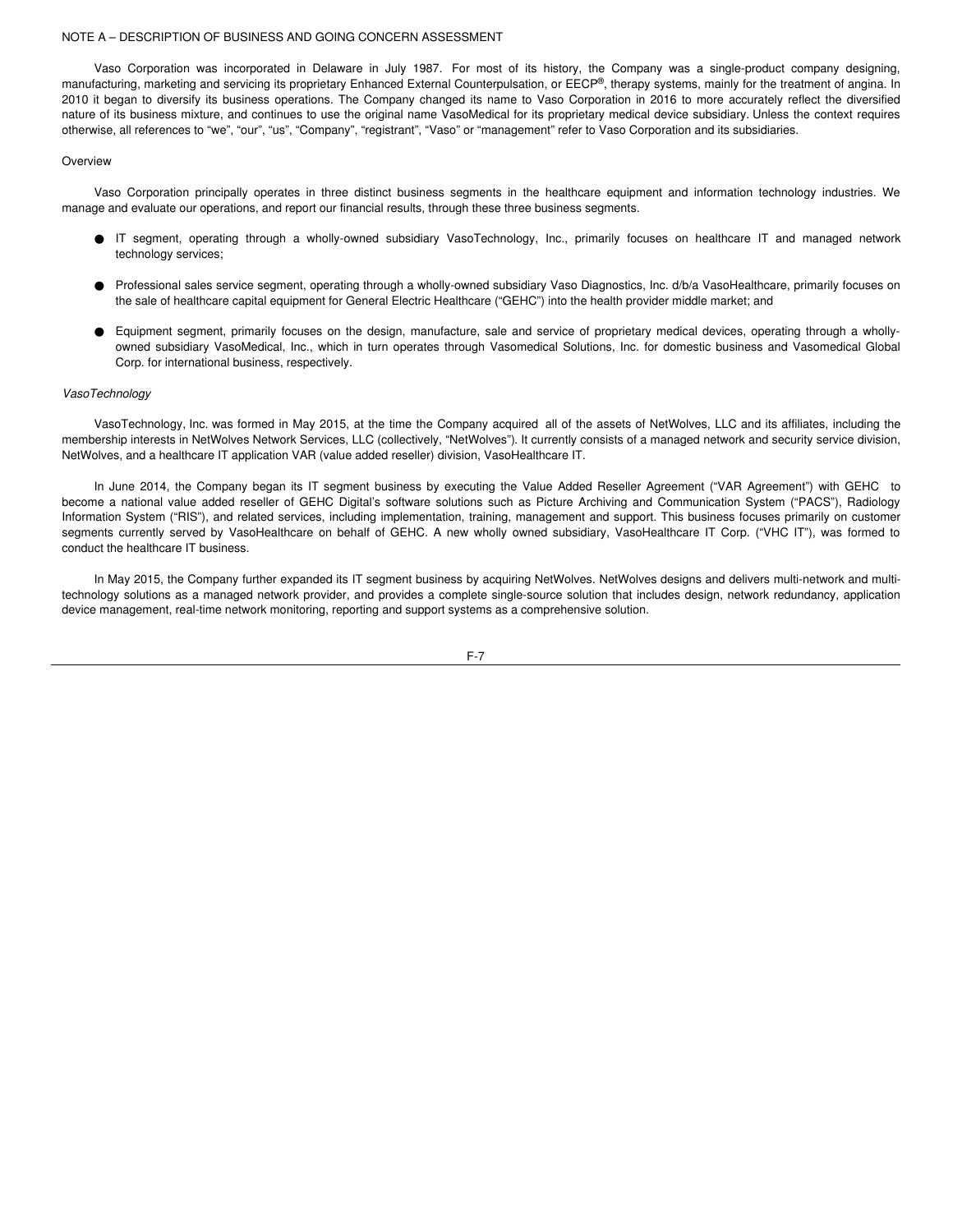## NOTE A – DESCRIPTION OF BUSINESS AND GOING CONCERN ASSESSMENT

Vaso Corporation was incorporated in Delaware in July 1987. For most of its history, the Company was a single-product company designing, manufacturing, marketing and servicing its proprietary Enhanced External Counterpulsation, or EECP®, therapy systems, mainly for the treatment of angina. In 2010 it began to diversify its business operations. The Company changed its name to Vaso Corporation in 2016 to more accurately reflect the diversified nature of its business mixture, and continues to use the original name VasoMedical for its proprietary medical device subsidiary. Unless the context requires otherwise, all references to "we", "our", "us", "Company", "registrant", "Vaso" or "management" refer to Vaso Corporation and its subsidiaries.

### Overview

Vaso Corporation principally operates in three distinct business segments in the healthcare equipment and information technology industries. We manage and evaluate our operations, and report our financial results, through these three business segments.

- IT segment, operating through a wholly-owned subsidiary VasoTechnology, Inc., primarily focuses on healthcare IT and managed network technology services;
- Professional sales service segment, operating through a wholly-owned subsidiary Vaso Diagnostics, Inc. d/b/a VasoHealthcare, primarily focuses on the sale of healthcare capital equipment for General Electric Healthcare ("GEHC") into the health provider middle market; and
- Equipment segment, primarily focuses on the design, manufacture, sale and service of proprietary medical devices, operating through a wholly-owned subsidiary VasoMedical, Inc., which in turn operates through Vasomedical Solutions, Inc. for domestic business and Vasomedical Global Corp. for international business, respectively.

### *VasoTechnology*

VasoTechnology, Inc. was formed in May 2015, at the time the Company acquired all of the assets of NetWolves, LLC and its affiliates, including the membership interests in NetWolves Network Services, LLC (collectively, "NetWolves"). It currently consists of a managed network and security service division, NetWolves, and a healthcare IT application VAR (value added reseller) division, VasoHealthcare IT.

In June 2014, the Company began its IT segment business by executing the Value Added Reseller Agreement ("VAR Agreement") with GEHC to become a national value added reseller of GEHC Digital's software solutions such as Picture Archiving and Communication System ("PACS"), Radiology Information System ("RIS"), and related services, including implementation, training, management and support. This business focuses primarily on customer segments currently served by VasoHealthcare on behalf of GEHC. A new wholly owned subsidiary, VasoHealthcare IT Corp. ("VHC IT"), was formed to conduct the healthcare IT business.

In May 2015, the Company further expanded its IT segment business by acquiring NetWolves. NetWolves designs and delivers multi-network and multi-technology solutions as a managed network provider, and provides a complete single-source solution that includes design, network redundancy, application device management, real-time network monitoring, reporting and support systems as a comprehensive solution.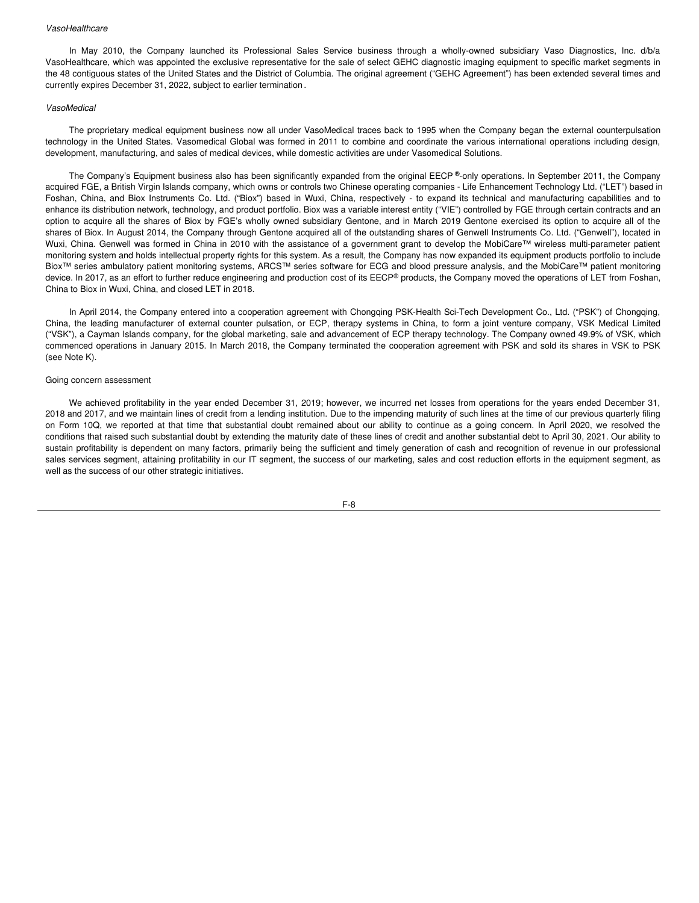*VasoHealthcare*

In May 2010, the Company launched its Professional Sales Service business through a wholly-owned subsidiary Vaso Diagnostics, Inc. d/b/a VasoHealthcare, which was appointed the exclusive representative for the sale of select GEHC diagnostic imaging equipment to specific market segments in the 48 contiguous states of the United States and the District of Columbia. The original agreement ("GEHC Agreement") has been extended several times and currently expires December 31, 2022, subject to earlier termination.

*VasoMedical*

The proprietary medical equipment business now all under VasoMedical traces back to 1995 when the Company began the external counterpulsation technology in the United States. Vasomedical Global was formed in 2011 to combine and coordinate the various international operations including design, development, manufacturing, and sales of medical devices, while domestic activities are under Vasomedical Solutions.

The Company's Equipment business also has been significantly expanded from the original EECP®-only operations. In September 2011, the Company acquired FGE, a British Virgin Islands company, which owns or controls two Chinese operating companies - Life Enhancement Technology Ltd. ("LET") based in Foshan, China, and Biox Instruments Co. Ltd. ("Biox") based in Wuxi, China, respectively - to expand its technical and manufacturing capabilities and to enhance its distribution network, technology, and product portfolio. Biox was a variable interest entity ("VIE") controlled by FGE through certain contracts and an option to acquire all the shares of Biox by FGE's wholly owned subsidiary Gentone, and in March 2019 Gentone exercised its option to acquire all of the shares of Biox. In August 2014, the Company through Gentone acquired all of the outstanding shares of Genwell Instruments Co. Ltd. ("Genwell"), located in Wuxi, China. Genwell was formed in China in 2010 with the assistance of a government grant to develop the MobiCare™ wireless multi-parameter patient monitoring system and holds intellectual property rights for this system. As a result, the Company has now expanded its equipment products portfolio to include Biox™ series ambulatory patient monitoring systems, ARCS™ series software for ECG and blood pressure analysis, and the MobiCare™ patient monitoring device. In 2017, as an effort to further reduce engineering and production cost of its EECP® products, the Company moved the operations of LET from Foshan, China to Biox in Wuxi, China, and closed LET in 2018.

In April 2014, the Company entered into a cooperation agreement with Chongqing PSK-Health Sci-Tech Development Co., Ltd. ("PSK") of Chongqing, China, the leading manufacturer of external counter pulsation, or ECP, therapy systems in China, to form a joint venture company, VSK Medical Limited ("VSK"), a Cayman Islands company, for the global marketing, sale and advancement of ECP therapy technology. The Company owned 49.9% of VSK, which commenced operations in January 2015. In March 2018, the Company terminated the cooperation agreement with PSK and sold its shares in VSK to PSK (see Note K).

Going concern assessment

We achieved profitability in the year ended December 31, 2019; however, we incurred net losses from operations for the years ended December 31, 2018 and 2017, and we maintain lines of credit from a lending institution. Due to the impending maturity of such lines at the time of our previous quarterly filing on Form 10Q, we reported at that time that substantial doubt remained about our ability to continue as a going concern. In April 2020, we resolved the conditions that raised such substantial doubt by extending the maturity date of these lines of credit and another substantial debt to April 30, 2021. Our ability to sustain profitability is dependent on many factors, primarily being the sufficient and timely generation of cash and recognition of revenue in our professional sales services segment, attaining profitability in our IT segment, the success of our marketing, sales and cost reduction efforts in the equipment segment, as well as the success of our other strategic initiatives.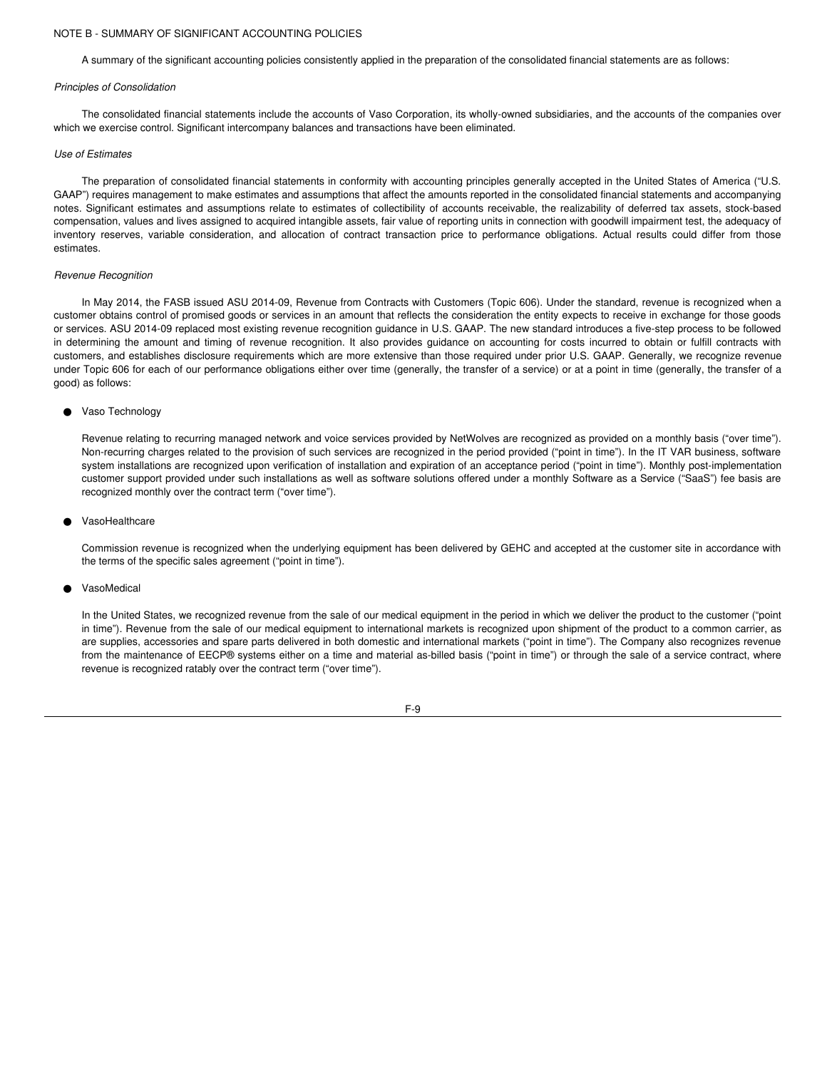NOTE B - SUMMARY OF SIGNIFICANT ACCOUNTING POLICIES

A summary of the significant accounting policies consistently applied in the preparation of the consolidated financial statements are as follows:

*Principles of Consolidation*

The consolidated financial statements include the accounts of Vaso Corporation, its wholly-owned subsidiaries, and the accounts of the companies over which we exercise control. Significant intercompany balances and transactions have been eliminated.

*Use of Estimates*

The preparation of consolidated financial statements in conformity with accounting principles generally accepted in the United States of America ("U.S. GAAP") requires management to make estimates and assumptions that affect the amounts reported in the consolidated financial statements and accompanying notes. Significant estimates and assumptions relate to estimates of collectibility of accounts receivable, the realizability of deferred tax assets, stock-based compensation, values and lives assigned to acquired intangible assets, fair value of reporting units in connection with goodwill impairment test, the adequacy of inventory reserves, variable consideration, and allocation of contract transaction price to performance obligations. Actual results could differ from those estimates.

*Revenue Recognition*

In May 2014, the FASB issued ASU 2014-09, Revenue from Contracts with Customers (Topic 606). Under the standard, revenue is recognized when a customer obtains control of promised goods or services in an amount that reflects the consideration the entity expects to receive in exchange for those goods or services. ASU 2014-09 replaced most existing revenue recognition guidance in U.S. GAAP. The new standard introduces a five-step process to be followed in determining the amount and timing of revenue recognition. It also provides guidance on accounting for costs incurred to obtain or fulfill contracts with customers, and establishes disclosure requirements which are more extensive than those required under prior U.S. GAAP. Generally, we recognize revenue under Topic 606 for each of our performance obligations either over time (generally, the transfer of a service) or at a point in time (generally, the transfer of a good) as follows:

- Vaso Technology

  Revenue relating to recurring managed network and voice services provided by NetWolves are recognized as provided on a monthly basis ("over time"). Non-recurring charges related to the provision of such services are recognized in the period provided ("point in time"). In the IT VAR business, software system installations are recognized upon verification of installation and expiration of an acceptance period ("point in time"). Monthly post-implementation customer support provided under such installations as well as software solutions offered under a monthly Software as a Service ("SaaS") fee basis are recognized monthly over the contract term ("over time").

- VasoHealthcare

  Commission revenue is recognized when the underlying equipment has been delivered by GEHC and accepted at the customer site in accordance with the terms of the specific sales agreement ("point in time").

- VasoMedical

  In the United States, we recognized revenue from the sale of our medical equipment in the period in which we deliver the product to the customer ("point in time"). Revenue from the sale of our medical equipment to international markets is recognized upon shipment of the product to a common carrier, as are supplies, accessories and spare parts delivered in both domestic and international markets ("point in time"). The Company also recognizes revenue from the maintenance of EECP® systems either on a time and material as-billed basis ("point in time") or through the sale of a service contract, where revenue is recognized ratably over the contract term ("over time").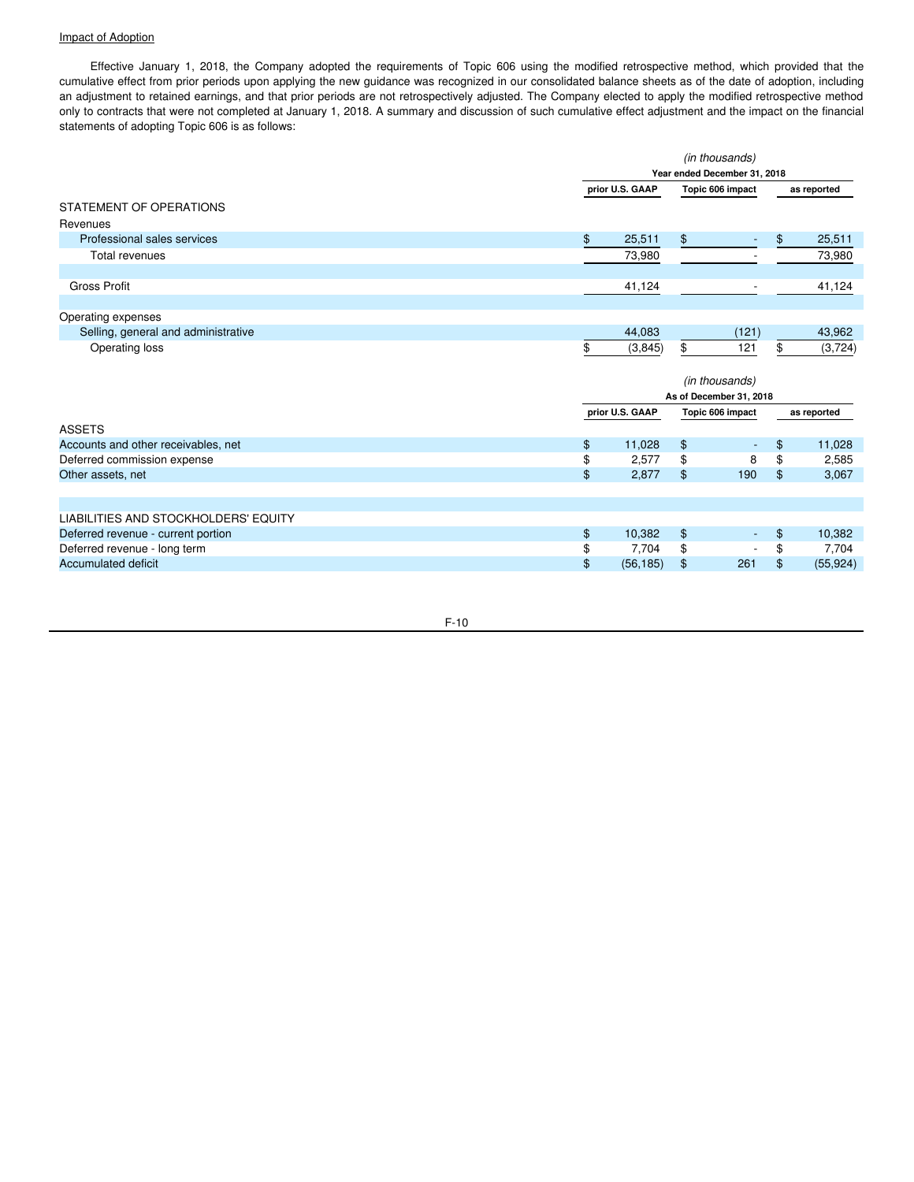Impact of Adoption

Effective January 1, 2018, the Company adopted the requirements of Topic 606 using the modified retrospective method, which provided that the cumulative effect from prior periods upon applying the new guidance was recognized in our consolidated balance sheets as of the date of adoption, including an adjustment to retained earnings, and that prior periods are not retrospectively adjusted. The Company elected to apply the modified retrospective method only to contracts that were not completed at January 1, 2018. A summary and discussion of such cumulative effect adjustment and the impact on the financial statements of adopting Topic 606 is as follows:

| | *(in thousands)* | | |
|---|---|---|---|
| | **Year ended December 31, 2018** | | |
| | **prior U.S. GAAP** | **Topic 606 impact** | **as reported** |
| STATEMENT OF OPERATIONS | | | |
| Revenues | | | |
| Professional sales services | $ 25,511 | $ - | $ 25,511 |
| Total revenues | 73,980 | - | 73,980 |
| | | | |
| Gross Profit | 41,124 | - | 41,124 |
| | | | |
| Operating expenses | | | |
| Selling, general and administrative | 44,083 | (121) | 43,962 |
| Operating loss | $ (3,845) | $ 121 | $ (3,724) |

| | *(in thousands)* | | |
|---|---|---|---|
| | **As of December 31, 2018** | | |
| | **prior U.S. GAAP** | **Topic 606 impact** | **as reported** |
| ASSETS | | | |
| Accounts and other receivables, net | $ 11,028 | $ - | $ 11,028 |
| Deferred commission expense | $ 2,577 | $ 8 | $ 2,585 |
| Other assets, net | $ 2,877 | $ 190 | $ 3,067 |
| | | | |
| LIABILITIES AND STOCKHOLDERS' EQUITY | | | |
| Deferred revenue - current portion | $ 10,382 | $ - | $ 10,382 |
| Deferred revenue - long term | $ 7,704 | $ - | $ 7,704 |
| Accumulated deficit | $ (56,185) | $ 261 | $ (55,924) |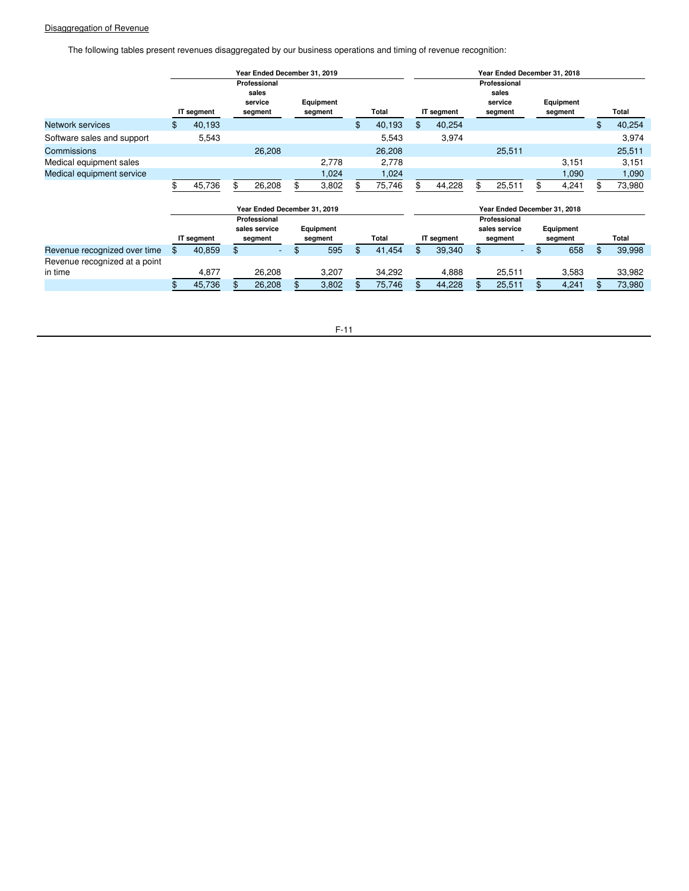Disaggregation of Revenue

The following tables present revenues disaggregated by our business operations and timing of revenue recognition:

| | Year Ended December 31, 2019 | | | | Year Ended December 31, 2018 | | | |
|---|---|---|---|---|---|---|---|---|
| | IT segment | Professional sales service segment | Equipment segment | Total | IT segment | Professional sales service segment | Equipment segment | Total |
| Network services | $ 40,193 | | | $ 40,193 | $ 40,254 | | | $ 40,254 |
| Software sales and support | 5,543 | | | 5,543 | 3,974 | | | 3,974 |
| Commissions | | 26,208 | | 26,208 | | 25,511 | | 25,511 |
| Medical equipment sales | | | 2,778 | 2,778 | | | 3,151 | 3,151 |
| Medical equipment service | | | 1,024 | 1,024 | | | 1,090 | 1,090 |
| | $ 45,736 | $ 26,208 | $ 3,802 | $ 75,746 | $ 44,228 | $ 25,511 | $ 4,241 | $ 73,980 |

| | Year Ended December 31, 2019 | | | | Year Ended December 31, 2018 | | | |
|---|---|---|---|---|---|---|---|---|
| | IT segment | Professional sales service segment | Equipment segment | Total | IT segment | Professional sales service segment | Equipment segment | Total |
| Revenue recognized over time | $ 40,859 | $ - | $ 595 | $ 41,454 | $ 39,340 | $ - | $ 658 | $ 39,998 |
| Revenue recognized at a point in time | 4,877 | 26,208 | 3,207 | 34,292 | 4,888 | 25,511 | 3,583 | 33,982 |
| | $ 45,736 | $ 26,208 | $ 3,802 | $ 75,746 | $ 44,228 | $ 25,511 | $ 4,241 | $ 73,980 |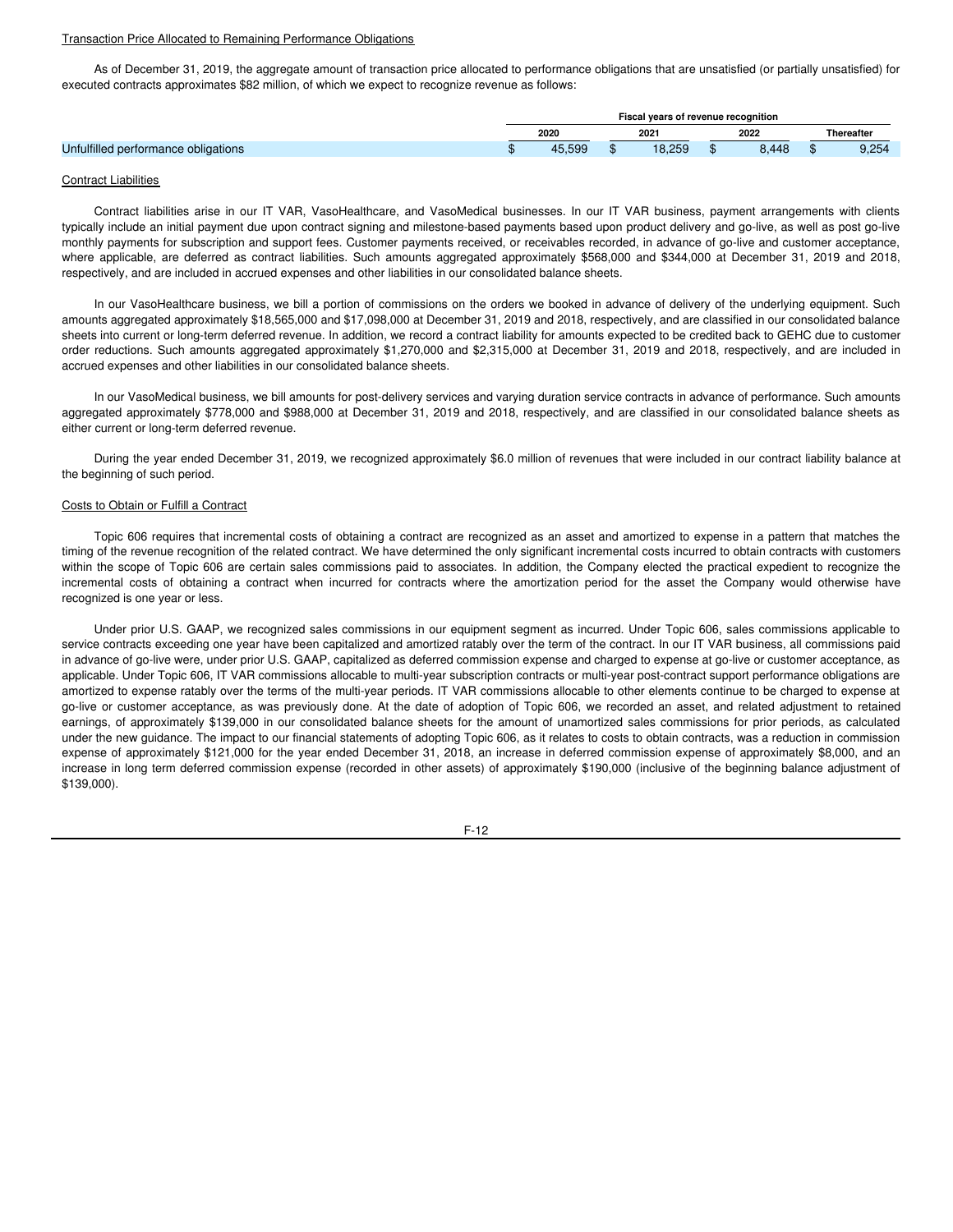Transaction Price Allocated to Remaining Performance Obligations

As of December 31, 2019, the aggregate amount of transaction price allocated to performance obligations that are unsatisfied (or partially unsatisfied) for executed contracts approximates $82 million, of which we expect to recognize revenue as follows:

| | Fiscal years of revenue recognition | | | |
|---|---|---|---|---|
| | 2020 | 2021 | 2022 | Thereafter |
| Unfulfilled performance obligations | $ 45,599 | $ 18,259 | $ 8,448 | $ 9,254 |

Contract Liabilities

Contract liabilities arise in our IT VAR, VasoHealthcare, and VasoMedical businesses. In our IT VAR business, payment arrangements with clients typically include an initial payment due upon contract signing and milestone-based payments based upon product delivery and go-live, as well as post go-live monthly payments for subscription and support fees. Customer payments received, or receivables recorded, in advance of go-live and customer acceptance, where applicable, are deferred as contract liabilities. Such amounts aggregated approximately $568,000 and $344,000 at December 31, 2019 and 2018, respectively, and are included in accrued expenses and other liabilities in our consolidated balance sheets.

In our VasoHealthcare business, we bill a portion of commissions on the orders we booked in advance of delivery of the underlying equipment. Such amounts aggregated approximately $18,565,000 and $17,098,000 at December 31, 2019 and 2018, respectively, and are classified in our consolidated balance sheets into current or long-term deferred revenue. In addition, we record a contract liability for amounts expected to be credited back to GEHC due to customer order reductions. Such amounts aggregated approximately $1,270,000 and $2,315,000 at December 31, 2019 and 2018, respectively, and are included in accrued expenses and other liabilities in our consolidated balance sheets.

In our VasoMedical business, we bill amounts for post-delivery services and varying duration service contracts in advance of performance. Such amounts aggregated approximately $778,000 and $988,000 at December 31, 2019 and 2018, respectively, and are classified in our consolidated balance sheets as either current or long-term deferred revenue.

During the year ended December 31, 2019, we recognized approximately $6.0 million of revenues that were included in our contract liability balance at the beginning of such period.

Costs to Obtain or Fulfill a Contract

Topic 606 requires that incremental costs of obtaining a contract are recognized as an asset and amortized to expense in a pattern that matches the timing of the revenue recognition of the related contract. We have determined the only significant incremental costs incurred to obtain contracts with customers within the scope of Topic 606 are certain sales commissions paid to associates. In addition, the Company elected the practical expedient to recognize the incremental costs of obtaining a contract when incurred for contracts where the amortization period for the asset the Company would otherwise have recognized is one year or less.

Under prior U.S. GAAP, we recognized sales commissions in our equipment segment as incurred. Under Topic 606, sales commissions applicable to service contracts exceeding one year have been capitalized and amortized ratably over the term of the contract. In our IT VAR business, all commissions paid in advance of go-live were, under prior U.S. GAAP, capitalized as deferred commission expense and charged to expense at go-live or customer acceptance, as applicable. Under Topic 606, IT VAR commissions allocable to multi-year subscription contracts or multi-year post-contract support performance obligations are amortized to expense ratably over the terms of the multi-year periods. IT VAR commissions allocable to other elements continue to be charged to expense at go-live or customer acceptance, as was previously done. At the date of adoption of Topic 606, we recorded an asset, and related adjustment to retained earnings, of approximately $139,000 in our consolidated balance sheets for the amount of unamortized sales commissions for prior periods, as calculated under the new guidance. The impact to our financial statements of adopting Topic 606, as it relates to costs to obtain contracts, was a reduction in commission expense of approximately $121,000 for the year ended December 31, 2018, an increase in deferred commission expense of approximately $8,000, and an increase in long term deferred commission expense (recorded in other assets) of approximately $190,000 (inclusive of the beginning balance adjustment of $139,000).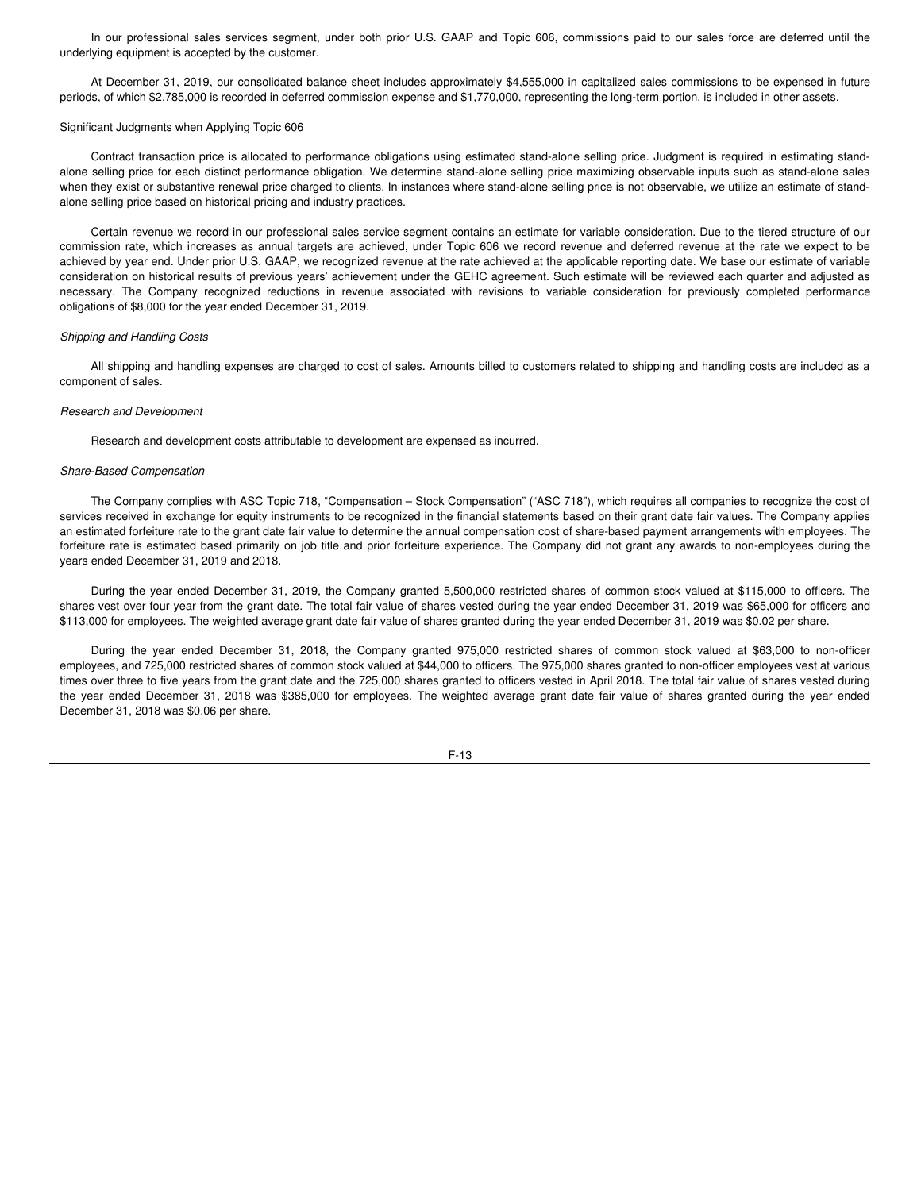In our professional sales services segment, under both prior U.S. GAAP and Topic 606, commissions paid to our sales force are deferred until the underlying equipment is accepted by the customer.

At December 31, 2019, our consolidated balance sheet includes approximately $4,555,000 in capitalized sales commissions to be expensed in future periods, of which $2,785,000 is recorded in deferred commission expense and $1,770,000, representing the long-term portion, is included in other assets.

Significant Judgments when Applying Topic 606

Contract transaction price is allocated to performance obligations using estimated stand-alone selling price. Judgment is required in estimating stand-alone selling price for each distinct performance obligation. We determine stand-alone selling price maximizing observable inputs such as stand-alone sales when they exist or substantive renewal price charged to clients. In instances where stand-alone selling price is not observable, we utilize an estimate of stand-alone selling price based on historical pricing and industry practices.

Certain revenue we record in our professional sales service segment contains an estimate for variable consideration. Due to the tiered structure of our commission rate, which increases as annual targets are achieved, under Topic 606 we record revenue and deferred revenue at the rate we expect to be achieved by year end. Under prior U.S. GAAP, we recognized revenue at the rate achieved at the applicable reporting date. We base our estimate of variable consideration on historical results of previous years' achievement under the GEHC agreement. Such estimate will be reviewed each quarter and adjusted as necessary. The Company recognized reductions in revenue associated with revisions to variable consideration for previously completed performance obligations of $8,000 for the year ended December 31, 2019.

*Shipping and Handling Costs*

All shipping and handling expenses are charged to cost of sales. Amounts billed to customers related to shipping and handling costs are included as a component of sales.

*Research and Development*

Research and development costs attributable to development are expensed as incurred.

*Share-Based Compensation*

The Company complies with ASC Topic 718, "Compensation – Stock Compensation" ("ASC 718"), which requires all companies to recognize the cost of services received in exchange for equity instruments to be recognized in the financial statements based on their grant date fair values. The Company applies an estimated forfeiture rate to the grant date fair value to determine the annual compensation cost of share-based payment arrangements with employees. The forfeiture rate is estimated based primarily on job title and prior forfeiture experience. The Company did not grant any awards to non-employees during the years ended December 31, 2019 and 2018.

During the year ended December 31, 2019, the Company granted 5,500,000 restricted shares of common stock valued at $115,000 to officers. The shares vest over four year from the grant date. The total fair value of shares vested during the year ended December 31, 2019 was $65,000 for officers and $113,000 for employees. The weighted average grant date fair value of shares granted during the year ended December 31, 2019 was $0.02 per share.

During the year ended December 31, 2018, the Company granted 975,000 restricted shares of common stock valued at $63,000 to non-officer employees, and 725,000 restricted shares of common stock valued at $44,000 to officers. The 975,000 shares granted to non-officer employees vest at various times over three to five years from the grant date and the 725,000 shares granted to officers vested in April 2018. The total fair value of shares vested during the year ended December 31, 2018 was $385,000 for employees. The weighted average grant date fair value of shares granted during the year ended December 31, 2018 was $0.06 per share.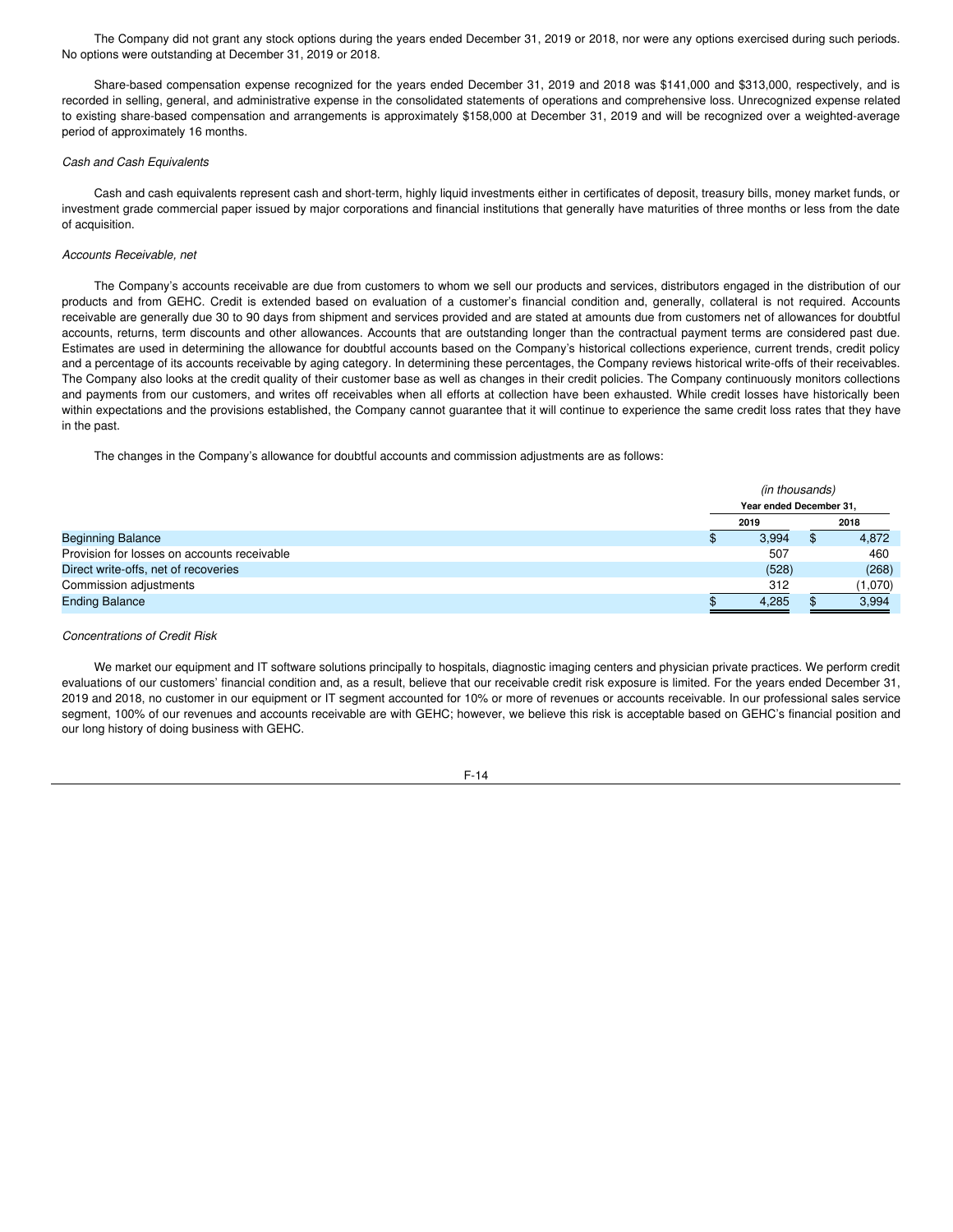The Company did not grant any stock options during the years ended December 31, 2019 or 2018, nor were any options exercised during such periods. No options were outstanding at December 31, 2019 or 2018.

Share-based compensation expense recognized for the years ended December 31, 2019 and 2018 was $141,000 and $313,000, respectively, and is recorded in selling, general, and administrative expense in the consolidated statements of operations and comprehensive loss. Unrecognized expense related to existing share-based compensation and arrangements is approximately $158,000 at December 31, 2019 and will be recognized over a weighted-average period of approximately 16 months.

*Cash and Cash Equivalents*

Cash and cash equivalents represent cash and short-term, highly liquid investments either in certificates of deposit, treasury bills, money market funds, or investment grade commercial paper issued by major corporations and financial institutions that generally have maturities of three months or less from the date of acquisition.

*Accounts Receivable, net*

The Company's accounts receivable are due from customers to whom we sell our products and services, distributors engaged in the distribution of our products and from GEHC. Credit is extended based on evaluation of a customer's financial condition and, generally, collateral is not required. Accounts receivable are generally due 30 to 90 days from shipment and services provided and are stated at amounts due from customers net of allowances for doubtful accounts, returns, term discounts and other allowances. Accounts that are outstanding longer than the contractual payment terms are considered past due. Estimates are used in determining the allowance for doubtful accounts based on the Company's historical collections experience, current trends, credit policy and a percentage of its accounts receivable by aging category. In determining these percentages, the Company reviews historical write-offs of their receivables. The Company also looks at the credit quality of their customer base as well as changes in their credit policies. The Company continuously monitors collections and payments from our customers, and writes off receivables when all efforts at collection have been exhausted. While credit losses have historically been within expectations and the provisions established, the Company cannot guarantee that it will continue to experience the same credit loss rates that they have in the past.

The changes in the Company's allowance for doubtful accounts and commission adjustments are as follows:

| | *(in thousands)* | |
|---|---|---|
| | **Year ended December 31,** | |
| | **2019** | **2018** |
| Beginning Balance | $ 3,994 | $ 4,872 |
| Provision for losses on accounts receivable | 507 | 460 |
| Direct write-offs, net of recoveries | (528) | (268) |
| Commission adjustments | 312 | (1,070) |
| Ending Balance | $ 4,285 | $ 3,994 |

*Concentrations of Credit Risk*

We market our equipment and IT software solutions principally to hospitals, diagnostic imaging centers and physician private practices. We perform credit evaluations of our customers' financial condition and, as a result, believe that our receivable credit risk exposure is limited. For the years ended December 31, 2019 and 2018, no customer in our equipment or IT segment accounted for 10% or more of revenues or accounts receivable. In our professional sales service segment, 100% of our revenues and accounts receivable are with GEHC; however, we believe this risk is acceptable based on GEHC's financial position and our long history of doing business with GEHC.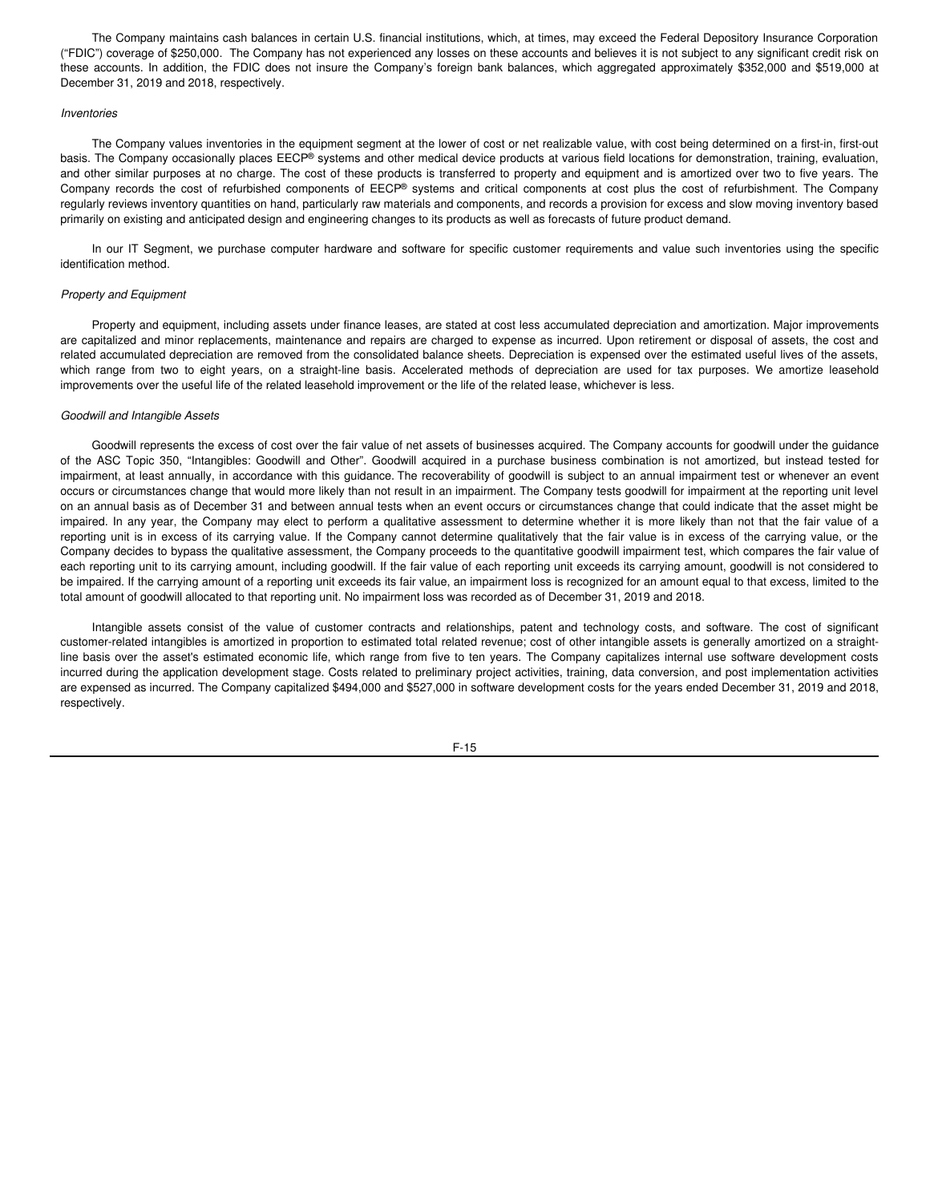The Company maintains cash balances in certain U.S. financial institutions, which, at times, may exceed the Federal Depository Insurance Corporation ("FDIC") coverage of $250,000. The Company has not experienced any losses on these accounts and believes it is not subject to any significant credit risk on these accounts. In addition, the FDIC does not insure the Company's foreign bank balances, which aggregated approximately $352,000 and $519,000 at December 31, 2019 and 2018, respectively.

*Inventories*

The Company values inventories in the equipment segment at the lower of cost or net realizable value, with cost being determined on a first-in, first-out basis. The Company occasionally places EECP® systems and other medical device products at various field locations for demonstration, training, evaluation, and other similar purposes at no charge. The cost of these products is transferred to property and equipment and is amortized over two to five years. The Company records the cost of refurbished components of EECP® systems and critical components at cost plus the cost of refurbishment. The Company regularly reviews inventory quantities on hand, particularly raw materials and components, and records a provision for excess and slow moving inventory based primarily on existing and anticipated design and engineering changes to its products as well as forecasts of future product demand.

In our IT Segment, we purchase computer hardware and software for specific customer requirements and value such inventories using the specific identification method.

*Property and Equipment*

Property and equipment, including assets under finance leases, are stated at cost less accumulated depreciation and amortization. Major improvements are capitalized and minor replacements, maintenance and repairs are charged to expense as incurred. Upon retirement or disposal of assets, the cost and related accumulated depreciation are removed from the consolidated balance sheets. Depreciation is expensed over the estimated useful lives of the assets, which range from two to eight years, on a straight-line basis. Accelerated methods of depreciation are used for tax purposes. We amortize leasehold improvements over the useful life of the related leasehold improvement or the life of the related lease, whichever is less.

*Goodwill and Intangible Assets*

Goodwill represents the excess of cost over the fair value of net assets of businesses acquired. The Company accounts for goodwill under the guidance of the ASC Topic 350, "Intangibles: Goodwill and Other". Goodwill acquired in a purchase business combination is not amortized, but instead tested for impairment, at least annually, in accordance with this guidance. The recoverability of goodwill is subject to an annual impairment test or whenever an event occurs or circumstances change that would more likely than not result in an impairment. The Company tests goodwill for impairment at the reporting unit level on an annual basis as of December 31 and between annual tests when an event occurs or circumstances change that could indicate that the asset might be impaired. In any year, the Company may elect to perform a qualitative assessment to determine whether it is more likely than not that the fair value of a reporting unit is in excess of its carrying value. If the Company cannot determine qualitatively that the fair value is in excess of the carrying value, or the Company decides to bypass the qualitative assessment, the Company proceeds to the quantitative goodwill impairment test, which compares the fair value of each reporting unit to its carrying amount, including goodwill. If the fair value of each reporting unit exceeds its carrying amount, goodwill is not considered to be impaired. If the carrying amount of a reporting unit exceeds its fair value, an impairment loss is recognized for an amount equal to that excess, limited to the total amount of goodwill allocated to that reporting unit. No impairment loss was recorded as of December 31, 2019 and 2018.

Intangible assets consist of the value of customer contracts and relationships, patent and technology costs, and software. The cost of significant customer-related intangibles is amortized in proportion to estimated total related revenue; cost of other intangible assets is generally amortized on a straight-line basis over the asset's estimated economic life, which range from five to ten years. The Company capitalizes internal use software development costs incurred during the application development stage. Costs related to preliminary project activities, training, data conversion, and post implementation activities are expensed as incurred. The Company capitalized $494,000 and $527,000 in software development costs for the years ended December 31, 2019 and 2018, respectively.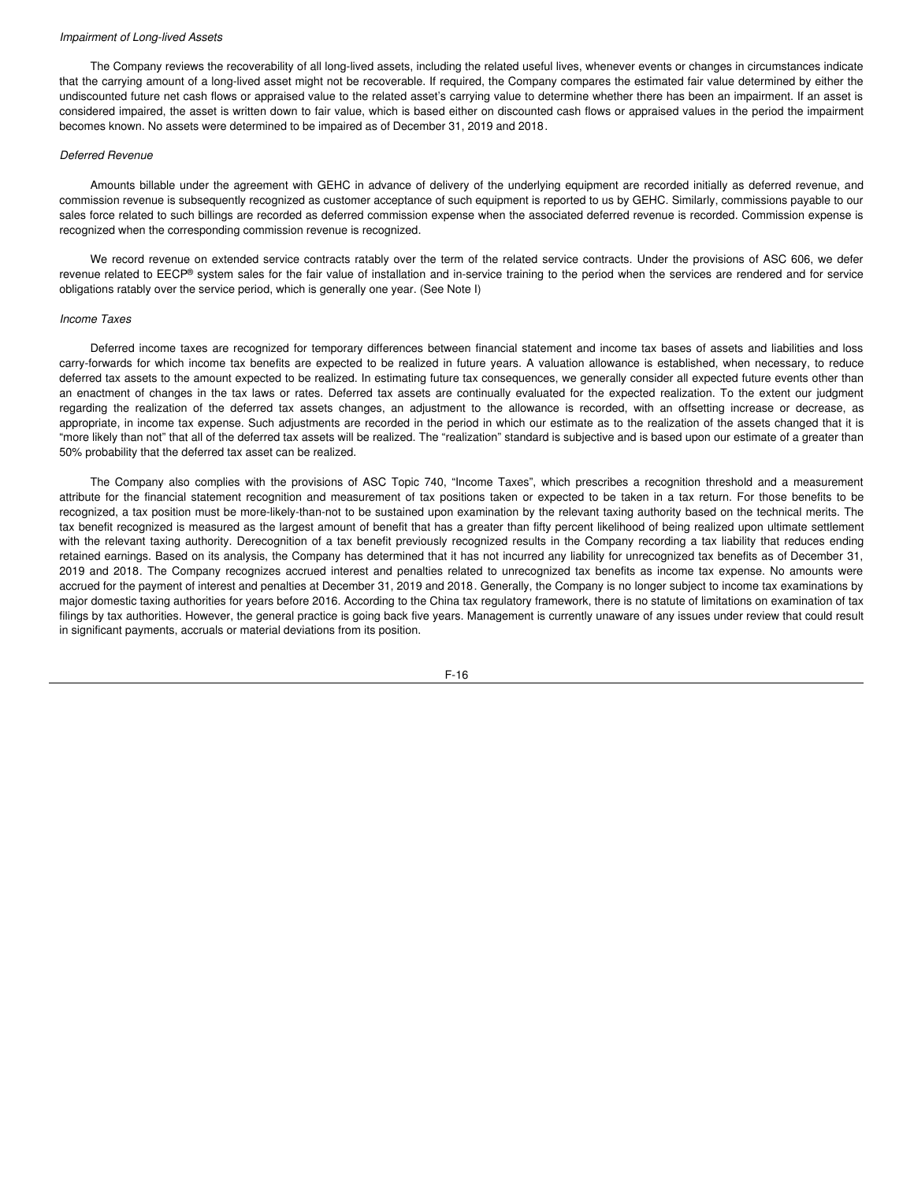*Impairment of Long-lived Assets*

The Company reviews the recoverability of all long-lived assets, including the related useful lives, whenever events or changes in circumstances indicate that the carrying amount of a long-lived asset might not be recoverable. If required, the Company compares the estimated fair value determined by either the undiscounted future net cash flows or appraised value to the related asset's carrying value to determine whether there has been an impairment. If an asset is considered impaired, the asset is written down to fair value, which is based either on discounted cash flows or appraised values in the period the impairment becomes known. No assets were determined to be impaired as of December 31, 2019 and 2018.

*Deferred Revenue*

Amounts billable under the agreement with GEHC in advance of delivery of the underlying equipment are recorded initially as deferred revenue, and commission revenue is subsequently recognized as customer acceptance of such equipment is reported to us by GEHC. Similarly, commissions payable to our sales force related to such billings are recorded as deferred commission expense when the associated deferred revenue is recorded. Commission expense is recognized when the corresponding commission revenue is recognized.

We record revenue on extended service contracts ratably over the term of the related service contracts. Under the provisions of ASC 606, we defer revenue related to EECP® system sales for the fair value of installation and in-service training to the period when the services are rendered and for service obligations ratably over the service period, which is generally one year. (See Note I)

*Income Taxes*

Deferred income taxes are recognized for temporary differences between financial statement and income tax bases of assets and liabilities and loss carry-forwards for which income tax benefits are expected to be realized in future years. A valuation allowance is established, when necessary, to reduce deferred tax assets to the amount expected to be realized. In estimating future tax consequences, we generally consider all expected future events other than an enactment of changes in the tax laws or rates. Deferred tax assets are continually evaluated for the expected realization. To the extent our judgment regarding the realization of the deferred tax assets changes, an adjustment to the allowance is recorded, with an offsetting increase or decrease, as appropriate, in income tax expense. Such adjustments are recorded in the period in which our estimate as to the realization of the assets changed that it is "more likely than not" that all of the deferred tax assets will be realized. The "realization" standard is subjective and is based upon our estimate of a greater than 50% probability that the deferred tax asset can be realized.

The Company also complies with the provisions of ASC Topic 740, "Income Taxes", which prescribes a recognition threshold and a measurement attribute for the financial statement recognition and measurement of tax positions taken or expected to be taken in a tax return. For those benefits to be recognized, a tax position must be more-likely-than-not to be sustained upon examination by the relevant taxing authority based on the technical merits. The tax benefit recognized is measured as the largest amount of benefit that has a greater than fifty percent likelihood of being realized upon ultimate settlement with the relevant taxing authority. Derecognition of a tax benefit previously recognized results in the Company recording a tax liability that reduces ending retained earnings. Based on its analysis, the Company has determined that it has not incurred any liability for unrecognized tax benefits as of December 31, 2019 and 2018. The Company recognizes accrued interest and penalties related to unrecognized tax benefits as income tax expense. No amounts were accrued for the payment of interest and penalties at December 31, 2019 and 2018. Generally, the Company is no longer subject to income tax examinations by major domestic taxing authorities for years before 2016. According to the China tax regulatory framework, there is no statute of limitations on examination of tax filings by tax authorities. However, the general practice is going back five years. Management is currently unaware of any issues under review that could result in significant payments, accruals or material deviations from its position.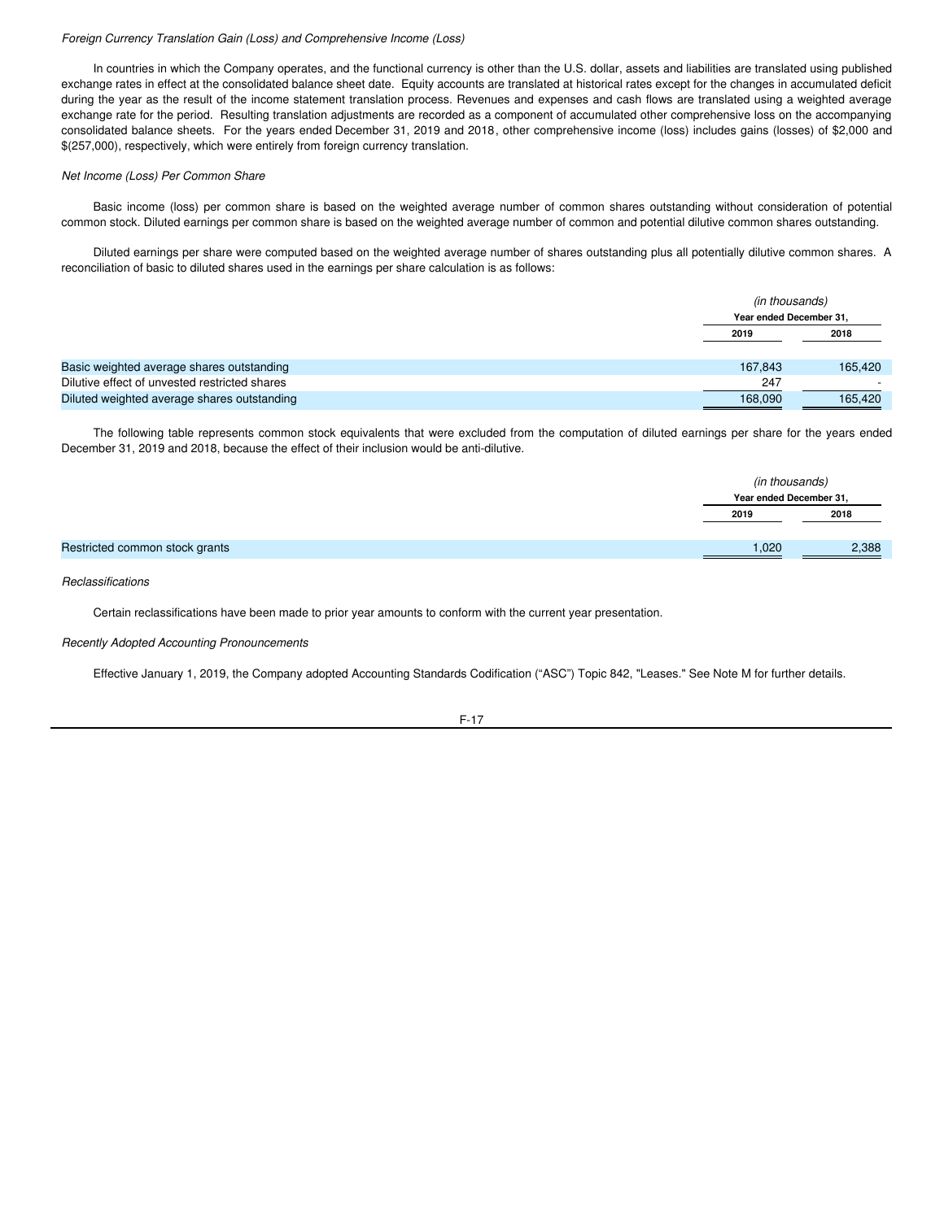*Foreign Currency Translation Gain (Loss) and Comprehensive Income (Loss)*

In countries in which the Company operates, and the functional currency is other than the U.S. dollar, assets and liabilities are translated using published exchange rates in effect at the consolidated balance sheet date. Equity accounts are translated at historical rates except for the changes in accumulated deficit during the year as the result of the income statement translation process. Revenues and expenses and cash flows are translated using a weighted average exchange rate for the period. Resulting translation adjustments are recorded as a component of accumulated other comprehensive loss on the accompanying consolidated balance sheets. For the years ended December 31, 2019 and 2018, other comprehensive income (loss) includes gains (losses) of $2,000 and $(257,000), respectively, which were entirely from foreign currency translation.

*Net Income (Loss) Per Common Share*

Basic income (loss) per common share is based on the weighted average number of common shares outstanding without consideration of potential common stock. Diluted earnings per common share is based on the weighted average number of common and potential dilutive common shares outstanding.

Diluted earnings per share were computed based on the weighted average number of shares outstanding plus all potentially dilutive common shares. A reconciliation of basic to diluted shares used in the earnings per share calculation is as follows:

| | *(in thousands)* Year ended December 31, | |
|---|---|---|
| | 2019 | 2018 |
| Basic weighted average shares outstanding | 167,843 | 165,420 |
| Dilutive effect of unvested restricted shares | 247 | - |
| Diluted weighted average shares outstanding | 168,090 | 165,420 |

The following table represents common stock equivalents that were excluded from the computation of diluted earnings per share for the years ended December 31, 2019 and 2018, because the effect of their inclusion would be anti-dilutive.

| | *(in thousands)* Year ended December 31, | |
|---|---|---|
| | 2019 | 2018 |
| Restricted common stock grants | 1,020 | 2,388 |

*Reclassifications*

Certain reclassifications have been made to prior year amounts to conform with the current year presentation.

*Recently Adopted Accounting Pronouncements*

Effective January 1, 2019, the Company adopted Accounting Standards Codification ("ASC") Topic 842, "Leases." See Note M for further details.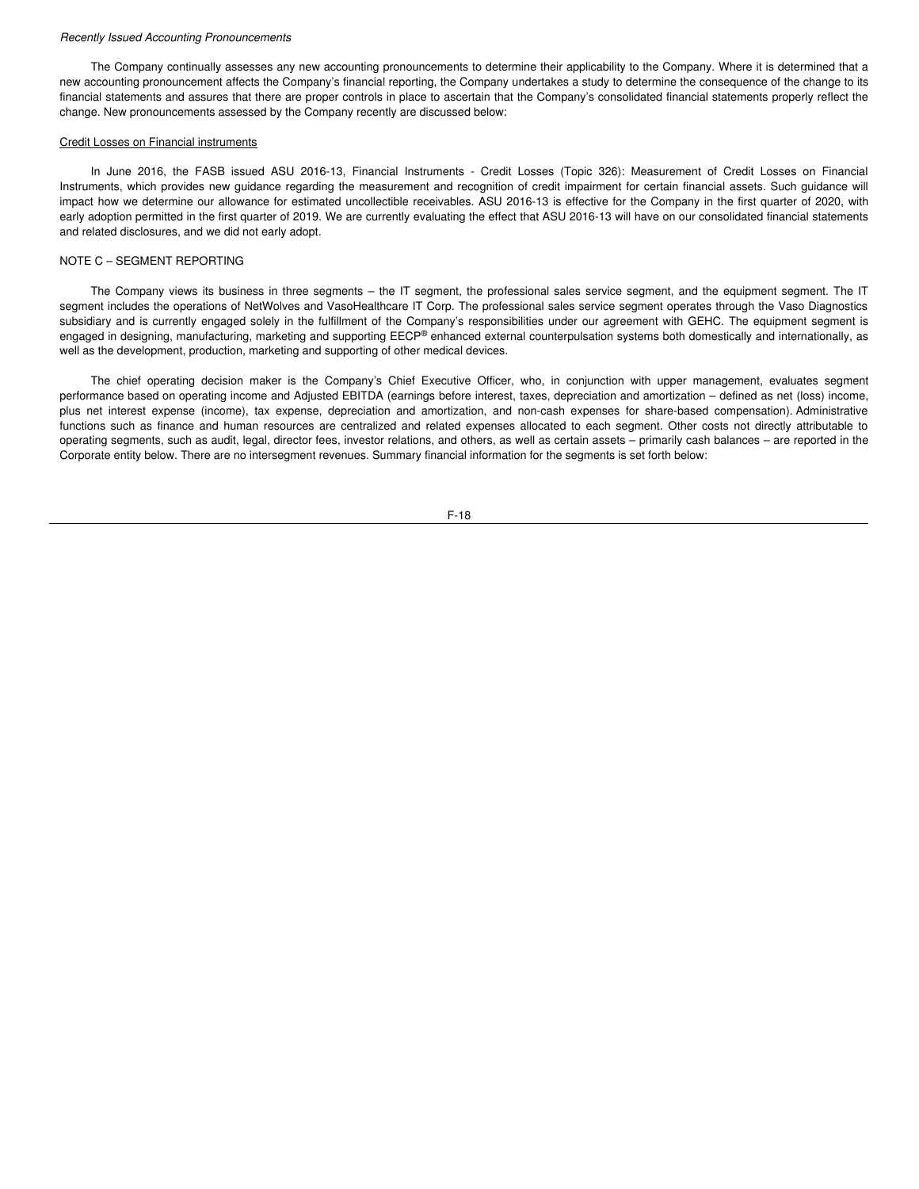*Recently Issued Accounting Pronouncements*

The Company continually assesses any new accounting pronouncements to determine their applicability to the Company. Where it is determined that a new accounting pronouncement affects the Company's financial reporting, the Company undertakes a study to determine the consequence of the change to its financial statements and assures that there are proper controls in place to ascertain that the Company's consolidated financial statements properly reflect the change. New pronouncements assessed by the Company recently are discussed below:

Credit Losses on Financial instruments

In June 2016, the FASB issued ASU 2016-13, Financial Instruments - Credit Losses (Topic 326): Measurement of Credit Losses on Financial Instruments, which provides new guidance regarding the measurement and recognition of credit impairment for certain financial assets. Such guidance will impact how we determine our allowance for estimated uncollectible receivables. ASU 2016-13 is effective for the Company in the first quarter of 2020, with early adoption permitted in the first quarter of 2019. We are currently evaluating the effect that ASU 2016-13 will have on our consolidated financial statements and related disclosures, and we did not early adopt.

NOTE C – SEGMENT REPORTING

The Company views its business in three segments – the IT segment, the professional sales service segment, and the equipment segment. The IT segment includes the operations of NetWolves and VasoHealthcare IT Corp. The professional sales service segment operates through the Vaso Diagnostics subsidiary and is currently engaged solely in the fulfillment of the Company's responsibilities under our agreement with GEHC. The equipment segment is engaged in designing, manufacturing, marketing and supporting EECP® enhanced external counterpulsation systems both domestically and internationally, as well as the development, production, marketing and supporting of other medical devices.

The chief operating decision maker is the Company's Chief Executive Officer, who, in conjunction with upper management, evaluates segment performance based on operating income and Adjusted EBITDA (earnings before interest, taxes, depreciation and amortization – defined as net (loss) income, plus net interest expense (income), tax expense, depreciation and amortization, and non-cash expenses for share-based compensation). Administrative functions such as finance and human resources are centralized and related expenses allocated to each segment. Other costs not directly attributable to operating segments, such as audit, legal, director fees, investor relations, and others, as well as certain assets – primarily cash balances – are reported in the Corporate entity below. There are no intersegment revenues. Summary financial information for the segments is set forth below: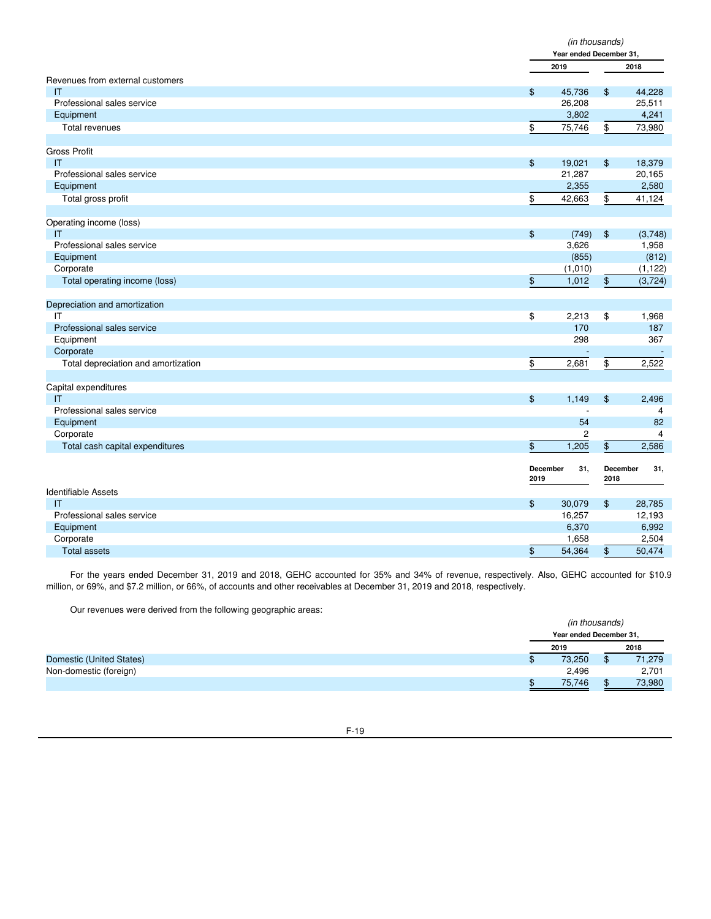| | *(in thousands)* | |
|---|---|---|
| | **Year ended December 31,** | |
| | **2019** | **2018** |
| Revenues from external customers | | |
| IT | $ 45,736 | $ 44,228 |
| Professional sales service | 26,208 | 25,511 |
| Equipment | 3,802 | 4,241 |
| Total revenues | $ 75,746 | $ 73,980 |
| | | |
| Gross Profit | | |
| IT | $ 19,021 | $ 18,379 |
| Professional sales service | 21,287 | 20,165 |
| Equipment | 2,355 | 2,580 |
| Total gross profit | $ 42,663 | $ 41,124 |
| | | |
| Operating income (loss) | | |
| IT | $ (749) | $ (3,748) |
| Professional sales service | 3,626 | 1,958 |
| Equipment | (855) | (812) |
| Corporate | (1,010) | (1,122) |
| Total operating income (loss) | $ 1,012 | $ (3,724) |
| | | |
| Depreciation and amortization | | |
| IT | $ 2,213 | $ 1,968 |
| Professional sales service | 170 | 187 |
| Equipment | 298 | 367 |
| Corporate | - | - |
| Total depreciation and amortization | $ 2,681 | $ 2,522 |
| | | |
| Capital expenditures | | |
| IT | $ 1,149 | $ 2,496 |
| Professional sales service | - | 4 |
| Equipment | 54 | 82 |
| Corporate | 2 | 4 |
| Total cash capital expenditures | $ 1,205 | $ 2,586 |
| | | |
| | **December 31, 2019** | **December 31, 2018** |
| Identifiable Assets | | |
| IT | $ 30,079 | $ 28,785 |
| Professional sales service | 16,257 | 12,193 |
| Equipment | 6,370 | 6,992 |
| Corporate | 1,658 | 2,504 |
| Total assets | $ 54,364 | $ 50,474 |

For the years ended December 31, 2019 and 2018, GEHC accounted for 35% and 34% of revenue, respectively. Also, GEHC accounted for $10.9 million, or 69%, and $7.2 million, or 66%, of accounts and other receivables at December 31, 2019 and 2018, respectively.

Our revenues were derived from the following geographic areas:

| | *(in thousands)* | |
|---|---|---|
| | **Year ended December 31,** | |
| | **2019** | **2018** |
| Domestic (United States) | $ 73,250 | $ 71,279 |
| Non-domestic (foreign) | 2,496 | 2,701 |
| | $ 75,746 | $ 73,980 |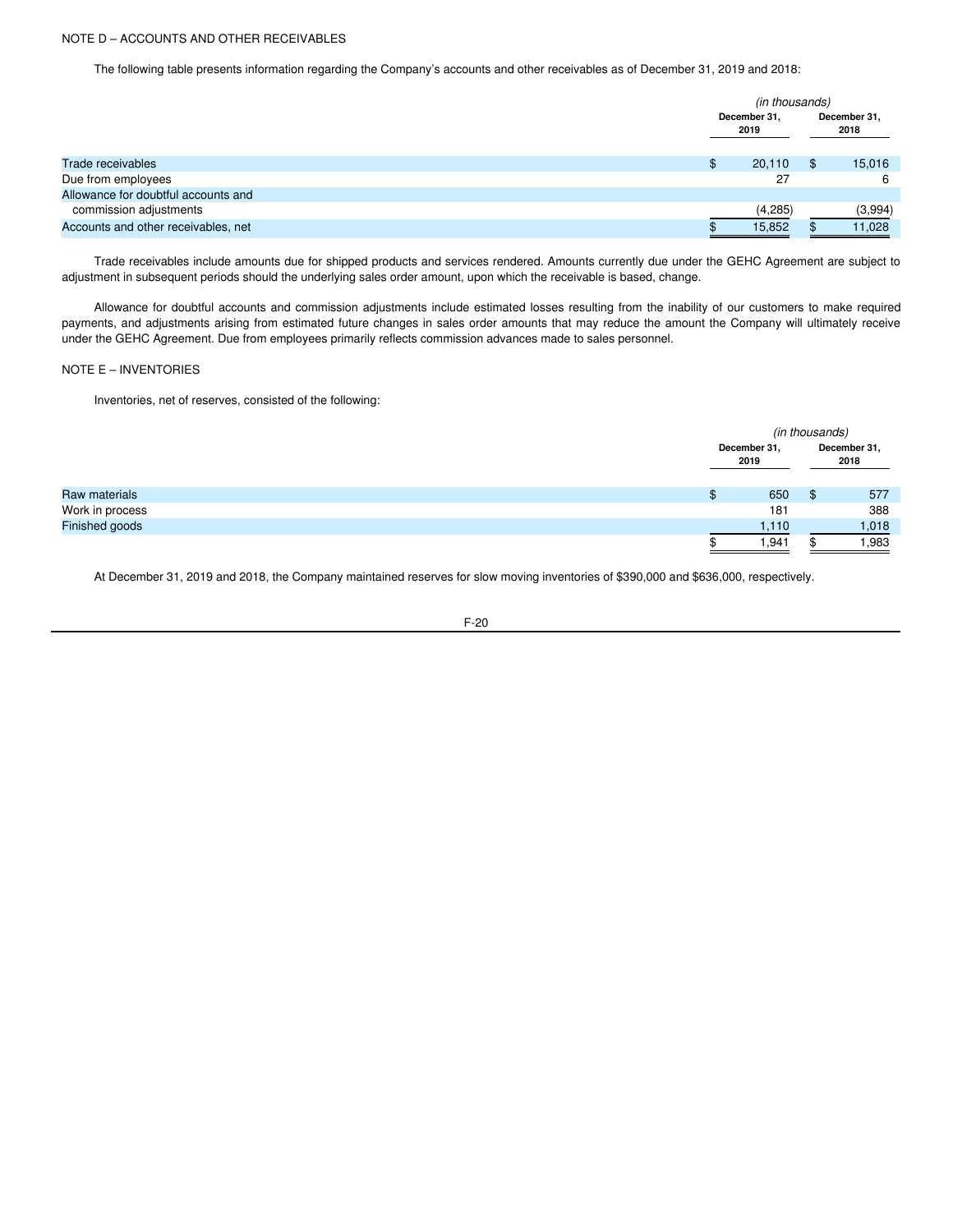NOTE D – ACCOUNTS AND OTHER RECEIVABLES

The following table presents information regarding the Company's accounts and other receivables as of December 31, 2019 and 2018:

| | *(in thousands)* | |
|---|---|---|
| | **December 31, 2019** | **December 31, 2018** |
| Trade receivables | $ 20,110 | $ 15,016 |
| Due from employees | 27 | 6 |
| Allowance for doubtful accounts and commission adjustments | (4,285) | (3,994) |
| Accounts and other receivables, net | $ 15,852 | $ 11,028 |

Trade receivables include amounts due for shipped products and services rendered. Amounts currently due under the GEHC Agreement are subject to adjustment in subsequent periods should the underlying sales order amount, upon which the receivable is based, change.

Allowance for doubtful accounts and commission adjustments include estimated losses resulting from the inability of our customers to make required payments, and adjustments arising from estimated future changes in sales order amounts that may reduce the amount the Company will ultimately receive under the GEHC Agreement. Due from employees primarily reflects commission advances made to sales personnel.

NOTE E – INVENTORIES

Inventories, net of reserves, consisted of the following:

| | *(in thousands)* | |
|---|---|---|
| | **December 31, 2019** | **December 31, 2018** |
| Raw materials | $ 650 | $ 577 |
| Work in process | 181 | 388 |
| Finished goods | 1,110 | 1,018 |
| | $ 1,941 | $ 1,983 |

At December 31, 2019 and 2018, the Company maintained reserves for slow moving inventories of $390,000 and $636,000, respectively.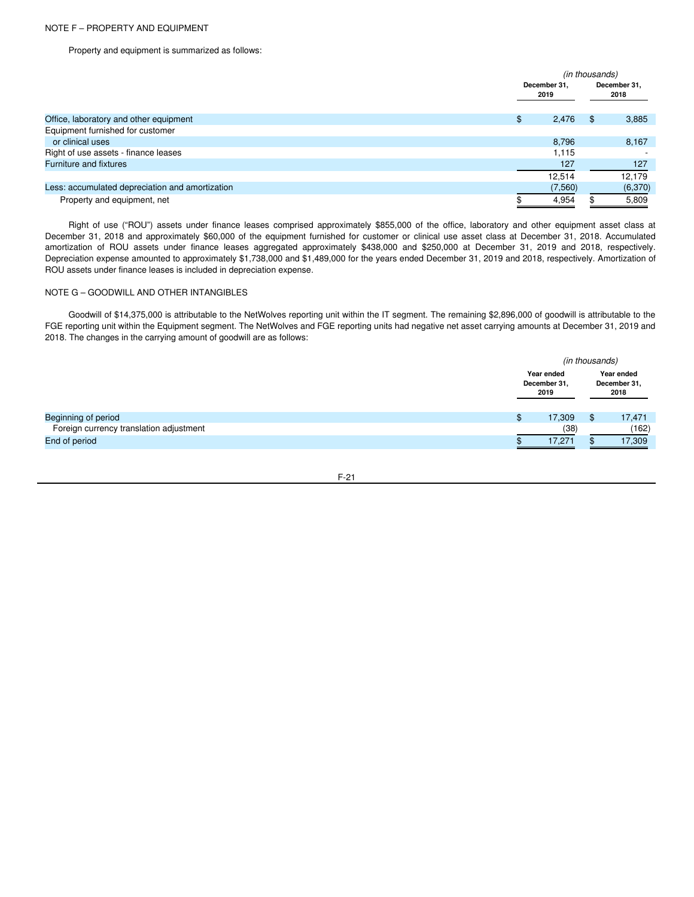NOTE F – PROPERTY AND EQUIPMENT

Property and equipment is summarized as follows:

| | *(in thousands)* | |
|---|---|---|
| | **December 31, 2019** | **December 31, 2018** |
| Office, laboratory and other equipment | $ 2,476 | $ 3,885 |
| Equipment furnished for customer or clinical uses | 8,796 | 8,167 |
| Right of use assets - finance leases | 1,115 | - |
| Furniture and fixtures | 127 | 127 |
| | 12,514 | 12,179 |
| Less: accumulated depreciation and amortization | (7,560) | (6,370) |
| Property and equipment, net | $ 4,954 | $ 5,809 |

Right of use ("ROU") assets under finance leases comprised approximately $855,000 of the office, laboratory and other equipment asset class at December 31, 2018 and approximately $60,000 of the equipment furnished for customer or clinical use asset class at December 31, 2018. Accumulated amortization of ROU assets under finance leases aggregated approximately $438,000 and $250,000 at December 31, 2019 and 2018, respectively. Depreciation expense amounted to approximately $1,738,000 and $1,489,000 for the years ended December 31, 2019 and 2018, respectively. Amortization of ROU assets under finance leases is included in depreciation expense.

NOTE G – GOODWILL AND OTHER INTANGIBLES

Goodwill of $14,375,000 is attributable to the NetWolves reporting unit within the IT segment. The remaining $2,896,000 of goodwill is attributable to the FGE reporting unit within the Equipment segment. The NetWolves and FGE reporting units had negative net asset carrying amounts at December 31, 2019 and 2018. The changes in the carrying amount of goodwill are as follows:

| | *(in thousands)* | |
|---|---|---|
| | **Year ended December 31, 2019** | **Year ended December 31, 2018** |
| Beginning of period | $ 17,309 | $ 17,471 |
| Foreign currency translation adjustment | (38) | (162) |
| End of period | $ 17,271 | $ 17,309 |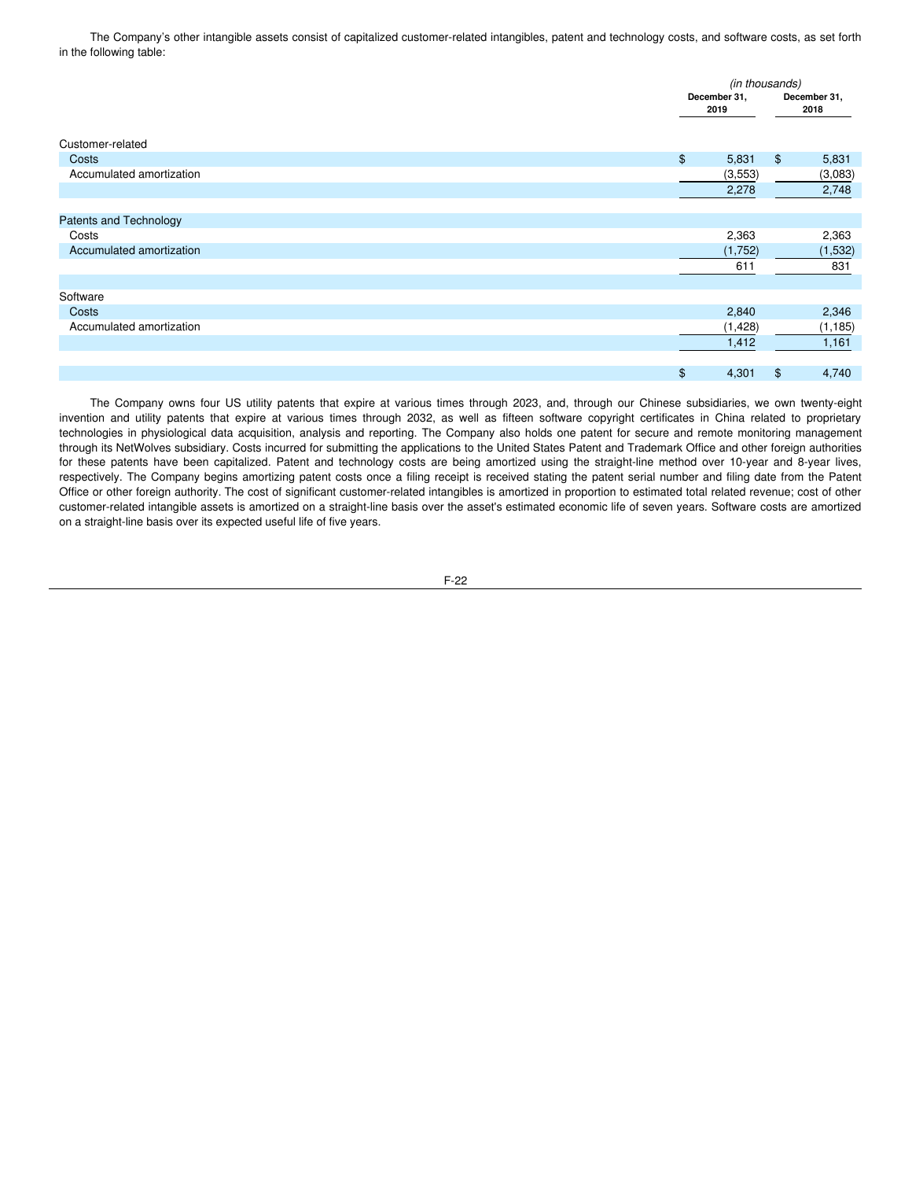The Company's other intangible assets consist of capitalized customer-related intangibles, patent and technology costs, and software costs, as set forth in the following table:

| | *(in thousands)* | |
|---|---|---|
| | **December 31, 2019** | **December 31, 2018** |
| Customer-related | | |
| Costs | $ 5,831 | $ 5,831 |
| Accumulated amortization | (3,553) | (3,083) |
| | 2,278 | 2,748 |
| Patents and Technology | | |
| Costs | 2,363 | 2,363 |
| Accumulated amortization | (1,752) | (1,532) |
| | 611 | 831 |
| Software | | |
| Costs | 2,840 | 2,346 |
| Accumulated amortization | (1,428) | (1,185) |
| | 1,412 | 1,161 |
| | $ 4,301 | $ 4,740 |

The Company owns four US utility patents that expire at various times through 2023, and, through our Chinese subsidiaries, we own twenty-eight invention and utility patents that expire at various times through 2032, as well as fifteen software copyright certificates in China related to proprietary technologies in physiological data acquisition, analysis and reporting. The Company also holds one patent for secure and remote monitoring management through its NetWolves subsidiary. Costs incurred for submitting the applications to the United States Patent and Trademark Office and other foreign authorities for these patents have been capitalized. Patent and technology costs are being amortized using the straight-line method over 10-year and 8-year lives, respectively. The Company begins amortizing patent costs once a filing receipt is received stating the patent serial number and filing date from the Patent Office or other foreign authority. The cost of significant customer-related intangibles is amortized in proportion to estimated total related revenue; cost of other customer-related intangible assets is amortized on a straight-line basis over the asset's estimated economic life of seven years. Software costs are amortized on a straight-line basis over its expected useful life of five years.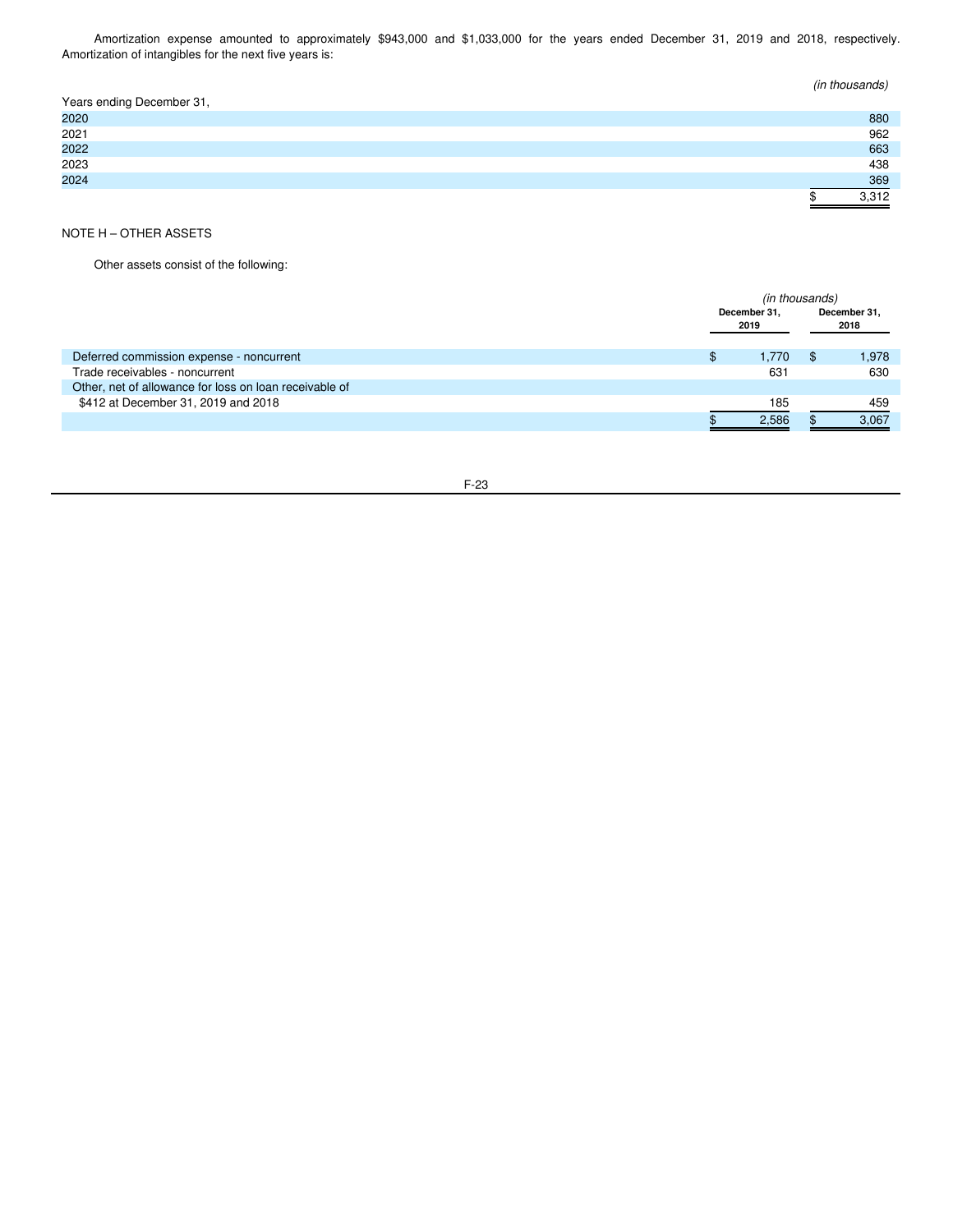Amortization expense amounted to approximately $943,000 and $1,033,000 for the years ended December 31, 2019 and 2018, respectively. Amortization of intangibles for the next five years is:

| | *(in thousands)* |
|---|---|
| Years ending December 31, | |
| 2020 | 880 |
| 2021 | 962 |
| 2022 | 663 |
| 2023 | 438 |
| 2024 | 369 |
| | $ 3,312 |

NOTE H – OTHER ASSETS

Other assets consist of the following:

| | *(in thousands)* | |
|---|---|---|
| | **December 31, 2019** | **December 31, 2018** |
| Deferred commission expense - noncurrent | $ 1,770 | $ 1,978 |
| Trade receivables - noncurrent | 631 | 630 |
| Other, net of allowance for loss on loan receivable of $412 at December 31, 2019 and 2018 | 185 | 459 |
| | $ 2,586 | $ 3,067 |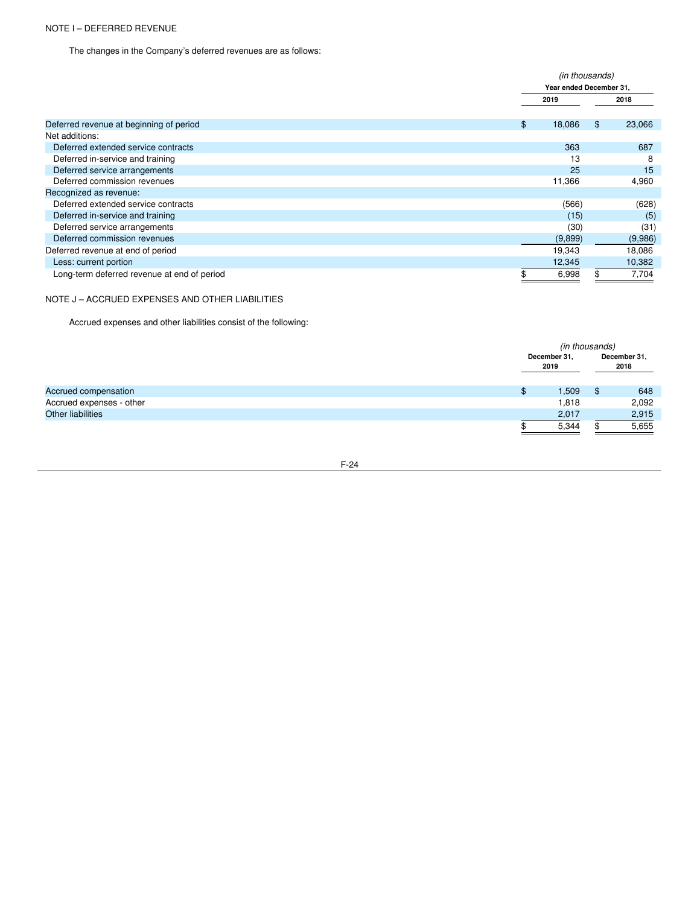NOTE I – DEFERRED REVENUE

The changes in the Company's deferred revenues are as follows:

| | *(in thousands)* | |
|---|---|---|
| | Year ended December 31, | |
| | 2019 | 2018 |
| Deferred revenue at beginning of period | $ 18,086 | $ 23,066 |
| Net additions: | | |
| Deferred extended service contracts | 363 | 687 |
| Deferred in-service and training | 13 | 8 |
| Deferred service arrangements | 25 | 15 |
| Deferred commission revenues | 11,366 | 4,960 |
| Recognized as revenue: | | |
| Deferred extended service contracts | (566) | (628) |
| Deferred in-service and training | (15) | (5) |
| Deferred service arrangements | (30) | (31) |
| Deferred commission revenues | (9,899) | (9,986) |
| Deferred revenue at end of period | 19,343 | 18,086 |
| Less: current portion | 12,345 | 10,382 |
| Long-term deferred revenue at end of period | $ 6,998 | $ 7,704 |

NOTE J – ACCRUED EXPENSES AND OTHER LIABILITIES

Accrued expenses and other liabilities consist of the following:

| | *(in thousands)* | |
|---|---|---|
| | December 31, 2019 | December 31, 2018 |
| Accrued compensation | $ 1,509 | $ 648 |
| Accrued expenses - other | 1,818 | 2,092 |
| Other liabilities | 2,017 | 2,915 |
| | $ 5,344 | $ 5,655 |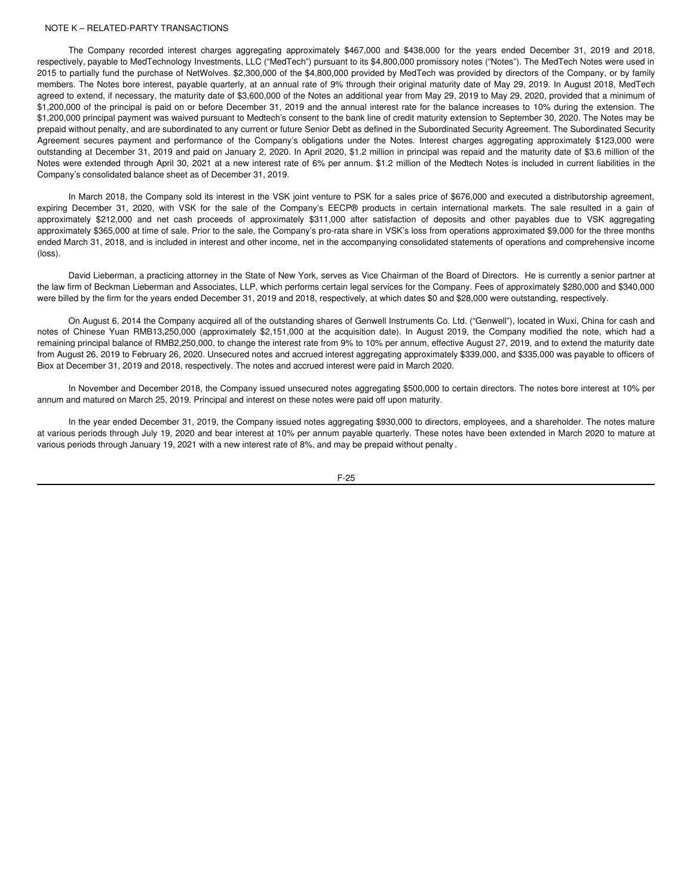NOTE K – RELATED-PARTY TRANSACTIONS

The Company recorded interest charges aggregating approximately $467,000 and $438,000 for the years ended December 31, 2019 and 2018, respectively, payable to MedTechnology Investments, LLC ("MedTech") pursuant to its $4,800,000 promissory notes ("Notes"). The MedTech Notes were used in 2015 to partially fund the purchase of NetWolves. $2,300,000 of the $4,800,000 provided by MedTech was provided by directors of the Company, or by family members. The Notes bore interest, payable quarterly, at an annual rate of 9% through their original maturity date of May 29, 2019. In August 2018, MedTech agreed to extend, if necessary, the maturity date of $3,600,000 of the Notes an additional year from May 29, 2019 to May 29, 2020, provided that a minimum of $1,200,000 of the principal is paid on or before December 31, 2019 and the annual interest rate for the balance increases to 10% during the extension. The $1,200,000 principal payment was waived pursuant to Medtech's consent to the bank line of credit maturity extension to September 30, 2020. The Notes may be prepaid without penalty, and are subordinated to any current or future Senior Debt as defined in the Subordinated Security Agreement. The Subordinated Security Agreement secures payment and performance of the Company's obligations under the Notes. Interest charges aggregating approximately $123,000 were outstanding at December 31, 2019 and paid on January 2, 2020. In April 2020, $1.2 million in principal was repaid and the maturity date of $3.6 million of the Notes were extended through April 30, 2021 at a new interest rate of 6% per annum. $1.2 million of the Medtech Notes is included in current liabilities in the Company's consolidated balance sheet as of December 31, 2019.

In March 2018, the Company sold its interest in the VSK joint venture to PSK for a sales price of $676,000 and executed a distributorship agreement, expiring December 31, 2020, with VSK for the sale of the Company's EECP® products in certain international markets. The sale resulted in a gain of approximately $212,000 and net cash proceeds of approximately $311,000 after satisfaction of deposits and other payables due to VSK aggregating approximately $365,000 at time of sale. Prior to the sale, the Company's pro-rata share in VSK's loss from operations approximated $9,000 for the three months ended March 31, 2018, and is included in interest and other income, net in the accompanying consolidated statements of operations and comprehensive income (loss).

David Lieberman, a practicing attorney in the State of New York, serves as Vice Chairman of the Board of Directors. He is currently a senior partner at the law firm of Beckman Lieberman and Associates, LLP, which performs certain legal services for the Company. Fees of approximately $280,000 and $340,000 were billed by the firm for the years ended December 31, 2019 and 2018, respectively, at which dates $0 and $28,000 were outstanding, respectively.

On August 6, 2014 the Company acquired all of the outstanding shares of Genwell Instruments Co. Ltd. ("Genwell"), located in Wuxi, China for cash and notes of Chinese Yuan RMB13,250,000 (approximately $2,151,000 at the acquisition date). In August 2019, the Company modified the note, which had a remaining principal balance of RMB2,250,000, to change the interest rate from 9% to 10% per annum, effective August 27, 2019, and to extend the maturity date from August 26, 2019 to February 26, 2020. Unsecured notes and accrued interest aggregating approximately $339,000, and $335,000 was payable to officers of Biox at December 31, 2019 and 2018, respectively. The notes and accrued interest were paid in March 2020.

In November and December 2018, the Company issued unsecured notes aggregating $500,000 to certain directors. The notes bore interest at 10% per annum and matured on March 25, 2019. Principal and interest on these notes were paid off upon maturity.

In the year ended December 31, 2019, the Company issued notes aggregating $930,000 to directors, employees, and a shareholder. The notes mature at various periods through July 19, 2020 and bear interest at 10% per annum payable quarterly. These notes have been extended in March 2020 to mature at various periods through January 19, 2021 with a new interest rate of 8%, and may be prepaid without penalty.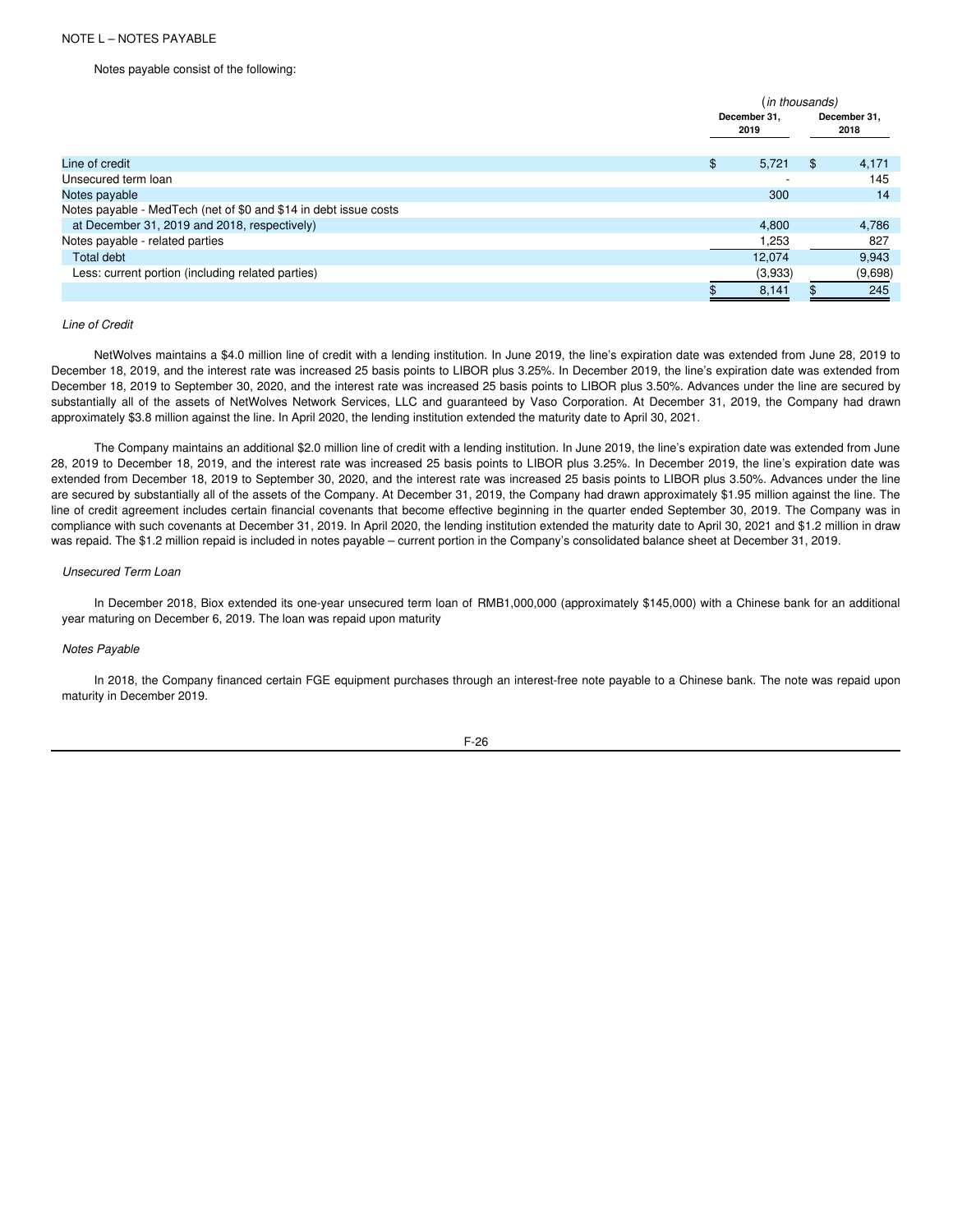NOTE L – NOTES PAYABLE

Notes payable consist of the following:

| | (*in thousands*) December 31, 2019 | December 31, 2018 |
|---|---|---|
| Line of credit | $ 5,721 | $ 4,171 |
| Unsecured term loan | - | 145 |
| Notes payable | 300 | 14 |
| Notes payable - MedTech (net of $0 and $14 in debt issue costs at December 31, 2019 and 2018, respectively) | 4,800 | 4,786 |
| Notes payable - related parties | 1,253 | 827 |
| Total debt | 12,074 | 9,943 |
| Less: current portion (including related parties) | (3,933) | (9,698) |
| | $ 8,141 | $ 245 |

*Line of Credit*

NetWolves maintains a $4.0 million line of credit with a lending institution. In June 2019, the line's expiration date was extended from June 28, 2019 to December 18, 2019, and the interest rate was increased 25 basis points to LIBOR plus 3.25%. In December 2019, the line's expiration date was extended from December 18, 2019 to September 30, 2020, and the interest rate was increased 25 basis points to LIBOR plus 3.50%. Advances under the line are secured by substantially all of the assets of NetWolves Network Services, LLC and guaranteed by Vaso Corporation. At December 31, 2019, the Company had drawn approximately $3.8 million against the line. In April 2020, the lending institution extended the maturity date to April 30, 2021.

The Company maintains an additional $2.0 million line of credit with a lending institution. In June 2019, the line's expiration date was extended from June 28, 2019 to December 18, 2019, and the interest rate was increased 25 basis points to LIBOR plus 3.25%. In December 2019, the line's expiration date was extended from December 18, 2019 to September 30, 2020, and the interest rate was increased 25 basis points to LIBOR plus 3.50%. Advances under the line are secured by substantially all of the assets of the Company. At December 31, 2019, the Company had drawn approximately $1.95 million against the line. The line of credit agreement includes certain financial covenants that become effective beginning in the quarter ended September 30, 2019. The Company was in compliance with such covenants at December 31, 2019. In April 2020, the lending institution extended the maturity date to April 30, 2021 and $1.2 million in draw was repaid. The $1.2 million repaid is included in notes payable – current portion in the Company's consolidated balance sheet at December 31, 2019.

*Unsecured Term Loan*

In December 2018, Biox extended its one-year unsecured term loan of RMB1,000,000 (approximately $145,000) with a Chinese bank for an additional year maturing on December 6, 2019. The loan was repaid upon maturity

*Notes Payable*

In 2018, the Company financed certain FGE equipment purchases through an interest-free note payable to a Chinese bank. The note was repaid upon maturity in December 2019.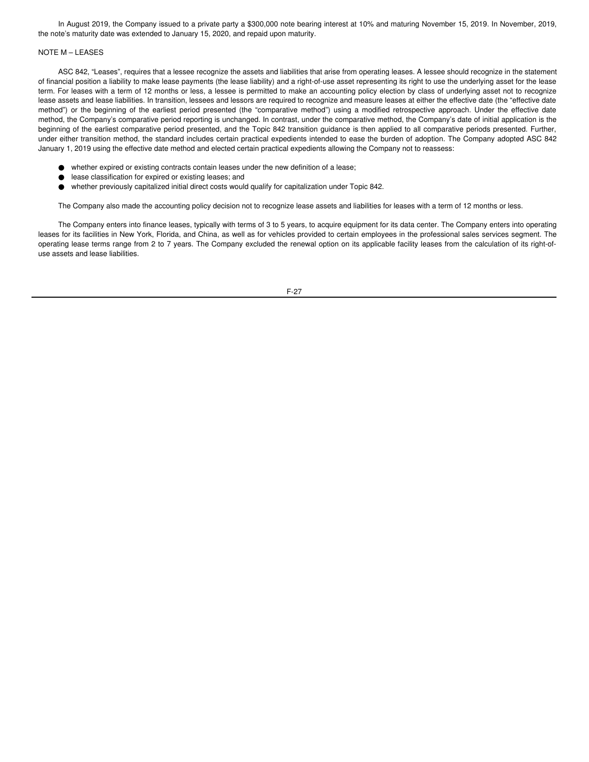In August 2019, the Company issued to a private party a $300,000 note bearing interest at 10% and maturing November 15, 2019. In November, 2019, the note's maturity date was extended to January 15, 2020, and repaid upon maturity.

## NOTE M – LEASES

ASC 842, "Leases", requires that a lessee recognize the assets and liabilities that arise from operating leases. A lessee should recognize in the statement of financial position a liability to make lease payments (the lease liability) and a right-of-use asset representing its right to use the underlying asset for the lease term. For leases with a term of 12 months or less, a lessee is permitted to make an accounting policy election by class of underlying asset not to recognize lease assets and lease liabilities. In transition, lessees and lessors are required to recognize and measure leases at either the effective date (the "effective date method") or the beginning of the earliest period presented (the "comparative method") using a modified retrospective approach. Under the effective date method, the Company's comparative period reporting is unchanged. In contrast, under the comparative method, the Company's date of initial application is the beginning of the earliest comparative period presented, and the Topic 842 transition guidance is then applied to all comparative periods presented. Further, under either transition method, the standard includes certain practical expedients intended to ease the burden of adoption. The Company adopted ASC 842 January 1, 2019 using the effective date method and elected certain practical expedients allowing the Company not to reassess:

- whether expired or existing contracts contain leases under the new definition of a lease;
- lease classification for expired or existing leases; and
- whether previously capitalized initial direct costs would qualify for capitalization under Topic 842.

The Company also made the accounting policy decision not to recognize lease assets and liabilities for leases with a term of 12 months or less.

The Company enters into finance leases, typically with terms of 3 to 5 years, to acquire equipment for its data center. The Company enters into operating leases for its facilities in New York, Florida, and China, as well as for vehicles provided to certain employees in the professional sales services segment. The operating lease terms range from 2 to 7 years. The Company excluded the renewal option on its applicable facility leases from the calculation of its right-of-use assets and lease liabilities.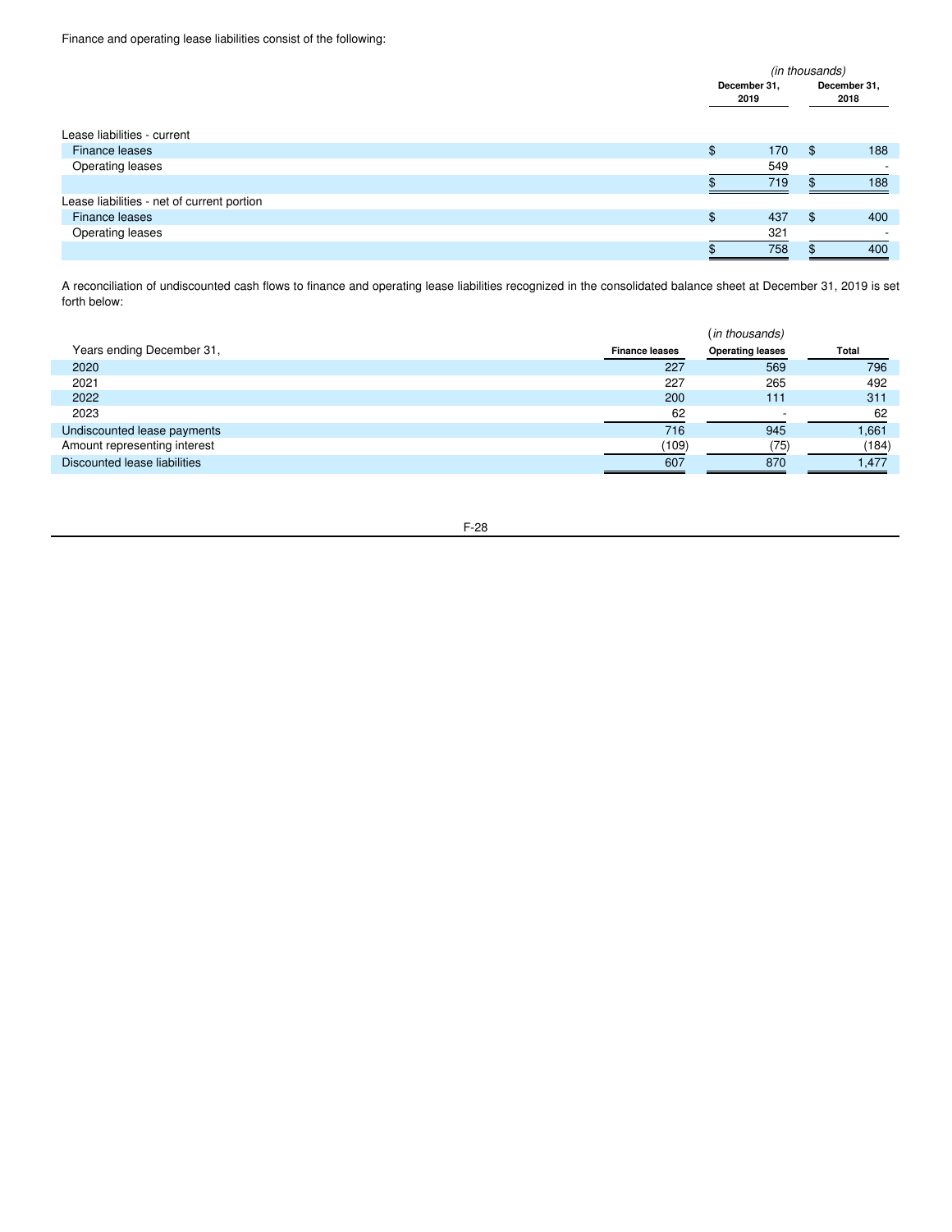Finance and operating lease liabilities consist of the following:

| | *(in thousands)* | |
|---|---|---|
| | **December 31, 2019** | **December 31, 2018** |
| Lease liabilities - current | | |
| Finance leases | $ 170 | $ 188 |
| Operating leases | 549 | - |
| | $ 719 | $ 188 |
| Lease liabilities - net of current portion | | |
| Finance leases | $ 437 | $ 400 |
| Operating leases | 321 | - |
| | $ 758 | $ 400 |

A reconciliation of undiscounted cash flows to finance and operating lease liabilities recognized in the consolidated balance sheet at December 31, 2019 is set forth below:

| | | (*in thousands*) | |
|---|---|---|---|
| Years ending December 31, | **Finance leases** | **Operating leases** | **Total** |
| 2020 | 227 | 569 | 796 |
| 2021 | 227 | 265 | 492 |
| 2022 | 200 | 111 | 311 |
| 2023 | 62 | - | 62 |
| Undiscounted lease payments | 716 | 945 | 1,661 |
| Amount representing interest | (109) | (75) | (184) |
| Discounted lease liabilities | 607 | 870 | 1,477 |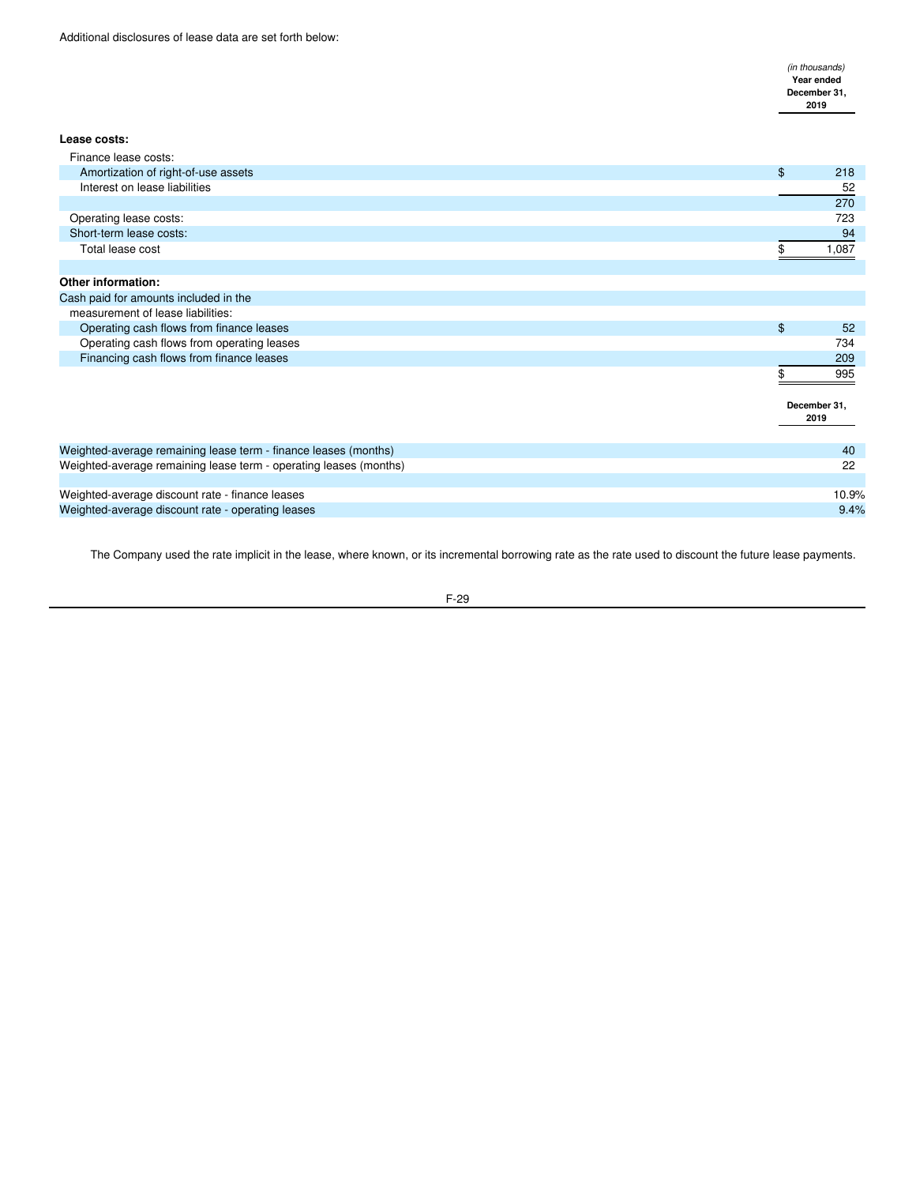Additional disclosures of lease data are set forth below:

| | *(in thousands)* **Year ended December 31, 2019** |
|---|---|
| **Lease costs:** | |
| Finance lease costs: | |
| Amortization of right-of-use assets | $ 218 |
| Interest on lease liabilities | 52 |
| | 270 |
| Operating lease costs: | 723 |
| Short-term lease costs: | 94 |
| Total lease cost | $ 1,087 |
| | |
| **Other information:** | |
| Cash paid for amounts included in the measurement of lease liabilities: | |
| Operating cash flows from finance leases | $ 52 |
| Operating cash flows from operating leases | 734 |
| Financing cash flows from finance leases | 209 |
| | $ 995 |

| | **December 31, 2019** |
|---|---|
| Weighted-average remaining lease term - finance leases (months) | 40 |
| Weighted-average remaining lease term - operating leases (months) | 22 |
| | |
| Weighted-average discount rate - finance leases | 10.9% |
| Weighted-average discount rate - operating leases | 9.4% |

The Company used the rate implicit in the lease, where known, or its incremental borrowing rate as the rate used to discount the future lease payments.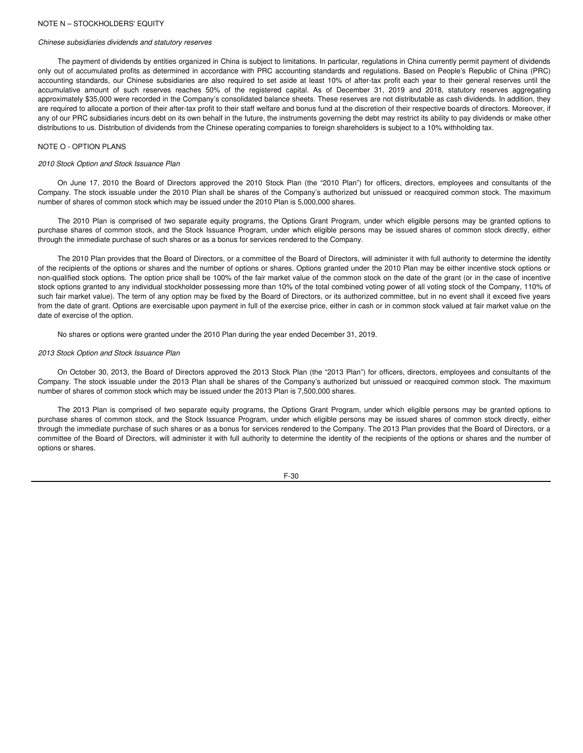NOTE N – STOCKHOLDERS' EQUITY

*Chinese subsidiaries dividends and statutory reserves*

The payment of dividends by entities organized in China is subject to limitations. In particular, regulations in China currently permit payment of dividends only out of accumulated profits as determined in accordance with PRC accounting standards and regulations. Based on People's Republic of China (PRC) accounting standards, our Chinese subsidiaries are also required to set aside at least 10% of after-tax profit each year to their general reserves until the accumulative amount of such reserves reaches 50% of the registered capital. As of December 31, 2019 and 2018, statutory reserves aggregating approximately $35,000 were recorded in the Company's consolidated balance sheets. These reserves are not distributable as cash dividends. In addition, they are required to allocate a portion of their after-tax profit to their staff welfare and bonus fund at the discretion of their respective boards of directors. Moreover, if any of our PRC subsidiaries incurs debt on its own behalf in the future, the instruments governing the debt may restrict its ability to pay dividends or make other distributions to us. Distribution of dividends from the Chinese operating companies to foreign shareholders is subject to a 10% withholding tax.

NOTE O - OPTION PLANS

*2010 Stock Option and Stock Issuance Plan*

On June 17, 2010 the Board of Directors approved the 2010 Stock Plan (the "2010 Plan") for officers, directors, employees and consultants of the Company. The stock issuable under the 2010 Plan shall be shares of the Company's authorized but unissued or reacquired common stock. The maximum number of shares of common stock which may be issued under the 2010 Plan is 5,000,000 shares.

The 2010 Plan is comprised of two separate equity programs, the Options Grant Program, under which eligible persons may be granted options to purchase shares of common stock, and the Stock Issuance Program, under which eligible persons may be issued shares of common stock directly, either through the immediate purchase of such shares or as a bonus for services rendered to the Company.

The 2010 Plan provides that the Board of Directors, or a committee of the Board of Directors, will administer it with full authority to determine the identity of the recipients of the options or shares and the number of options or shares. Options granted under the 2010 Plan may be either incentive stock options or non-qualified stock options. The option price shall be 100% of the fair market value of the common stock on the date of the grant (or in the case of incentive stock options granted to any individual stockholder possessing more than 10% of the total combined voting power of all voting stock of the Company, 110% of such fair market value). The term of any option may be fixed by the Board of Directors, or its authorized committee, but in no event shall it exceed five years from the date of grant. Options are exercisable upon payment in full of the exercise price, either in cash or in common stock valued at fair market value on the date of exercise of the option.

No shares or options were granted under the 2010 Plan during the year ended December 31, 2019.

*2013 Stock Option and Stock Issuance Plan*

On October 30, 2013, the Board of Directors approved the 2013 Stock Plan (the "2013 Plan") for officers, directors, employees and consultants of the Company. The stock issuable under the 2013 Plan shall be shares of the Company's authorized but unissued or reacquired common stock. The maximum number of shares of common stock which may be issued under the 2013 Plan is 7,500,000 shares.

The 2013 Plan is comprised of two separate equity programs, the Options Grant Program, under which eligible persons may be granted options to purchase shares of common stock, and the Stock Issuance Program, under which eligible persons may be issued shares of common stock directly, either through the immediate purchase of such shares or as a bonus for services rendered to the Company. The 2013 Plan provides that the Board of Directors, or a committee of the Board of Directors, will administer it with full authority to determine the identity of the recipients of the options or shares and the number of options or shares.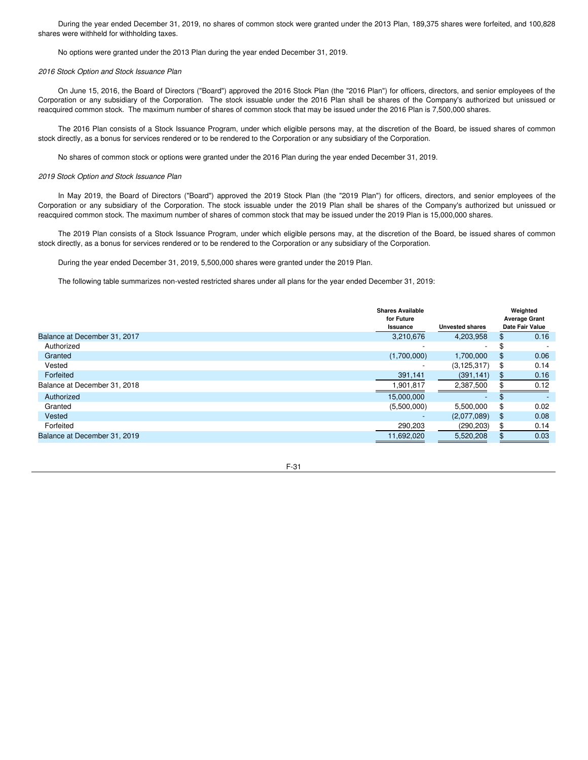During the year ended December 31, 2019, no shares of common stock were granted under the 2013 Plan, 189,375 shares were forfeited, and 100,828 shares were withheld for withholding taxes.

No options were granted under the 2013 Plan during the year ended December 31, 2019.

*2016 Stock Option and Stock Issuance Plan*

On June 15, 2016, the Board of Directors ("Board") approved the 2016 Stock Plan (the "2016 Plan") for officers, directors, and senior employees of the Corporation or any subsidiary of the Corporation. The stock issuable under the 2016 Plan shall be shares of the Company's authorized but unissued or reacquired common stock. The maximum number of shares of common stock that may be issued under the 2016 Plan is 7,500,000 shares.

The 2016 Plan consists of a Stock Issuance Program, under which eligible persons may, at the discretion of the Board, be issued shares of common stock directly, as a bonus for services rendered or to be rendered to the Corporation or any subsidiary of the Corporation.

No shares of common stock or options were granted under the 2016 Plan during the year ended December 31, 2019.

*2019 Stock Option and Stock Issuance Plan*

In May 2019, the Board of Directors ("Board") approved the 2019 Stock Plan (the "2019 Plan") for officers, directors, and senior employees of the Corporation or any subsidiary of the Corporation. The stock issuable under the 2019 Plan shall be shares of the Company's authorized but unissued or reacquired common stock. The maximum number of shares of common stock that may be issued under the 2019 Plan is 15,000,000 shares.

The 2019 Plan consists of a Stock Issuance Program, under which eligible persons may, at the discretion of the Board, be issued shares of common stock directly, as a bonus for services rendered or to be rendered to the Corporation or any subsidiary of the Corporation.

During the year ended December 31, 2019, 5,500,000 shares were granted under the 2019 Plan.

The following table summarizes non-vested restricted shares under all plans for the year ended December 31, 2019:

| | Shares Available for Future Issuance | Unvested shares | Weighted Average Grant Date Fair Value |
|---|---|---|---|
| Balance at December 31, 2017 | 3,210,676 | 4,203,958 | $ 0.16 |
| Authorized | - | - | $ - |
| Granted | (1,700,000) | 1,700,000 | $ 0.06 |
| Vested | - | (3,125,317) | $ 0.14 |
| Forfeited | 391,141 | (391,141) | $ 0.16 |
| Balance at December 31, 2018 | 1,901,817 | 2,387,500 | $ 0.12 |
| Authorized | 15,000,000 | - | $ - |
| Granted | (5,500,000) | 5,500,000 | $ 0.02 |
| Vested | - | (2,077,089) | $ 0.08 |
| Forfeited | 290,203 | (290,203) | $ 0.14 |
| Balance at December 31, 2019 | 11,692,020 | 5,520,208 | $ 0.03 |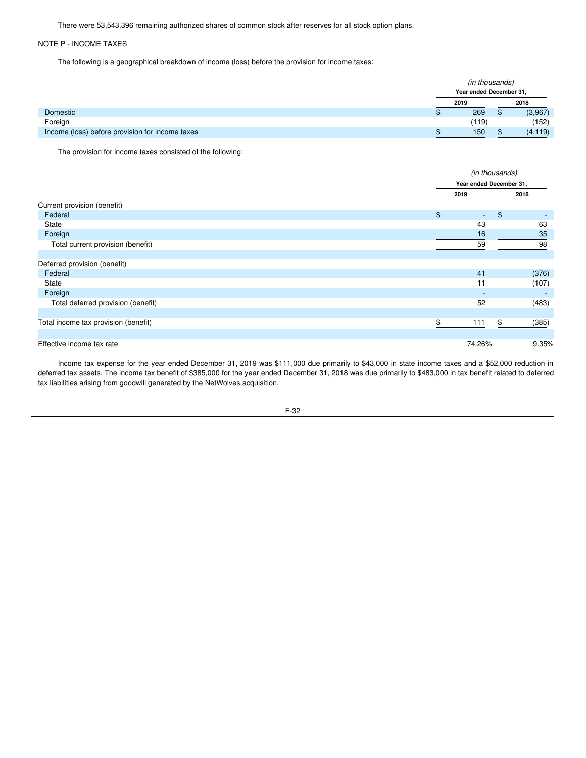There were 53,543,396 remaining authorized shares of common stock after reserves for all stock option plans.

NOTE P - INCOME TAXES

The following is a geographical breakdown of income (loss) before the provision for income taxes:

| | *(in thousands)* | |
|---|---|---|
| | **Year ended December 31,** | |
| | **2019** | **2018** |
| Domestic | $ 269 | $ (3,967) |
| Foreign | (119) | (152) |
| Income (loss) before provision for income taxes | $ 150 | $ (4,119) |

The provision for income taxes consisted of the following:

| | *(in thousands)* | |
|---|---|---|
| | **Year ended December 31,** | |
| | **2019** | **2018** |
| Current provision (benefit) | | |
| Federal | $ - | $ - |
| State | 43 | 63 |
| Foreign | 16 | 35 |
| Total current provision (benefit) | 59 | 98 |
| | | |
| Deferred provision (benefit) | | |
| Federal | 41 | (376) |
| State | 11 | (107) |
| Foreign | - | - |
| Total deferred provision (benefit) | 52 | (483) |
| | | |
| Total income tax provision (benefit) | $ 111 | $ (385) |
| | | |
| Effective income tax rate | 74.26% | 9.35% |

Income tax expense for the year ended December 31, 2019 was $111,000 due primarily to $43,000 in state income taxes and a $52,000 reduction in deferred tax assets. The income tax benefit of $385,000 for the year ended December 31, 2018 was due primarily to $483,000 in tax benefit related to deferred tax liabilities arising from goodwill generated by the NetWolves acquisition.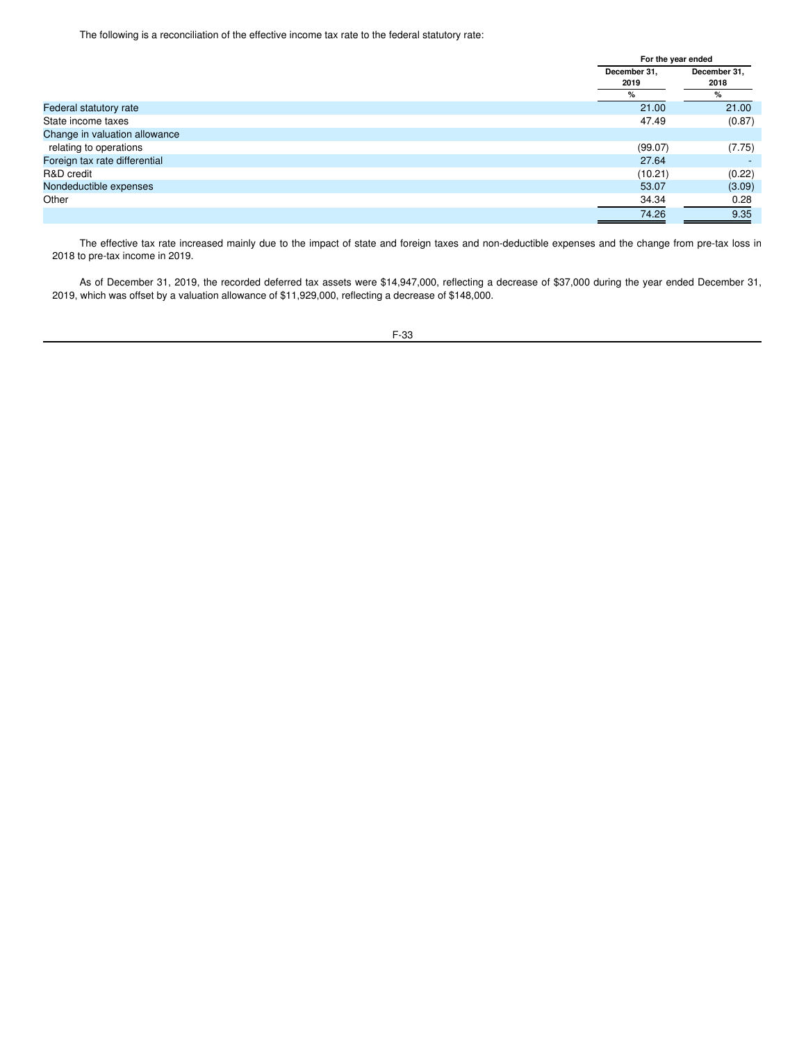The following is a reconciliation of the effective income tax rate to the federal statutory rate:

| | For the year ended | |
|---|---|---|
| | December 31, 2019 | December 31, 2018 |
| | % | % |
| Federal statutory rate | 21.00 | 21.00 |
| State income taxes | 47.49 | (0.87) |
| Change in valuation allowance relating to operations | (99.07) | (7.75) |
| Foreign tax rate differential | 27.64 | - |
| R&D credit | (10.21) | (0.22) |
| Nondeductible expenses | 53.07 | (3.09) |
| Other | 34.34 | 0.28 |
| | 74.26 | 9.35 |

The effective tax rate increased mainly due to the impact of state and foreign taxes and non-deductible expenses and the change from pre-tax loss in 2018 to pre-tax income in 2019.

As of December 31, 2019, the recorded deferred tax assets were $14,947,000, reflecting a decrease of $37,000 during the year ended December 31, 2019, which was offset by a valuation allowance of $11,929,000, reflecting a decrease of $148,000.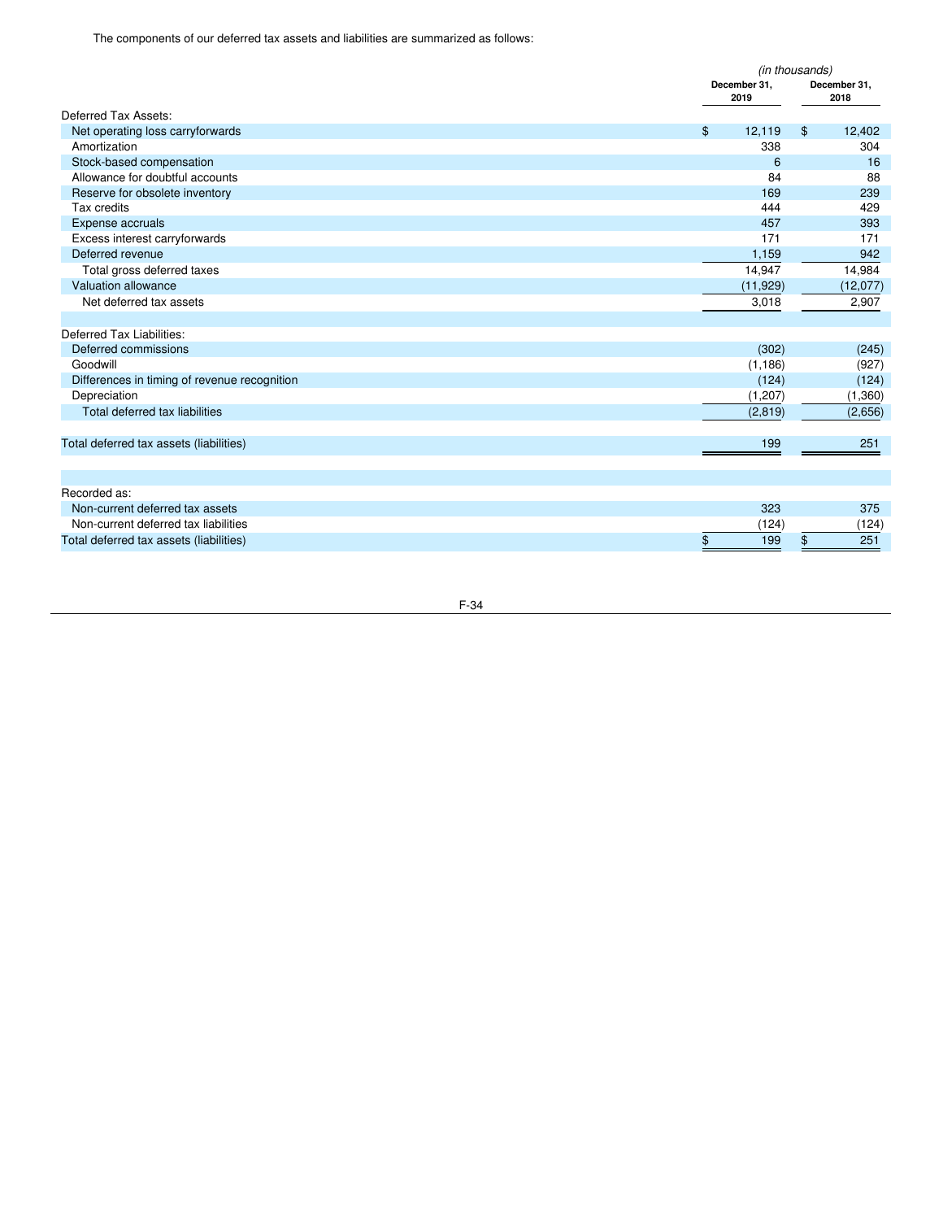The components of our deferred tax assets and liabilities are summarized as follows:

| | *(in thousands)* | |
|---|---|---|
| | **December 31, 2019** | **December 31, 2018** |
| Deferred Tax Assets: | | |
| Net operating loss carryforwards | $ 12,119 | $ 12,402 |
| Amortization | 338 | 304 |
| Stock-based compensation | 6 | 16 |
| Allowance for doubtful accounts | 84 | 88 |
| Reserve for obsolete inventory | 169 | 239 |
| Tax credits | 444 | 429 |
| Expense accruals | 457 | 393 |
| Excess interest carryforwards | 171 | 171 |
| Deferred revenue | 1,159 | 942 |
| Total gross deferred taxes | 14,947 | 14,984 |
| Valuation allowance | (11,929) | (12,077) |
| Net deferred tax assets | 3,018 | 2,907 |
| | | |
| Deferred Tax Liabilities: | | |
| Deferred commissions | (302) | (245) |
| Goodwill | (1,186) | (927) |
| Differences in timing of revenue recognition | (124) | (124) |
| Depreciation | (1,207) | (1,360) |
| Total deferred tax liabilities | (2,819) | (2,656) |
| | | |
| Total deferred tax assets (liabilities) | 199 | 251 |
| | | |
| Recorded as: | | |
| Non-current deferred tax assets | 323 | 375 |
| Non-current deferred tax liabilities | (124) | (124) |
| Total deferred tax assets (liabilities) | $ 199 | $ 251 |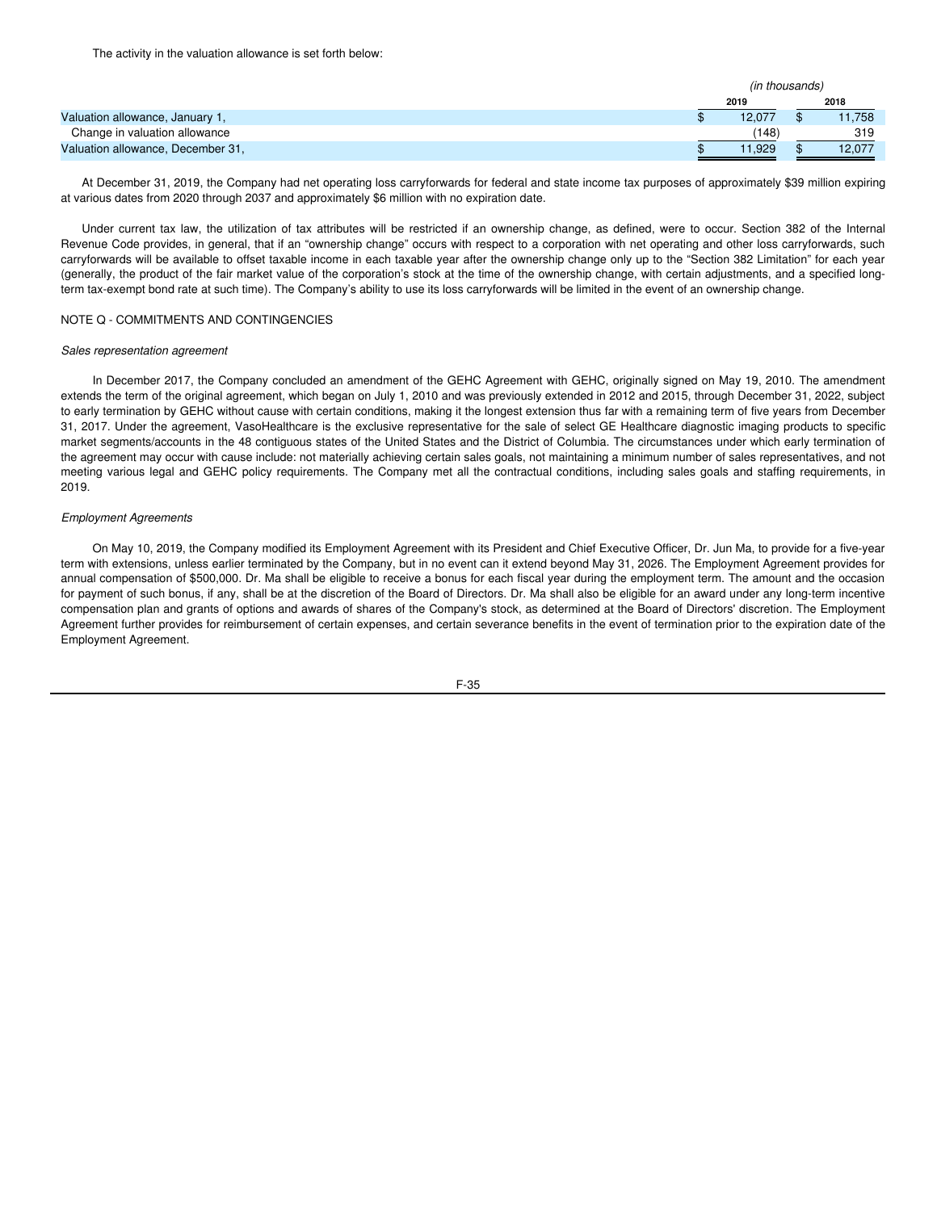The activity in the valuation allowance is set forth below:

| | (in thousands) | |
|---|---|---|
| | 2019 | 2018 |
| Valuation allowance, January 1, | $ 12,077 | $ 11,758 |
| Change in valuation allowance | (148) | 319 |
| Valuation allowance, December 31, | $ 11,929 | $ 12,077 |

At December 31, 2019, the Company had net operating loss carryforwards for federal and state income tax purposes of approximately $39 million expiring at various dates from 2020 through 2037 and approximately $6 million with no expiration date.

Under current tax law, the utilization of tax attributes will be restricted if an ownership change, as defined, were to occur. Section 382 of the Internal Revenue Code provides, in general, that if an "ownership change" occurs with respect to a corporation with net operating and other loss carryforwards, such carryforwards will be available to offset taxable income in each taxable year after the ownership change only up to the "Section 382 Limitation" for each year (generally, the product of the fair market value of the corporation's stock at the time of the ownership change, with certain adjustments, and a specified long-term tax-exempt bond rate at such time). The Company's ability to use its loss carryforwards will be limited in the event of an ownership change.

## NOTE Q - COMMITMENTS AND CONTINGENCIES

*Sales representation agreement*

In December 2017, the Company concluded an amendment of the GEHC Agreement with GEHC, originally signed on May 19, 2010. The amendment extends the term of the original agreement, which began on July 1, 2010 and was previously extended in 2012 and 2015, through December 31, 2022, subject to early termination by GEHC without cause with certain conditions, making it the longest extension thus far with a remaining term of five years from December 31, 2017. Under the agreement, VasoHealthcare is the exclusive representative for the sale of select GE Healthcare diagnostic imaging products to specific market segments/accounts in the 48 contiguous states of the United States and the District of Columbia. The circumstances under which early termination of the agreement may occur with cause include: not materially achieving certain sales goals, not maintaining a minimum number of sales representatives, and not meeting various legal and GEHC policy requirements. The Company met all the contractual conditions, including sales goals and staffing requirements, in 2019.

*Employment Agreements*

On May 10, 2019, the Company modified its Employment Agreement with its President and Chief Executive Officer, Dr. Jun Ma, to provide for a five-year term with extensions, unless earlier terminated by the Company, but in no event can it extend beyond May 31, 2026. The Employment Agreement provides for annual compensation of $500,000. Dr. Ma shall be eligible to receive a bonus for each fiscal year during the employment term. The amount and the occasion for payment of such bonus, if any, shall be at the discretion of the Board of Directors. Dr. Ma shall also be eligible for an award under any long-term incentive compensation plan and grants of options and awards of shares of the Company's stock, as determined at the Board of Directors' discretion. The Employment Agreement further provides for reimbursement of certain expenses, and certain severance benefits in the event of termination prior to the expiration date of the Employment Agreement.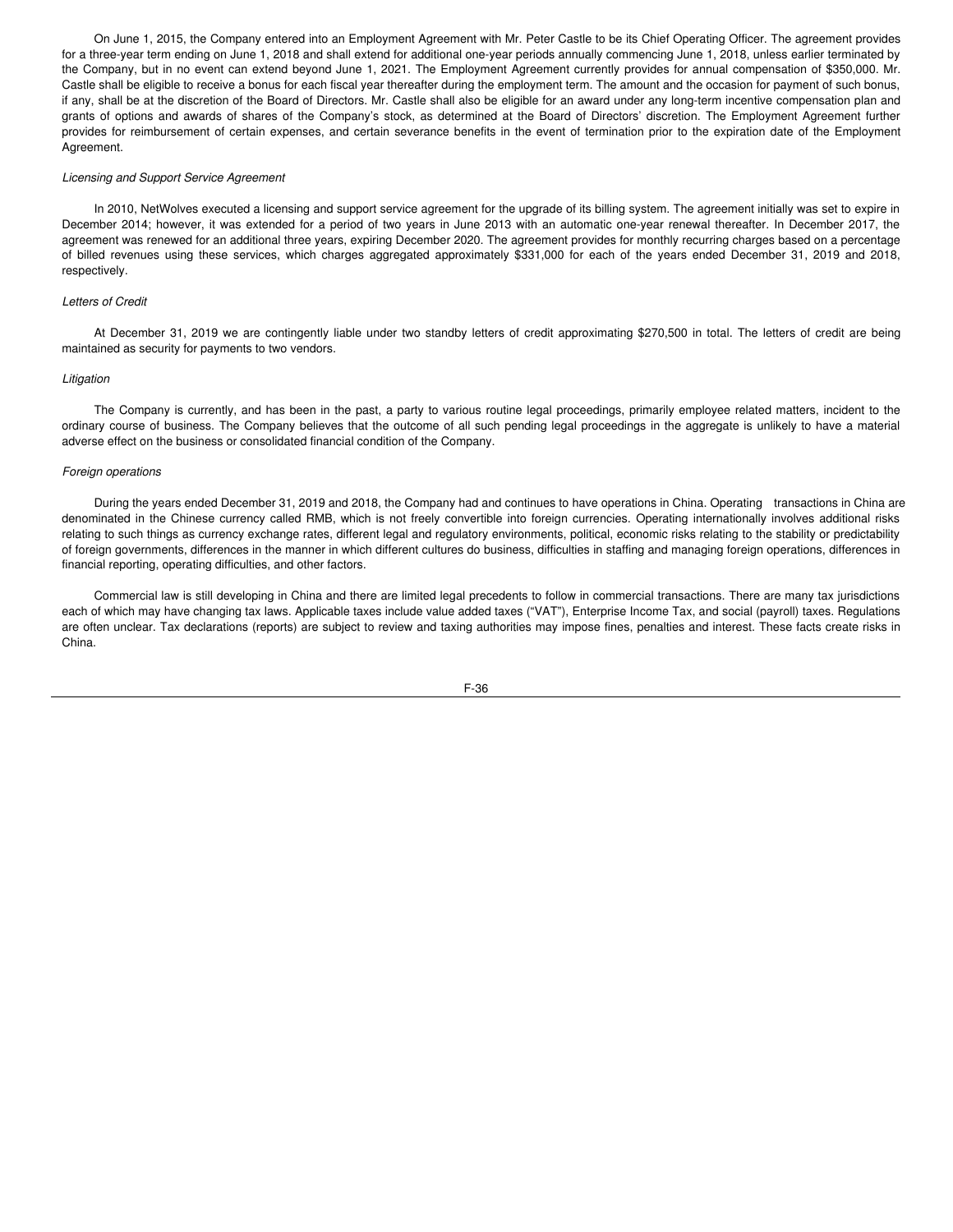On June 1, 2015, the Company entered into an Employment Agreement with Mr. Peter Castle to be its Chief Operating Officer. The agreement provides for a three-year term ending on June 1, 2018 and shall extend for additional one-year periods annually commencing June 1, 2018, unless earlier terminated by the Company, but in no event can extend beyond June 1, 2021. The Employment Agreement currently provides for annual compensation of $350,000. Mr. Castle shall be eligible to receive a bonus for each fiscal year thereafter during the employment term. The amount and the occasion for payment of such bonus, if any, shall be at the discretion of the Board of Directors. Mr. Castle shall also be eligible for an award under any long-term incentive compensation plan and grants of options and awards of shares of the Company's stock, as determined at the Board of Directors' discretion. The Employment Agreement further provides for reimbursement of certain expenses, and certain severance benefits in the event of termination prior to the expiration date of the Employment Agreement.

*Licensing and Support Service Agreement*

In 2010, NetWolves executed a licensing and support service agreement for the upgrade of its billing system. The agreement initially was set to expire in December 2014; however, it was extended for a period of two years in June 2013 with an automatic one-year renewal thereafter. In December 2017, the agreement was renewed for an additional three years, expiring December 2020. The agreement provides for monthly recurring charges based on a percentage of billed revenues using these services, which charges aggregated approximately $331,000 for each of the years ended December 31, 2019 and 2018, respectively.

*Letters of Credit*

At December 31, 2019 we are contingently liable under two standby letters of credit approximating $270,500 in total. The letters of credit are being maintained as security for payments to two vendors.

*Litigation*

The Company is currently, and has been in the past, a party to various routine legal proceedings, primarily employee related matters, incident to the ordinary course of business. The Company believes that the outcome of all such pending legal proceedings in the aggregate is unlikely to have a material adverse effect on the business or consolidated financial condition of the Company.

*Foreign operations*

During the years ended December 31, 2019 and 2018, the Company had and continues to have operations in China. Operating transactions in China are denominated in the Chinese currency called RMB, which is not freely convertible into foreign currencies. Operating internationally involves additional risks relating to such things as currency exchange rates, different legal and regulatory environments, political, economic risks relating to the stability or predictability of foreign governments, differences in the manner in which different cultures do business, difficulties in staffing and managing foreign operations, differences in financial reporting, operating difficulties, and other factors.

Commercial law is still developing in China and there are limited legal precedents to follow in commercial transactions. There are many tax jurisdictions each of which may have changing tax laws. Applicable taxes include value added taxes ("VAT"), Enterprise Income Tax, and social (payroll) taxes. Regulations are often unclear. Tax declarations (reports) are subject to review and taxing authorities may impose fines, penalties and interest. These facts create risks in China.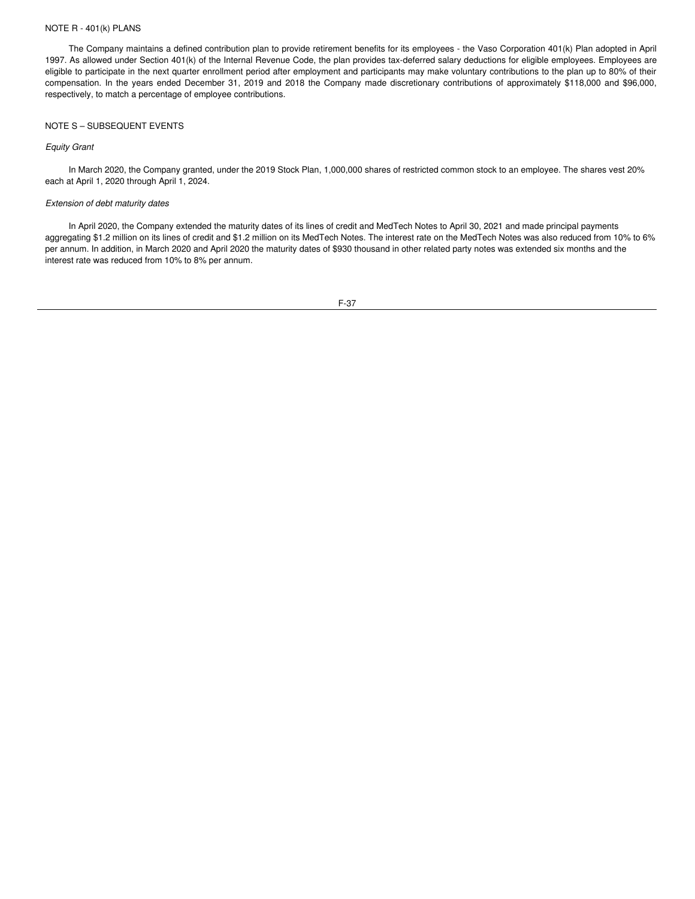## NOTE R - 401(k) PLANS

The Company maintains a defined contribution plan to provide retirement benefits for its employees - the Vaso Corporation 401(k) Plan adopted in April 1997. As allowed under Section 401(k) of the Internal Revenue Code, the plan provides tax-deferred salary deductions for eligible employees. Employees are eligible to participate in the next quarter enrollment period after employment and participants may make voluntary contributions to the plan up to 80% of their compensation. In the years ended December 31, 2019 and 2018 the Company made discretionary contributions of approximately $118,000 and $96,000, respectively, to match a percentage of employee contributions.

## NOTE S – SUBSEQUENT EVENTS

*Equity Grant*

In March 2020, the Company granted, under the 2019 Stock Plan, 1,000,000 shares of restricted common stock to an employee. The shares vest 20% each at April 1, 2020 through April 1, 2024.

*Extension of debt maturity dates*

In April 2020, the Company extended the maturity dates of its lines of credit and MedTech Notes to April 30, 2021 and made principal payments aggregating $1.2 million on its lines of credit and $1.2 million on its MedTech Notes. The interest rate on the MedTech Notes was also reduced from 10% to 6% per annum. In addition, in March 2020 and April 2020 the maturity dates of $930 thousand in other related party notes was extended six months and the interest rate was reduced from 10% to 8% per annum.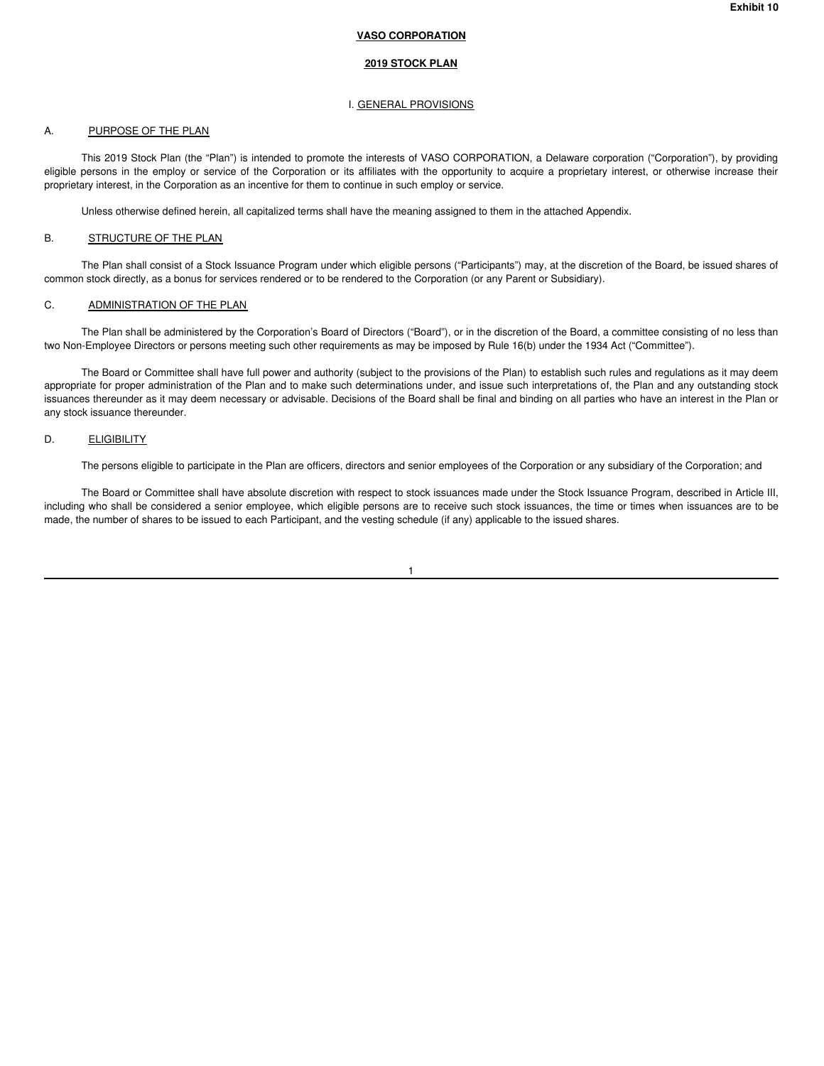**Exhibit 10**

# VASO CORPORATION

## 2019 STOCK PLAN

### I. GENERAL PROVISIONS

A. PURPOSE OF THE PLAN

This 2019 Stock Plan (the "Plan") is intended to promote the interests of VASO CORPORATION, a Delaware corporation ("Corporation"), by providing eligible persons in the employ or service of the Corporation or its affiliates with the opportunity to acquire a proprietary interest, or otherwise increase their proprietary interest, in the Corporation as an incentive for them to continue in such employ or service.

Unless otherwise defined herein, all capitalized terms shall have the meaning assigned to them in the attached Appendix.

B. STRUCTURE OF THE PLAN

The Plan shall consist of a Stock Issuance Program under which eligible persons ("Participants") may, at the discretion of the Board, be issued shares of common stock directly, as a bonus for services rendered or to be rendered to the Corporation (or any Parent or Subsidiary).

C. ADMINISTRATION OF THE PLAN

The Plan shall be administered by the Corporation's Board of Directors ("Board"), or in the discretion of the Board, a committee consisting of no less than two Non-Employee Directors or persons meeting such other requirements as may be imposed by Rule 16(b) under the 1934 Act ("Committee").

The Board or Committee shall have full power and authority (subject to the provisions of the Plan) to establish such rules and regulations as it may deem appropriate for proper administration of the Plan and to make such determinations under, and issue such interpretations of, the Plan and any outstanding stock issuances thereunder as it may deem necessary or advisable. Decisions of the Board shall be final and binding on all parties who have an interest in the Plan or any stock issuance thereunder.

D. ELIGIBILITY

The persons eligible to participate in the Plan are officers, directors and senior employees of the Corporation or any subsidiary of the Corporation; and

The Board or Committee shall have absolute discretion with respect to stock issuances made under the Stock Issuance Program, described in Article III, including who shall be considered a senior employee, which eligible persons are to receive such stock issuances, the time or times when issuances are to be made, the number of shares to be issued to each Participant, and the vesting schedule (if any) applicable to the issued shares.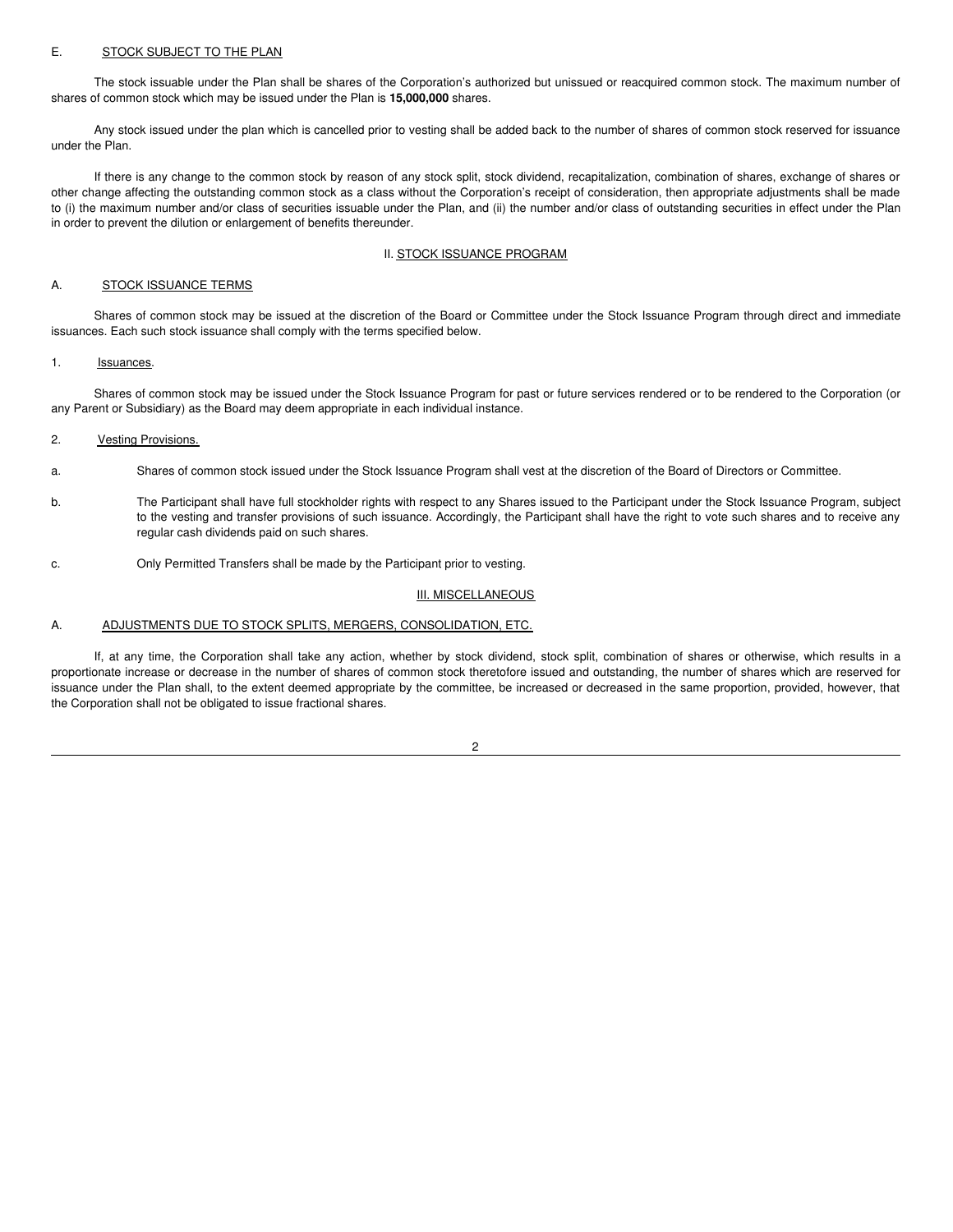### E. STOCK SUBJECT TO THE PLAN

The stock issuable under the Plan shall be shares of the Corporation's authorized but unissued or reacquired common stock. The maximum number of shares of common stock which may be issued under the Plan is **15,000,000** shares.

Any stock issued under the plan which is cancelled prior to vesting shall be added back to the number of shares of common stock reserved for issuance under the Plan.

If there is any change to the common stock by reason of any stock split, stock dividend, recapitalization, combination of shares, exchange of shares or other change affecting the outstanding common stock as a class without the Corporation's receipt of consideration, then appropriate adjustments shall be made to (i) the maximum number and/or class of securities issuable under the Plan, and (ii) the number and/or class of outstanding securities in effect under the Plan in order to prevent the dilution or enlargement of benefits thereunder.

## II. STOCK ISSUANCE PROGRAM

### A. STOCK ISSUANCE TERMS

Shares of common stock may be issued at the discretion of the Board or Committee under the Stock Issuance Program through direct and immediate issuances. Each such stock issuance shall comply with the terms specified below.

1. Issuances.

Shares of common stock may be issued under the Stock Issuance Program for past or future services rendered or to be rendered to the Corporation (or any Parent or Subsidiary) as the Board may deem appropriate in each individual instance.

2. Vesting Provisions.

a. Shares of common stock issued under the Stock Issuance Program shall vest at the discretion of the Board of Directors or Committee.

b. The Participant shall have full stockholder rights with respect to any Shares issued to the Participant under the Stock Issuance Program, subject to the vesting and transfer provisions of such issuance. Accordingly, the Participant shall have the right to vote such shares and to receive any regular cash dividends paid on such shares.

c. Only Permitted Transfers shall be made by the Participant prior to vesting.

## III. MISCELLANEOUS

### A. ADJUSTMENTS DUE TO STOCK SPLITS, MERGERS, CONSOLIDATION, ETC.

If, at any time, the Corporation shall take any action, whether by stock dividend, stock split, combination of shares or otherwise, which results in a proportionate increase or decrease in the number of shares of common stock theretofore issued and outstanding, the number of shares which are reserved for issuance under the Plan shall, to the extent deemed appropriate by the committee, be increased or decreased in the same proportion, provided, however, that the Corporation shall not be obligated to issue fractional shares.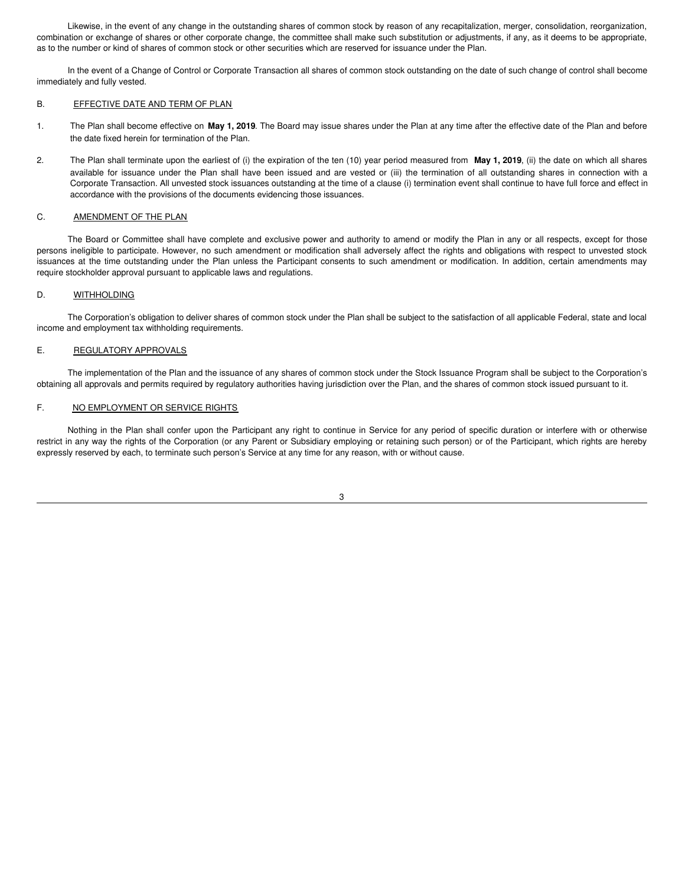Likewise, in the event of any change in the outstanding shares of common stock by reason of any recapitalization, merger, consolidation, reorganization, combination or exchange of shares or other corporate change, the committee shall make such substitution or adjustments, if any, as it deems to be appropriate, as to the number or kind of shares of common stock or other securities which are reserved for issuance under the Plan.

In the event of a Change of Control or Corporate Transaction all shares of common stock outstanding on the date of such change of control shall become immediately and fully vested.

## B. EFFECTIVE DATE AND TERM OF PLAN

1. The Plan shall become effective on **May 1, 2019**. The Board may issue shares under the Plan at any time after the effective date of the Plan and before the date fixed herein for termination of the Plan.

2. The Plan shall terminate upon the earliest of (i) the expiration of the ten (10) year period measured from **May 1, 2019**, (ii) the date on which all shares available for issuance under the Plan shall have been issued and are vested or (iii) the termination of all outstanding shares in connection with a Corporate Transaction. All unvested stock issuances outstanding at the time of a clause (i) termination event shall continue to have full force and effect in accordance with the provisions of the documents evidencing those issuances.

## C. AMENDMENT OF THE PLAN

The Board or Committee shall have complete and exclusive power and authority to amend or modify the Plan in any or all respects, except for those persons ineligible to participate. However, no such amendment or modification shall adversely affect the rights and obligations with respect to unvested stock issuances at the time outstanding under the Plan unless the Participant consents to such amendment or modification. In addition, certain amendments may require stockholder approval pursuant to applicable laws and regulations.

## D. WITHHOLDING

The Corporation's obligation to deliver shares of common stock under the Plan shall be subject to the satisfaction of all applicable Federal, state and local income and employment tax withholding requirements.

## E. REGULATORY APPROVALS

The implementation of the Plan and the issuance of any shares of common stock under the Stock Issuance Program shall be subject to the Corporation's obtaining all approvals and permits required by regulatory authorities having jurisdiction over the Plan, and the shares of common stock issued pursuant to it.

## F. NO EMPLOYMENT OR SERVICE RIGHTS

Nothing in the Plan shall confer upon the Participant any right to continue in Service for any period of specific duration or interfere with or otherwise restrict in any way the rights of the Corporation (or any Parent or Subsidiary employing or retaining such person) or of the Participant, which rights are hereby expressly reserved by each, to terminate such person's Service at any time for any reason, with or without cause.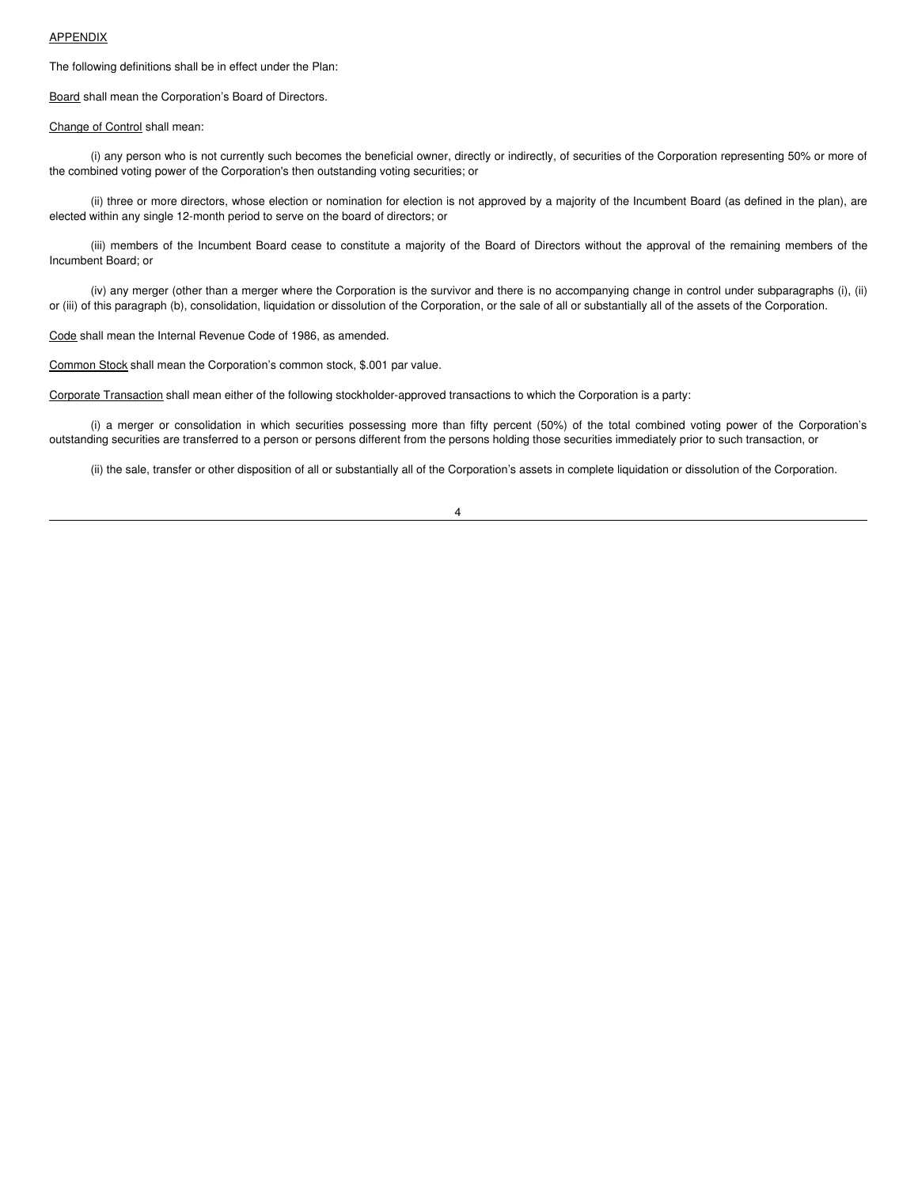APPENDIX

The following definitions shall be in effect under the Plan:

Board shall mean the Corporation's Board of Directors.

Change of Control shall mean:

(i) any person who is not currently such becomes the beneficial owner, directly or indirectly, of securities of the Corporation representing 50% or more of the combined voting power of the Corporation's then outstanding voting securities; or

(ii) three or more directors, whose election or nomination for election is not approved by a majority of the Incumbent Board (as defined in the plan), are elected within any single 12-month period to serve on the board of directors; or

(iii) members of the Incumbent Board cease to constitute a majority of the Board of Directors without the approval of the remaining members of the Incumbent Board; or

(iv) any merger (other than a merger where the Corporation is the survivor and there is no accompanying change in control under subparagraphs (i), (ii) or (iii) of this paragraph (b), consolidation, liquidation or dissolution of the Corporation, or the sale of all or substantially all of the assets of the Corporation.

Code shall mean the Internal Revenue Code of 1986, as amended.

Common Stock shall mean the Corporation's common stock, $.001 par value.

Corporate Transaction shall mean either of the following stockholder-approved transactions to which the Corporation is a party:

(i) a merger or consolidation in which securities possessing more than fifty percent (50%) of the total combined voting power of the Corporation's outstanding securities are transferred to a person or persons different from the persons holding those securities immediately prior to such transaction, or

(ii) the sale, transfer or other disposition of all or substantially all of the Corporation's assets in complete liquidation or dissolution of the Corporation.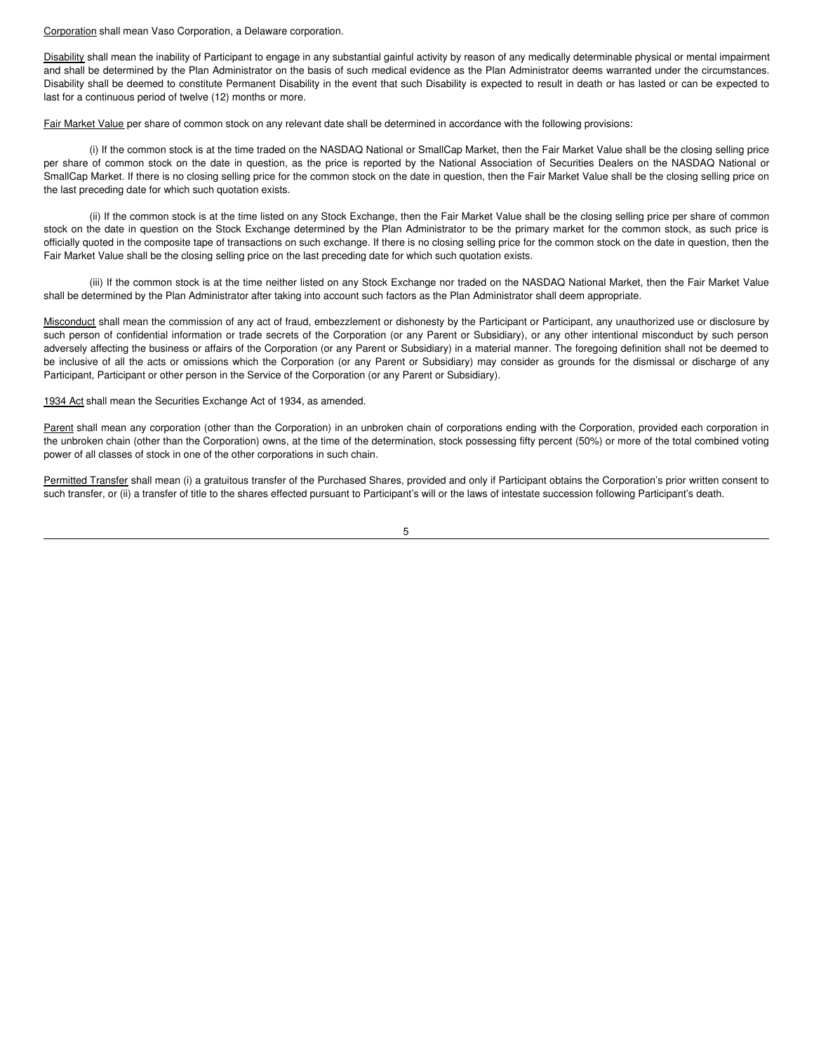Corporation shall mean Vaso Corporation, a Delaware corporation.

Disability shall mean the inability of Participant to engage in any substantial gainful activity by reason of any medically determinable physical or mental impairment and shall be determined by the Plan Administrator on the basis of such medical evidence as the Plan Administrator deems warranted under the circumstances. Disability shall be deemed to constitute Permanent Disability in the event that such Disability is expected to result in death or has lasted or can be expected to last for a continuous period of twelve (12) months or more.

Fair Market Value per share of common stock on any relevant date shall be determined in accordance with the following provisions:

(i) If the common stock is at the time traded on the NASDAQ National or SmallCap Market, then the Fair Market Value shall be the closing selling price per share of common stock on the date in question, as the price is reported by the National Association of Securities Dealers on the NASDAQ National or SmallCap Market. If there is no closing selling price for the common stock on the date in question, then the Fair Market Value shall be the closing selling price on the last preceding date for which such quotation exists.

(ii) If the common stock is at the time listed on any Stock Exchange, then the Fair Market Value shall be the closing selling price per share of common stock on the date in question on the Stock Exchange determined by the Plan Administrator to be the primary market for the common stock, as such price is officially quoted in the composite tape of transactions on such exchange. If there is no closing selling price for the common stock on the date in question, then the Fair Market Value shall be the closing selling price on the last preceding date for which such quotation exists.

(iii) If the common stock is at the time neither listed on any Stock Exchange nor traded on the NASDAQ National Market, then the Fair Market Value shall be determined by the Plan Administrator after taking into account such factors as the Plan Administrator shall deem appropriate.

Misconduct shall mean the commission of any act of fraud, embezzlement or dishonesty by the Participant or Participant, any unauthorized use or disclosure by such person of confidential information or trade secrets of the Corporation (or any Parent or Subsidiary), or any other intentional misconduct by such person adversely affecting the business or affairs of the Corporation (or any Parent or Subsidiary) in a material manner. The foregoing definition shall not be deemed to be inclusive of all the acts or omissions which the Corporation (or any Parent or Subsidiary) may consider as grounds for the dismissal or discharge of any Participant, Participant or other person in the Service of the Corporation (or any Parent or Subsidiary).

1934 Act shall mean the Securities Exchange Act of 1934, as amended.

Parent shall mean any corporation (other than the Corporation) in an unbroken chain of corporations ending with the Corporation, provided each corporation in the unbroken chain (other than the Corporation) owns, at the time of the determination, stock possessing fifty percent (50%) or more of the total combined voting power of all classes of stock in one of the other corporations in such chain.

Permitted Transfer shall mean (i) a gratuitous transfer of the Purchased Shares, provided and only if Participant obtains the Corporation's prior written consent to such transfer, or (ii) a transfer of title to the shares effected pursuant to Participant's will or the laws of intestate succession following Participant's death.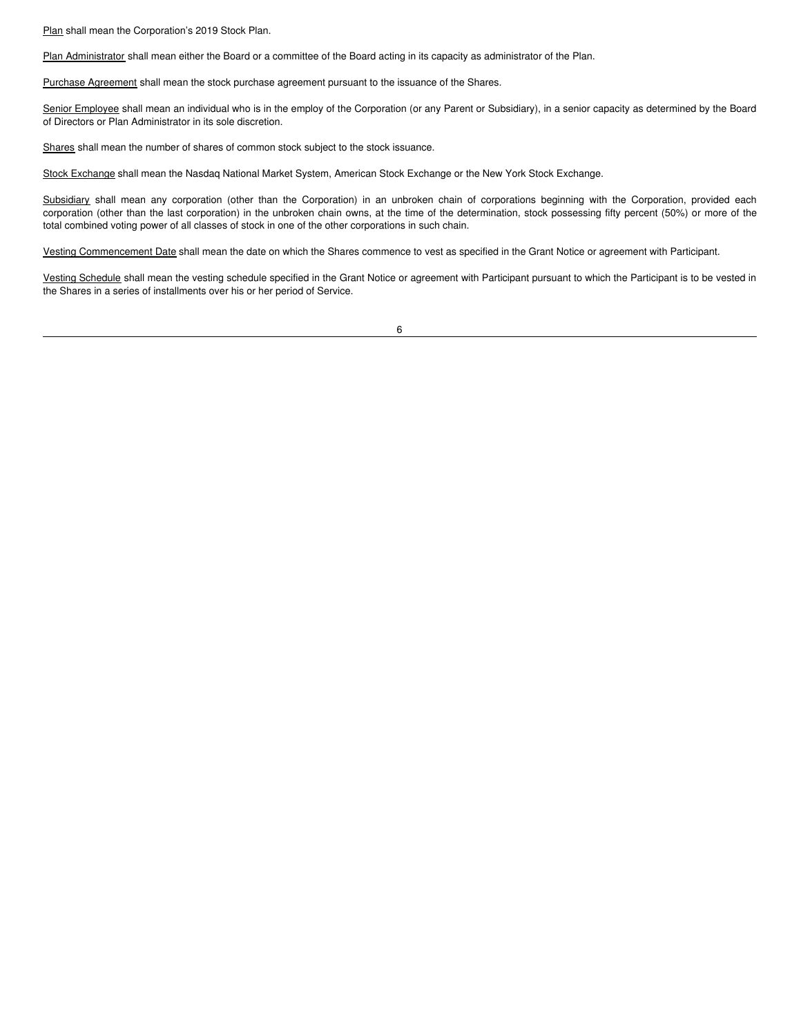Plan shall mean the Corporation's 2019 Stock Plan.

Plan Administrator shall mean either the Board or a committee of the Board acting in its capacity as administrator of the Plan.

Purchase Agreement shall mean the stock purchase agreement pursuant to the issuance of the Shares.

Senior Employee shall mean an individual who is in the employ of the Corporation (or any Parent or Subsidiary), in a senior capacity as determined by the Board of Directors or Plan Administrator in its sole discretion.

Shares shall mean the number of shares of common stock subject to the stock issuance.

Stock Exchange shall mean the Nasdaq National Market System, American Stock Exchange or the New York Stock Exchange.

Subsidiary shall mean any corporation (other than the Corporation) in an unbroken chain of corporations beginning with the Corporation, provided each corporation (other than the last corporation) in the unbroken chain owns, at the time of the determination, stock possessing fifty percent (50%) or more of the total combined voting power of all classes of stock in one of the other corporations in such chain.

Vesting Commencement Date shall mean the date on which the Shares commence to vest as specified in the Grant Notice or agreement with Participant.

Vesting Schedule shall mean the vesting schedule specified in the Grant Notice or agreement with Participant pursuant to which the Participant is to be vested in the Shares in a series of installments over his or her period of Service.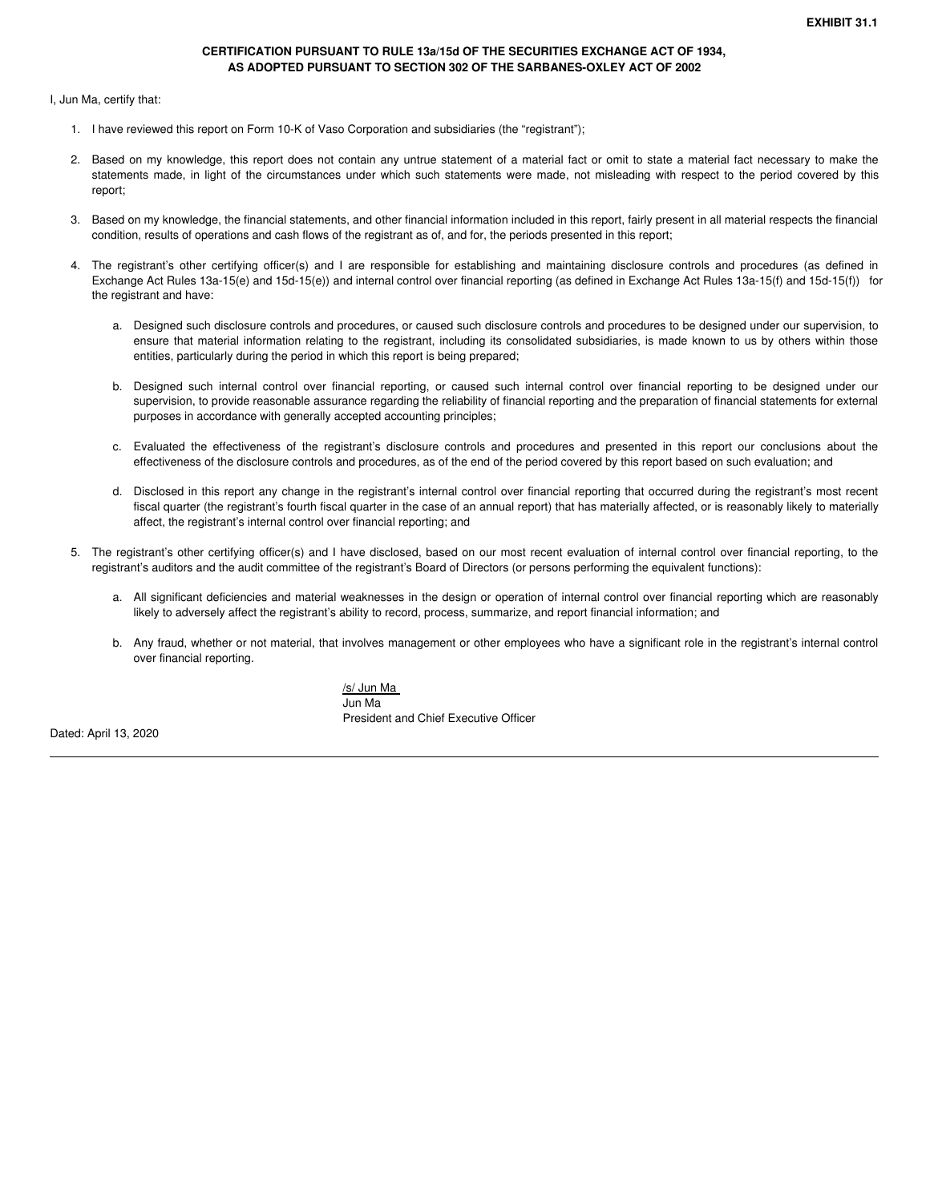**EXHIBIT 31.1**

**CERTIFICATION PURSUANT TO RULE 13a/15d OF THE SECURITIES EXCHANGE ACT OF 1934, AS ADOPTED PURSUANT TO SECTION 302 OF THE SARBANES-OXLEY ACT OF 2002**

I, Jun Ma, certify that:

1. I have reviewed this report on Form 10-K of Vaso Corporation and subsidiaries (the "registrant");

2. Based on my knowledge, this report does not contain any untrue statement of a material fact or omit to state a material fact necessary to make the statements made, in light of the circumstances under which such statements were made, not misleading with respect to the period covered by this report;

3. Based on my knowledge, the financial statements, and other financial information included in this report, fairly present in all material respects the financial condition, results of operations and cash flows of the registrant as of, and for, the periods presented in this report;

4. The registrant's other certifying officer(s) and I are responsible for establishing and maintaining disclosure controls and procedures (as defined in Exchange Act Rules 13a-15(e) and 15d-15(e)) and internal control over financial reporting (as defined in Exchange Act Rules 13a-15(f) and 15d-15(f)) for the registrant and have:

   a. Designed such disclosure controls and procedures, or caused such disclosure controls and procedures to be designed under our supervision, to ensure that material information relating to the registrant, including its consolidated subsidiaries, is made known to us by others within those entities, particularly during the period in which this report is being prepared;

   b. Designed such internal control over financial reporting, or caused such internal control over financial reporting to be designed under our supervision, to provide reasonable assurance regarding the reliability of financial reporting and the preparation of financial statements for external purposes in accordance with generally accepted accounting principles;

   c. Evaluated the effectiveness of the registrant's disclosure controls and procedures and presented in this report our conclusions about the effectiveness of the disclosure controls and procedures, as of the end of the period covered by this report based on such evaluation; and

   d. Disclosed in this report any change in the registrant's internal control over financial reporting that occurred during the registrant's most recent fiscal quarter (the registrant's fourth fiscal quarter in the case of an annual report) that has materially affected, or is reasonably likely to materially affect, the registrant's internal control over financial reporting; and

5. The registrant's other certifying officer(s) and I have disclosed, based on our most recent evaluation of internal control over financial reporting, to the registrant's auditors and the audit committee of the registrant's Board of Directors (or persons performing the equivalent functions):

   a. All significant deficiencies and material weaknesses in the design or operation of internal control over financial reporting which are reasonably likely to adversely affect the registrant's ability to record, process, summarize, and report financial information; and

   b. Any fraud, whether or not material, that involves management or other employees who have a significant role in the registrant's internal control over financial reporting.

/s/ Jun Ma
Jun Ma
President and Chief Executive Officer

Dated: April 13, 2020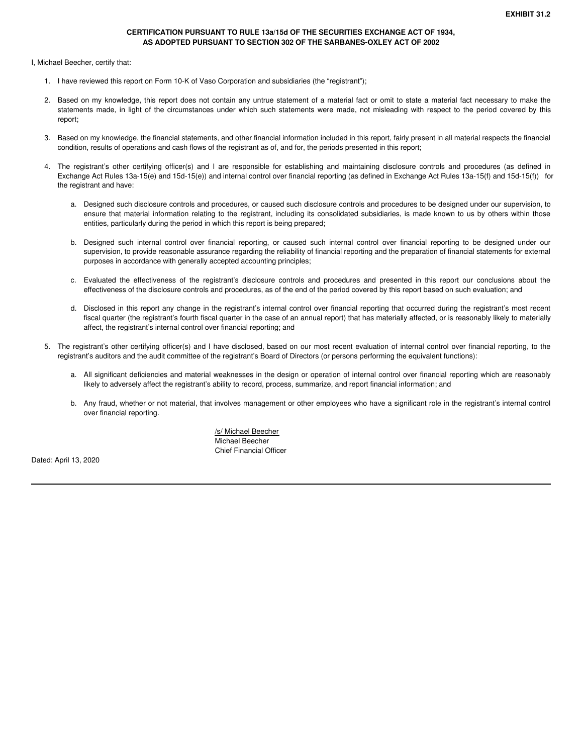**EXHIBIT 31.2**

**CERTIFICATION PURSUANT TO RULE 13a/15d OF THE SECURITIES EXCHANGE ACT OF 1934, AS ADOPTED PURSUANT TO SECTION 302 OF THE SARBANES-OXLEY ACT OF 2002**

I, Michael Beecher, certify that:

1. I have reviewed this report on Form 10-K of Vaso Corporation and subsidiaries (the "registrant");

2. Based on my knowledge, this report does not contain any untrue statement of a material fact or omit to state a material fact necessary to make the statements made, in light of the circumstances under which such statements were made, not misleading with respect to the period covered by this report;

3. Based on my knowledge, the financial statements, and other financial information included in this report, fairly present in all material respects the financial condition, results of operations and cash flows of the registrant as of, and for, the periods presented in this report;

4. The registrant's other certifying officer(s) and I are responsible for establishing and maintaining disclosure controls and procedures (as defined in Exchange Act Rules 13a-15(e) and 15d-15(e)) and internal control over financial reporting (as defined in Exchange Act Rules 13a-15(f) and 15d-15(f)) for the registrant and have:

   a. Designed such disclosure controls and procedures, or caused such disclosure controls and procedures to be designed under our supervision, to ensure that material information relating to the registrant, including its consolidated subsidiaries, is made known to us by others within those entities, particularly during the period in which this report is being prepared;

   b. Designed such internal control over financial reporting, or caused such internal control over financial reporting to be designed under our supervision, to provide reasonable assurance regarding the reliability of financial reporting and the preparation of financial statements for external purposes in accordance with generally accepted accounting principles;

   c. Evaluated the effectiveness of the registrant's disclosure controls and procedures and presented in this report our conclusions about the effectiveness of the disclosure controls and procedures, as of the end of the period covered by this report based on such evaluation; and

   d. Disclosed in this report any change in the registrant's internal control over financial reporting that occurred during the registrant's most recent fiscal quarter (the registrant's fourth fiscal quarter in the case of an annual report) that has materially affected, or is reasonably likely to materially affect, the registrant's internal control over financial reporting; and

5. The registrant's other certifying officer(s) and I have disclosed, based on our most recent evaluation of internal control over financial reporting, to the registrant's auditors and the audit committee of the registrant's Board of Directors (or persons performing the equivalent functions):

   a. All significant deficiencies and material weaknesses in the design or operation of internal control over financial reporting which are reasonably likely to adversely affect the registrant's ability to record, process, summarize, and report financial information; and

   b. Any fraud, whether or not material, that involves management or other employees who have a significant role in the registrant's internal control over financial reporting.

/s/ Michael Beecher
Michael Beecher
Chief Financial Officer

Dated: April 13, 2020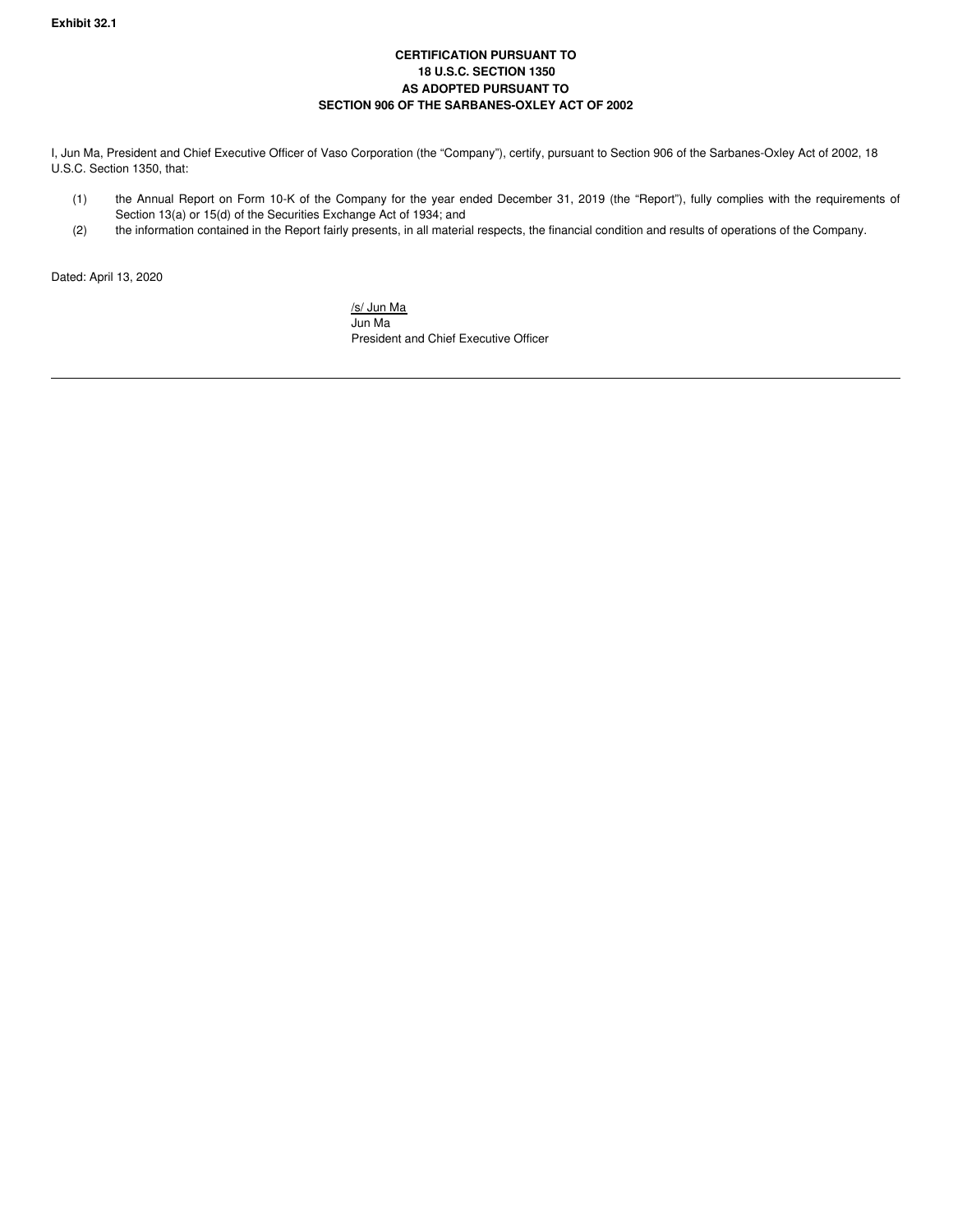**Exhibit 32.1**

**CERTIFICATION PURSUANT TO**
**18 U.S.C. SECTION 1350**
**AS ADOPTED PURSUANT TO**
**SECTION 906 OF THE SARBANES-OXLEY ACT OF 2002**

I, Jun Ma, President and Chief Executive Officer of Vaso Corporation (the "Company"), certify, pursuant to Section 906 of the Sarbanes-Oxley Act of 2002, 18 U.S.C. Section 1350, that:

(1) the Annual Report on Form 10-K of the Company for the year ended December 31, 2019 (the "Report"), fully complies with the requirements of Section 13(a) or 15(d) of the Securities Exchange Act of 1934; and

(2) the information contained in the Report fairly presents, in all material respects, the financial condition and results of operations of the Company.

Dated: April 13, 2020

/s/ Jun Ma
Jun Ma
President and Chief Executive Officer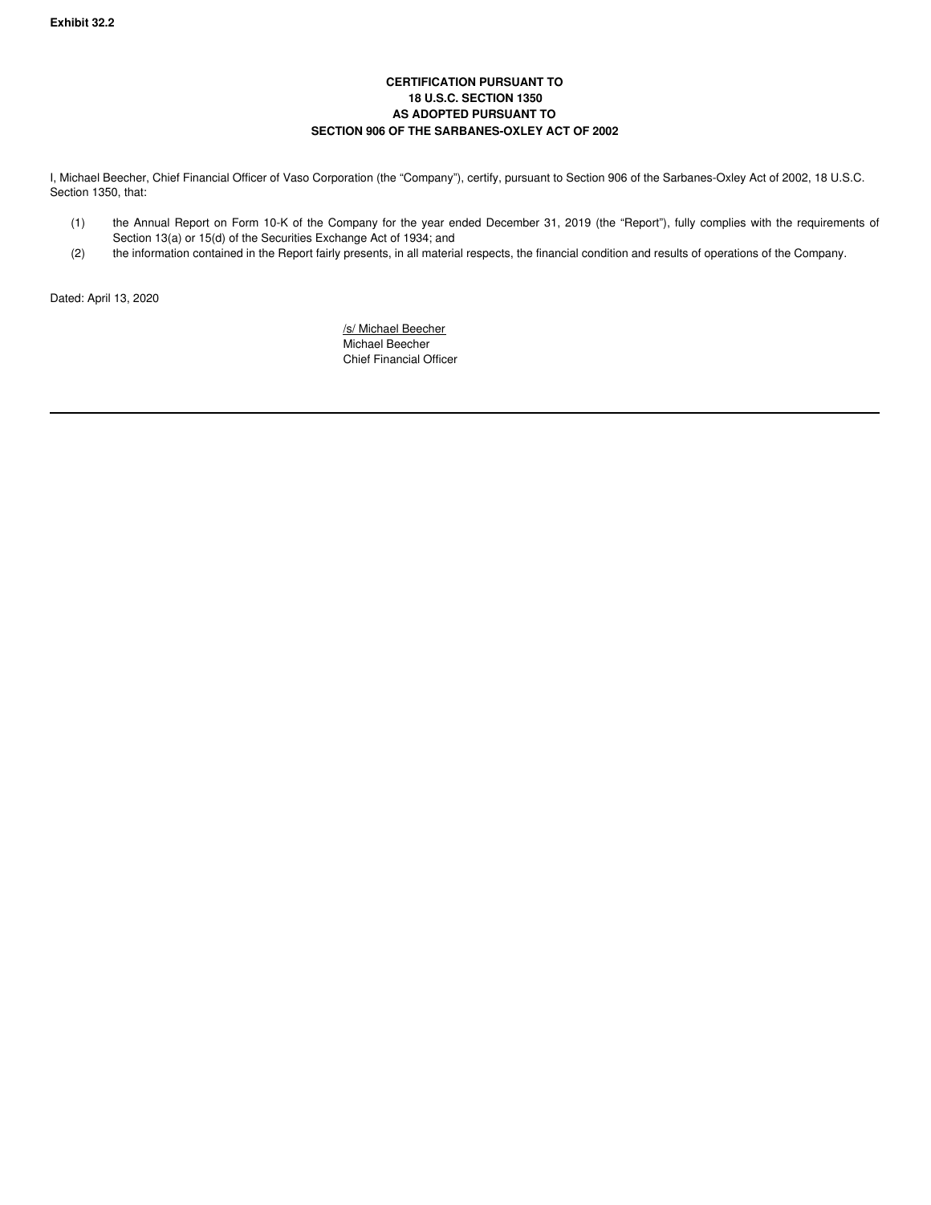**Exhibit 32.2**

**CERTIFICATION PURSUANT TO**
**18 U.S.C. SECTION 1350**
**AS ADOPTED PURSUANT TO**
**SECTION 906 OF THE SARBANES-OXLEY ACT OF 2002**

I, Michael Beecher, Chief Financial Officer of Vaso Corporation (the "Company"), certify, pursuant to Section 906 of the Sarbanes-Oxley Act of 2002, 18 U.S.C. Section 1350, that:

(1) the Annual Report on Form 10-K of the Company for the year ended December 31, 2019 (the "Report"), fully complies with the requirements of Section 13(a) or 15(d) of the Securities Exchange Act of 1934; and

(2) the information contained in the Report fairly presents, in all material respects, the financial condition and results of operations of the Company.

Dated: April 13, 2020

/s/ Michael Beecher
Michael Beecher
Chief Financial Officer